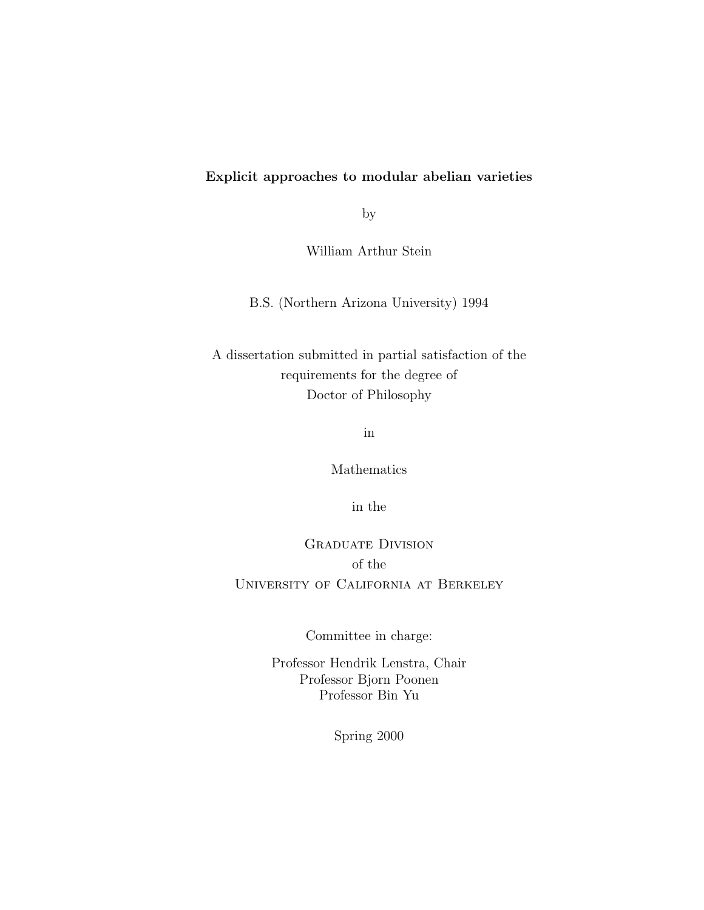**Explicit approaches to modular abelian varieties**

by

William Arthur Stein

B.S. (Northern Arizona University) 1994

A dissertation submitted in partial satisfaction of the
requirements for the degree of
Doctor of Philosophy

in

Mathematics

in the

Graduate Division
of the
University of California at Berkeley

Committee in charge:

Professor Hendrik Lenstra, Chair
Professor Bjorn Poonen
Professor Bin Yu

Spring 2000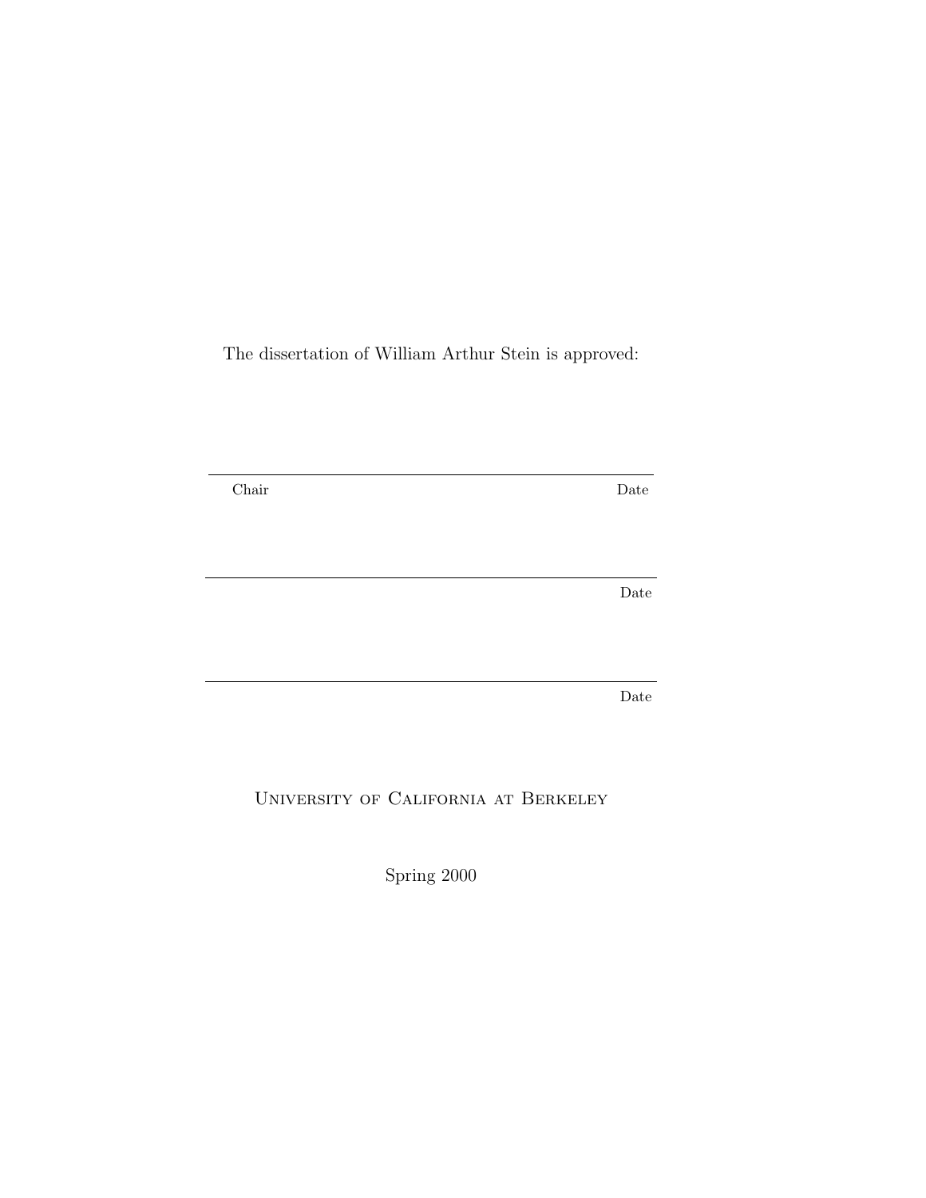The dissertation of William Arthur Stein is approved:

---

Chair Date

---

Date

---

Date

University of California at Berkeley

Spring 2000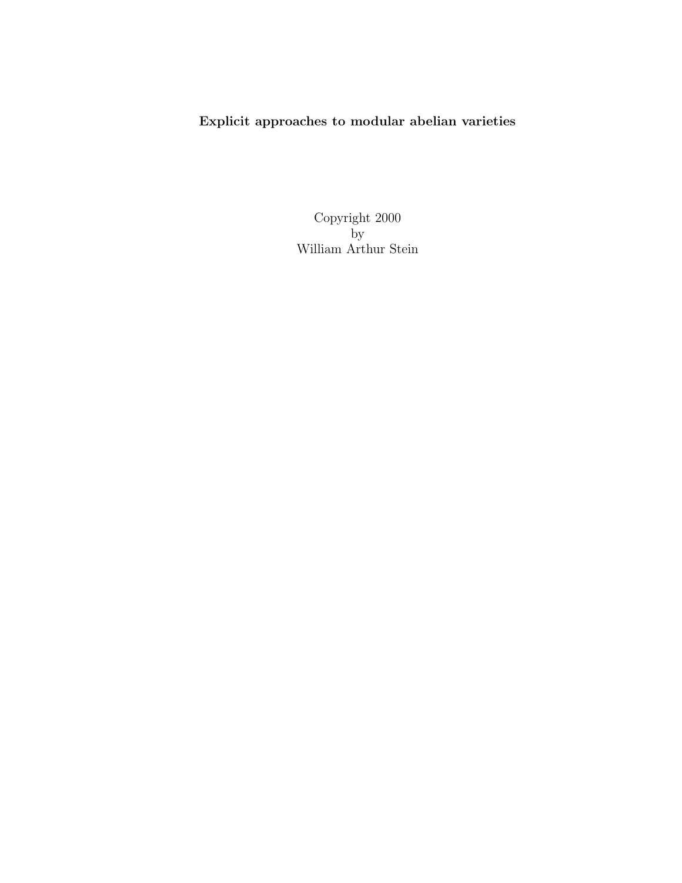**Explicit approaches to modular abelian varieties**

Copyright 2000
by
William Arthur Stein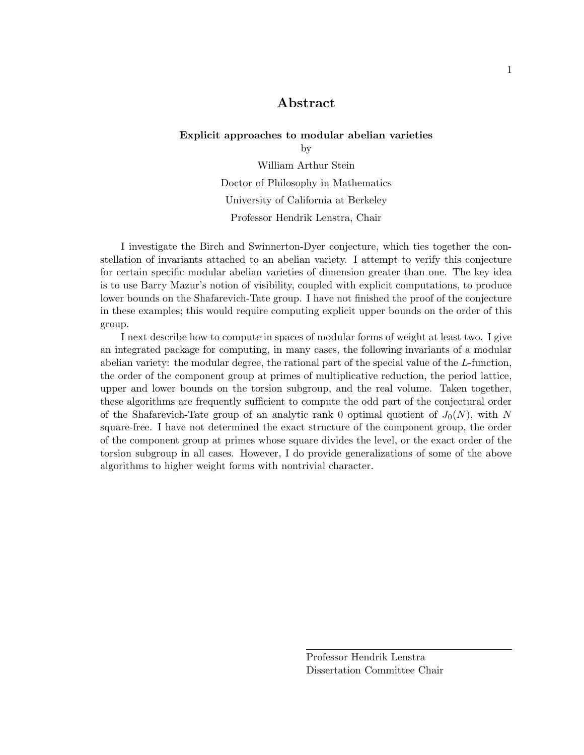# Abstract

**Explicit approaches to modular abelian varieties**

by

William Arthur Stein

Doctor of Philosophy in Mathematics

University of California at Berkeley

Professor Hendrik Lenstra, Chair

I investigate the Birch and Swinnerton-Dyer conjecture, which ties together the constellation of invariants attached to an abelian variety. I attempt to verify this conjecture for certain specific modular abelian varieties of dimension greater than one. The key idea is to use Barry Mazur's notion of visibility, coupled with explicit computations, to produce lower bounds on the Shafarevich-Tate group. I have not finished the proof of the conjecture in these examples; this would require computing explicit upper bounds on the order of this group.

I next describe how to compute in spaces of modular forms of weight at least two. I give an integrated package for computing, in many cases, the following invariants of a modular abelian variety: the modular degree, the rational part of the special value of the $L$-function, the order of the component group at primes of multiplicative reduction, the period lattice, upper and lower bounds on the torsion subgroup, and the real volume. Taken together, these algorithms are frequently sufficient to compute the odd part of the conjectural order of the Shafarevich-Tate group of an analytic rank 0 optimal quotient of $J_0(N)$, with $N$ square-free. I have not determined the exact structure of the component group, the order of the component group at primes whose square divides the level, or the exact order of the torsion subgroup in all cases. However, I do provide generalizations of some of the above algorithms to higher weight forms with nontrivial character.

Professor Hendrik Lenstra
Dissertation Committee Chair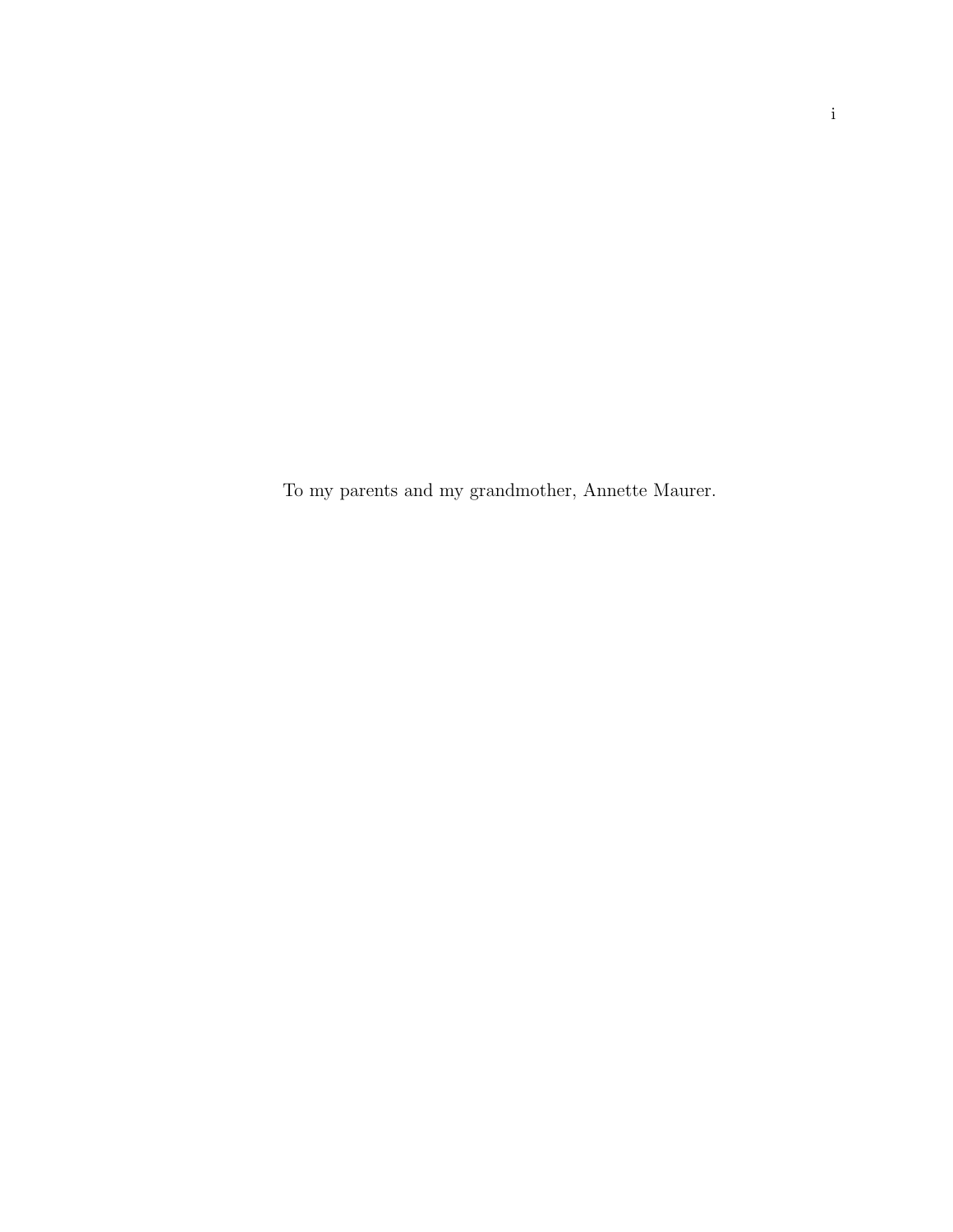To my parents and my grandmother, Annette Maurer.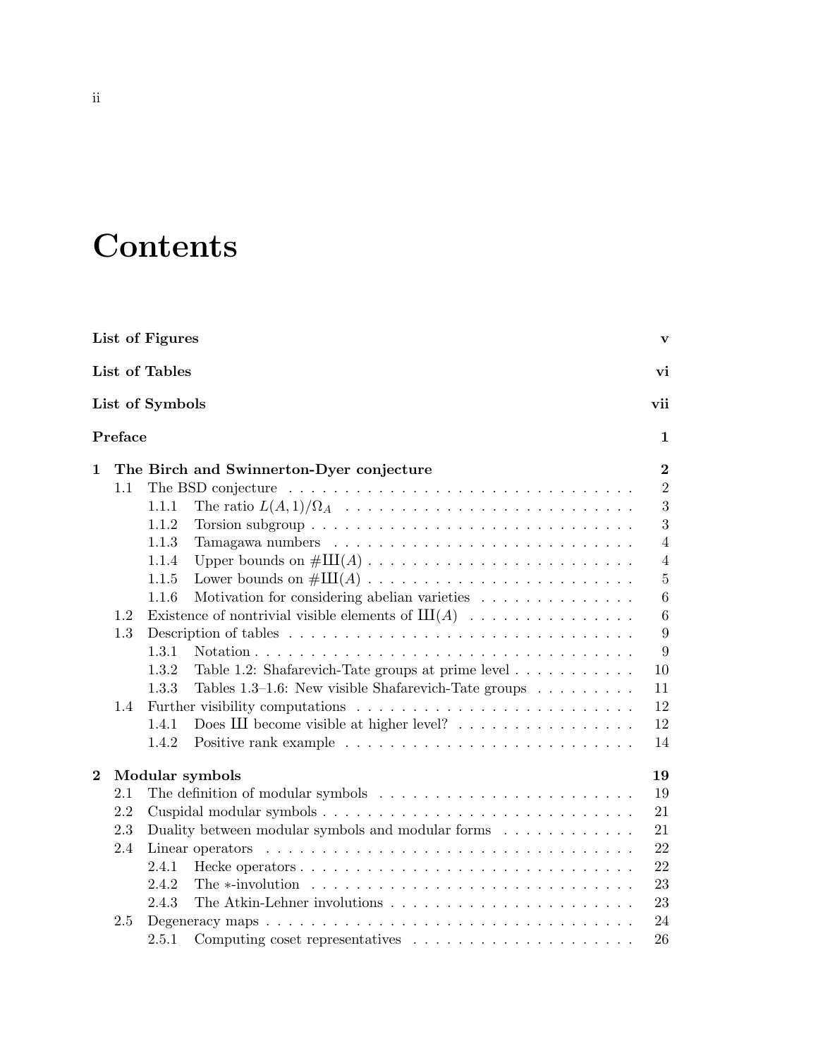# Contents

**List of Figures** **v**

**List of Tables** **vi**

**List of Symbols** **vii**

**Preface** **1**

**1 The Birch and Swinnerton-Dyer conjecture** **2**

- 1.1 The BSD conjecture . . . 2
  - 1.1.1 The ratio $L(A,1)/\Omega_A$ . . . 3
  - 1.1.2 Torsion subgroup . . . 3
  - 1.1.3 Tamagawa numbers . . . 4
  - 1.1.4 Upper bounds on $\#Ш(A)$ . . . 4
  - 1.1.5 Lower bounds on $\#Ш(A)$ . . . 5
  - 1.1.6 Motivation for considering abelian varieties . . . 6
- 1.2 Existence of nontrivial visible elements of $Ш(A)$ . . . 6
- 1.3 Description of tables . . . 9
  - 1.3.1 Notation . . . 9
  - 1.3.2 Table 1.2: Shafarevich-Tate groups at prime level . . . 10
  - 1.3.3 Tables 1.3–1.6: New visible Shafarevich-Tate groups . . . 11
- 1.4 Further visibility computations . . . 12
  - 1.4.1 Does Ш become visible at higher level? . . . 12
  - 1.4.2 Positive rank example . . . 14

**2 Modular symbols** **19**

- 2.1 The definition of modular symbols . . . 19
- 2.2 Cuspidal modular symbols . . . 21
- 2.3 Duality between modular symbols and modular forms . . . 21
- 2.4 Linear operators . . . 22
  - 2.4.1 Hecke operators . . . 22
  - 2.4.2 The $*$-involution . . . 23
  - 2.4.3 The Atkin-Lehner involutions . . . 23
- 2.5 Degeneracy maps . . . 24
  - 2.5.1 Computing coset representatives . . . 26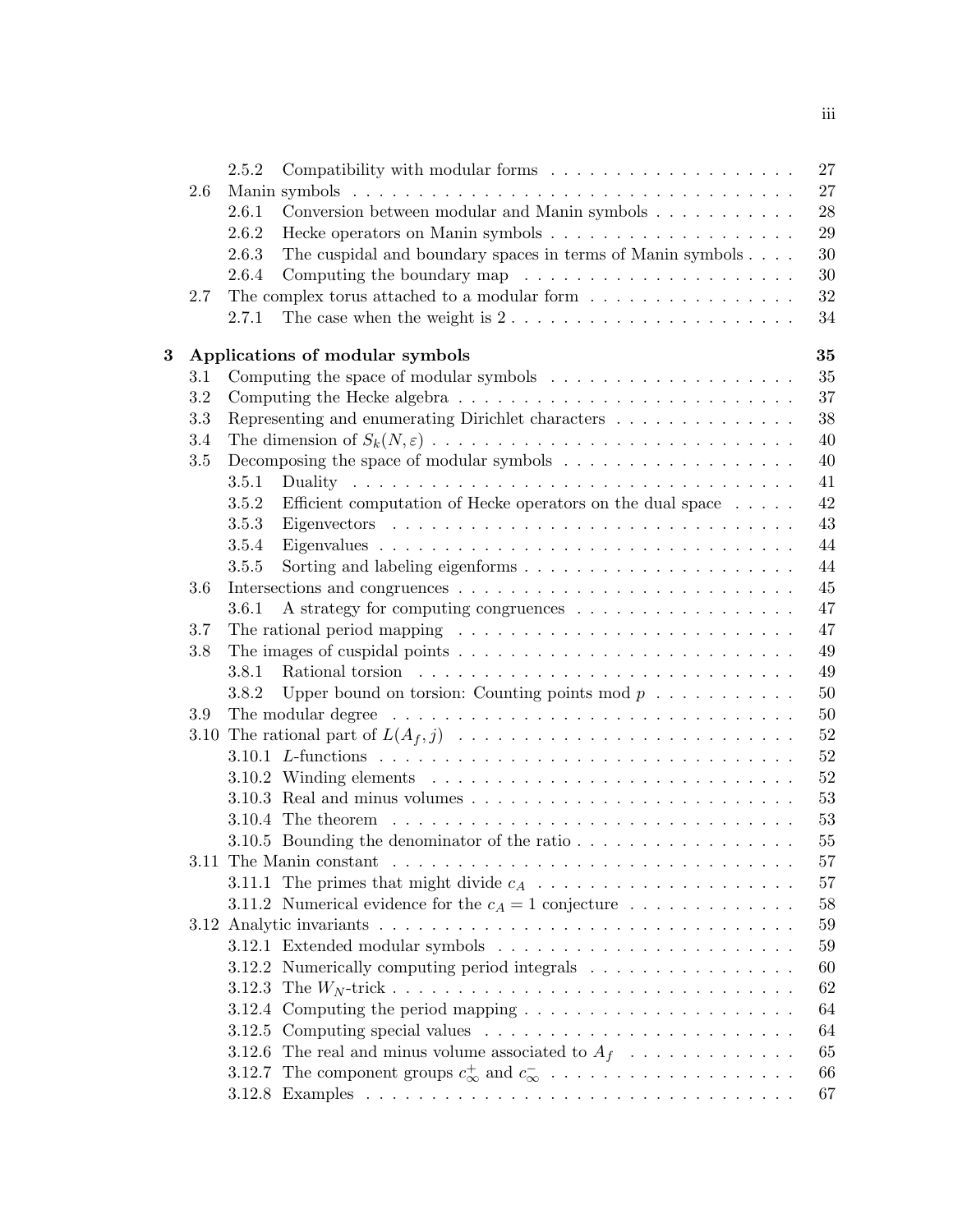- 2.5.2 Compatibility with modular forms . . . 27
- 2.6 Manin symbols . . . 27
  - 2.6.1 Conversion between modular and Manin symbols . . . 28
  - 2.6.2 Hecke operators on Manin symbols . . . 29
  - 2.6.3 The cuspidal and boundary spaces in terms of Manin symbols . . . 30
  - 2.6.4 Computing the boundary map . . . 30
- 2.7 The complex torus attached to a modular form . . . 32
  - 2.7.1 The case when the weight is 2 . . . 34

**3 Applications of modular symbols** **35**

- 3.1 Computing the space of modular symbols . . . 35
- 3.2 Computing the Hecke algebra . . . 37
- 3.3 Representing and enumerating Dirichlet characters . . . 38
- 3.4 The dimension of $S_k(N, \varepsilon)$ . . . 40
- 3.5 Decomposing the space of modular symbols . . . 40
  - 3.5.1 Duality . . . 41
  - 3.5.2 Efficient computation of Hecke operators on the dual space . . . 42
  - 3.5.3 Eigenvectors . . . 43
  - 3.5.4 Eigenvalues . . . 44
  - 3.5.5 Sorting and labeling eigenforms . . . 44
- 3.6 Intersections and congruences . . . 45
  - 3.6.1 A strategy for computing congruences . . . 47
- 3.7 The rational period mapping . . . 47
- 3.8 The images of cuspidal points . . . 49
  - 3.8.1 Rational torsion . . . 49
  - 3.8.2 Upper bound on torsion: Counting points mod $p$ . . . 50
- 3.9 The modular degree . . . 50
- 3.10 The rational part of $L(A_f, j)$ . . . 52
  - 3.10.1 $L$-functions . . . 52
  - 3.10.2 Winding elements . . . 52
  - 3.10.3 Real and minus volumes . . . 53
  - 3.10.4 The theorem . . . 53
  - 3.10.5 Bounding the denominator of the ratio . . . 55
- 3.11 The Manin constant . . . 57
  - 3.11.1 The primes that might divide $c_A$ . . . 57
  - 3.11.2 Numerical evidence for the $c_A = 1$ conjecture . . . 58
- 3.12 Analytic invariants . . . 59
  - 3.12.1 Extended modular symbols . . . 59
  - 3.12.2 Numerically computing period integrals . . . 60
  - 3.12.3 The $W_N$-trick . . . 62
  - 3.12.4 Computing the period mapping . . . 64
  - 3.12.5 Computing special values . . . 64
  - 3.12.6 The real and minus volume associated to $A_f$ . . . 65
  - 3.12.7 The component groups $c_\infty^+$ and $c_\infty^-$ . . . 66
  - 3.12.8 Examples . . . 67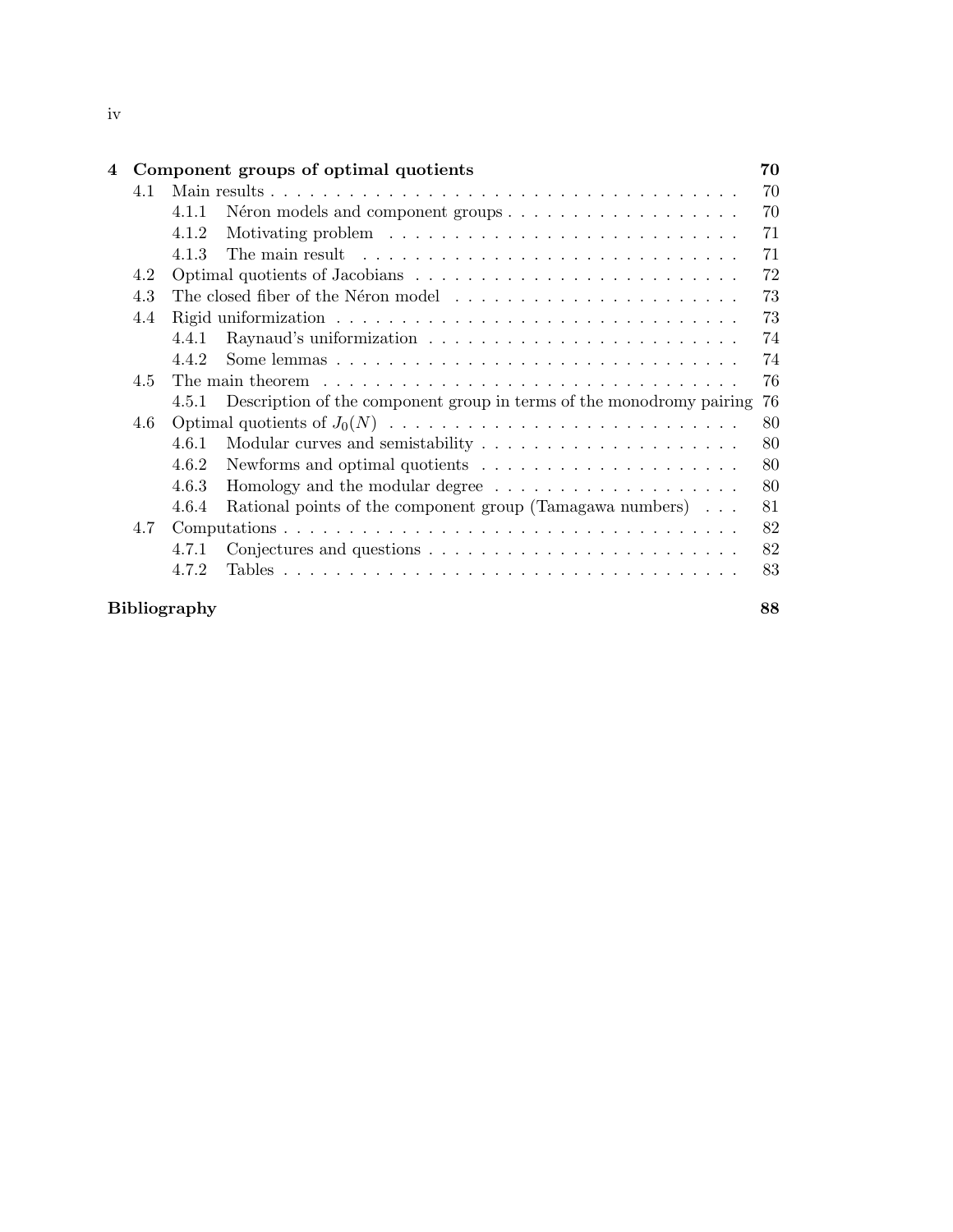**4 Component groups of optimal quotients** **70**

- 4.1 Main results . . . 70
  - 4.1.1 Néron models and component groups . . . 70
  - 4.1.2 Motivating problem . . . 71
  - 4.1.3 The main result . . . 71
- 4.2 Optimal quotients of Jacobians . . . 72
- 4.3 The closed fiber of the Néron model . . . 73
- 4.4 Rigid uniformization . . . 73
  - 4.4.1 Raynaud's uniformization . . . 74
  - 4.4.2 Some lemmas . . . 74
- 4.5 The main theorem . . . 76
  - 4.5.1 Description of the component group in terms of the monodromy pairing 76
- 4.6 Optimal quotients of $J_0(N)$ . . . 80
  - 4.6.1 Modular curves and semistability . . . 80
  - 4.6.2 Newforms and optimal quotients . . . 80
  - 4.6.3 Homology and the modular degree . . . 80
  - 4.6.4 Rational points of the component group (Tamagawa numbers) . . . 81
- 4.7 Computations . . . 82
  - 4.7.1 Conjectures and questions . . . 82
  - 4.7.2 Tables . . . 83

**Bibliography** **88**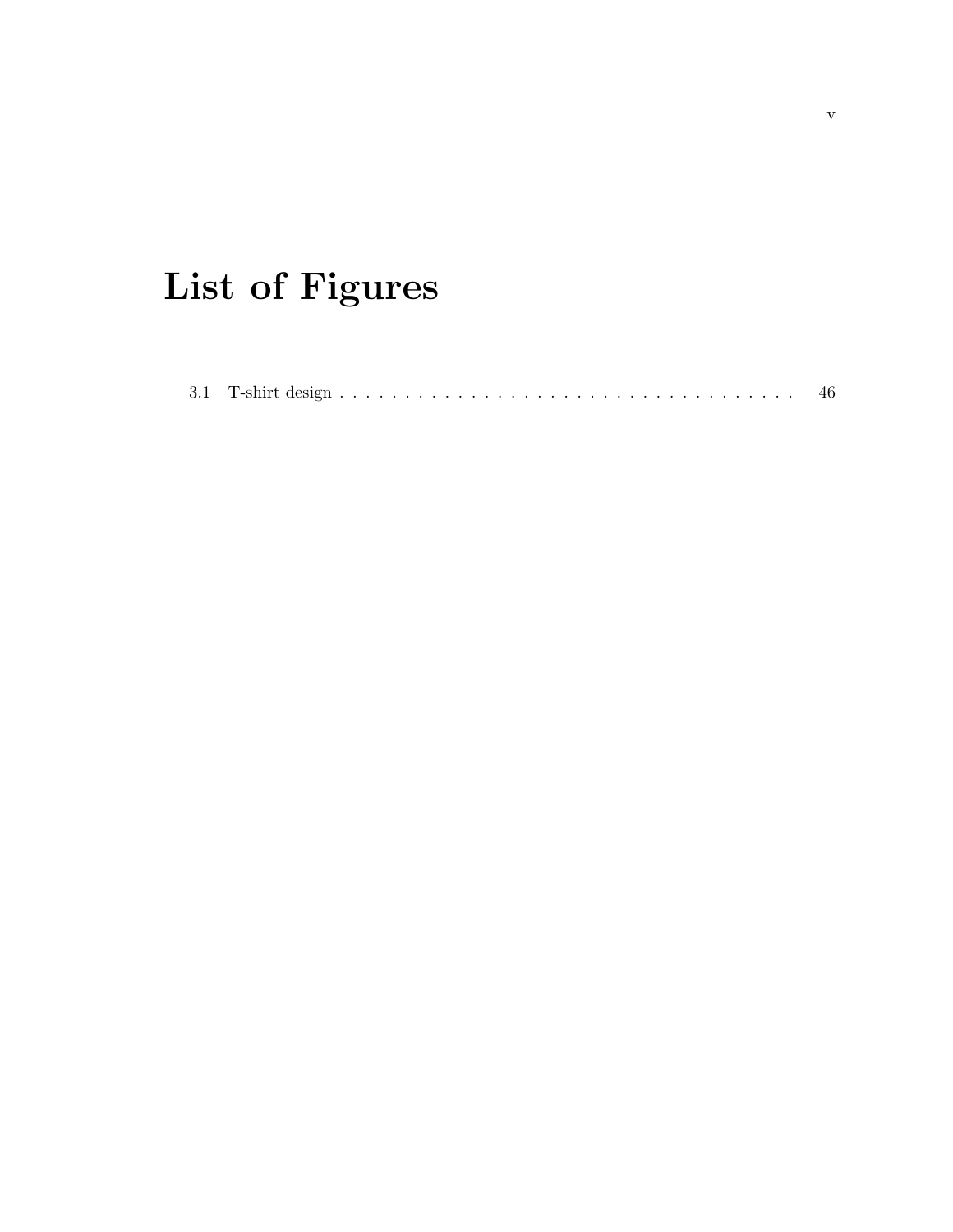# List of Figures

3.1 T-shirt design . . . . . . . . . . . . . . . . . . . . . . . . . . . . . . . . . . . . 46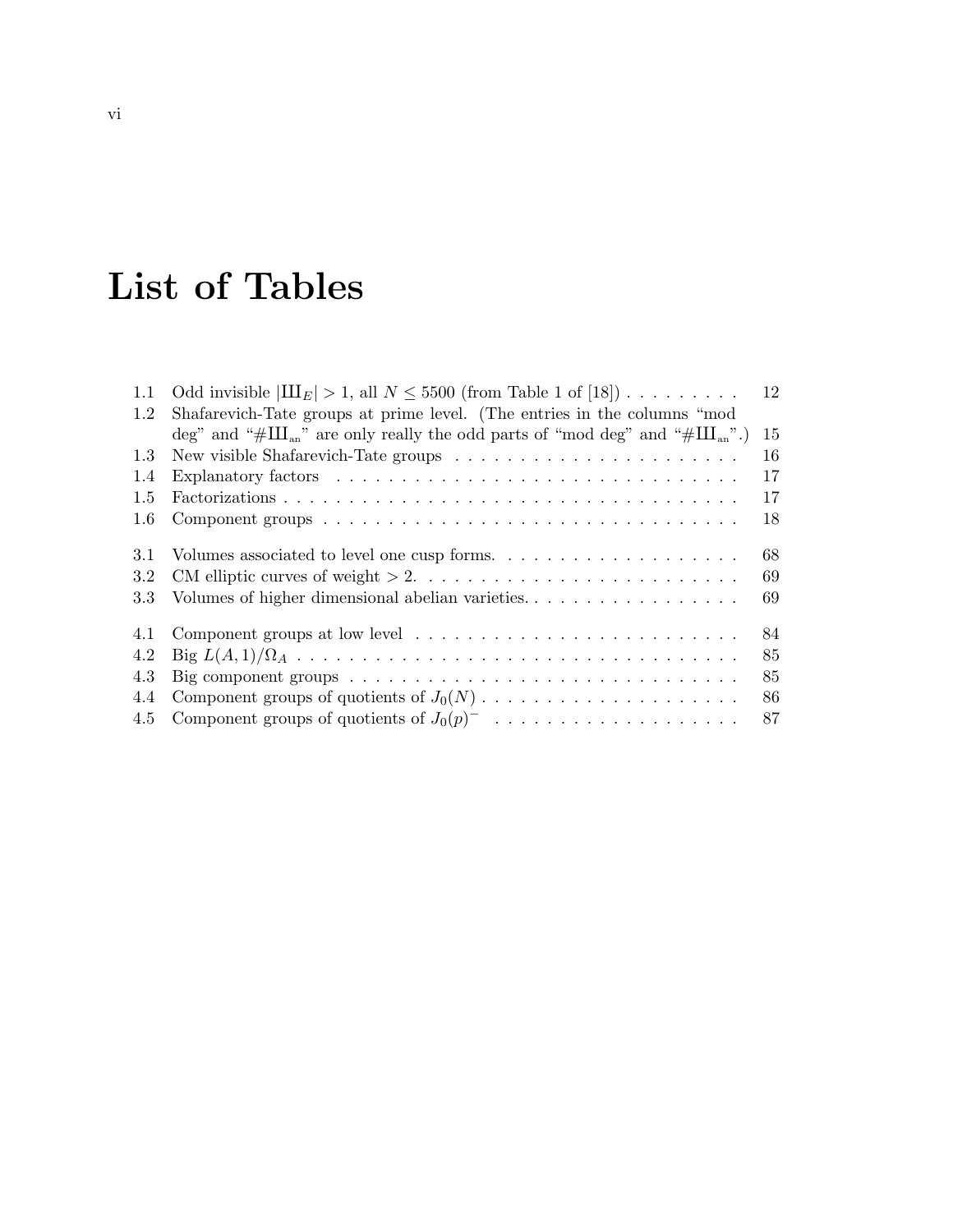# List of Tables

1.1 Odd invisible $|Ш_E| > 1$, all $N \leq 5500$ (from Table 1 of [18]) . . . . . . . . . 12
1.2 Shafarevich-Tate groups at prime level. (The entries in the columns "mod deg" and "$\#Ш_{an}$" are only really the odd parts of "mod deg" and "$\#Ш_{an}$".) 15
1.3 New visible Shafarevich-Tate groups . . . . . . . . . . . . . . . . . . . . . . . 16
1.4 Explanatory factors . . . . . . . . . . . . . . . . . . . . . . . . . . . . . . . . 17
1.5 Factorizations . . . . . . . . . . . . . . . . . . . . . . . . . . . . . . . . . . . 17
1.6 Component groups . . . . . . . . . . . . . . . . . . . . . . . . . . . . . . . . . 18

3.1 Volumes associated to level one cusp forms. . . . . . . . . . . . . . . . . . . 68
3.2 CM elliptic curves of weight $> 2$. . . . . . . . . . . . . . . . . . . . . . . . . 69
3.3 Volumes of higher dimensional abelian varieties. . . . . . . . . . . . . . . . . 69

4.1 Component groups at low level . . . . . . . . . . . . . . . . . . . . . . . . . . 84
4.2 Big $L(A, 1)/\Omega_A$ . . . . . . . . . . . . . . . . . . . . . . . . . . . . . . . . . . 85
4.3 Big component groups . . . . . . . . . . . . . . . . . . . . . . . . . . . . . . . 85
4.4 Component groups of quotients of $J_0(N)$ . . . . . . . . . . . . . . . . . . . . 86
4.5 Component groups of quotients of $J_0(p)^-$ . . . . . . . . . . . . . . . . . . . 87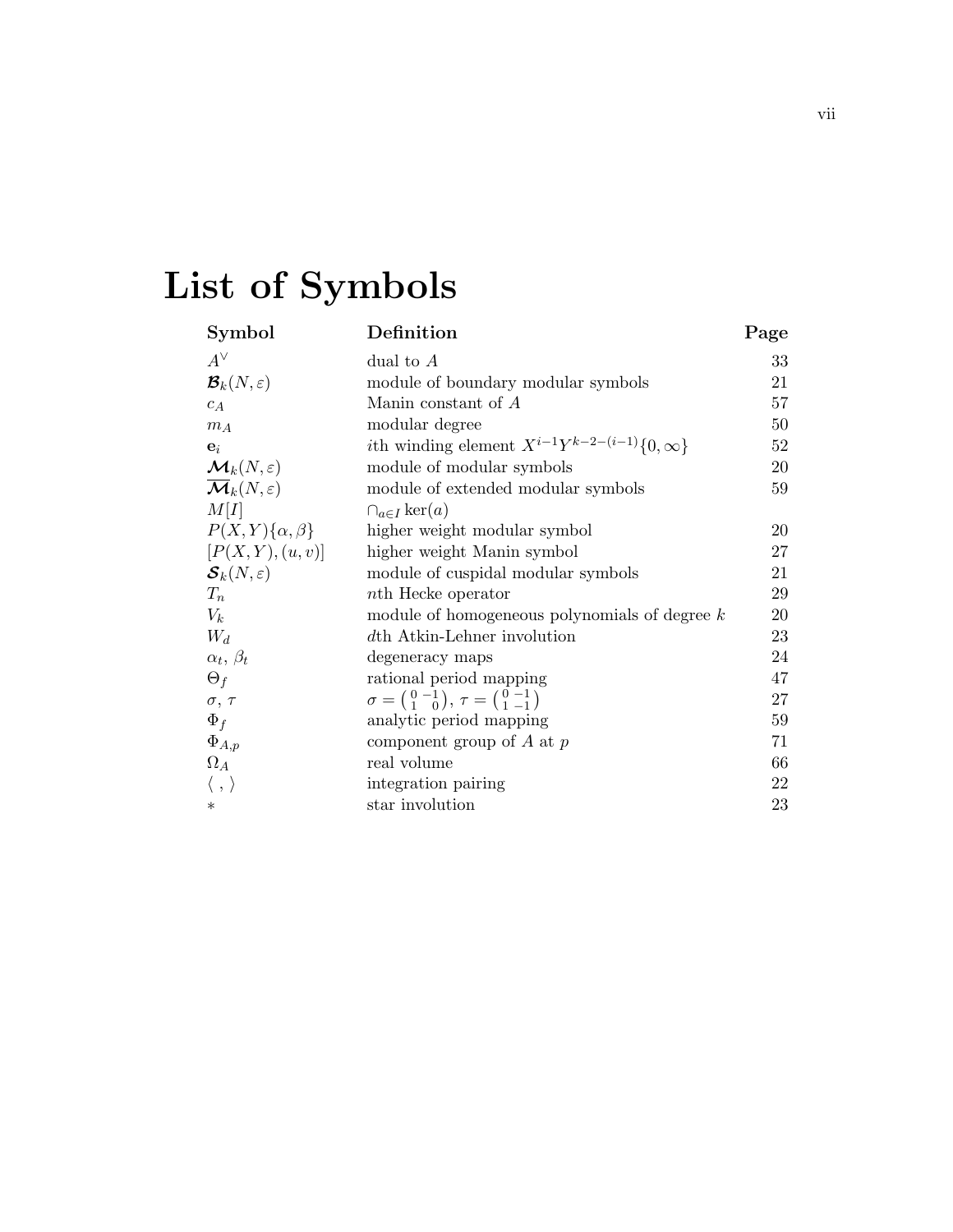# List of Symbols

| Symbol | Definition | Page |
|---|---|---|
| $A^\vee$ | dual to $A$ | 33 |
| $\boldsymbol{\mathcal{B}}_k(N,\varepsilon)$ | module of boundary modular symbols | 21 |
| $c_A$ | Manin constant of $A$ | 57 |
| $m_A$ | modular degree | 50 |
| $\mathbf{e}_i$ | $i$th winding element $X^{i-1}Y^{k-2-(i-1)}\{0,\infty\}$ | 52 |
| $\boldsymbol{\mathcal{M}}_k(N,\varepsilon)$ | module of modular symbols | 20 |
| $\overline{\boldsymbol{\mathcal{M}}}_k(N,\varepsilon)$ | module of extended modular symbols | 59 |
| $M[I]$ | $\cap_{a\in I}\ker(a)$ | |
| $P(X,Y)\{\alpha,\beta\}$ | higher weight modular symbol | 20 |
| $[P(X,Y),(u,v)]$ | higher weight Manin symbol | 27 |
| $\boldsymbol{\mathcal{S}}_k(N,\varepsilon)$ | module of cuspidal modular symbols | 21 |
| $T_n$ | $n$th Hecke operator | 29 |
| $V_k$ | module of homogeneous polynomials of degree $k$ | 20 |
| $W_d$ | $d$th Atkin-Lehner involution | 23 |
| $\alpha_t$, $\beta_t$ | degeneracy maps | 24 |
| $\Theta_f$ | rational period mapping | 47 |
| $\sigma$, $\tau$ | $\sigma=\left(\begin{smallmatrix}0&-1\\1&0\end{smallmatrix}\right)$, $\tau=\left(\begin{smallmatrix}0&-1\\1&-1\end{smallmatrix}\right)$ | 27 |
| $\Phi_f$ | analytic period mapping | 59 |
| $\Phi_{A,p}$ | component group of $A$ at $p$ | 71 |
| $\Omega_A$ | real volume | 66 |
| $\langle\ ,\ \rangle$ | integration pairing | 22 |
| $*$ | star involution | 23 |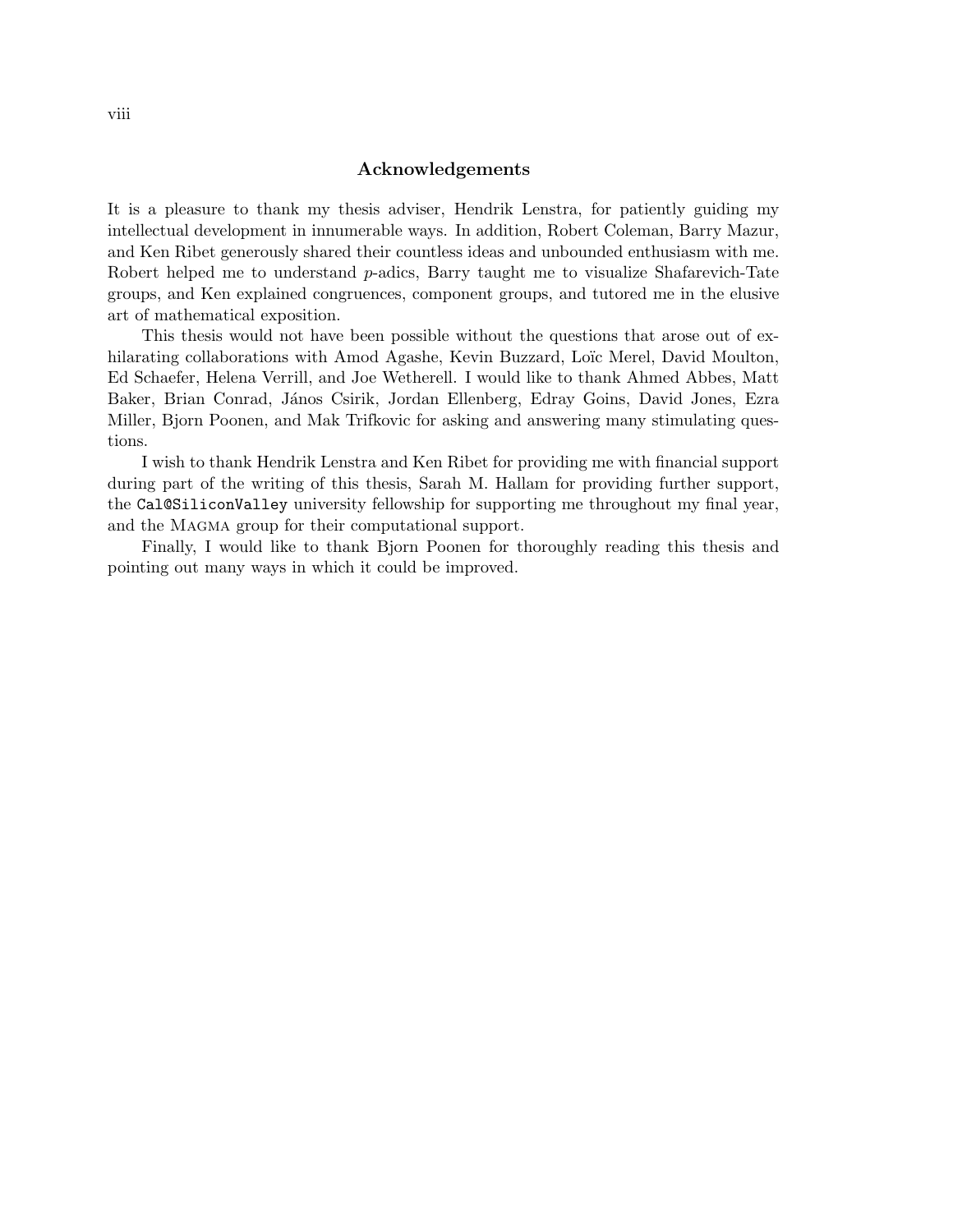## Acknowledgements

It is a pleasure to thank my thesis adviser, Hendrik Lenstra, for patiently guiding my intellectual development in innumerable ways. In addition, Robert Coleman, Barry Mazur, and Ken Ribet generously shared their countless ideas and unbounded enthusiasm with me. Robert helped me to understand $p$-adics, Barry taught me to visualize Shafarevich-Tate groups, and Ken explained congruences, component groups, and tutored me in the elusive art of mathematical exposition.

This thesis would not have been possible without the questions that arose out of exhilarating collaborations with Amod Agashe, Kevin Buzzard, Loïc Merel, David Moulton, Ed Schaefer, Helena Verrill, and Joe Wetherell. I would like to thank Ahmed Abbes, Matt Baker, Brian Conrad, János Csirik, Jordan Ellenberg, Edray Goins, David Jones, Ezra Miller, Bjorn Poonen, and Mak Trifkovic for asking and answering many stimulating questions.

I wish to thank Hendrik Lenstra and Ken Ribet for providing me with financial support during part of the writing of this thesis, Sarah M. Hallam for providing further support, the `Cal@SiliconValley` university fellowship for supporting me throughout my final year, and the MAGMA group for their computational support.

Finally, I would like to thank Bjorn Poonen for thoroughly reading this thesis and pointing out many ways in which it could be improved.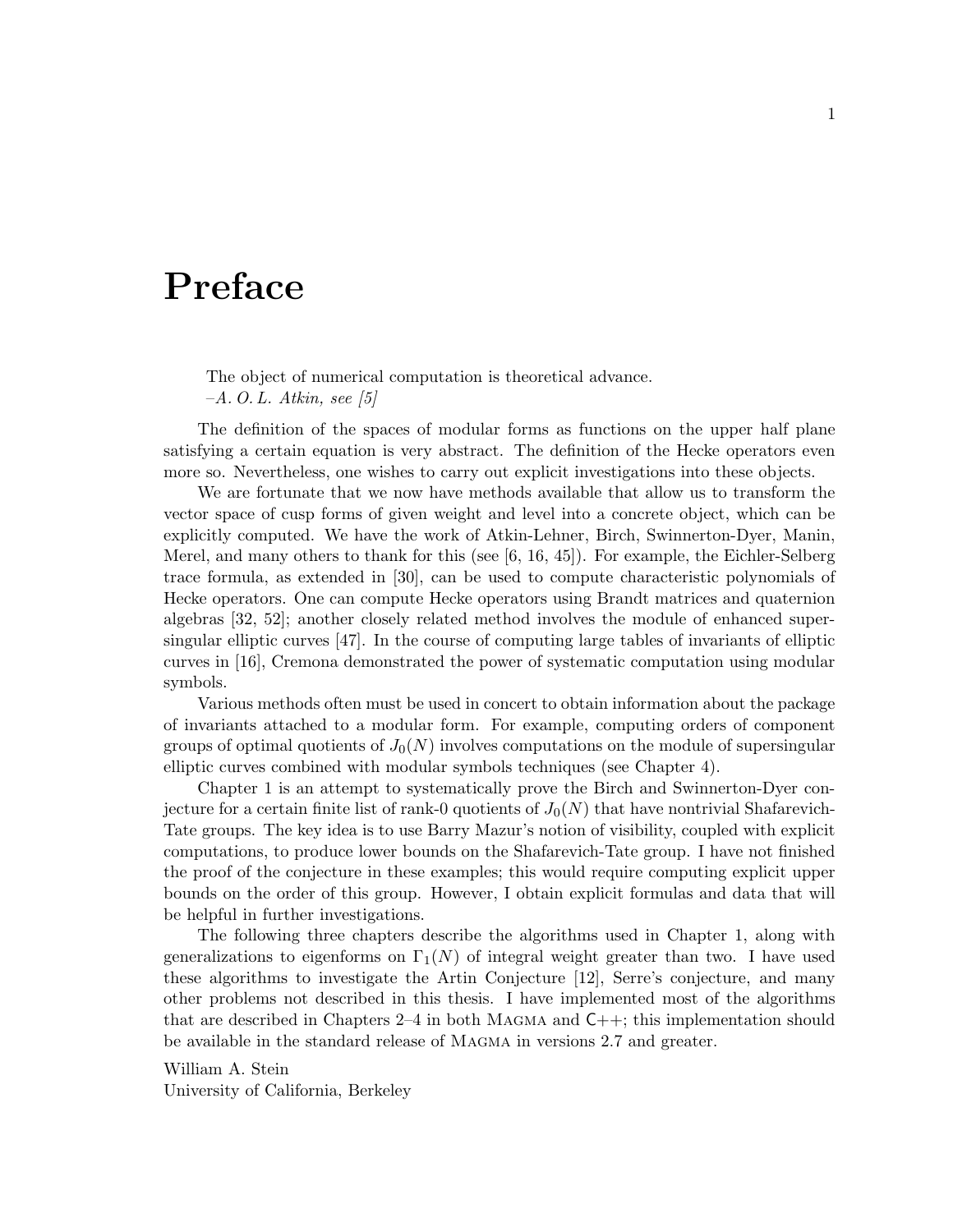# Preface

> The object of numerical computation is theoretical advance.
> *–A. O. L. Atkin, see [5]*

The definition of the spaces of modular forms as functions on the upper half plane satisfying a certain equation is very abstract. The definition of the Hecke operators even more so. Nevertheless, one wishes to carry out explicit investigations into these objects.

We are fortunate that we now have methods available that allow us to transform the vector space of cusp forms of given weight and level into a concrete object, which can be explicitly computed. We have the work of Atkin-Lehner, Birch, Swinnerton-Dyer, Manin, Merel, and many others to thank for this (see [6, 16, 45]). For example, the Eichler-Selberg trace formula, as extended in [30], can be used to compute characteristic polynomials of Hecke operators. One can compute Hecke operators using Brandt matrices and quaternion algebras [32, 52]; another closely related method involves the module of enhanced supersingular elliptic curves [47]. In the course of computing large tables of invariants of elliptic curves in [16], Cremona demonstrated the power of systematic computation using modular symbols.

Various methods often must be used in concert to obtain information about the package of invariants attached to a modular form. For example, computing orders of component groups of optimal quotients of $J_0(N)$ involves computations on the module of supersingular elliptic curves combined with modular symbols techniques (see Chapter 4).

Chapter 1 is an attempt to systematically prove the Birch and Swinnerton-Dyer conjecture for a certain finite list of rank-0 quotients of $J_0(N)$ that have nontrivial Shafarevich-Tate groups. The key idea is to use Barry Mazur's notion of visibility, coupled with explicit computations, to produce lower bounds on the Shafarevich-Tate group. I have not finished the proof of the conjecture in these examples; this would require computing explicit upper bounds on the order of this group. However, I obtain explicit formulas and data that will be helpful in further investigations.

The following three chapters describe the algorithms used in Chapter 1, along with generalizations to eigenforms on $\Gamma_1(N)$ of integral weight greater than two. I have used these algorithms to investigate the Artin Conjecture [12], Serre's conjecture, and many other problems not described in this thesis. I have implemented most of the algorithms that are described in Chapters 2–4 in both MAGMA and C++; this implementation should be available in the standard release of MAGMA in versions 2.7 and greater.

William A. Stein
University of California, Berkeley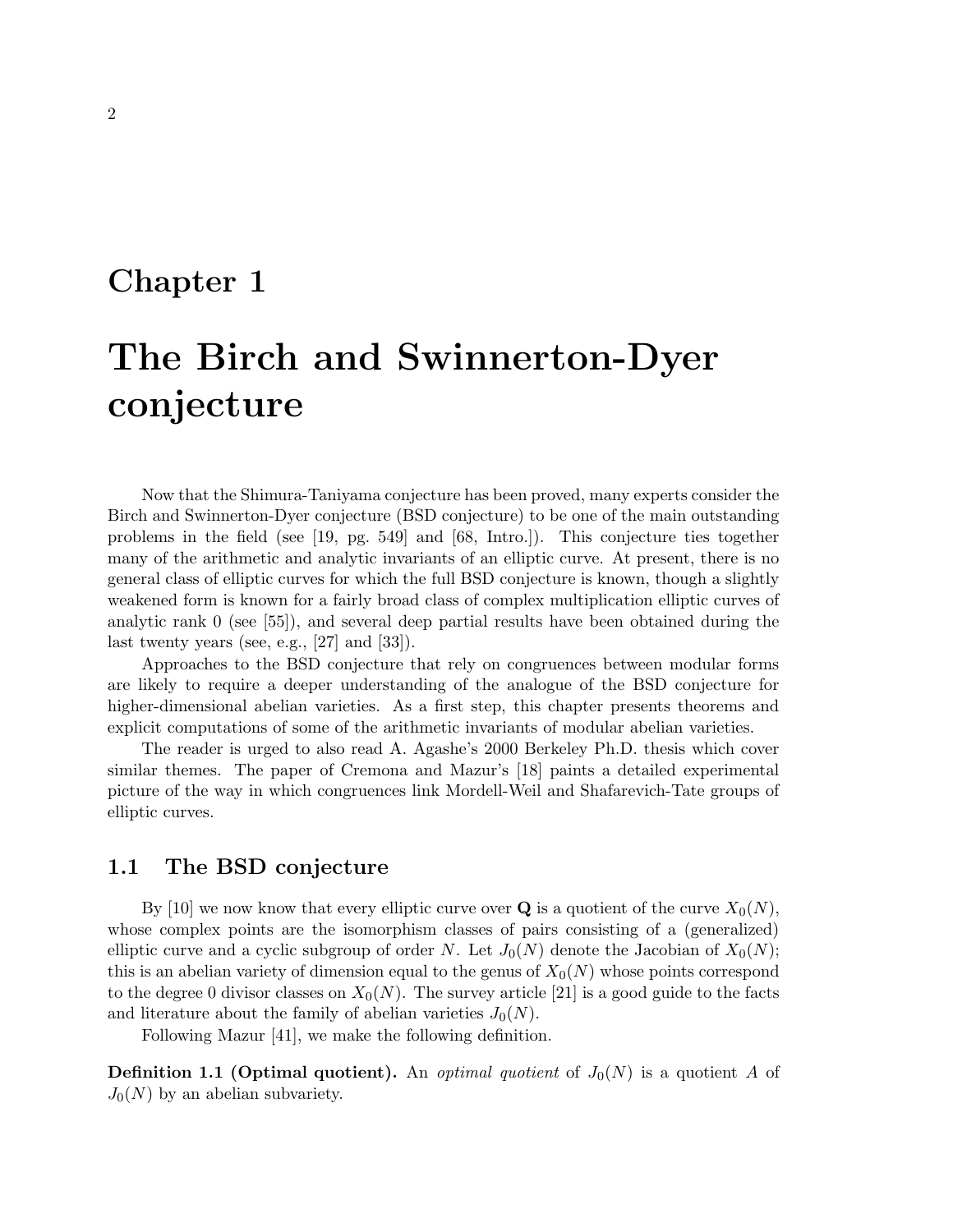# Chapter 1

# The Birch and Swinnerton-Dyer conjecture

Now that the Shimura-Taniyama conjecture has been proved, many experts consider the Birch and Swinnerton-Dyer conjecture (BSD conjecture) to be one of the main outstanding problems in the field (see [19, pg. 549] and [68, Intro.]). This conjecture ties together many of the arithmetic and analytic invariants of an elliptic curve. At present, there is no general class of elliptic curves for which the full BSD conjecture is known, though a slightly weakened form is known for a fairly broad class of complex multiplication elliptic curves of analytic rank 0 (see [55]), and several deep partial results have been obtained during the last twenty years (see, e.g., [27] and [33]).

Approaches to the BSD conjecture that rely on congruences between modular forms are likely to require a deeper understanding of the analogue of the BSD conjecture for higher-dimensional abelian varieties. As a first step, this chapter presents theorems and explicit computations of some of the arithmetic invariants of modular abelian varieties.

The reader is urged to also read A. Agashe's 2000 Berkeley Ph.D. thesis which cover similar themes. The paper of Cremona and Mazur's [18] paints a detailed experimental picture of the way in which congruences link Mordell-Weil and Shafarevich-Tate groups of elliptic curves.

## 1.1 The BSD conjecture

By [10] we now know that every elliptic curve over $\mathbf{Q}$ is a quotient of the curve $X_0(N)$, whose complex points are the isomorphism classes of pairs consisting of a (generalized) elliptic curve and a cyclic subgroup of order $N$. Let $J_0(N)$ denote the Jacobian of $X_0(N)$; this is an abelian variety of dimension equal to the genus of $X_0(N)$ whose points correspond to the degree 0 divisor classes on $X_0(N)$. The survey article [21] is a good guide to the facts and literature about the family of abelian varieties $J_0(N)$.

Following Mazur [41], we make the following definition.

**Definition 1.1 (Optimal quotient).** An *optimal quotient* of $J_0(N)$ is a quotient $A$ of $J_0(N)$ by an abelian subvariety.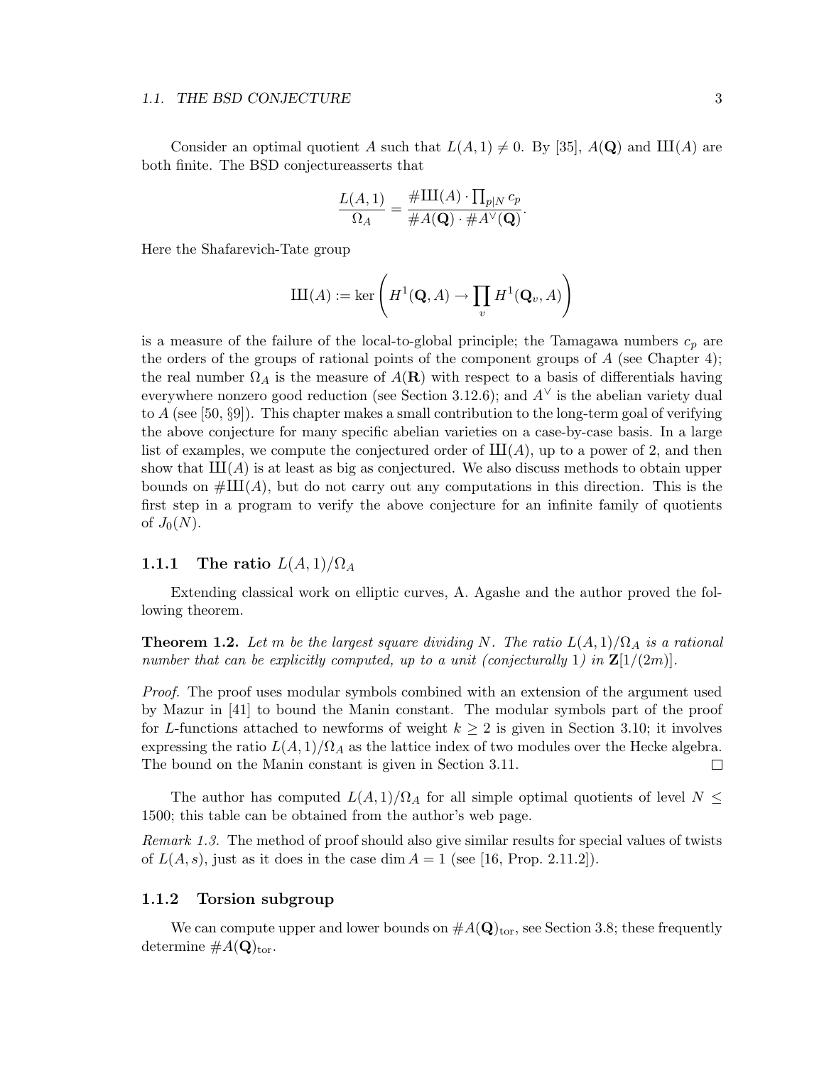Consider an optimal quotient $A$ such that $L(A, 1) \neq 0$. By [35], $A(\mathbf{Q})$ and $Ш(A)$ are both finite. The BSD conjectureasserts that

$$\frac{L(A,1)}{\Omega_A} = \frac{\#Ш(A) \cdot \prod_{p|N} c_p}{\#A(\mathbf{Q}) \cdot \#A^\vee(\mathbf{Q})}.$$

Here the Shafarevich-Tate group

$$Ш(A) := \ker\left(H^1(\mathbf{Q}, A) \to \prod_v H^1(\mathbf{Q}_v, A)\right)$$

is a measure of the failure of the local-to-global principle; the Tamagawa numbers $c_p$ are the orders of the groups of rational points of the component groups of $A$ (see Chapter 4); the real number $\Omega_A$ is the measure of $A(\mathbf{R})$ with respect to a basis of differentials having everywhere nonzero good reduction (see Section 3.12.6); and $A^\vee$ is the abelian variety dual to $A$ (see [50, §9]). This chapter makes a small contribution to the long-term goal of verifying the above conjecture for many specific abelian varieties on a case-by-case basis. In a large list of examples, we compute the conjectured order of $Ш(A)$, up to a power of 2, and then show that $Ш(A)$ is at least as big as conjectured. We also discuss methods to obtain upper bounds on $\#Ш(A)$, but do not carry out any computations in this direction. This is the first step in a program to verify the above conjecture for an infinite family of quotients of $J_0(N)$.

### 1.1.1 The ratio $L(A, 1)/\Omega_A$

Extending classical work on elliptic curves, A. Agashe and the author proved the following theorem.

**Theorem 1.2.** *Let $m$ be the largest square dividing $N$. The ratio $L(A, 1)/\Omega_A$ is a rational number that can be explicitly computed, up to a unit (conjecturally 1) in $\mathbf{Z}[1/(2m)]$.*

*Proof.* The proof uses modular symbols combined with an extension of the argument used by Mazur in [41] to bound the Manin constant. The modular symbols part of the proof for $L$-functions attached to newforms of weight $k \geq 2$ is given in Section 3.10; it involves expressing the ratio $L(A, 1)/\Omega_A$ as the lattice index of two modules over the Hecke algebra. The bound on the Manin constant is given in Section 3.11. □

The author has computed $L(A, 1)/\Omega_A$ for all simple optimal quotients of level $N \leq 1500$; this table can be obtained from the author's web page.

*Remark 1.3.* The method of proof should also give similar results for special values of twists of $L(A, s)$, just as it does in the case $\dim A = 1$ (see [16, Prop. 2.11.2]).

### 1.1.2 Torsion subgroup

We can compute upper and lower bounds on $\#A(\mathbf{Q})_{\mathrm{tor}}$, see Section 3.8; these frequently determine $\#A(\mathbf{Q})_{\mathrm{tor}}$.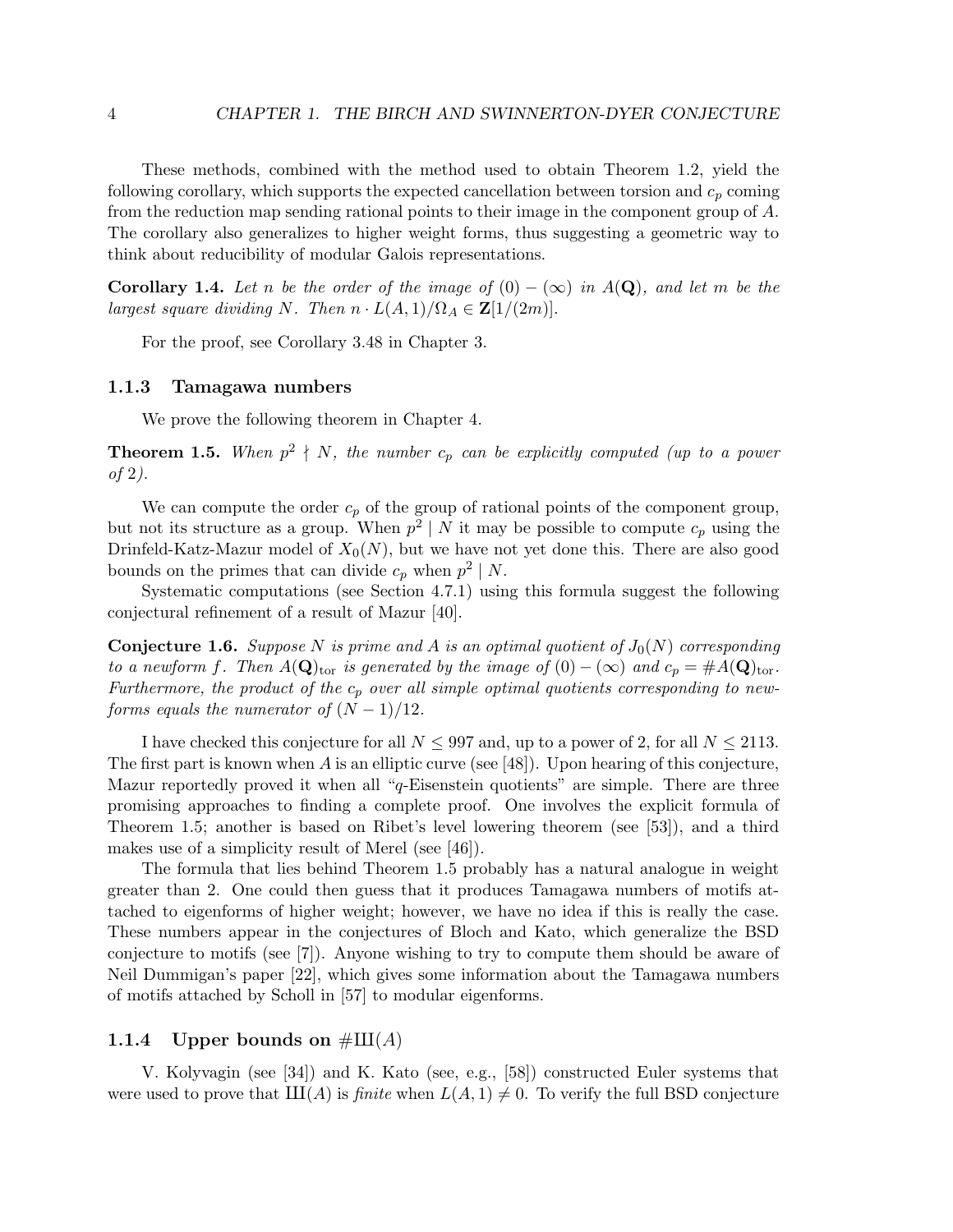These methods, combined with the method used to obtain Theorem 1.2, yield the following corollary, which supports the expected cancellation between torsion and $c_p$ coming from the reduction map sending rational points to their image in the component group of $A$. The corollary also generalizes to higher weight forms, thus suggesting a geometric way to think about reducibility of modular Galois representations.

**Corollary 1.4.** *Let $n$ be the order of the image of $(0) - (\infty)$ in $A(\mathbf{Q})$, and let $m$ be the largest square dividing $N$. Then $n \cdot L(A, 1)/\Omega_A \in \mathbf{Z}[1/(2m)]$.*

For the proof, see Corollary 3.48 in Chapter 3.

### 1.1.3 Tamagawa numbers

We prove the following theorem in Chapter 4.

**Theorem 1.5.** *When $p^2 \nmid N$, the number $c_p$ can be explicitly computed (up to a power of 2).*

We can compute the order $c_p$ of the group of rational points of the component group, but not its structure as a group. When $p^2 \mid N$ it may be possible to compute $c_p$ using the Drinfeld-Katz-Mazur model of $X_0(N)$, but we have not yet done this. There are also good bounds on the primes that can divide $c_p$ when $p^2 \mid N$.

Systematic computations (see Section 4.7.1) using this formula suggest the following conjectural refinement of a result of Mazur [40].

**Conjecture 1.6.** *Suppose $N$ is prime and $A$ is an optimal quotient of $J_0(N)$ corresponding to a newform $f$. Then $A(\mathbf{Q})_{\mathrm{tor}}$ is generated by the image of $(0) - (\infty)$ and $c_p = \#A(\mathbf{Q})_{\mathrm{tor}}$. Furthermore, the product of the $c_p$ over all simple optimal quotients corresponding to newforms equals the numerator of $(N-1)/12$.*

I have checked this conjecture for all $N \leq 997$ and, up to a power of 2, for all $N \leq 2113$. The first part is known when $A$ is an elliptic curve (see [48]). Upon hearing of this conjecture, Mazur reportedly proved it when all "$q$-Eisenstein quotients" are simple. There are three promising approaches to finding a complete proof. One involves the explicit formula of Theorem 1.5; another is based on Ribet's level lowering theorem (see [53]), and a third makes use of a simplicity result of Merel (see [46]).

The formula that lies behind Theorem 1.5 probably has a natural analogue in weight greater than 2. One could then guess that it produces Tamagawa numbers of motifs attached to eigenforms of higher weight; however, we have no idea if this is really the case. These numbers appear in the conjectures of Bloch and Kato, which generalize the BSD conjecture to motifs (see [7]). Anyone wishing to try to compute them should be aware of Neil Dummigan's paper [22], which gives some information about the Tamagawa numbers of motifs attached by Scholl in [57] to modular eigenforms.

### 1.1.4 Upper bounds on $\#Ш(A)$

V. Kolyvagin (see [34]) and K. Kato (see, e.g., [58]) constructed Euler systems that were used to prove that $Ш(A)$ is *finite* when $L(A, 1) \neq 0$. To verify the full BSD conjecture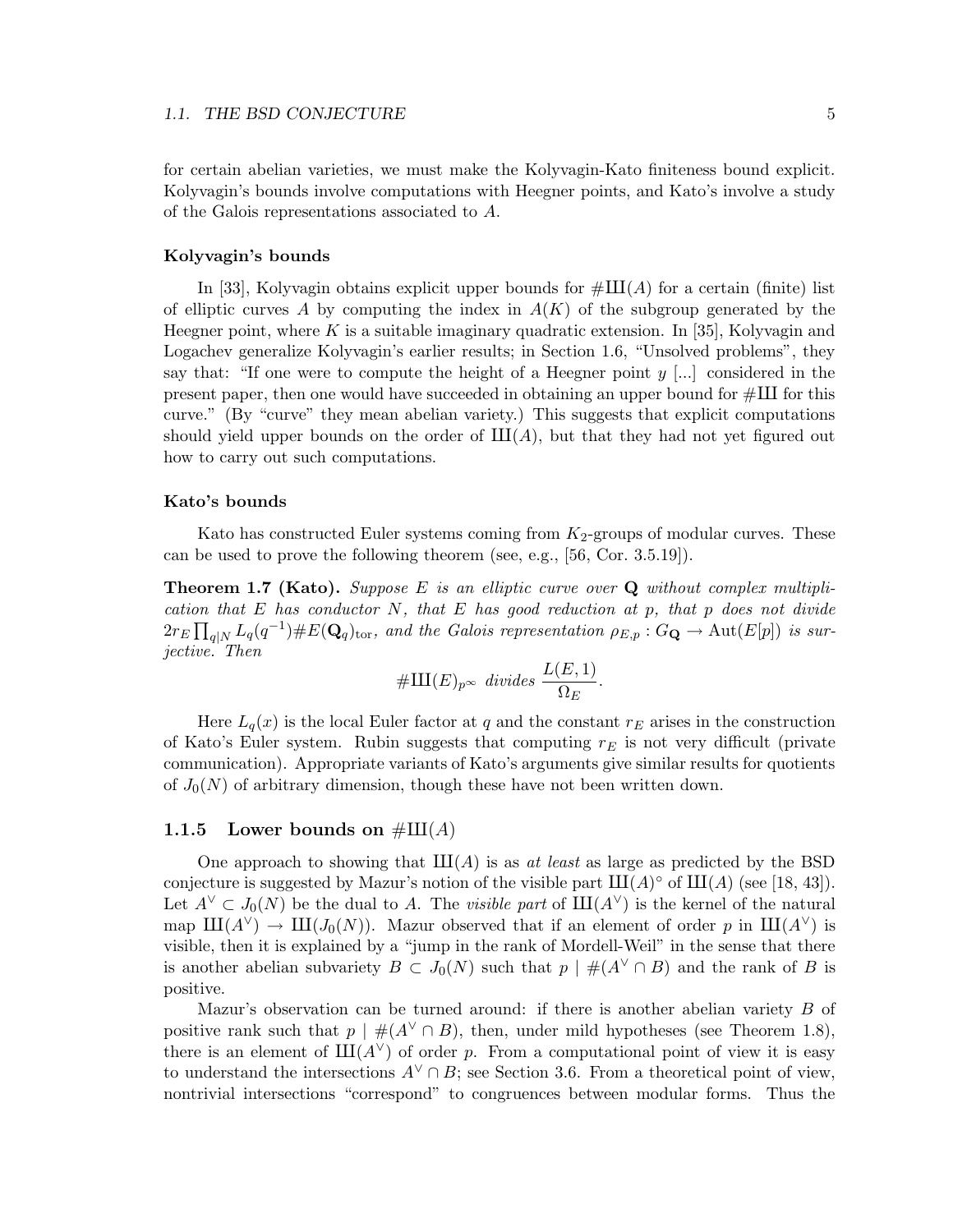for certain abelian varieties, we must make the Kolyvagin-Kato finiteness bound explicit. Kolyvagin's bounds involve computations with Heegner points, and Kato's involve a study of the Galois representations associated to $A$.

#### Kolyvagin's bounds

In [33], Kolyvagin obtains explicit upper bounds for $\#Ш(A)$ for a certain (finite) list of elliptic curves $A$ by computing the index in $A(K)$ of the subgroup generated by the Heegner point, where $K$ is a suitable imaginary quadratic extension. In [35], Kolyvagin and Logachev generalize Kolyvagin's earlier results; in Section 1.6, "Unsolved problems", they say that: "If one were to compute the height of a Heegner point $y$ [...] considered in the present paper, then one would have succeeded in obtaining an upper bound for $\#Ш$ for this curve." (By "curve" they mean abelian variety.) This suggests that explicit computations should yield upper bounds on the order of $Ш(A)$, but that they had not yet figured out how to carry out such computations.

#### Kato's bounds

Kato has constructed Euler systems coming from $K_2$-groups of modular curves. These can be used to prove the following theorem (see, e.g., [56, Cor. 3.5.19]).

**Theorem 1.7 (Kato).** *Suppose $E$ is an elliptic curve over $\mathbf{Q}$ without complex multiplication that $E$ has conductor $N$, that $E$ has good reduction at $p$, that $p$ does not divide $2r_E \prod_{q \mid N} L_q(q^{-1}) \# E(\mathbf{Q}_q)_{\mathrm{tor}}$, and the Galois representation $\rho_{E,p} : G_{\mathbf{Q}} \to \mathrm{Aut}(E[p])$ is surjective. Then*

$$\#Ш(E)_{p^\infty} \text{ divides } \frac{L(E,1)}{\Omega_E}.$$

Here $L_q(x)$ is the local Euler factor at $q$ and the constant $r_E$ arises in the construction of Kato's Euler system. Rubin suggests that computing $r_E$ is not very difficult (private communication). Appropriate variants of Kato's arguments give similar results for quotients of $J_0(N)$ of arbitrary dimension, though these have not been written down.

### 1.1.5 Lower bounds on $\#Ш(A)$

One approach to showing that $Ш(A)$ is as *at least* as large as predicted by the BSD conjecture is suggested by Mazur's notion of the visible part $Ш(A)^\circ$ of $Ш(A)$ (see [18, 43]). Let $A^\vee \subset J_0(N)$ be the dual to $A$. The *visible part* of $Ш(A^\vee)$ is the kernel of the natural map $Ш(A^\vee) \to Ш(J_0(N))$. Mazur observed that if an element of order $p$ in $Ш(A^\vee)$ is visible, then it is explained by a "jump in the rank of Mordell-Weil" in the sense that there is another abelian subvariety $B \subset J_0(N)$ such that $p \mid \#(A^\vee \cap B)$ and the rank of $B$ is positive.

Mazur's observation can be turned around: if there is another abelian variety $B$ of positive rank such that $p \mid \#(A^\vee \cap B)$, then, under mild hypotheses (see Theorem 1.8), there is an element of $Ш(A^\vee)$ of order $p$. From a computational point of view it is easy to understand the intersections $A^\vee \cap B$; see Section 3.6. From a theoretical point of view, nontrivial intersections "correspond" to congruences between modular forms. Thus the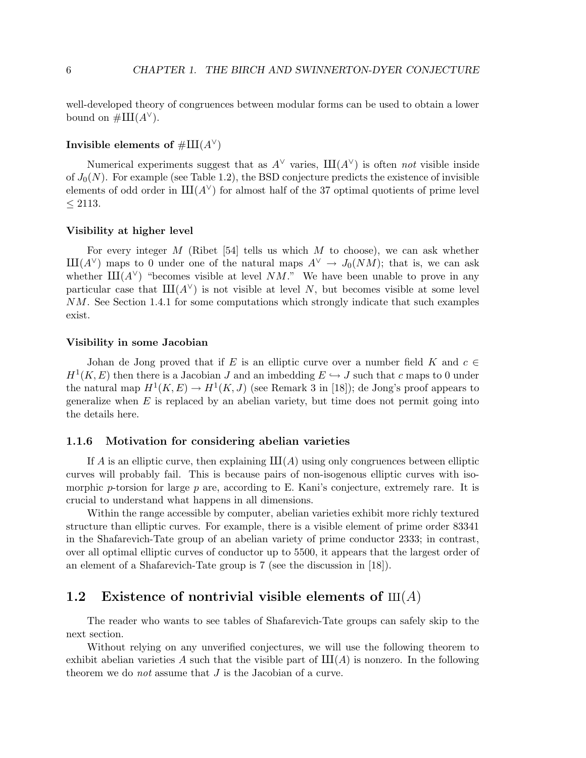well-developed theory of congruences between modular forms can be used to obtain a lower bound on $\#Ш(A^\vee)$.

#### Invisible elements of $\#Ш(A^\vee)$

Numerical experiments suggest that as $A^\vee$ varies, $Ш(A^\vee)$ is often *not* visible inside of $J_0(N)$. For example (see Table 1.2), the BSD conjecture predicts the existence of invisible elements of odd order in $Ш(A^\vee)$ for almost half of the 37 optimal quotients of prime level $\leq 2113$.

#### Visibility at higher level

For every integer $M$ (Ribet [54] tells us which $M$ to choose), we can ask whether $Ш(A^\vee)$ maps to 0 under one of the natural maps $A^\vee \to J_0(NM)$; that is, we can ask whether $Ш(A^\vee)$ "becomes visible at level $NM$." We have been unable to prove in any particular case that $Ш(A^\vee)$ is not visible at level $N$, but becomes visible at some level $NM$. See Section 1.4.1 for some computations which strongly indicate that such examples exist.

#### Visibility in some Jacobian

Johan de Jong proved that if $E$ is an elliptic curve over a number field $K$ and $c \in H^1(K, E)$ then there is a Jacobian $J$ and an imbedding $E \hookrightarrow J$ such that $c$ maps to 0 under the natural map $H^1(K, E) \to H^1(K, J)$ (see Remark 3 in [18]); de Jong's proof appears to generalize when $E$ is replaced by an abelian variety, but time does not permit going into the details here.

### 1.1.6 Motivation for considering abelian varieties

If $A$ is an elliptic curve, then explaining $Ш(A)$ using only congruences between elliptic curves will probably fail. This is because pairs of non-isogenous elliptic curves with isomorphic $p$-torsion for large $p$ are, according to E. Kani's conjecture, extremely rare. It is crucial to understand what happens in all dimensions.

Within the range accessible by computer, abelian varieties exhibit more richly textured structure than elliptic curves. For example, there is a visible element of prime order 83341 in the Shafarevich-Tate group of an abelian variety of prime conductor 2333; in contrast, over all optimal elliptic curves of conductor up to 5500, it appears that the largest order of an element of a Shafarevich-Tate group is 7 (see the discussion in [18]).

## 1.2 Existence of nontrivial visible elements of $Ш(A)$

The reader who wants to see tables of Shafarevich-Tate groups can safely skip to the next section.

Without relying on any unverified conjectures, we will use the following theorem to exhibit abelian varieties $A$ such that the visible part of $Ш(A)$ is nonzero. In the following theorem we do *not* assume that $J$ is the Jacobian of a curve.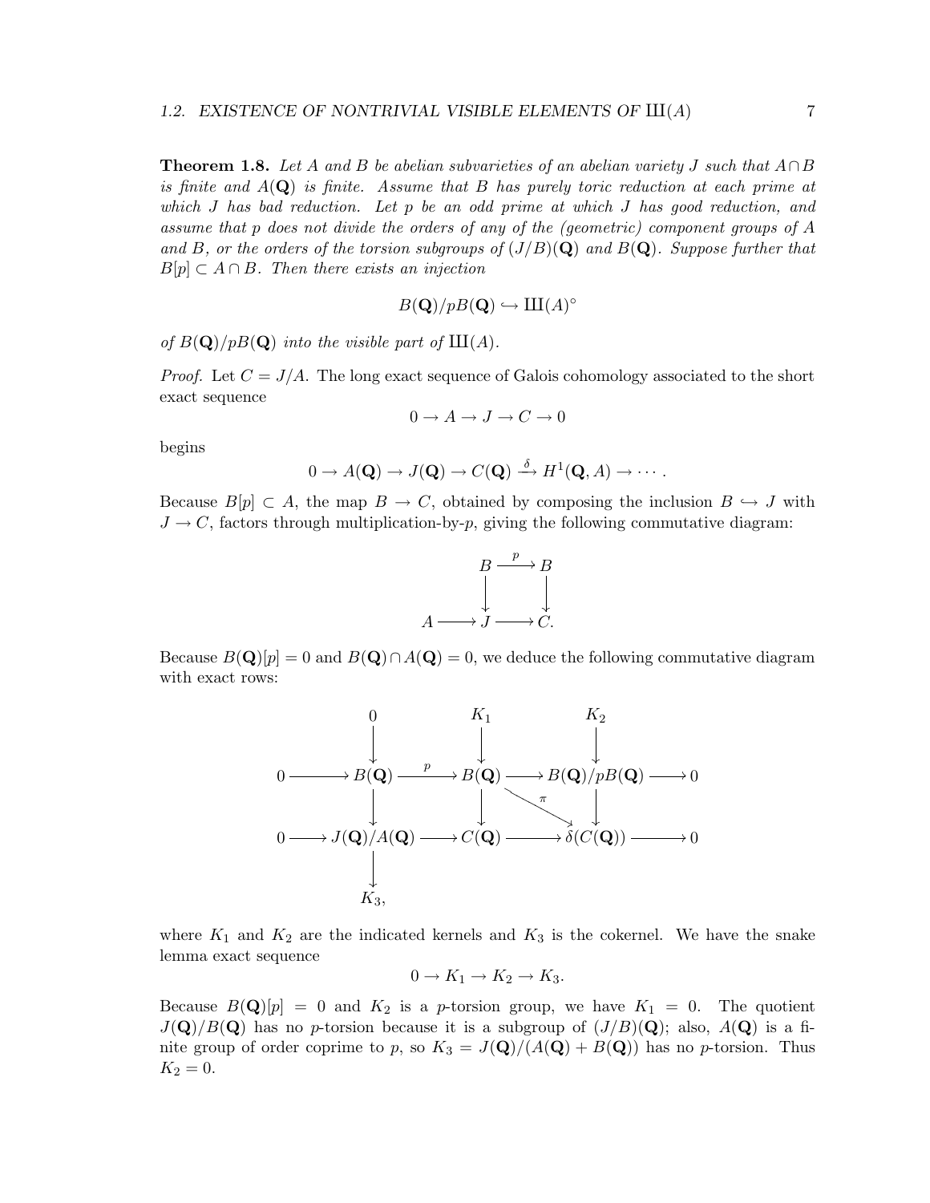**Theorem 1.8.** *Let $A$ and $B$ be abelian subvarieties of an abelian variety $J$ such that $A \cap B$ is finite and $A(\mathbf{Q})$ is finite. Assume that $B$ has purely toric reduction at each prime at which $J$ has bad reduction. Let $p$ be an odd prime at which $J$ has good reduction, and assume that $p$ does not divide the orders of any of the (geometric) component groups of $A$ and $B$, or the orders of the torsion subgroups of $(J/B)(\mathbf{Q})$ and $B(\mathbf{Q})$. Suppose further that $B[p] \subset A \cap B$. Then there exists an injection*

$$B(\mathbf{Q})/pB(\mathbf{Q}) \hookrightarrow Ш(A)^{\circ}$$

*of $B(\mathbf{Q})/pB(\mathbf{Q})$ into the visible part of $Ш(A)$.*

*Proof.* Let $C = J/A$. The long exact sequence of Galois cohomology associated to the short exact sequence

$$0 \to A \to J \to C \to 0$$

begins

$$0 \to A(\mathbf{Q}) \to J(\mathbf{Q}) \to C(\mathbf{Q}) \xrightarrow{\delta} H^1(\mathbf{Q}, A) \to \cdots .$$

Because $B[p] \subset A$, the map $B \to C$, obtained by composing the inclusion $B \hookrightarrow J$ with $J \to C$, factors through multiplication-by-$p$, giving the following commutative diagram:

$$\begin{array}{ccccc} & & B & \xrightarrow{p} & B \\ & & \downarrow & & \downarrow \\ A & \longrightarrow & J & \longrightarrow & C. \end{array}$$

Because $B(\mathbf{Q})[p] = 0$ and $B(\mathbf{Q}) \cap A(\mathbf{Q}) = 0$, we deduce the following commutative diagram with exact rows:

$$\begin{array}{ccccccccc} & & 0 & & K_1 & & K_2 & & \\ & & \downarrow & & \downarrow & & \downarrow & & \\ 0 & \longrightarrow & B(\mathbf{Q}) & \xrightarrow{p} & B(\mathbf{Q}) & \longrightarrow & B(\mathbf{Q})/pB(\mathbf{Q}) & \longrightarrow & 0 \\ & & \downarrow & & \downarrow & \searrow^{\pi} & \downarrow & & \\ 0 & \longrightarrow & J(\mathbf{Q})/A(\mathbf{Q}) & \longrightarrow & C(\mathbf{Q}) & \longrightarrow & \delta(C(\mathbf{Q})) & \longrightarrow & 0 \\ & & \downarrow & & & & & & \\ & & K_3, & & & & & & \end{array}$$

where $K_1$ and $K_2$ are the indicated kernels and $K_3$ is the cokernel. We have the snake lemma exact sequence

$$0 \to K_1 \to K_2 \to K_3.$$

Because $B(\mathbf{Q})[p] = 0$ and $K_2$ is a $p$-torsion group, we have $K_1 = 0$. The quotient $J(\mathbf{Q})/B(\mathbf{Q})$ has no $p$-torsion because it is a subgroup of $(J/B)(\mathbf{Q})$; also, $A(\mathbf{Q})$ is a finite group of order coprime to $p$, so $K_3 = J(\mathbf{Q})/(A(\mathbf{Q}) + B(\mathbf{Q}))$ has no $p$-torsion. Thus $K_2 = 0$.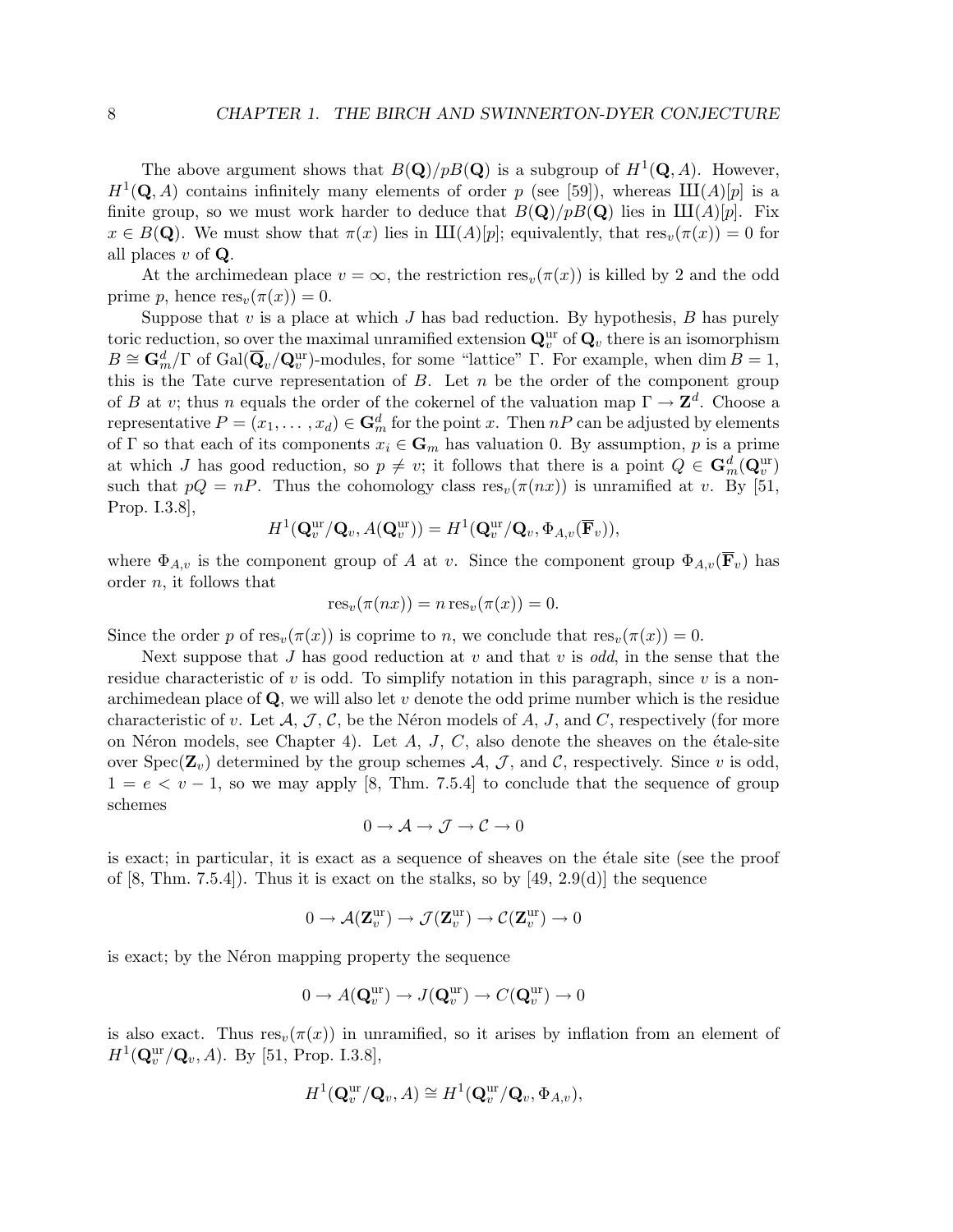The above argument shows that $B(\mathbf{Q})/pB(\mathbf{Q})$ is a subgroup of $H^1(\mathbf{Q}, A)$. However, $H^1(\mathbf{Q}, A)$ contains infinitely many elements of order $p$ (see [59]), whereas $\text{Ш}(A)[p]$ is a finite group, so we must work harder to deduce that $B(\mathbf{Q})/pB(\mathbf{Q})$ lies in $\text{Ш}(A)[p]$. Fix $x \in B(\mathbf{Q})$. We must show that $\pi(x)$ lies in $\text{Ш}(A)[p]$; equivalently, that $\text{res}_v(\pi(x)) = 0$ for all places $v$ of $\mathbf{Q}$.

At the archimedean place $v = \infty$, the restriction $\text{res}_v(\pi(x))$ is killed by 2 and the odd prime $p$, hence $\text{res}_v(\pi(x)) = 0$.

Suppose that $v$ is a place at which $J$ has bad reduction. By hypothesis, $B$ has purely toric reduction, so over the maximal unramified extension $\mathbf{Q}_v^{\text{ur}}$ of $\mathbf{Q}_v$ there is an isomorphism $B \cong \mathbf{G}_m^d/\Gamma$ of $\text{Gal}(\overline{\mathbf{Q}}_v/\mathbf{Q}_v^{\text{ur}})$-modules, for some "lattice" $\Gamma$. For example, when $\dim B = 1$, this is the Tate curve representation of $B$. Let $n$ be the order of the component group of $B$ at $v$; thus $n$ equals the order of the cokernel of the valuation map $\Gamma \to \mathbf{Z}^d$. Choose a representative $P = (x_1, \ldots, x_d) \in \mathbf{G}_m^d$ for the point $x$. Then $nP$ can be adjusted by elements of $\Gamma$ so that each of its components $x_i \in \mathbf{G}_m$ has valuation 0. By assumption, $p$ is a prime at which $J$ has good reduction, so $p \neq v$; it follows that there is a point $Q \in \mathbf{G}_m^d(\mathbf{Q}_v^{\text{ur}})$ such that $pQ = nP$. Thus the cohomology class $\text{res}_v(\pi(nx))$ is unramified at $v$. By [51, Prop. I.3.8],

$$H^1(\mathbf{Q}_v^{\text{ur}}/\mathbf{Q}_v, A(\mathbf{Q}_v^{\text{ur}})) = H^1(\mathbf{Q}_v^{\text{ur}}/\mathbf{Q}_v, \Phi_{A,v}(\overline{\mathbf{F}}_v)),$$

where $\Phi_{A,v}$ is the component group of $A$ at $v$. Since the component group $\Phi_{A,v}(\overline{\mathbf{F}}_v)$ has order $n$, it follows that

$$\text{res}_v(\pi(nx)) = n \, \text{res}_v(\pi(x)) = 0.$$

Since the order $p$ of $\text{res}_v(\pi(x))$ is coprime to $n$, we conclude that $\text{res}_v(\pi(x)) = 0$.

Next suppose that $J$ has good reduction at $v$ and that $v$ is *odd*, in the sense that the residue characteristic of $v$ is odd. To simplify notation in this paragraph, since $v$ is a non-archimedean place of $\mathbf{Q}$, we will also let $v$ denote the odd prime number which is the residue characteristic of $v$. Let $\mathcal{A}$, $\mathcal{J}$, $\mathcal{C}$, be the Néron models of $A$, $J$, and $C$, respectively (for more on Néron models, see Chapter 4). Let $A$, $J$, $C$, also denote the sheaves on the étale-site over $\text{Spec}(\mathbf{Z}_v)$ determined by the group schemes $\mathcal{A}$, $\mathcal{J}$, and $\mathcal{C}$, respectively. Since $v$ is odd, $1 = e < v - 1$, so we may apply [8, Thm. 7.5.4] to conclude that the sequence of group schemes

$$0 \to \mathcal{A} \to \mathcal{J} \to \mathcal{C} \to 0$$

is exact; in particular, it is exact as a sequence of sheaves on the étale site (see the proof of [8, Thm. 7.5.4]). Thus it is exact on the stalks, so by [49, 2.9(d)] the sequence

$$0 \to \mathcal{A}(\mathbf{Z}_v^{\text{ur}}) \to \mathcal{J}(\mathbf{Z}_v^{\text{ur}}) \to \mathcal{C}(\mathbf{Z}_v^{\text{ur}}) \to 0$$

is exact; by the Néron mapping property the sequence

$$0 \to A(\mathbf{Q}_v^{\text{ur}}) \to J(\mathbf{Q}_v^{\text{ur}}) \to C(\mathbf{Q}_v^{\text{ur}}) \to 0$$

is also exact. Thus $\text{res}_v(\pi(x))$ in unramified, so it arises by inflation from an element of $H^1(\mathbf{Q}_v^{\text{ur}}/\mathbf{Q}_v, A)$. By [51, Prop. I.3.8],

$$H^1(\mathbf{Q}_v^{\text{ur}}/\mathbf{Q}_v, A) \cong H^1(\mathbf{Q}_v^{\text{ur}}/\mathbf{Q}_v, \Phi_{A,v}),$$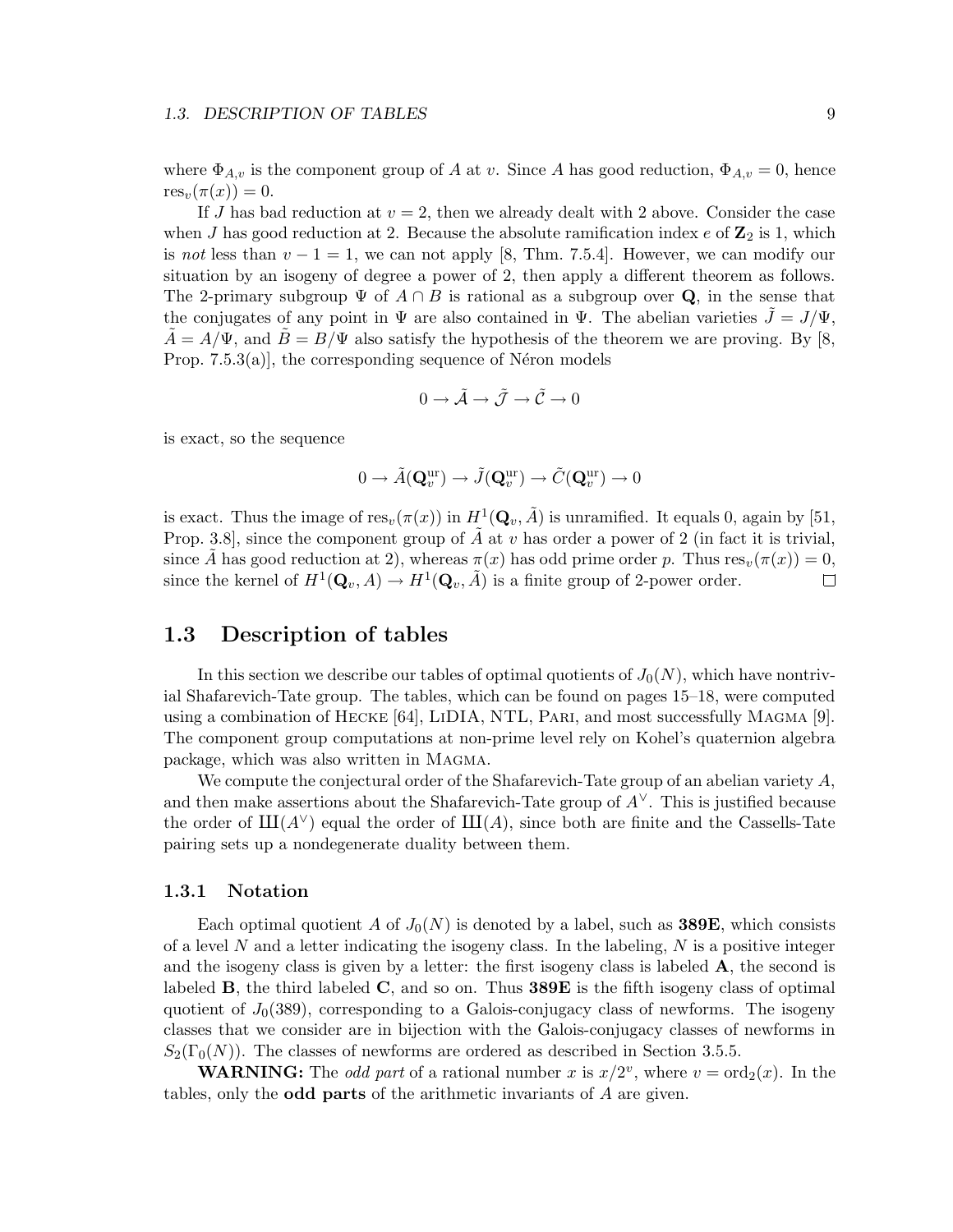where $\Phi_{A,v}$ is the component group of $A$ at $v$. Since $A$ has good reduction, $\Phi_{A,v} = 0$, hence $\mathrm{res}_v(\pi(x)) = 0$.

If $J$ has bad reduction at $v = 2$, then we already dealt with 2 above. Consider the case when $J$ has good reduction at 2. Because the absolute ramification index $e$ of $\mathbf{Z}_2$ is 1, which is *not* less than $v - 1 = 1$, we can not apply [8, Thm. 7.5.4]. However, we can modify our situation by an isogeny of degree a power of 2, then apply a different theorem as follows. The 2-primary subgroup $\Psi$ of $A \cap B$ is rational as a subgroup over $\mathbf{Q}$, in the sense that the conjugates of any point in $\Psi$ are also contained in $\Psi$. The abelian varieties $\tilde{J} = J/\Psi$, $\tilde{A} = A/\Psi$, and $\tilde{B} = B/\Psi$ also satisfy the hypothesis of the theorem we are proving. By [8, Prop. 7.5.3(a)], the corresponding sequence of Néron models

$$0 \to \tilde{\mathcal{A}} \to \tilde{\mathcal{J}} \to \tilde{\mathcal{C}} \to 0$$

is exact, so the sequence

$$0 \to \tilde{A}(\mathbf{Q}_v^{\mathrm{ur}}) \to \tilde{J}(\mathbf{Q}_v^{\mathrm{ur}}) \to \tilde{C}(\mathbf{Q}_v^{\mathrm{ur}}) \to 0$$

is exact. Thus the image of $\mathrm{res}_v(\pi(x))$ in $H^1(\mathbf{Q}_v, \tilde{A})$ is unramified. It equals 0, again by [51, Prop. 3.8], since the component group of $\tilde{A}$ at $v$ has order a power of 2 (in fact it is trivial, since $\tilde{A}$ has good reduction at 2), whereas $\pi(x)$ has odd prime order $p$. Thus $\mathrm{res}_v(\pi(x)) = 0$, since the kernel of $H^1(\mathbf{Q}_v, A) \to H^1(\mathbf{Q}_v, \tilde{A})$ is a finite group of 2-power order. $\square$

## 1.3 Description of tables

In this section we describe our tables of optimal quotients of $J_0(N)$, which have nontrivial Shafarevich-Tate group. The tables, which can be found on pages 15–18, were computed using a combination of HECKE [64], LIDIA, NTL, PARI, and most successfully MAGMA [9]. The component group computations at non-prime level rely on Kohel's quaternion algebra package, which was also written in MAGMA.

We compute the conjectural order of the Shafarevich-Tate group of an abelian variety $A$, and then make assertions about the Shafarevich-Tate group of $A^\vee$. This is justified because the order of $Ш(A^\vee)$ equal the order of $Ш(A)$, since both are finite and the Cassells-Tate pairing sets up a nondegenerate duality between them.

### 1.3.1 Notation

Each optimal quotient $A$ of $J_0(N)$ is denoted by a label, such as **389E**, which consists of a level $N$ and a letter indicating the isogeny class. In the labeling, $N$ is a positive integer and the isogeny class is given by a letter: the first isogeny class is labeled **A**, the second is labeled **B**, the third labeled **C**, and so on. Thus **389E** is the fifth isogeny class of optimal quotient of $J_0(389)$, corresponding to a Galois-conjugacy class of newforms. The isogeny classes that we consider are in bijection with the Galois-conjugacy classes of newforms in $S_2(\Gamma_0(N))$. The classes of newforms are ordered as described in Section 3.5.5.

**WARNING:** The *odd part* of a rational number $x$ is $x/2^v$, where $v = \mathrm{ord}_2(x)$. In the tables, only the **odd parts** of the arithmetic invariants of $A$ are given.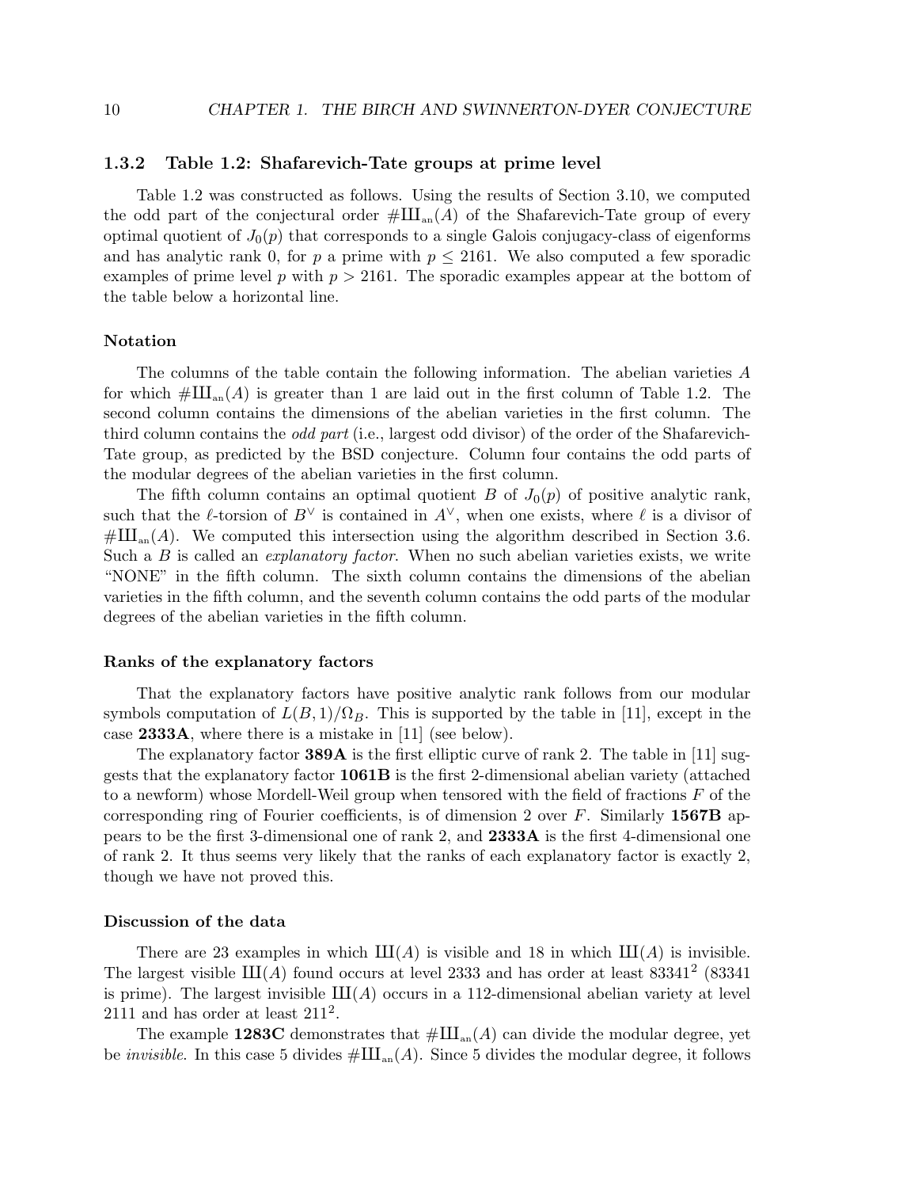### 1.3.2 Table 1.2: Shafarevich-Tate groups at prime level

Table 1.2 was constructed as follows. Using the results of Section 3.10, we computed the odd part of the conjectural order $\#\text{Ш}_{\text{an}}(A)$ of the Shafarevich-Tate group of every optimal quotient of $J_0(p)$ that corresponds to a single Galois conjugacy-class of eigenforms and has analytic rank 0, for $p$ a prime with $p \leq 2161$. We also computed a few sporadic examples of prime level $p$ with $p > 2161$. The sporadic examples appear at the bottom of the table below a horizontal line.

#### Notation

The columns of the table contain the following information. The abelian varieties $A$ for which $\#\text{Ш}_{\text{an}}(A)$ is greater than 1 are laid out in the first column of Table 1.2. The second column contains the dimensions of the abelian varieties in the first column. The third column contains the *odd part* (i.e., largest odd divisor) of the order of the Shafarevich-Tate group, as predicted by the BSD conjecture. Column four contains the odd parts of the modular degrees of the abelian varieties in the first column.

The fifth column contains an optimal quotient $B$ of $J_0(p)$ of positive analytic rank, such that the $\ell$-torsion of $B^\vee$ is contained in $A^\vee$, when one exists, where $\ell$ is a divisor of $\#\text{Ш}_{\text{an}}(A)$. We computed this intersection using the algorithm described in Section 3.6. Such a $B$ is called an *explanatory factor*. When no such abelian varieties exists, we write "NONE" in the fifth column. The sixth column contains the dimensions of the abelian varieties in the fifth column, and the seventh column contains the odd parts of the modular degrees of the abelian varieties in the fifth column.

#### Ranks of the explanatory factors

That the explanatory factors have positive analytic rank follows from our modular symbols computation of $L(B,1)/\Omega_B$. This is supported by the table in [11], except in the case **2333A**, where there is a mistake in [11] (see below).

The explanatory factor **389A** is the first elliptic curve of rank 2. The table in [11] suggests that the explanatory factor **1061B** is the first 2-dimensional abelian variety (attached to a newform) whose Mordell-Weil group when tensored with the field of fractions $F$ of the corresponding ring of Fourier coefficients, is of dimension 2 over $F$. Similarly **1567B** appears to be the first 3-dimensional one of rank 2, and **2333A** is the first 4-dimensional one of rank 2. It thus seems very likely that the ranks of each explanatory factor is exactly 2, though we have not proved this.

#### Discussion of the data

There are 23 examples in which $\text{Ш}(A)$ is visible and 18 in which $\text{Ш}(A)$ is invisible. The largest visible $\text{Ш}(A)$ found occurs at level 2333 and has order at least $83341^2$ (83341 is prime). The largest invisible $\text{Ш}(A)$ occurs in a 112-dimensional abelian variety at level 2111 and has order at least $211^2$.

The example **1283C** demonstrates that $\#\text{Ш}_{\text{an}}(A)$ can divide the modular degree, yet be *invisible*. In this case 5 divides $\#\text{Ш}_{\text{an}}(A)$. Since 5 divides the modular degree, it follows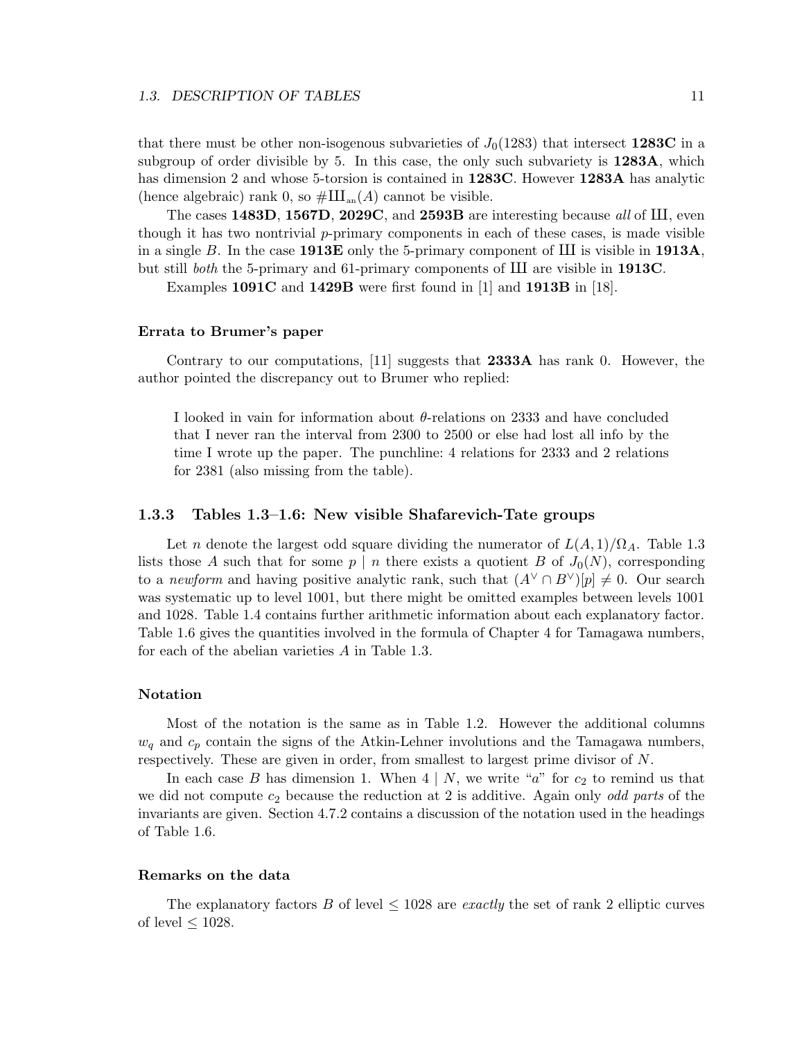that there must be other non-isogenous subvarieties of $J_0(1283)$ that intersect **1283C** in a subgroup of order divisible by 5. In this case, the only such subvariety is **1283A**, which has dimension 2 and whose 5-torsion is contained in **1283C**. However **1283A** has analytic (hence algebraic) rank 0, so $\#\text{Ш}_{\text{an}}(A)$ cannot be visible.

The cases **1483D**, **1567D**, **2029C**, and **2593B** are interesting because *all* of Ш, even though it has two nontrivial $p$-primary components in each of these cases, is made visible in a single $B$. In the case **1913E** only the 5-primary component of Ш is visible in **1913A**, but still *both* the 5-primary and 61-primary components of Ш are visible in **1913C**.

Examples **1091C** and **1429B** were first found in [1] and **1913B** in [18].

#### Errata to Brumer's paper

Contrary to our computations, [11] suggests that **2333A** has rank 0. However, the author pointed the discrepancy out to Brumer who replied:

> I looked in vain for information about $\theta$-relations on 2333 and have concluded that I never ran the interval from 2300 to 2500 or else had lost all info by the time I wrote up the paper. The punchline: 4 relations for 2333 and 2 relations for 2381 (also missing from the table).

### 1.3.3 Tables 1.3–1.6: New visible Shafarevich-Tate groups

Let $n$ denote the largest odd square dividing the numerator of $L(A,1)/\Omega_A$. Table 1.3 lists those $A$ such that for some $p \mid n$ there exists a quotient $B$ of $J_0(N)$, corresponding to a *newform* and having positive analytic rank, such that $(A^\vee \cap B^\vee)[p] \neq 0$. Our search was systematic up to level 1001, but there might be omitted examples between levels 1001 and 1028. Table 1.4 contains further arithmetic information about each explanatory factor. Table 1.6 gives the quantities involved in the formula of Chapter 4 for Tamagawa numbers, for each of the abelian varieties $A$ in Table 1.3.

#### Notation

Most of the notation is the same as in Table 1.2. However the additional columns $w_q$ and $c_p$ contain the signs of the Atkin-Lehner involutions and the Tamagawa numbers, respectively. These are given in order, from smallest to largest prime divisor of $N$.

In each case $B$ has dimension 1. When $4 \mid N$, we write "$a$" for $c_2$ to remind us that we did not compute $c_2$ because the reduction at 2 is additive. Again only *odd parts* of the invariants are given. Section 4.7.2 contains a discussion of the notation used in the headings of Table 1.6.

#### Remarks on the data

The explanatory factors $B$ of level $\leq 1028$ are *exactly* the set of rank 2 elliptic curves of level $\leq 1028$.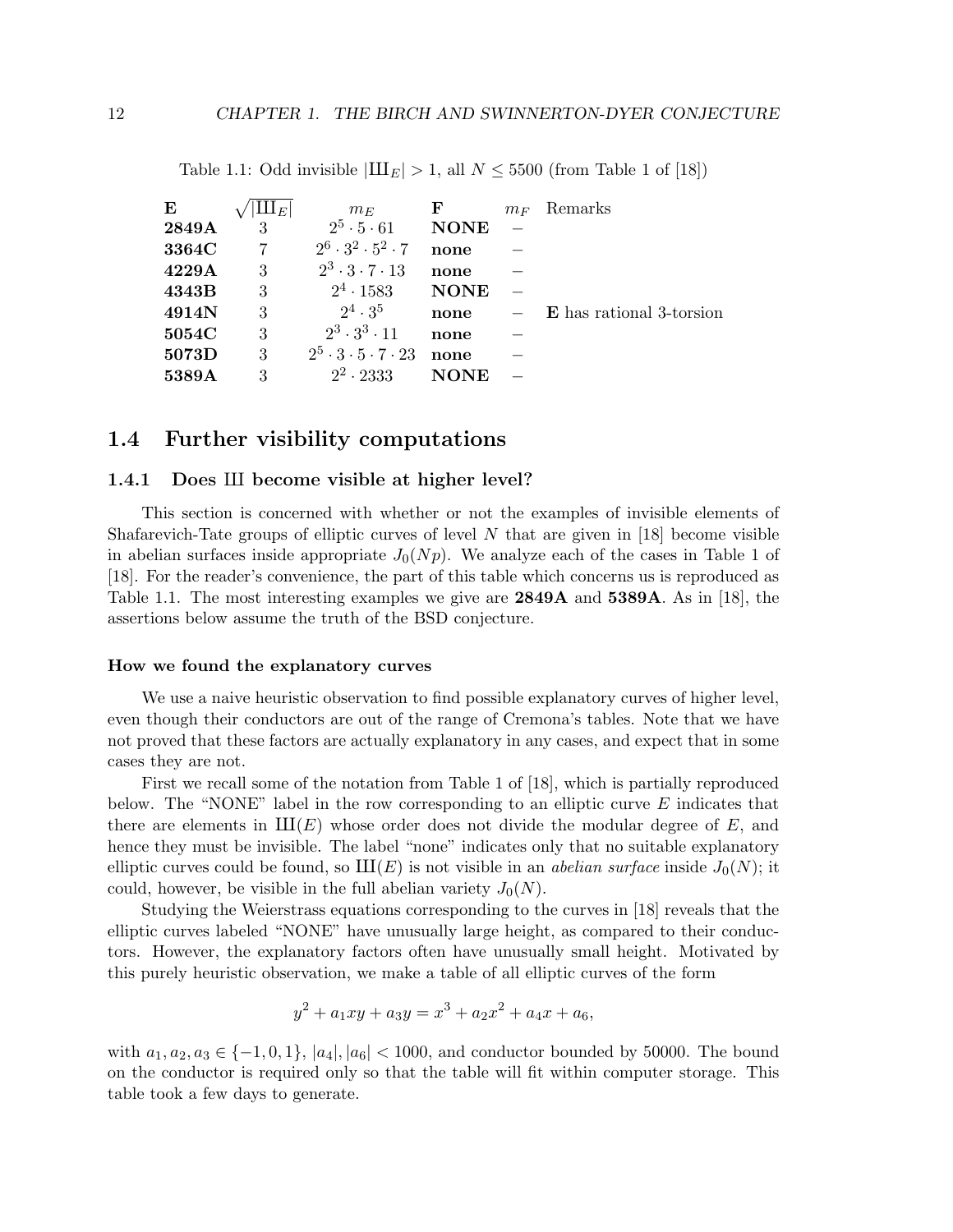Table 1.1: Odd invisible $|Ш_E| > 1$, all $N \leq 5500$ (from Table 1 of [18])

| **E** | $\sqrt{\lvert Ш_E \rvert}$ | $m_E$ | **F** | $m_F$ | Remarks |
|---|---|---|---|---|---|
| **2849A** | 3 | $2^5 \cdot 5 \cdot 61$ | **NONE** | – | |
| **3364C** | 7 | $2^6 \cdot 3^2 \cdot 5^2 \cdot 7$ | **none** | – | |
| **4229A** | 3 | $2^3 \cdot 3 \cdot 7 \cdot 13$ | **none** | – | |
| **4343B** | 3 | $2^4 \cdot 1583$ | **NONE** | – | |
| **4914N** | 3 | $2^4 \cdot 3^5$ | **none** | – | **E** has rational 3-torsion |
| **5054C** | 3 | $2^3 \cdot 3^3 \cdot 11$ | **none** | – | |
| **5073D** | 3 | $2^5 \cdot 3 \cdot 5 \cdot 7 \cdot 23$ | **none** | – | |
| **5389A** | 3 | $2^2 \cdot 2333$ | **NONE** | – | |

## 1.4 Further visibility computations

### 1.4.1 Does Ш become visible at higher level?

This section is concerned with whether or not the examples of invisible elements of Shafarevich-Tate groups of elliptic curves of level $N$ that are given in [18] become visible in abelian surfaces inside appropriate $J_0(Np)$. We analyze each of the cases in Table 1 of [18]. For the reader's convenience, the part of this table which concerns us is reproduced as Table 1.1. The most interesting examples we give are **2849A** and **5389A**. As in [18], the assertions below assume the truth of the BSD conjecture.

#### How we found the explanatory curves

We use a naive heuristic observation to find possible explanatory curves of higher level, even though their conductors are out of the range of Cremona's tables. Note that we have not proved that these factors are actually explanatory in any cases, and expect that in some cases they are not.

First we recall some of the notation from Table 1 of [18], which is partially reproduced below. The "NONE" label in the row corresponding to an elliptic curve $E$ indicates that there are elements in $Ш(E)$ whose order does not divide the modular degree of $E$, and hence they must be invisible. The label "none" indicates only that no suitable explanatory elliptic curves could be found, so $Ш(E)$ is not visible in an *abelian surface* inside $J_0(N)$; it could, however, be visible in the full abelian variety $J_0(N)$.

Studying the Weierstrass equations corresponding to the curves in [18] reveals that the elliptic curves labeled "NONE" have unusually large height, as compared to their conductors. However, the explanatory factors often have unusually small height. Motivated by this purely heuristic observation, we make a table of all elliptic curves of the form

$$y^2 + a_1xy + a_3y = x^3 + a_2x^2 + a_4x + a_6,$$

with $a_1, a_2, a_3 \in \{-1, 0, 1\}$, $|a_4|, |a_6| < 1000$, and conductor bounded by 50000. The bound on the conductor is required only so that the table will fit within computer storage. This table took a few days to generate.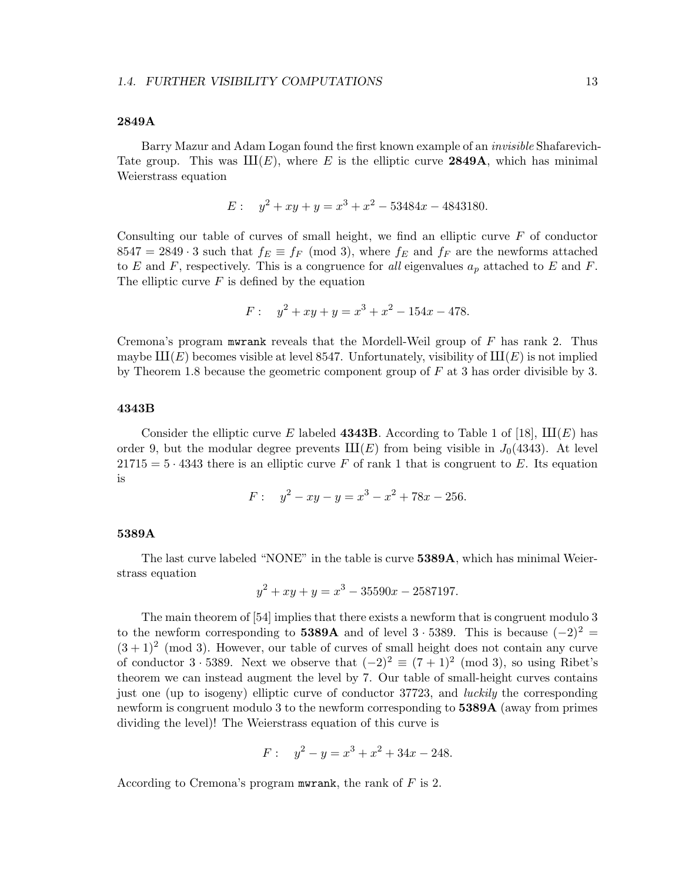### 2849A

Barry Mazur and Adam Logan found the first known example of an *invisible* Shafarevich-Tate group. This was $Ш(E)$, where $E$ is the elliptic curve **2849A**, which has minimal Weierstrass equation

$$E: \quad y^2 + xy + y = x^3 + x^2 - 53484x - 4843180.$$

Consulting our table of curves of small height, we find an elliptic curve $F$ of conductor $8547 = 2849 \cdot 3$ such that $f_E \equiv f_F \pmod{3}$, where $f_E$ and $f_F$ are the newforms attached to $E$ and $F$, respectively. This is a congruence for *all* eigenvalues $a_p$ attached to $E$ and $F$. The elliptic curve $F$ is defined by the equation

$$F: \quad y^2 + xy + y = x^3 + x^2 - 154x - 478.$$

Cremona's program `mwrank` reveals that the Mordell-Weil group of $F$ has rank 2. Thus maybe $Ш(E)$ becomes visible at level 8547. Unfortunately, visibility of $Ш(E)$ is not implied by Theorem 1.8 because the geometric component group of $F$ at 3 has order divisible by 3.

### 4343B

Consider the elliptic curve $E$ labeled **4343B**. According to Table 1 of [18], $Ш(E)$ has order 9, but the modular degree prevents $Ш(E)$ from being visible in $J_0(4343)$. At level $21715 = 5 \cdot 4343$ there is an elliptic curve $F$ of rank 1 that is congruent to $E$. Its equation is

$$F: \quad y^2 - xy - y = x^3 - x^2 + 78x - 256.$$

### 5389A

The last curve labeled "NONE" in the table is curve **5389A**, which has minimal Weierstrass equation

$$y^2 + xy + y = x^3 - 35590x - 2587197.$$

The main theorem of [54] implies that there exists a newform that is congruent modulo 3 to the newform corresponding to **5389A** and of level $3 \cdot 5389$. This is because $(-2)^2 = (3+1)^2 \pmod{3}$. However, our table of curves of small height does not contain any curve of conductor $3 \cdot 5389$. Next we observe that $(-2)^2 \equiv (7+1)^2 \pmod{3}$, so using Ribet's theorem we can instead augment the level by 7. Our table of small-height curves contains just one (up to isogeny) elliptic curve of conductor 37723, and *luckily* the corresponding newform is congruent modulo 3 to the newform corresponding to **5389A** (away from primes dividing the level)! The Weierstrass equation of this curve is

$$F: \quad y^2 - y = x^3 + x^2 + 34x - 248.$$

According to Cremona's program `mwrank`, the rank of $F$ is 2.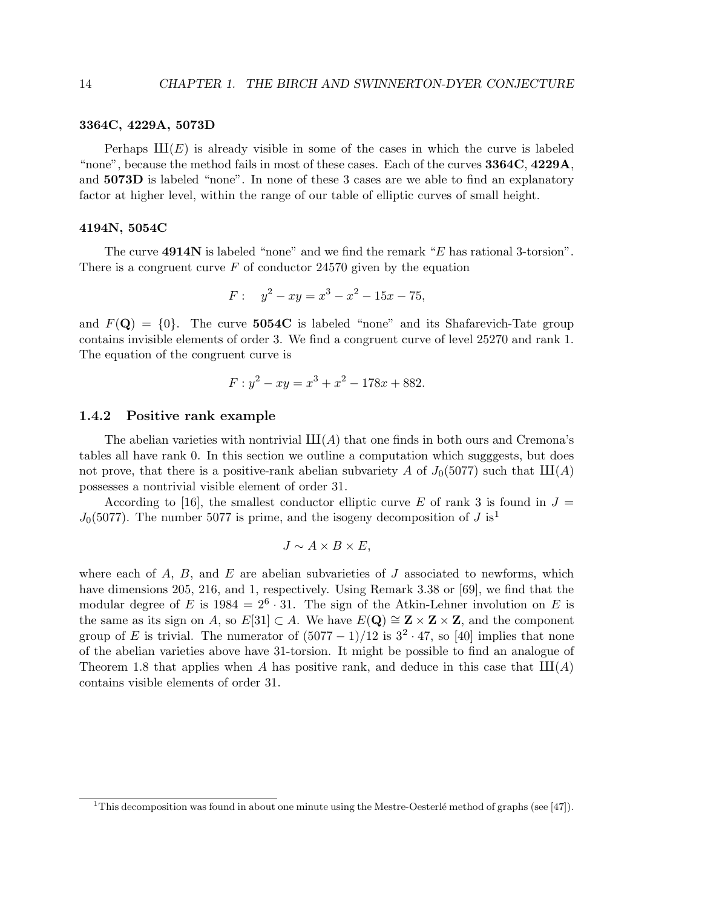**3364C, 4229A, 5073D**

Perhaps $\text{Ш}(E)$ is already visible in some of the cases in which the curve is labeled "none", because the method fails in most of these cases. Each of the curves **3364C**, **4229A**, and **5073D** is labeled "none". In none of these 3 cases are we able to find an explanatory factor at higher level, within the range of our table of elliptic curves of small height.

**4194N, 5054C**

The curve **4914N** is labeled "none" and we find the remark "$E$ has rational 3-torsion". There is a congruent curve $F$ of conductor 24570 given by the equation

$$F: \quad y^2 - xy = x^3 - x^2 - 15x - 75,$$

and $F(\mathbf{Q}) = \{0\}$. The curve **5054C** is labeled "none" and its Shafarevich-Tate group contains invisible elements of order 3. We find a congruent curve of level 25270 and rank 1. The equation of the congruent curve is

$$F: y^2 - xy = x^3 + x^2 - 178x + 882.$$

### 1.4.2 Positive rank example

The abelian varieties with nontrivial $\text{Ш}(A)$ that one finds in both ours and Cremona's tables all have rank 0. In this section we outline a computation which sugggests, but does not prove, that there is a positive-rank abelian subvariety $A$ of $J_0(5077)$ such that $\text{Ш}(A)$ possesses a nontrivial visible element of order 31.

According to [16], the smallest conductor elliptic curve $E$ of rank 3 is found in $J = J_0(5077)$. The number 5077 is prime, and the isogeny decomposition of $J$ is[1]

$$J \sim A \times B \times E,$$

where each of $A$, $B$, and $E$ are abelian subvarieties of $J$ associated to newforms, which have dimensions 205, 216, and 1, respectively. Using Remark 3.38 or [69], we find that the modular degree of $E$ is $1984 = 2^6 \cdot 31$. The sign of the Atkin-Lehner involution on $E$ is the same as its sign on $A$, so $E[31] \subset A$. We have $E(\mathbf{Q}) \cong \mathbf{Z} \times \mathbf{Z} \times \mathbf{Z}$, and the component group of $E$ is trivial. The numerator of $(5077 - 1)/12$ is $3^2 \cdot 47$, so [40] implies that none of the abelian varieties above have 31-torsion. It might be possible to find an analogue of Theorem 1.8 that applies when $A$ has positive rank, and deduce in this case that $\text{Ш}(A)$ contains visible elements of order 31.

[1] This decomposition was found in about one minute using the Mestre-Oesterlé method of graphs (see [47]).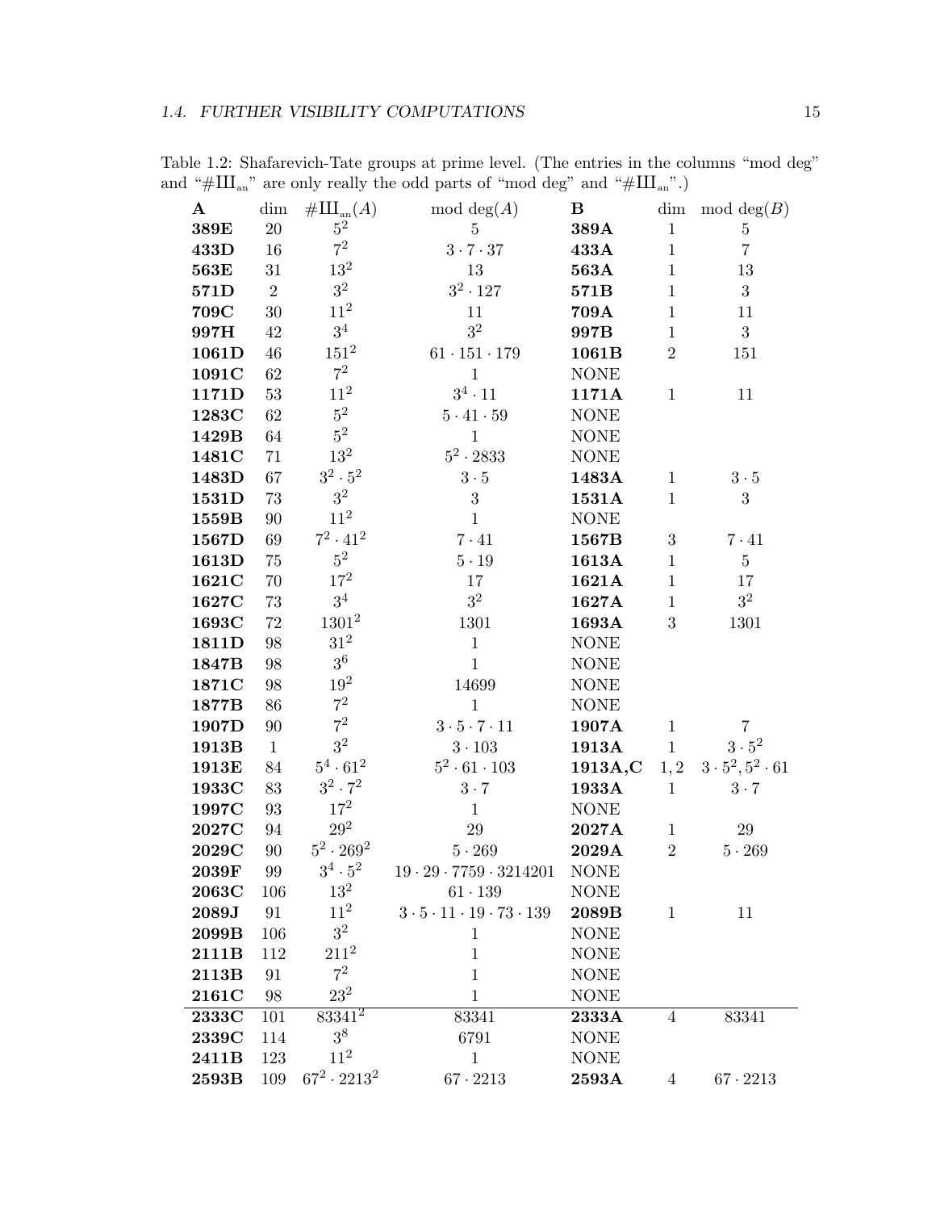Table 1.2: Shafarevich-Tate groups at prime level. (The entries in the columns "mod deg" and "$\#Ш_{an}$" are only really the odd parts of "mod deg" and "$\#Ш_{an}$".)

| **A** | dim | $\#Ш_{an}(A)$ | mod deg$(A)$ | **B** | dim | mod deg$(B)$ |
|---|---|---|---|---|---|---|
| **389E** | 20 | $5^2$ | 5 | **389A** | 1 | 5 |
| **433D** | 16 | $7^2$ | $3 \cdot 7 \cdot 37$ | **433A** | 1 | 7 |
| **563E** | 31 | $13^2$ | 13 | **563A** | 1 | 13 |
| **571D** | 2 | $3^2$ | $3^2 \cdot 127$ | **571B** | 1 | 3 |
| **709C** | 30 | $11^2$ | 11 | **709A** | 1 | 11 |
| **997H** | 42 | $3^4$ | $3^2$ | **997B** | 1 | 3 |
| **1061D** | 46 | $151^2$ | $61 \cdot 151 \cdot 179$ | **1061B** | 2 | 151 |
| **1091C** | 62 | $7^2$ | 1 | NONE | | |
| **1171D** | 53 | $11^2$ | $3^4 \cdot 11$ | **1171A** | 1 | 11 |
| **1283C** | 62 | $5^2$ | $5 \cdot 41 \cdot 59$ | NONE | | |
| **1429B** | 64 | $5^2$ | 1 | NONE | | |
| **1481C** | 71 | $13^2$ | $5^2 \cdot 2833$ | NONE | | |
| **1483D** | 67 | $3^2 \cdot 5^2$ | $3 \cdot 5$ | **1483A** | 1 | $3 \cdot 5$ |
| **1531D** | 73 | $3^2$ | 3 | **1531A** | 1 | 3 |
| **1559B** | 90 | $11^2$ | 1 | NONE | | |
| **1567D** | 69 | $7^2 \cdot 41^2$ | $7 \cdot 41$ | **1567B** | 3 | $7 \cdot 41$ |
| **1613D** | 75 | $5^2$ | $5 \cdot 19$ | **1613A** | 1 | 5 |
| **1621C** | 70 | $17^2$ | 17 | **1621A** | 1 | 17 |
| **1627C** | 73 | $3^4$ | $3^2$ | **1627A** | 1 | $3^2$ |
| **1693C** | 72 | $1301^2$ | 1301 | **1693A** | 3 | 1301 |
| **1811D** | 98 | $31^2$ | 1 | NONE | | |
| **1847B** | 98 | $3^6$ | 1 | NONE | | |
| **1871C** | 98 | $19^2$ | 14699 | NONE | | |
| **1877B** | 86 | $7^2$ | 1 | NONE | | |
| **1907D** | 90 | $7^2$ | $3 \cdot 5 \cdot 7 \cdot 11$ | **1907A** | 1 | 7 |
| **1913B** | 1 | $3^2$ | $3 \cdot 103$ | **1913A** | 1 | $3 \cdot 5^2$ |
| **1913E** | 84 | $5^4 \cdot 61^2$ | $5^2 \cdot 61 \cdot 103$ | **1913A,C** | $1, 2$ | $3 \cdot 5^2, 5^2 \cdot 61$ |
| **1933C** | 83 | $3^2 \cdot 7^2$ | $3 \cdot 7$ | **1933A** | 1 | $3 \cdot 7$ |
| **1997C** | 93 | $17^2$ | 1 | NONE | | |
| **2027C** | 94 | $29^2$ | 29 | **2027A** | 1 | 29 |
| **2029C** | 90 | $5^2 \cdot 269^2$ | $5 \cdot 269$ | **2029A** | 2 | $5 \cdot 269$ |
| **2039F** | 99 | $3^4 \cdot 5^2$ | $19 \cdot 29 \cdot 7759 \cdot 3214201$ | NONE | | |
| **2063C** | 106 | $13^2$ | $61 \cdot 139$ | NONE | | |
| **2089J** | 91 | $11^2$ | $3 \cdot 5 \cdot 11 \cdot 19 \cdot 73 \cdot 139$ | **2089B** | 1 | 11 |
| **2099B** | 106 | $3^2$ | 1 | NONE | | |
| **2111B** | 112 | $211^2$ | 1 | NONE | | |
| **2113B** | 91 | $7^2$ | 1 | NONE | | |
| **2161C** | 98 | $23^2$ | 1 | NONE | | |
| **2333C** | 101 | $83341^2$ | 83341 | **2333A** | 4 | 83341 |
| **2339C** | 114 | $3^8$ | 6791 | NONE | | |
| **2411B** | 123 | $11^2$ | 1 | NONE | | |
| **2593B** | 109 | $67^2 \cdot 2213^2$ | $67 \cdot 2213$ | **2593A** | 4 | $67 \cdot 2213$ |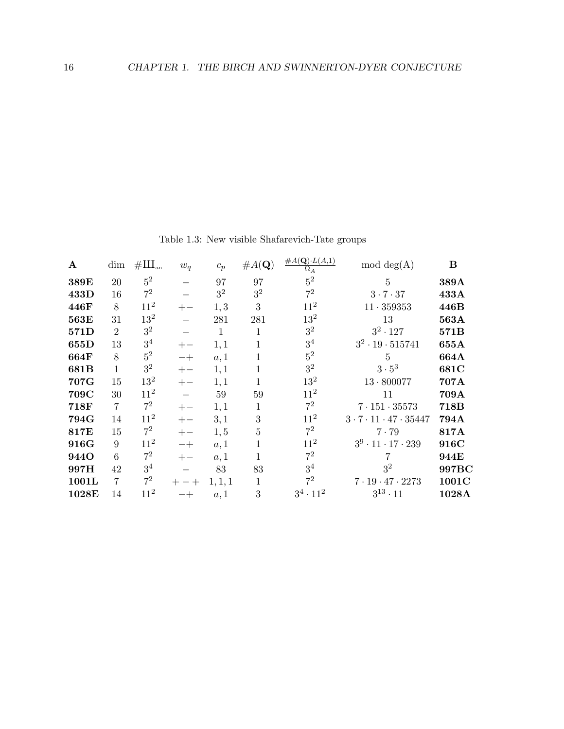Table 1.3: New visible Shafarevich-Tate groups

| **A** | dim | $\#Ш_{\mathrm{an}}$ | $w_q$ | $c_p$ | $\#A(\mathbf{Q})$ | $\frac{\#A(\mathbf{Q})\cdot L(A,1)}{\Omega_A}$ | mod deg(A) | **B** |
|---|---|---|---|---|---|---|---|---|
| **389E** | 20 | $5^2$ | $-$ | 97 | 97 | $5^2$ | $5$ | **389A** |
| **433D** | 16 | $7^2$ | $-$ | $3^2$ | $3^2$ | $7^2$ | $3\cdot 7\cdot 37$ | **433A** |
| **446F** | 8 | $11^2$ | $+-$ | $1,3$ | 3 | $11^2$ | $11\cdot 359353$ | **446B** |
| **563E** | 31 | $13^2$ | $-$ | 281 | 281 | $13^2$ | $13$ | **563A** |
| **571D** | 2 | $3^2$ | $-$ | 1 | 1 | $3^2$ | $3^2\cdot 127$ | **571B** |
| **655D** | 13 | $3^4$ | $+-$ | $1,1$ | 1 | $3^4$ | $3^2\cdot 19\cdot 515741$ | **655A** |
| **664F** | 8 | $5^2$ | $-+$ | $a,1$ | 1 | $5^2$ | $5$ | **664A** |
| **681B** | 1 | $3^2$ | $+-$ | $1,1$ | 1 | $3^2$ | $3\cdot 5^3$ | **681C** |
| **707G** | 15 | $13^2$ | $+-$ | $1,1$ | 1 | $13^2$ | $13\cdot 800077$ | **707A** |
| **709C** | 30 | $11^2$ | $-$ | 59 | 59 | $11^2$ | $11$ | **709A** |
| **718F** | 7 | $7^2$ | $+-$ | $1,1$ | 1 | $7^2$ | $7\cdot 151\cdot 35573$ | **718B** |
| **794G** | 14 | $11^2$ | $+-$ | $3,1$ | 3 | $11^2$ | $3\cdot 7\cdot 11\cdot 47\cdot 35447$ | **794A** |
| **817E** | 15 | $7^2$ | $+-$ | $1,5$ | 5 | $7^2$ | $7\cdot 79$ | **817A** |
| **916G** | 9 | $11^2$ | $-+$ | $a,1$ | 1 | $11^2$ | $3^9\cdot 11\cdot 17\cdot 239$ | **916C** |
| **944O** | 6 | $7^2$ | $+-$ | $a,1$ | 1 | $7^2$ | $7$ | **944E** |
| **997H** | 42 | $3^4$ | $-$ | 83 | 83 | $3^4$ | $3^2$ | **997BC** |
| **1001L** | 7 | $7^2$ | $+-+$ | $1,1,1$ | 1 | $7^2$ | $7\cdot 19\cdot 47\cdot 2273$ | **1001C** |
| **1028E** | 14 | $11^2$ | $-+$ | $a,1$ | 3 | $3^4\cdot 11^2$ | $3^{13}\cdot 11$ | **1028A** |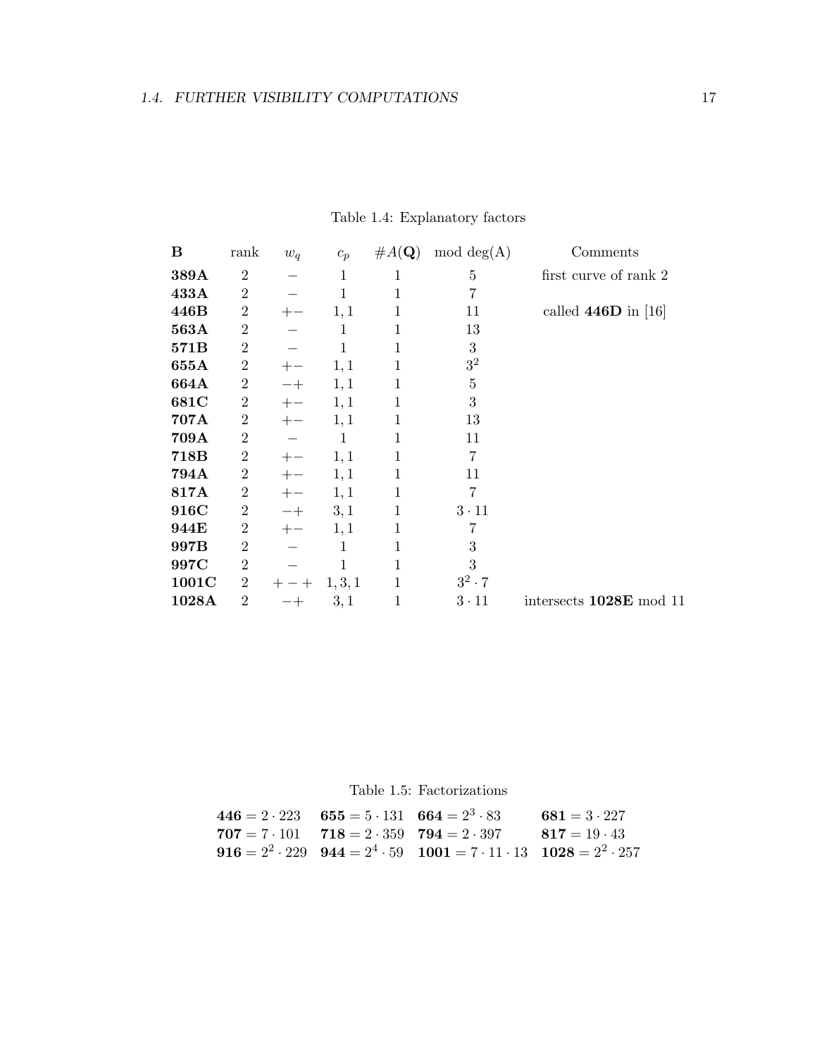Table 1.4: Explanatory factors

| **B** | rank | $w_q$ | $c_p$ | $\#A(\mathbf{Q})$ | mod deg(A) | Comments |
|---|---|---|---|---|---|---|
| **389A** | 2 | $-$ | 1 | 1 | 5 | first curve of rank 2 |
| **433A** | 2 | $-$ | 1 | 1 | 7 | |
| **446B** | 2 | $+-$ | $1,1$ | 1 | 11 | called **446D** in [16] |
| **563A** | 2 | $-$ | 1 | 1 | 13 | |
| **571B** | 2 | $-$ | 1 | 1 | 3 | |
| **655A** | 2 | $+-$ | $1,1$ | 1 | $3^2$ | |
| **664A** | 2 | $-+$ | $1,1$ | 1 | 5 | |
| **681C** | 2 | $+-$ | $1,1$ | 1 | 3 | |
| **707A** | 2 | $+-$ | $1,1$ | 1 | 13 | |
| **709A** | 2 | $-$ | 1 | 1 | 11 | |
| **718B** | 2 | $+-$ | $1,1$ | 1 | 7 | |
| **794A** | 2 | $+-$ | $1,1$ | 1 | 11 | |
| **817A** | 2 | $+-$ | $1,1$ | 1 | 7 | |
| **916C** | 2 | $-+$ | $3,1$ | 1 | $3\cdot 11$ | |
| **944E** | 2 | $+-$ | $1,1$ | 1 | 7 | |
| **997B** | 2 | $-$ | 1 | 1 | 3 | |
| **997C** | 2 | $-$ | 1 | 1 | 3 | |
| **1001C** | 2 | $+-+$ | $1,3,1$ | 1 | $3^2\cdot 7$ | |
| **1028A** | 2 | $-+$ | $3,1$ | 1 | $3\cdot 11$ | intersects **1028E** mod 11 |

Table 1.5: Factorizations

| | | | |
|---|---|---|---|
| $\mathbf{446} = 2\cdot 223$ | $\mathbf{655} = 5\cdot 131$ | $\mathbf{664} = 2^3\cdot 83$ | $\mathbf{681} = 3\cdot 227$ |
| $\mathbf{707} = 7\cdot 101$ | $\mathbf{718} = 2\cdot 359$ | $\mathbf{794} = 2\cdot 397$ | $\mathbf{817} = 19\cdot 43$ |
| $\mathbf{916} = 2^2\cdot 229$ | $\mathbf{944} = 2^4\cdot 59$ | $\mathbf{1001} = 7\cdot 11\cdot 13$ | $\mathbf{1028} = 2^2\cdot 257$ |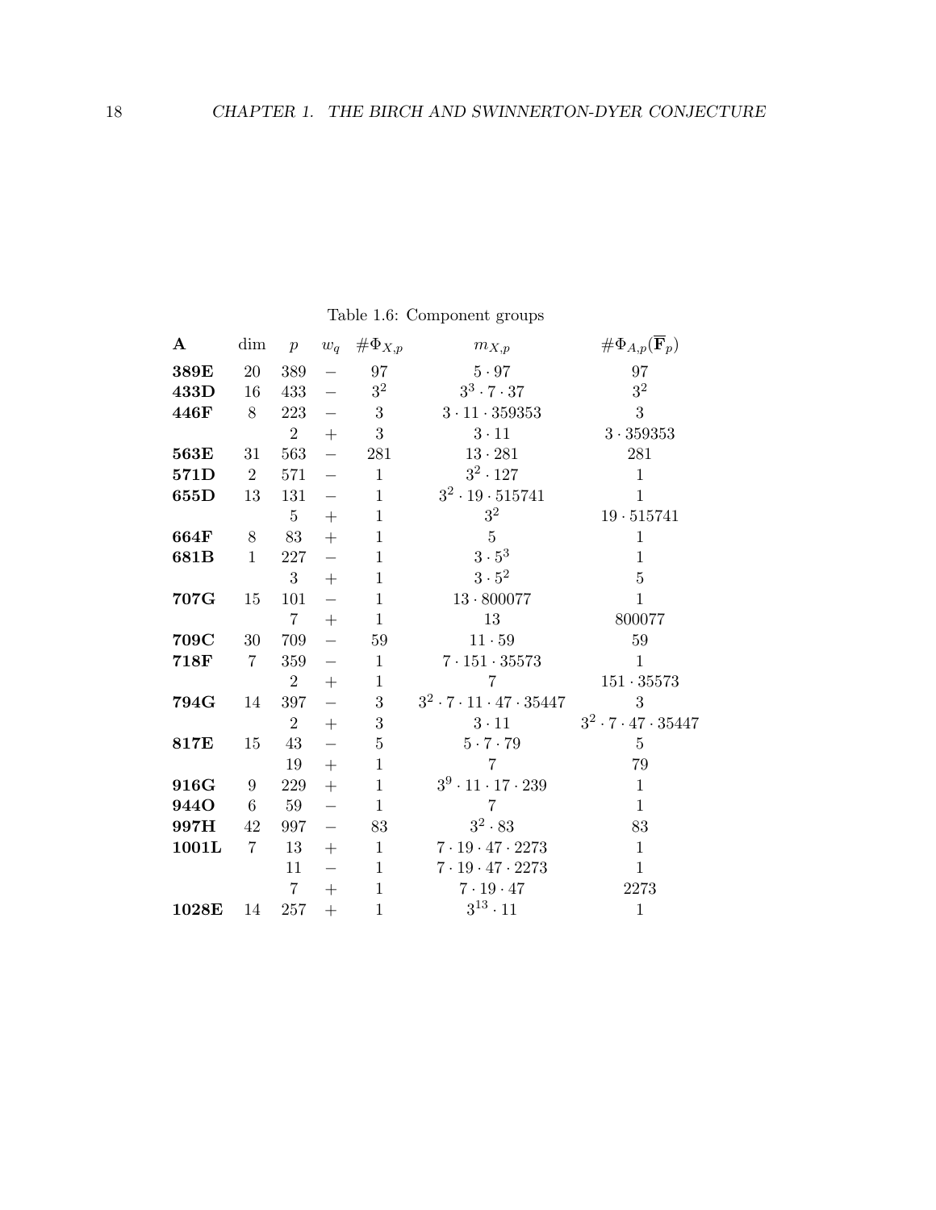Table 1.6: Component groups

| **A** | dim | $p$ | $w_q$ | $\#\Phi_{X,p}$ | $m_{X,p}$ | $\#\Phi_{A,p}(\overline{\mathbf{F}}_p)$ |
|---|---|---|---|---|---|---|
| **389E** | 20 | 389 | $-$ | 97 | $5 \cdot 97$ | 97 |
| **433D** | 16 | 433 | $-$ | $3^2$ | $3^3 \cdot 7 \cdot 37$ | $3^2$ |
| **446F** | 8 | 223 | $-$ | 3 | $3 \cdot 11 \cdot 359353$ | 3 |
| | | 2 | $+$ | 3 | $3 \cdot 11$ | $3 \cdot 359353$ |
| **563E** | 31 | 563 | $-$ | 281 | $13 \cdot 281$ | 281 |
| **571D** | 2 | 571 | $-$ | 1 | $3^2 \cdot 127$ | 1 |
| **655D** | 13 | 131 | $-$ | 1 | $3^2 \cdot 19 \cdot 515741$ | 1 |
| | | 5 | $+$ | 1 | $3^2$ | $19 \cdot 515741$ |
| **664F** | 8 | 83 | $+$ | 1 | 5 | 1 |
| **681B** | 1 | 227 | $-$ | 1 | $3 \cdot 5^3$ | 1 |
| | | 3 | $+$ | 1 | $3 \cdot 5^2$ | 5 |
| **707G** | 15 | 101 | $-$ | 1 | $13 \cdot 800077$ | 1 |
| | | 7 | $+$ | 1 | 13 | 800077 |
| **709C** | 30 | 709 | $-$ | 59 | $11 \cdot 59$ | 59 |
| **718F** | 7 | 359 | $-$ | 1 | $7 \cdot 151 \cdot 35573$ | 1 |
| | | 2 | $+$ | 1 | 7 | $151 \cdot 35573$ |
| **794G** | 14 | 397 | $-$ | 3 | $3^2 \cdot 7 \cdot 11 \cdot 47 \cdot 35447$ | 3 |
| | | 2 | $+$ | 3 | $3 \cdot 11$ | $3^2 \cdot 7 \cdot 47 \cdot 35447$ |
| **817E** | 15 | 43 | $-$ | 5 | $5 \cdot 7 \cdot 79$ | 5 |
| | | 19 | $+$ | 1 | 7 | 79 |
| **916G** | 9 | 229 | $+$ | 1 | $3^9 \cdot 11 \cdot 17 \cdot 239$ | 1 |
| **944O** | 6 | 59 | $-$ | 1 | 7 | 1 |
| **997H** | 42 | 997 | $-$ | 83 | $3^2 \cdot 83$ | 83 |
| **1001L** | 7 | 13 | $+$ | 1 | $7 \cdot 19 \cdot 47 \cdot 2273$ | 1 |
| | | 11 | $-$ | 1 | $7 \cdot 19 \cdot 47 \cdot 2273$ | 1 |
| | | 7 | $+$ | 1 | $7 \cdot 19 \cdot 47$ | 2273 |
| **1028E** | 14 | 257 | $+$ | 1 | $3^{13} \cdot 11$ | 1 |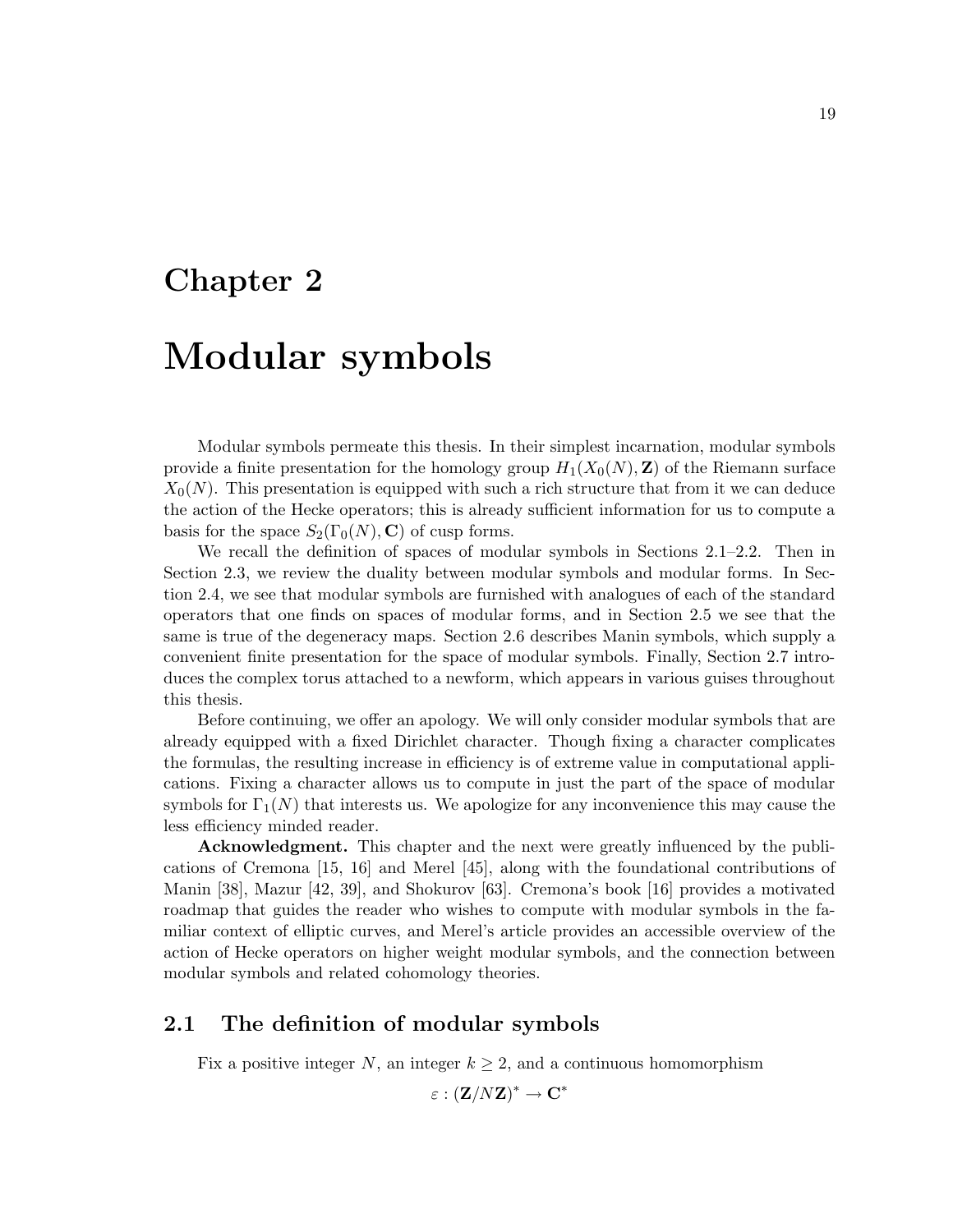# Chapter 2

# Modular symbols

Modular symbols permeate this thesis. In their simplest incarnation, modular symbols provide a finite presentation for the homology group $H_1(X_0(N), \mathbf{Z})$ of the Riemann surface $X_0(N)$. This presentation is equipped with such a rich structure that from it we can deduce the action of the Hecke operators; this is already sufficient information for us to compute a basis for the space $S_2(\Gamma_0(N), \mathbf{C})$ of cusp forms.

We recall the definition of spaces of modular symbols in Sections 2.1–2.2. Then in Section 2.3, we review the duality between modular symbols and modular forms. In Section 2.4, we see that modular symbols are furnished with analogues of each of the standard operators that one finds on spaces of modular forms, and in Section 2.5 we see that the same is true of the degeneracy maps. Section 2.6 describes Manin symbols, which supply a convenient finite presentation for the space of modular symbols. Finally, Section 2.7 introduces the complex torus attached to a newform, which appears in various guises throughout this thesis.

Before continuing, we offer an apology. We will only consider modular symbols that are already equipped with a fixed Dirichlet character. Though fixing a character complicates the formulas, the resulting increase in efficiency is of extreme value in computational applications. Fixing a character allows us to compute in just the part of the space of modular symbols for $\Gamma_1(N)$ that interests us. We apologize for any inconvenience this may cause the less efficiency minded reader.

**Acknowledgment.** This chapter and the next were greatly influenced by the publications of Cremona [15, 16] and Merel [45], along with the foundational contributions of Manin [38], Mazur [42, 39], and Shokurov [63]. Cremona's book [16] provides a motivated roadmap that guides the reader who wishes to compute with modular symbols in the familiar context of elliptic curves, and Merel's article provides an accessible overview of the action of Hecke operators on higher weight modular symbols, and the connection between modular symbols and related cohomology theories.

## 2.1 The definition of modular symbols

Fix a positive integer $N$, an integer $k \geq 2$, and a continuous homomorphism

$$\varepsilon : (\mathbf{Z}/N\mathbf{Z})^* \to \mathbf{C}^*$$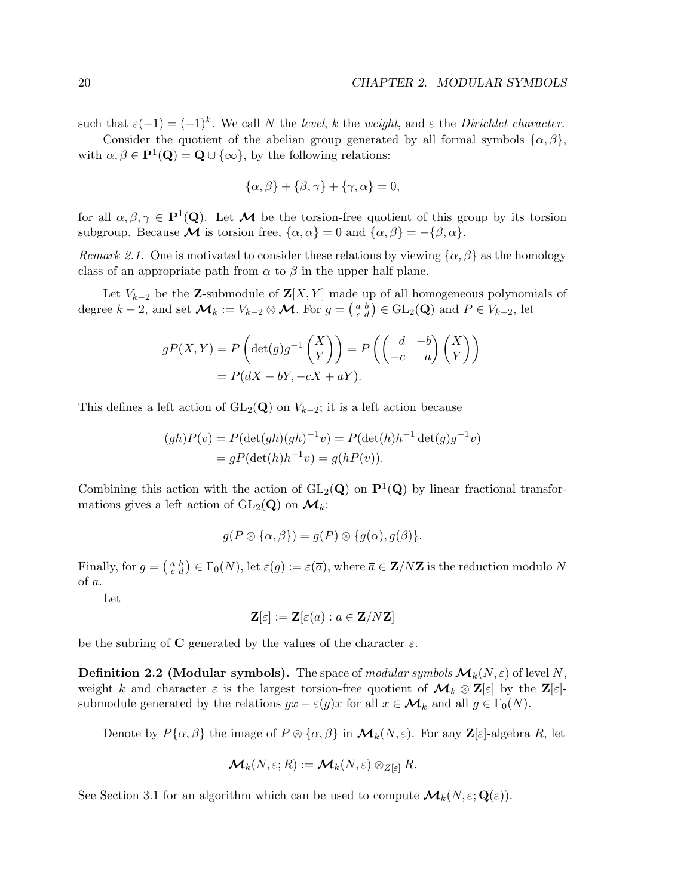such that $\varepsilon(-1) = (-1)^k$. We call $N$ the *level*, $k$ the *weight*, and $\varepsilon$ the *Dirichlet character*.

Consider the quotient of the abelian group generated by all formal symbols $\{\alpha, \beta\}$, with $\alpha, \beta \in \mathbf{P}^1(\mathbf{Q}) = \mathbf{Q} \cup \{\infty\}$, by the following relations:

$$\{\alpha, \beta\} + \{\beta, \gamma\} + \{\gamma, \alpha\} = 0,$$

for all $\alpha, \beta, \gamma \in \mathbf{P}^1(\mathbf{Q})$. Let $\boldsymbol{\mathcal{M}}$ be the torsion-free quotient of this group by its torsion subgroup. Because $\boldsymbol{\mathcal{M}}$ is torsion free, $\{\alpha, \alpha\} = 0$ and $\{\alpha, \beta\} = -\{\beta, \alpha\}$.

*Remark 2.1.* One is motivated to consider these relations by viewing $\{\alpha, \beta\}$ as the homology class of an appropriate path from $\alpha$ to $\beta$ in the upper half plane.

Let $V_{k-2}$ be the $\mathbf{Z}$-submodule of $\mathbf{Z}[X, Y]$ made up of all homogeneous polynomials of degree $k-2$, and set $\boldsymbol{\mathcal{M}}_k := V_{k-2} \otimes \boldsymbol{\mathcal{M}}$. For $g = \left(\begin{smallmatrix} a & b \\ c & d \end{smallmatrix}\right) \in \mathrm{GL}_2(\mathbf{Q})$ and $P \in V_{k-2}$, let

$$\begin{aligned} gP(X, Y) &= P\left(\det(g) g^{-1} \begin{pmatrix} X \\ Y \end{pmatrix}\right) = P\left(\begin{pmatrix} d & -b \\ -c & a \end{pmatrix} \begin{pmatrix} X \\ Y \end{pmatrix}\right) \\ &= P(dX - bY, -cX + aY). \end{aligned}$$

This defines a left action of $\mathrm{GL}_2(\mathbf{Q})$ on $V_{k-2}$; it is a left action because

$$\begin{aligned} (gh)P(v) &= P(\det(gh)(gh)^{-1} v) = P(\det(h) h^{-1} \det(g) g^{-1} v) \\ &= gP(\det(h) h^{-1} v) = g(hP(v)). \end{aligned}$$

Combining this action with the action of $\mathrm{GL}_2(\mathbf{Q})$ on $\mathbf{P}^1(\mathbf{Q})$ by linear fractional transformations gives a left action of $\mathrm{GL}_2(\mathbf{Q})$ on $\boldsymbol{\mathcal{M}}_k$:

$$g(P \otimes \{\alpha, \beta\}) = g(P) \otimes \{g(\alpha), g(\beta)\}.$$

Finally, for $g = \left(\begin{smallmatrix} a & b \\ c & d \end{smallmatrix}\right) \in \Gamma_0(N)$, let $\varepsilon(g) := \varepsilon(\overline{a})$, where $\overline{a} \in \mathbf{Z}/N\mathbf{Z}$ is the reduction modulo $N$ of $a$.

Let

$$\mathbf{Z}[\varepsilon] := \mathbf{Z}[\varepsilon(a) : a \in \mathbf{Z}/N\mathbf{Z}]$$

be the subring of $\mathbf{C}$ generated by the values of the character $\varepsilon$.

**Definition 2.2 (Modular symbols).** The space of *modular symbols* $\boldsymbol{\mathcal{M}}_k(N, \varepsilon)$ of level $N$, weight $k$ and character $\varepsilon$ is the largest torsion-free quotient of $\boldsymbol{\mathcal{M}}_k \otimes \mathbf{Z}[\varepsilon]$ by the $\mathbf{Z}[\varepsilon]$-submodule generated by the relations $gx - \varepsilon(g)x$ for all $x \in \boldsymbol{\mathcal{M}}_k$ and all $g \in \Gamma_0(N)$.

Denote by $P\{\alpha, \beta\}$ the image of $P \otimes \{\alpha, \beta\}$ in $\boldsymbol{\mathcal{M}}_k(N, \varepsilon)$. For any $\mathbf{Z}[\varepsilon]$-algebra $R$, let

$$\boldsymbol{\mathcal{M}}_k(N, \varepsilon; R) := \boldsymbol{\mathcal{M}}_k(N, \varepsilon) \otimes_{Z[\varepsilon]} R.$$

See Section 3.1 for an algorithm which can be used to compute $\boldsymbol{\mathcal{M}}_k(N, \varepsilon; \mathbf{Q}(\varepsilon))$.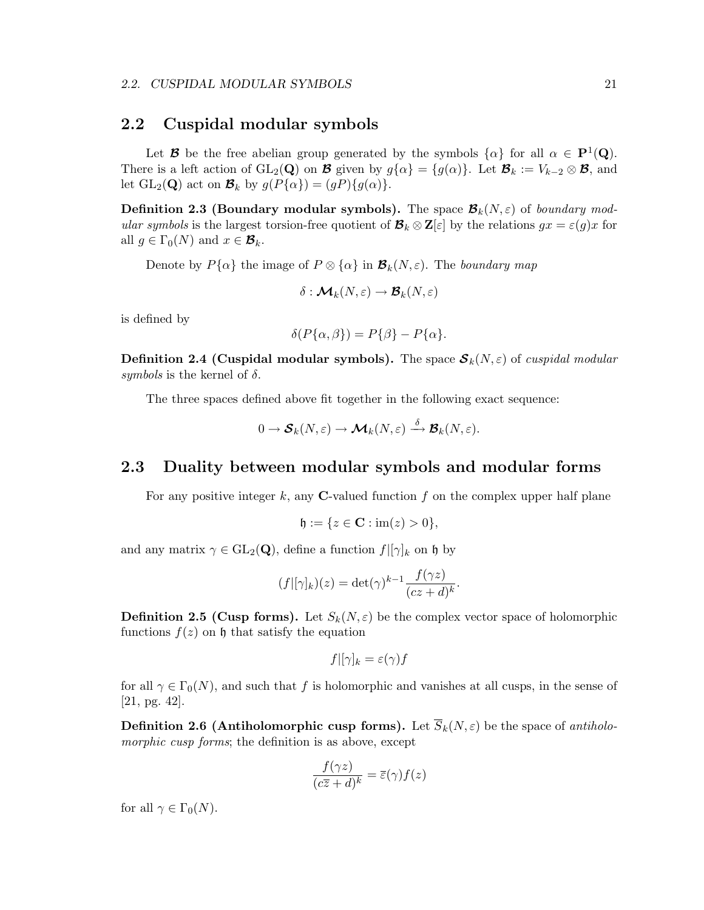## 2.2 Cuspidal modular symbols

Let $\boldsymbol{\mathcal{B}}$ be the free abelian group generated by the symbols $\{\alpha\}$ for all $\alpha \in \mathbf{P}^1(\mathbf{Q})$. There is a left action of $\mathrm{GL}_2(\mathbf{Q})$ on $\boldsymbol{\mathcal{B}}$ given by $g\{\alpha\} = \{g(\alpha)\}$. Let $\boldsymbol{\mathcal{B}}_k := V_{k-2} \otimes \boldsymbol{\mathcal{B}}$, and let $\mathrm{GL}_2(\mathbf{Q})$ act on $\boldsymbol{\mathcal{B}}_k$ by $g(P\{\alpha\}) = (gP)\{g(\alpha)\}$.

**Definition 2.3 (Boundary modular symbols).** The space $\boldsymbol{\mathcal{B}}_k(N, \varepsilon)$ of *boundary modular symbols* is the largest torsion-free quotient of $\boldsymbol{\mathcal{B}}_k \otimes \mathbf{Z}[\varepsilon]$ by the relations $gx = \varepsilon(g)x$ for all $g \in \Gamma_0(N)$ and $x \in \boldsymbol{\mathcal{B}}_k$.

Denote by $P\{\alpha\}$ the image of $P \otimes \{\alpha\}$ in $\boldsymbol{\mathcal{B}}_k(N, \varepsilon)$. The *boundary map*

$$\delta : \boldsymbol{\mathcal{M}}_k(N, \varepsilon) \to \boldsymbol{\mathcal{B}}_k(N, \varepsilon)$$

is defined by

$$\delta(P\{\alpha, \beta\}) = P\{\beta\} - P\{\alpha\}.$$

**Definition 2.4 (Cuspidal modular symbols).** The space $\boldsymbol{\mathcal{S}}_k(N, \varepsilon)$ of *cuspidal modular symbols* is the kernel of $\delta$.

The three spaces defined above fit together in the following exact sequence:

$$0 \to \boldsymbol{\mathcal{S}}_k(N, \varepsilon) \to \boldsymbol{\mathcal{M}}_k(N, \varepsilon) \xrightarrow{\delta} \boldsymbol{\mathcal{B}}_k(N, \varepsilon).$$

## 2.3 Duality between modular symbols and modular forms

For any positive integer $k$, any $\mathbf{C}$-valued function $f$ on the complex upper half plane

$$\mathfrak{h} := \{z \in \mathbf{C} : \mathrm{im}(z) > 0\},$$

and any matrix $\gamma \in \mathrm{GL}_2(\mathbf{Q})$, define a function $f|[\gamma]_k$ on $\mathfrak{h}$ by

$$(f|[\gamma]_k)(z) = \det(\gamma)^{k-1} \frac{f(\gamma z)}{(cz+d)^k}.$$

**Definition 2.5 (Cusp forms).** Let $S_k(N, \varepsilon)$ be the complex vector space of holomorphic functions $f(z)$ on $\mathfrak{h}$ that satisfy the equation

$$f|[\gamma]_k = \varepsilon(\gamma) f$$

for all $\gamma \in \Gamma_0(N)$, and such that $f$ is holomorphic and vanishes at all cusps, in the sense of [21, pg. 42].

**Definition 2.6 (Antiholomorphic cusp forms).** Let $\overline{S}_k(N, \varepsilon)$ be the space of *antiholomorphic cusp forms*; the definition is as above, except

$$\frac{f(\gamma z)}{(c\overline{z}+d)^k} = \overline{\varepsilon}(\gamma) f(z)$$

for all $\gamma \in \Gamma_0(N)$.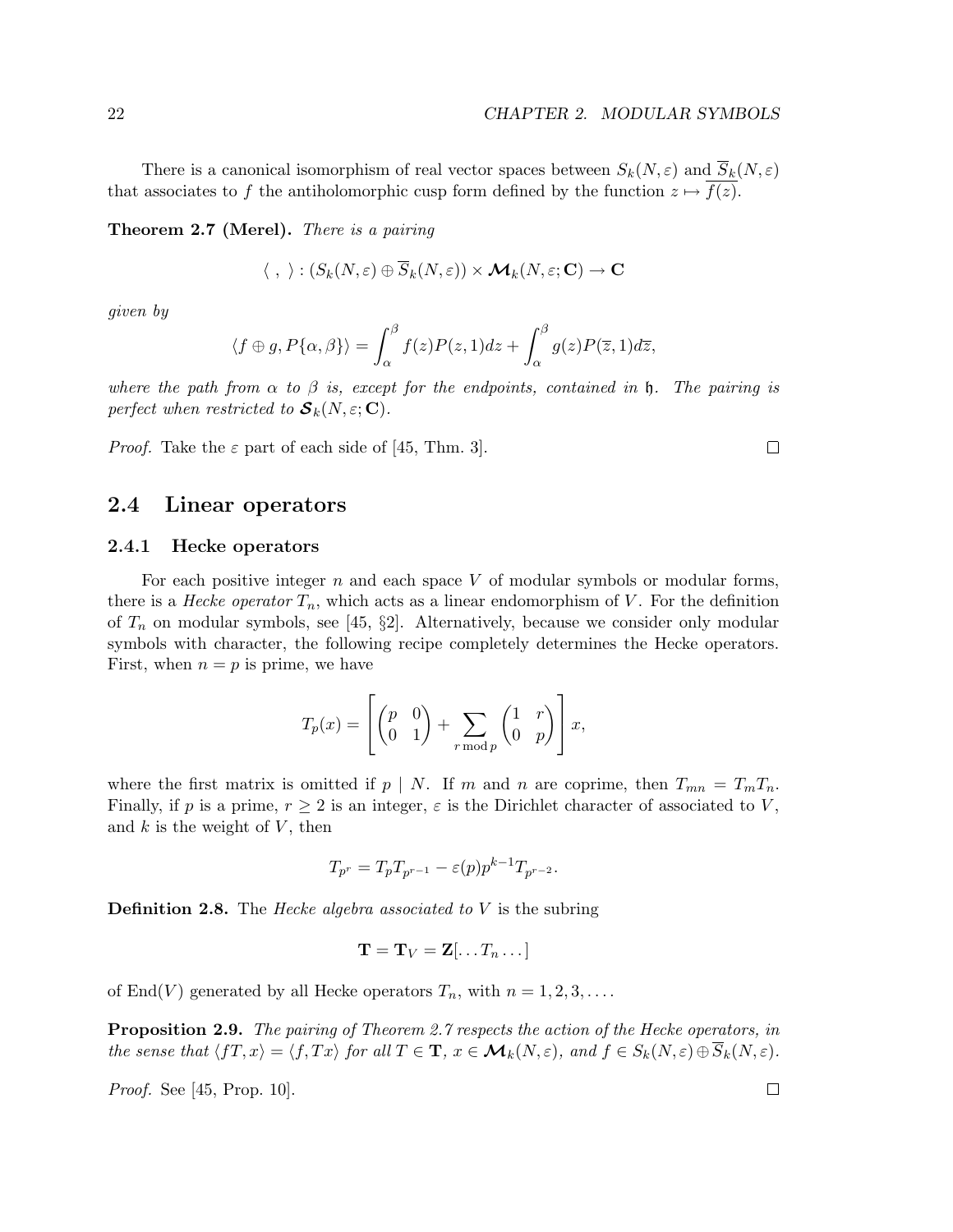There is a canonical isomorphism of real vector spaces between $S_k(N,\varepsilon)$ and $\overline{S}_k(N,\varepsilon)$ that associates to $f$ the antiholomorphic cusp form defined by the function $z \mapsto \overline{f(z)}$.

**Theorem 2.7 (Merel).** *There is a pairing*

$$\langle\ ,\ \rangle : (S_k(N,\varepsilon) \oplus \overline{S}_k(N,\varepsilon)) \times \boldsymbol{\mathcal{M}}_k(N,\varepsilon;\mathbf{C}) \to \mathbf{C}$$

*given by*

$$\langle f \oplus g, P\{\alpha,\beta\}\rangle = \int_\alpha^\beta f(z)P(z,1)dz + \int_\alpha^\beta g(z)P(\overline{z},1)d\overline{z},$$

*where the path from $\alpha$ to $\beta$ is, except for the endpoints, contained in $\mathfrak{h}$. The pairing is perfect when restricted to $\boldsymbol{\mathcal{S}}_k(N,\varepsilon;\mathbf{C})$.*

*Proof.* Take the $\varepsilon$ part of each side of [45, Thm. 3]. □

## 2.4 Linear operators

### 2.4.1 Hecke operators

For each positive integer $n$ and each space $V$ of modular symbols or modular forms, there is a *Hecke operator* $T_n$, which acts as a linear endomorphism of $V$. For the definition of $T_n$ on modular symbols, see [45, §2]. Alternatively, because we consider only modular symbols with character, the following recipe completely determines the Hecke operators. First, when $n = p$ is prime, we have

$$T_p(x) = \left[\begin{pmatrix} p & 0 \\ 0 & 1 \end{pmatrix} + \sum_{r \bmod p} \begin{pmatrix} 1 & r \\ 0 & p \end{pmatrix}\right] x,$$

where the first matrix is omitted if $p \mid N$. If $m$ and $n$ are coprime, then $T_{mn} = T_m T_n$. Finally, if $p$ is a prime, $r \geq 2$ is an integer, $\varepsilon$ is the Dirichlet character of associated to $V$, and $k$ is the weight of $V$, then

$$T_{p^r} = T_p T_{p^{r-1}} - \varepsilon(p)p^{k-1}T_{p^{r-2}}.$$

**Definition 2.8.** The *Hecke algebra associated to $V$* is the subring

$$\mathbf{T} = \mathbf{T}_V = \mathbf{Z}[\ldots T_n \ldots]$$

of $\mathrm{End}(V)$ generated by all Hecke operators $T_n$, with $n = 1, 2, 3, \ldots$.

**Proposition 2.9.** *The pairing of Theorem 2.7 respects the action of the Hecke operators, in the sense that $\langle fT, x\rangle = \langle f, Tx\rangle$ for all $T \in \mathbf{T}$, $x \in \boldsymbol{\mathcal{M}}_k(N,\varepsilon)$, and $f \in S_k(N,\varepsilon) \oplus \overline{S}_k(N,\varepsilon)$.*

*Proof.* See [45, Prop. 10]. □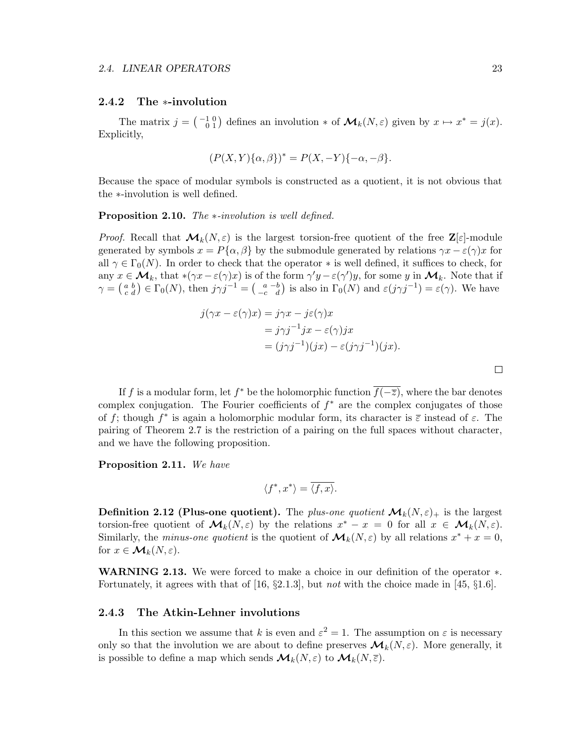### 2.4.2 The $*$-involution

The matrix $j = \left(\begin{smallmatrix} -1 & 0 \\ 0 & 1 \end{smallmatrix}\right)$ defines an involution $*$ of $\boldsymbol{\mathcal{M}}_k(N,\varepsilon)$ given by $x \mapsto x^* = j(x)$. Explicitly,

$$(P(X,Y)\{\alpha,\beta\})^* = P(X,-Y)\{-\alpha,-\beta\}.$$

Because the space of modular symbols is constructed as a quotient, it is not obvious that the $*$-involution is well defined.

**Proposition 2.10.** *The $*$-involution is well defined.*

*Proof.* Recall that $\boldsymbol{\mathcal{M}}_k(N,\varepsilon)$ is the largest torsion-free quotient of the free $\mathbf{Z}[\varepsilon]$-module generated by symbols $x = P\{\alpha,\beta\}$ by the submodule generated by relations $\gamma x - \varepsilon(\gamma)x$ for all $\gamma \in \Gamma_0(N)$. In order to check that the operator $*$ is well defined, it suffices to check, for any $x \in \boldsymbol{\mathcal{M}}_k$, that $*(\gamma x - \varepsilon(\gamma)x)$ is of the form $\gamma' y - \varepsilon(\gamma')y$, for some $y$ in $\boldsymbol{\mathcal{M}}_k$. Note that if $\gamma = \left(\begin{smallmatrix} a & b \\ c & d \end{smallmatrix}\right) \in \Gamma_0(N)$, then $j\gamma j^{-1} = \left(\begin{smallmatrix} a & -b \\ -c & d \end{smallmatrix}\right)$ is also in $\Gamma_0(N)$ and $\varepsilon(j\gamma j^{-1}) = \varepsilon(\gamma)$. We have

$$\begin{aligned} j(\gamma x - \varepsilon(\gamma)x) &= j\gamma x - j\varepsilon(\gamma)x \\ &= j\gamma j^{-1} jx - \varepsilon(\gamma)jx \\ &= (j\gamma j^{-1})(jx) - \varepsilon(j\gamma j^{-1})(jx). \end{aligned}$$

$\square$

If $f$ is a modular form, let $f^*$ be the holomorphic function $\overline{f(-\overline{z})}$, where the bar denotes complex conjugation. The Fourier coefficients of $f^*$ are the complex conjugates of those of $f$; though $f^*$ is again a holomorphic modular form, its character is $\overline{\varepsilon}$ instead of $\varepsilon$. The pairing of Theorem 2.7 is the restriction of a pairing on the full spaces without character, and we have the following proposition.

**Proposition 2.11.** *We have*

$$\langle f^*, x^* \rangle = \overline{\langle f, x \rangle}.$$

**Definition 2.12 (Plus-one quotient).** The *plus-one quotient* $\boldsymbol{\mathcal{M}}_k(N,\varepsilon)_+$ is the largest torsion-free quotient of $\boldsymbol{\mathcal{M}}_k(N,\varepsilon)$ by the relations $x^* - x = 0$ for all $x \in \boldsymbol{\mathcal{M}}_k(N,\varepsilon)$. Similarly, the *minus-one quotient* is the quotient of $\boldsymbol{\mathcal{M}}_k(N,\varepsilon)$ by all relations $x^* + x = 0$, for $x \in \boldsymbol{\mathcal{M}}_k(N,\varepsilon)$.

**WARNING 2.13.** We were forced to make a choice in our definition of the operator $*$. Fortunately, it agrees with that of [16, §2.1.3], but *not* with the choice made in [45, §1.6].

### 2.4.3 The Atkin-Lehner involutions

In this section we assume that $k$ is even and $\varepsilon^2 = 1$. The assumption on $\varepsilon$ is necessary only so that the involution we are about to define preserves $\boldsymbol{\mathcal{M}}_k(N,\varepsilon)$. More generally, it is possible to define a map which sends $\boldsymbol{\mathcal{M}}_k(N,\varepsilon)$ to $\boldsymbol{\mathcal{M}}_k(N,\overline{\varepsilon})$.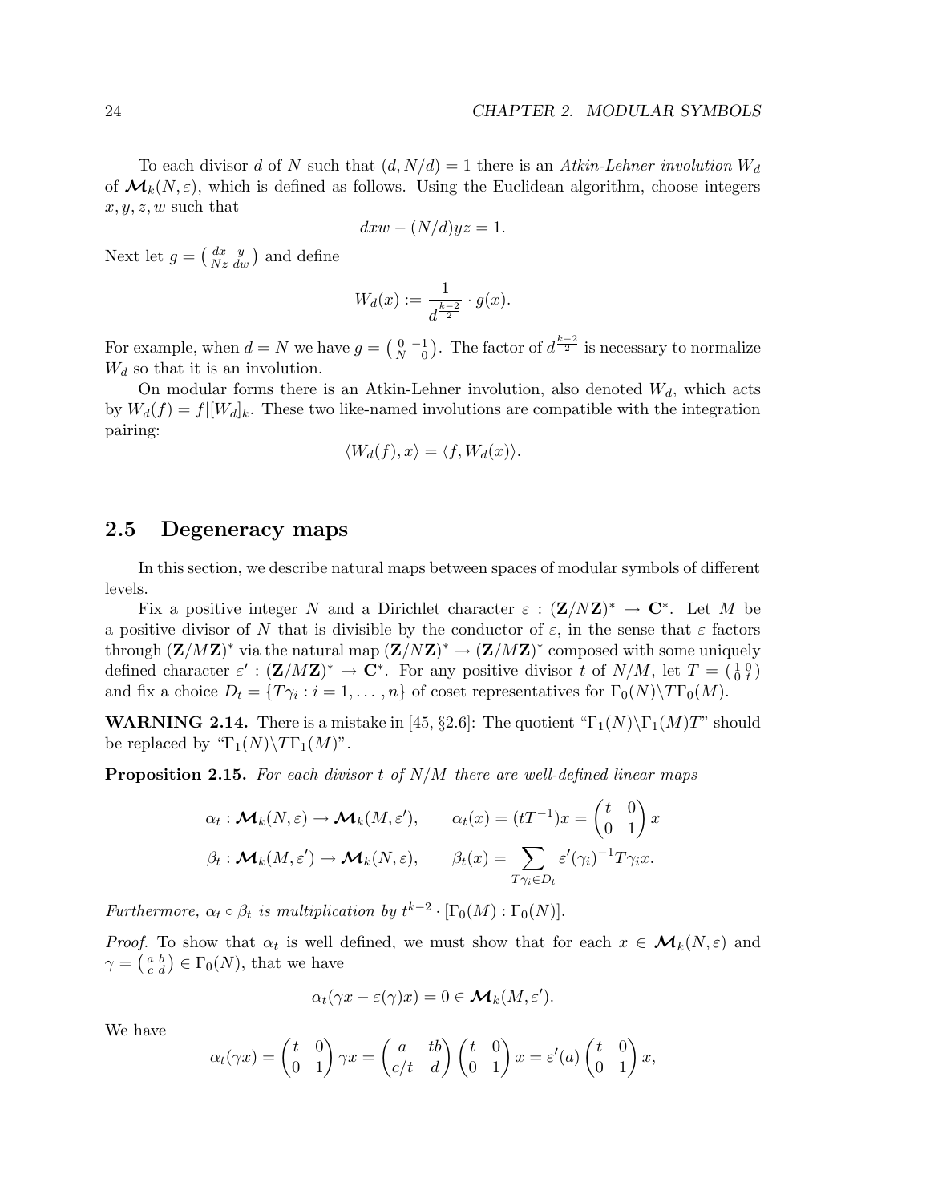To each divisor $d$ of $N$ such that $(d, N/d) = 1$ there is an *Atkin-Lehner involution* $W_d$ of $\boldsymbol{\mathcal{M}}_k(N, \varepsilon)$, which is defined as follows. Using the Euclidean algorithm, choose integers $x, y, z, w$ such that

$$dxw - (N/d)yz = 1.$$

Next let $g = \left(\begin{smallmatrix} dx & y \\ Nz & dw \end{smallmatrix}\right)$ and define

$$W_d(x) := \frac{1}{d^{\frac{k-2}{2}}} \cdot g(x).$$

For example, when $d = N$ we have $g = \left(\begin{smallmatrix} 0 & -1 \\ N & 0 \end{smallmatrix}\right)$. The factor of $d^{\frac{k-2}{2}}$ is necessary to normalize $W_d$ so that it is an involution.

On modular forms there is an Atkin-Lehner involution, also denoted $W_d$, which acts by $W_d(f) = f|[W_d]_k$. These two like-named involutions are compatible with the integration pairing:

$$\langle W_d(f), x\rangle = \langle f, W_d(x)\rangle.$$

## 2.5 Degeneracy maps

In this section, we describe natural maps between spaces of modular symbols of different levels.

Fix a positive integer $N$ and a Dirichlet character $\varepsilon : (\mathbf{Z}/N\mathbf{Z})^* \to \mathbf{C}^*$. Let $M$ be a positive divisor of $N$ that is divisible by the conductor of $\varepsilon$, in the sense that $\varepsilon$ factors through $(\mathbf{Z}/M\mathbf{Z})^*$ via the natural map $(\mathbf{Z}/N\mathbf{Z})^* \to (\mathbf{Z}/M\mathbf{Z})^*$ composed with some uniquely defined character $\varepsilon' : (\mathbf{Z}/M\mathbf{Z})^* \to \mathbf{C}^*$. For any positive divisor $t$ of $N/M$, let $T = \left(\begin{smallmatrix} 1 & 0 \\ 0 & t \end{smallmatrix}\right)$ and fix a choice $D_t = \{T\gamma_i : i = 1, \ldots, n\}$ of coset representatives for $\Gamma_0(N)\backslash T\Gamma_0(M)$.

**WARNING 2.14.** There is a mistake in [45, §2.6]: The quotient "$\Gamma_1(N)\backslash\Gamma_1(M)T$" should be replaced by "$\Gamma_1(N)\backslash T\Gamma_1(M)$".

**Proposition 2.15.** *For each divisor $t$ of $N/M$ there are well-defined linear maps*

$$\alpha_t : \boldsymbol{\mathcal{M}}_k(N, \varepsilon) \to \boldsymbol{\mathcal{M}}_k(M, \varepsilon'), \qquad \alpha_t(x) = (tT^{-1})x = \begin{pmatrix} t & 0 \\ 0 & 1 \end{pmatrix} x$$

$$\beta_t : \boldsymbol{\mathcal{M}}_k(M, \varepsilon') \to \boldsymbol{\mathcal{M}}_k(N, \varepsilon), \qquad \beta_t(x) = \sum_{T\gamma_i \in D_t} \varepsilon'(\gamma_i)^{-1} T\gamma_i x.$$

*Furthermore, $\alpha_t \circ \beta_t$ is multiplication by $t^{k-2} \cdot [\Gamma_0(M) : \Gamma_0(N)]$.*

*Proof.* To show that $\alpha_t$ is well defined, we must show that for each $x \in \boldsymbol{\mathcal{M}}_k(N, \varepsilon)$ and $\gamma = \left(\begin{smallmatrix} a & b \\ c & d \end{smallmatrix}\right) \in \Gamma_0(N)$, that we have

$$\alpha_t(\gamma x - \varepsilon(\gamma)x) = 0 \in \boldsymbol{\mathcal{M}}_k(M, \varepsilon').$$

We have

$$\alpha_t(\gamma x) = \begin{pmatrix} t & 0 \\ 0 & 1 \end{pmatrix} \gamma x = \begin{pmatrix} a & tb \\ c/t & d \end{pmatrix} \begin{pmatrix} t & 0 \\ 0 & 1 \end{pmatrix} x = \varepsilon'(a) \begin{pmatrix} t & 0 \\ 0 & 1 \end{pmatrix} x,$$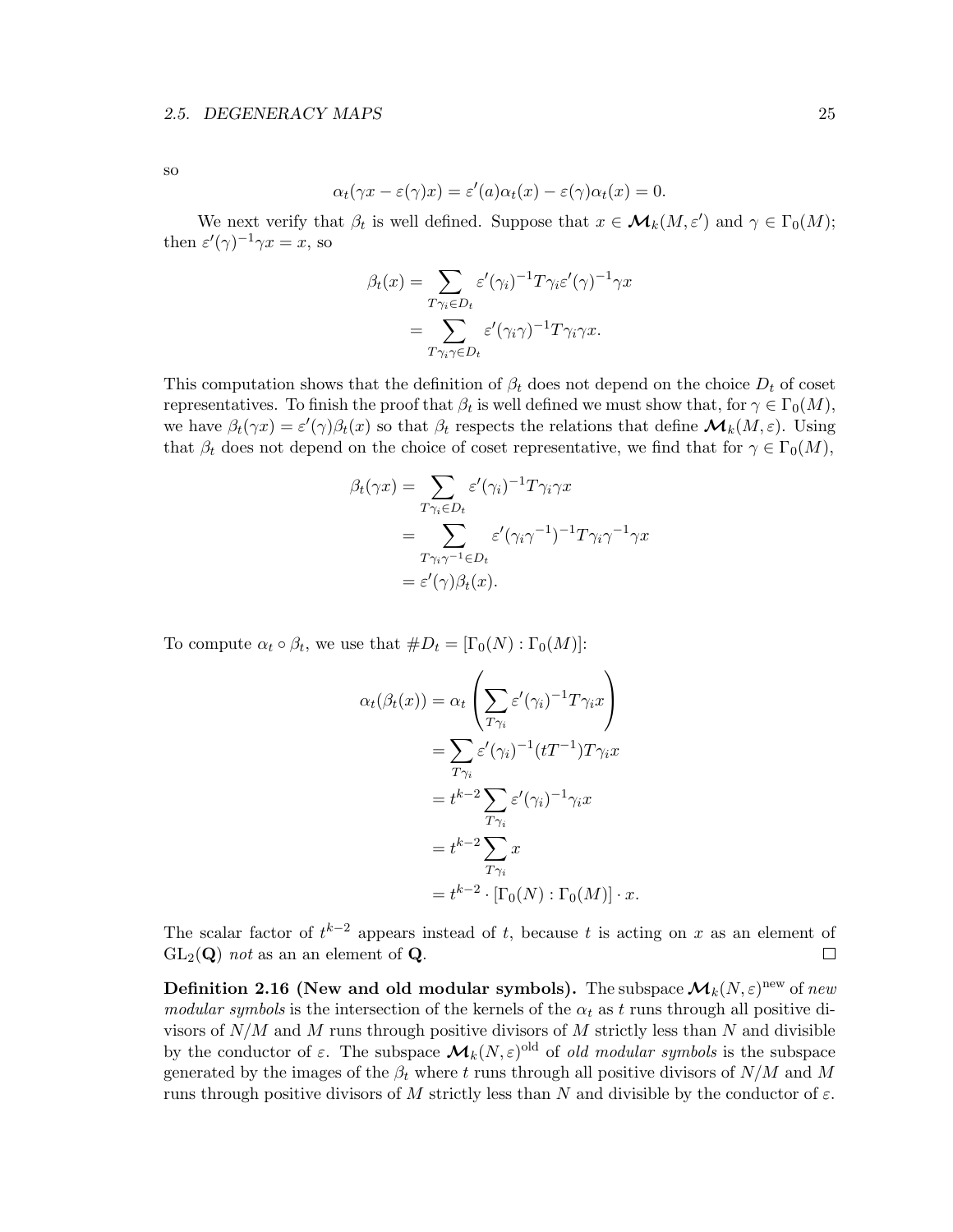so

$$\alpha_t(\gamma x - \varepsilon(\gamma)x) = \varepsilon'(a)\alpha_t(x) - \varepsilon(\gamma)\alpha_t(x) = 0.$$

We next verify that $\beta_t$ is well defined. Suppose that $x \in \boldsymbol{\mathcal{M}}_k(M, \varepsilon')$ and $\gamma \in \Gamma_0(M)$; then $\varepsilon'(\gamma)^{-1}\gamma x = x$, so

$$\begin{aligned}
\beta_t(x) &= \sum_{T\gamma_i \in D_t} \varepsilon'(\gamma_i)^{-1} T\gamma_i \varepsilon'(\gamma)^{-1}\gamma x \\
&= \sum_{T\gamma_i\gamma \in D_t} \varepsilon'(\gamma_i\gamma)^{-1} T\gamma_i\gamma x.
\end{aligned}$$

This computation shows that the definition of $\beta_t$ does not depend on the choice $D_t$ of coset representatives. To finish the proof that $\beta_t$ is well defined we must show that, for $\gamma \in \Gamma_0(M)$, we have $\beta_t(\gamma x) = \varepsilon'(\gamma)\beta_t(x)$ so that $\beta_t$ respects the relations that define $\boldsymbol{\mathcal{M}}_k(M, \varepsilon)$. Using that $\beta_t$ does not depend on the choice of coset representative, we find that for $\gamma \in \Gamma_0(M)$,

$$\begin{aligned}
\beta_t(\gamma x) &= \sum_{T\gamma_i \in D_t} \varepsilon'(\gamma_i)^{-1} T\gamma_i \gamma x \\
&= \sum_{T\gamma_i\gamma^{-1} \in D_t} \varepsilon'(\gamma_i\gamma^{-1})^{-1} T\gamma_i\gamma^{-1}\gamma x \\
&= \varepsilon'(\gamma)\beta_t(x).
\end{aligned}$$

To compute $\alpha_t \circ \beta_t$, we use that $\#D_t = [\Gamma_0(N) : \Gamma_0(M)]$:

$$\begin{aligned}
\alpha_t(\beta_t(x)) &= \alpha_t\left(\sum_{T\gamma_i} \varepsilon'(\gamma_i)^{-1} T\gamma_i x\right) \\
&= \sum_{T\gamma_i} \varepsilon'(\gamma_i)^{-1}(tT^{-1}) T\gamma_i x \\
&= t^{k-2}\sum_{T\gamma_i} \varepsilon'(\gamma_i)^{-1}\gamma_i x \\
&= t^{k-2}\sum_{T\gamma_i} x \\
&= t^{k-2} \cdot [\Gamma_0(N) : \Gamma_0(M)] \cdot x.
\end{aligned}$$

The scalar factor of $t^{k-2}$ appears instead of $t$, because $t$ is acting on $x$ as an element of $\mathrm{GL}_2(\mathbf{Q})$ *not* as an an element of $\mathbf{Q}$. $\square$

**Definition 2.16 (New and old modular symbols).** The subspace $\boldsymbol{\mathcal{M}}_k(N, \varepsilon)^{\mathrm{new}}$ of *new modular symbols* is the intersection of the kernels of the $\alpha_t$ as $t$ runs through all positive divisors of $N/M$ and $M$ runs through positive divisors of $M$ strictly less than $N$ and divisible by the conductor of $\varepsilon$. The subspace $\boldsymbol{\mathcal{M}}_k(N, \varepsilon)^{\mathrm{old}}$ of *old modular symbols* is the subspace generated by the images of the $\beta_t$ where $t$ runs through all positive divisors of $N/M$ and $M$ runs through positive divisors of $M$ strictly less than $N$ and divisible by the conductor of $\varepsilon$.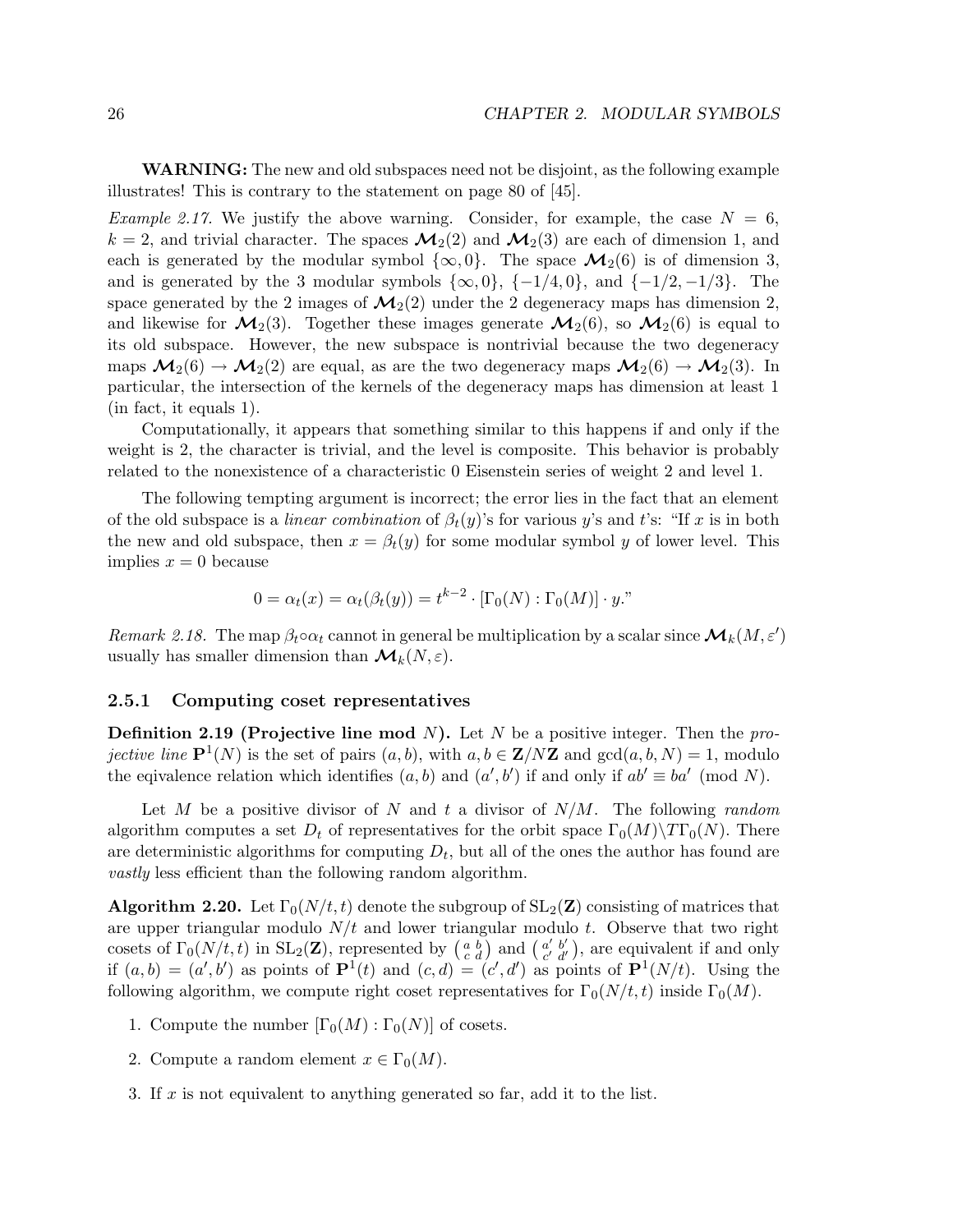**WARNING:** The new and old subspaces need not be disjoint, as the following example illustrates! This is contrary to the statement on page 80 of [45].

*Example 2.17.* We justify the above warning. Consider, for example, the case $N = 6$, $k = 2$, and trivial character. The spaces $\boldsymbol{\mathcal{M}}_2(2)$ and $\boldsymbol{\mathcal{M}}_2(3)$ are each of dimension 1, and each is generated by the modular symbol $\{\infty, 0\}$. The space $\boldsymbol{\mathcal{M}}_2(6)$ is of dimension 3, and is generated by the 3 modular symbols $\{\infty, 0\}$, $\{-1/4, 0\}$, and $\{-1/2, -1/3\}$. The space generated by the 2 images of $\boldsymbol{\mathcal{M}}_2(2)$ under the 2 degeneracy maps has dimension 2, and likewise for $\boldsymbol{\mathcal{M}}_2(3)$. Together these images generate $\boldsymbol{\mathcal{M}}_2(6)$, so $\boldsymbol{\mathcal{M}}_2(6)$ is equal to its old subspace. However, the new subspace is nontrivial because the two degeneracy maps $\boldsymbol{\mathcal{M}}_2(6) \to \boldsymbol{\mathcal{M}}_2(2)$ are equal, as are the two degeneracy maps $\boldsymbol{\mathcal{M}}_2(6) \to \boldsymbol{\mathcal{M}}_2(3)$. In particular, the intersection of the kernels of the degeneracy maps has dimension at least 1 (in fact, it equals 1).

Computationally, it appears that something similar to this happens if and only if the weight is 2, the character is trivial, and the level is composite. This behavior is probably related to the nonexistence of a characteristic 0 Eisenstein series of weight 2 and level 1.

The following tempting argument is incorrect; the error lies in the fact that an element of the old subspace is a *linear combination* of $\beta_t(y)$'s for various $y$'s and $t$'s: "If $x$ is in both the new and old subspace, then $x = \beta_t(y)$ for some modular symbol $y$ of lower level. This implies $x = 0$ because

$$0 = \alpha_t(x) = \alpha_t(\beta_t(y)) = t^{k-2} \cdot [\Gamma_0(N) : \Gamma_0(M)] \cdot y."$$

*Remark 2.18.* The map $\beta_t \circ \alpha_t$ cannot in general be multiplication by a scalar since $\boldsymbol{\mathcal{M}}_k(M, \varepsilon')$ usually has smaller dimension than $\boldsymbol{\mathcal{M}}_k(N, \varepsilon)$.

### 2.5.1 Computing coset representatives

**Definition 2.19 (Projective line mod $N$).** Let $N$ be a positive integer. Then the *projective line* $\mathbf{P}^1(N)$ is the set of pairs $(a, b)$, with $a, b \in \mathbf{Z}/N\mathbf{Z}$ and $\gcd(a, b, N) = 1$, modulo the eqivalence relation which identifies $(a, b)$ and $(a', b')$ if and only if $ab' \equiv ba' \pmod{N}$.

Let $M$ be a positive divisor of $N$ and $t$ a divisor of $N/M$. The following *random* algorithm computes a set $D_t$ of representatives for the orbit space $\Gamma_0(M)\backslash T\Gamma_0(N)$. There are deterministic algorithms for computing $D_t$, but all of the ones the author has found are *vastly* less efficient than the following random algorithm.

**Algorithm 2.20.** Let $\Gamma_0(N/t, t)$ denote the subgroup of $\mathrm{SL}_2(\mathbf{Z})$ consisting of matrices that are upper triangular modulo $N/t$ and lower triangular modulo $t$. Observe that two right cosets of $\Gamma_0(N/t, t)$ in $\mathrm{SL}_2(\mathbf{Z})$, represented by $\left(\begin{smallmatrix} a & b \\ c & d \end{smallmatrix}\right)$ and $\left(\begin{smallmatrix} a' & b' \\ c' & d' \end{smallmatrix}\right)$, are equivalent if and only if $(a, b) = (a', b')$ as points of $\mathbf{P}^1(t)$ and $(c, d) = (c', d')$ as points of $\mathbf{P}^1(N/t)$. Using the following algorithm, we compute right coset representatives for $\Gamma_0(N/t, t)$ inside $\Gamma_0(M)$.

1. Compute the number $[\Gamma_0(M) : \Gamma_0(N)]$ of cosets.
2. Compute a random element $x \in \Gamma_0(M)$.
3. If $x$ is not equivalent to anything generated so far, add it to the list.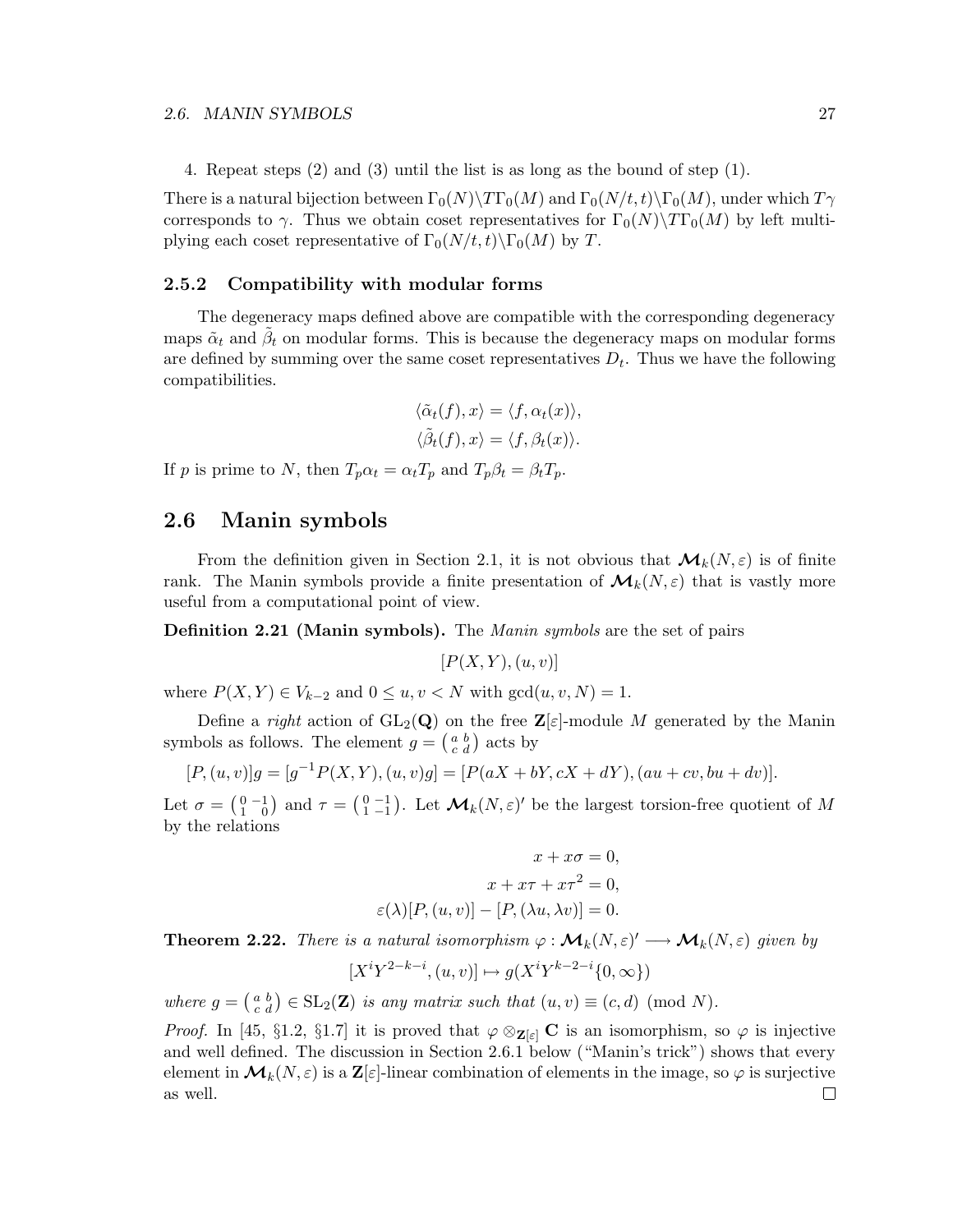4. Repeat steps (2) and (3) until the list is as long as the bound of step (1).

There is a natural bijection between $\Gamma_0(N)\backslash T\Gamma_0(M)$ and $\Gamma_0(N/t, t)\backslash\Gamma_0(M)$, under which $T\gamma$ corresponds to $\gamma$. Thus we obtain coset representatives for $\Gamma_0(N)\backslash T\Gamma_0(M)$ by left multiplying each coset representative of $\Gamma_0(N/t, t)\backslash\Gamma_0(M)$ by $T$.

### 2.5.2 Compatibility with modular forms

The degeneracy maps defined above are compatible with the corresponding degeneracy maps $\tilde{\alpha}_t$ and $\tilde{\beta}_t$ on modular forms. This is because the degeneracy maps on modular forms are defined by summing over the same coset representatives $D_t$. Thus we have the following compatibilities.

$$\langle\tilde{\alpha}_t(f), x\rangle = \langle f, \alpha_t(x)\rangle,$$
$$\langle\tilde{\beta}_t(f), x\rangle = \langle f, \beta_t(x)\rangle.$$

If $p$ is prime to $N$, then $T_p\alpha_t = \alpha_t T_p$ and $T_p\beta_t = \beta_t T_p$.

## 2.6 Manin symbols

From the definition given in Section 2.1, it is not obvious that $\boldsymbol{\mathcal{M}}_k(N, \varepsilon)$ is of finite rank. The Manin symbols provide a finite presentation of $\boldsymbol{\mathcal{M}}_k(N, \varepsilon)$ that is vastly more useful from a computational point of view.

**Definition 2.21 (Manin symbols).** The *Manin symbols* are the set of pairs

$$[P(X, Y), (u, v)]$$

where $P(X, Y) \in V_{k-2}$ and $0 \leq u, v < N$ with $\gcd(u, v, N) = 1$.

Define a *right* action of $\mathrm{GL}_2(\mathbf{Q})$ on the free $\mathbf{Z}[\varepsilon]$-module $M$ generated by the Manin symbols as follows. The element $g = \left(\begin{smallmatrix} a & b \\ c & d \end{smallmatrix}\right)$ acts by

$$[P, (u, v)]g = [g^{-1}P(X, Y), (u, v)g] = [P(aX + bY, cX + dY), (au + cv, bu + dv)].$$

Let $\sigma = \left(\begin{smallmatrix} 0 & -1 \\ 1 & 0 \end{smallmatrix}\right)$ and $\tau = \left(\begin{smallmatrix} 0 & -1 \\ 1 & -1 \end{smallmatrix}\right)$. Let $\boldsymbol{\mathcal{M}}_k(N, \varepsilon)'$ be the largest torsion-free quotient of $M$ by the relations

$$x + x\sigma = 0,$$
$$x + x\tau + x\tau^2 = 0,$$
$$\varepsilon(\lambda)[P, (u, v)] - [P, (\lambda u, \lambda v)] = 0.$$

**Theorem 2.22.** *There is a natural isomorphism $\varphi : \boldsymbol{\mathcal{M}}_k(N, \varepsilon)' \longrightarrow \boldsymbol{\mathcal{M}}_k(N, \varepsilon)$ given by*

$$[X^i Y^{2-k-i}, (u, v)] \mapsto g(X^i Y^{k-2-i}\{0, \infty\})$$

*where $g = \left(\begin{smallmatrix} a & b \\ c & d \end{smallmatrix}\right) \in \mathrm{SL}_2(\mathbf{Z})$ is any matrix such that $(u, v) \equiv (c, d) \pmod{N}$.*

*Proof.* In [45, §1.2, §1.7] it is proved that $\varphi \otimes_{\mathbf{Z}[\varepsilon]} \mathbf{C}$ is an isomorphism, so $\varphi$ is injective and well defined. The discussion in Section 2.6.1 below ("Manin's trick") shows that every element in $\boldsymbol{\mathcal{M}}_k(N, \varepsilon)$ is a $\mathbf{Z}[\varepsilon]$-linear combination of elements in the image, so $\varphi$ is surjective as well. □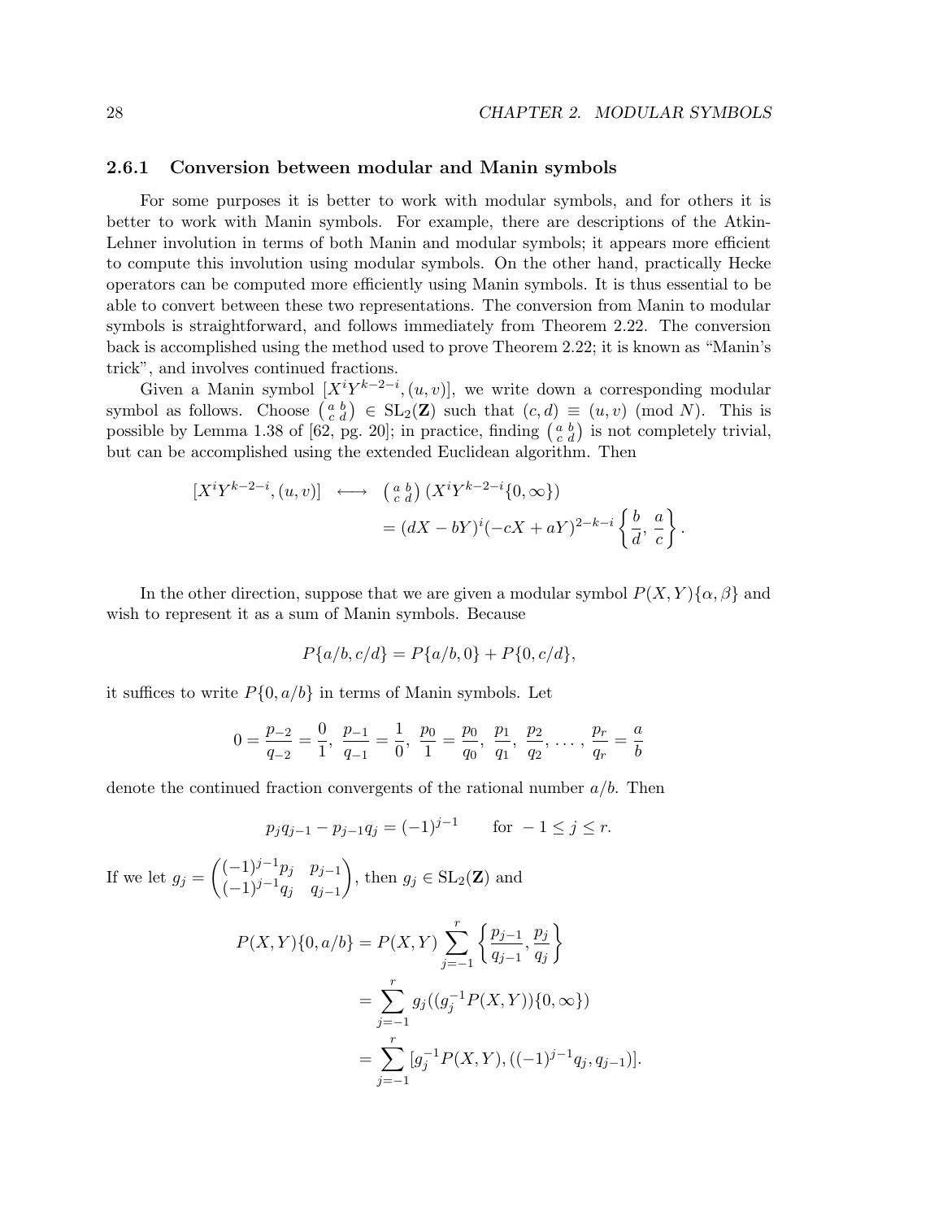### 2.6.1 Conversion between modular and Manin symbols

For some purposes it is better to work with modular symbols, and for others it is better to work with Manin symbols. For example, there are descriptions of the Atkin-Lehner involution in terms of both Manin and modular symbols; it appears more efficient to compute this involution using modular symbols. On the other hand, practically Hecke operators can be computed more efficiently using Manin symbols. It is thus essential to be able to convert between these two representations. The conversion from Manin to modular symbols is straightforward, and follows immediately from Theorem 2.22. The conversion back is accomplished using the method used to prove Theorem 2.22; it is known as "Manin's trick", and involves continued fractions.

Given a Manin symbol $[X^iY^{k-2-i},(u,v)]$, we write down a corresponding modular symbol as follows. Choose $\left(\begin{smallmatrix} a & b \\ c & d \end{smallmatrix}\right) \in \mathrm{SL}_2(\mathbf{Z})$ such that $(c,d) \equiv (u,v) \pmod{N}$. This is possible by Lemma 1.38 of [62, pg. 20]; in practice, finding $\left(\begin{smallmatrix} a & b \\ c & d \end{smallmatrix}\right)$ is not completely trivial, but can be accomplished using the extended Euclidean algorithm. Then

$$\begin{aligned}
[X^iY^{k-2-i},(u,v)] \quad &\longleftrightarrow \quad \left(\begin{smallmatrix} a & b \\ c & d \end{smallmatrix}\right)(X^iY^{k-2-i}\{0,\infty\}) \\
&= (dX-bY)^i(-cX+aY)^{2-k-i}\left\{\frac{b}{d},\,\frac{a}{c}\right\}.
\end{aligned}$$

In the other direction, suppose that we are given a modular symbol $P(X,Y)\{\alpha,\beta\}$ and wish to represent it as a sum of Manin symbols. Because

$$P\{a/b,c/d\} = P\{a/b,0\} + P\{0,c/d\},$$

it suffices to write $P\{0,a/b\}$ in terms of Manin symbols. Let

$$0 = \frac{p_{-2}}{q_{-2}} = \frac{0}{1},\ \frac{p_{-1}}{q_{-1}} = \frac{1}{0},\ \frac{p_0}{1} = \frac{p_0}{q_0},\ \frac{p_1}{q_1},\ \frac{p_2}{q_2},\ \ldots,\ \frac{p_r}{q_r} = \frac{a}{b}$$

denote the continued fraction convergents of the rational number $a/b$. Then

$$p_jq_{j-1} - p_{j-1}q_j = (-1)^{j-1} \qquad \text{for } -1 \le j \le r.$$

If we let $g_j = \begin{pmatrix} (-1)^{j-1}p_j & p_{j-1} \\ (-1)^{j-1}q_j & q_{j-1} \end{pmatrix}$, then $g_j \in \mathrm{SL}_2(\mathbf{Z})$ and

$$\begin{aligned}
P(X,Y)\{0,a/b\} &= P(X,Y)\sum_{j=-1}^{r}\left\{\frac{p_{j-1}}{q_{j-1}},\frac{p_j}{q_j}\right\} \\
&= \sum_{j=-1}^{r} g_j((g_j^{-1}P(X,Y))\{0,\infty\}) \\
&= \sum_{j=-1}^{r} [g_j^{-1}P(X,Y),((-1)^{j-1}q_j,q_{j-1})].
\end{aligned}$$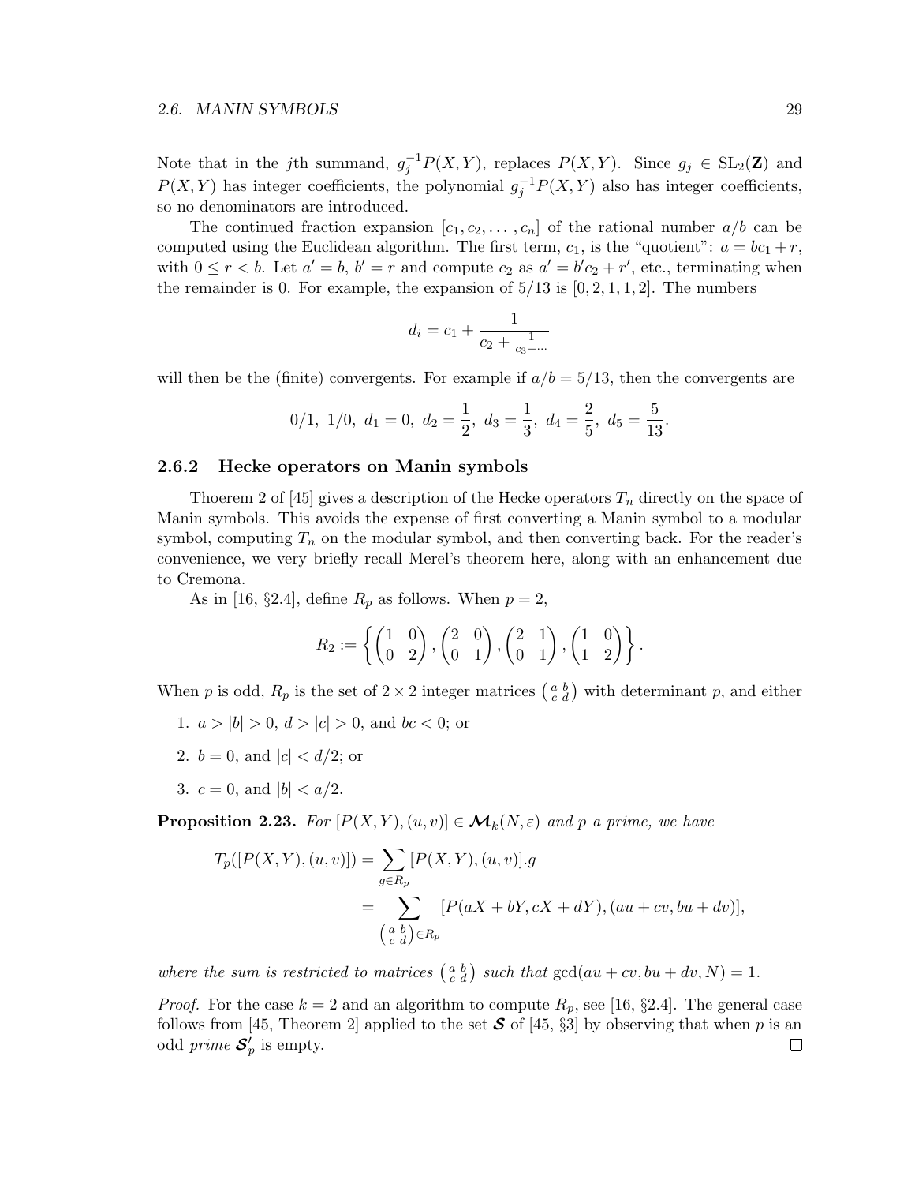Note that in the $j$th summand, $g_j^{-1}P(X,Y)$, replaces $P(X,Y)$. Since $g_j \in \mathrm{SL}_2(\mathbf{Z})$ and $P(X,Y)$ has integer coefficients, the polynomial $g_j^{-1}P(X,Y)$ also has integer coefficients, so no denominators are introduced.

The continued fraction expansion $[c_1, c_2, \ldots, c_n]$ of the rational number $a/b$ can be computed using the Euclidean algorithm. The first term, $c_1$, is the "quotient": $a = bc_1 + r$, with $0 \leq r < b$. Let $a' = b$, $b' = r$ and compute $c_2$ as $a' = b'c_2 + r'$, etc., terminating when the remainder is 0. For example, the expansion of $5/13$ is $[0, 2, 1, 1, 2]$. The numbers

$$d_i = c_1 + \cfrac{1}{c_2 + \frac{1}{c_3 + \cdots}}$$

will then be the (finite) convergents. For example if $a/b = 5/13$, then the convergents are

$$0/1,\ 1/0,\ d_1 = 0,\ d_2 = \frac{1}{2},\ d_3 = \frac{1}{3},\ d_4 = \frac{2}{5},\ d_5 = \frac{5}{13}.$$

### 2.6.2 Hecke operators on Manin symbols

Thoerem 2 of [45] gives a description of the Hecke operators $T_n$ directly on the space of Manin symbols. This avoids the expense of first converting a Manin symbol to a modular symbol, computing $T_n$ on the modular symbol, and then converting back. For the reader's convenience, we very briefly recall Merel's theorem here, along with an enhancement due to Cremona.

As in [16, §2.4], define $R_p$ as follows. When $p = 2$,

$$R_2 := \left\{ \begin{pmatrix} 1 & 0 \\ 0 & 2 \end{pmatrix}, \begin{pmatrix} 2 & 0 \\ 0 & 1 \end{pmatrix}, \begin{pmatrix} 2 & 1 \\ 0 & 1 \end{pmatrix}, \begin{pmatrix} 1 & 0 \\ 1 & 2 \end{pmatrix} \right\}.$$

When $p$ is odd, $R_p$ is the set of $2 \times 2$ integer matrices $\left(\begin{smallmatrix} a & b \\ c & d \end{smallmatrix}\right)$ with determinant $p$, and either

1. $a > |b| > 0$, $d > |c| > 0$, and $bc < 0$; or
2. $b = 0$, and $|c| < d/2$; or
3. $c = 0$, and $|b| < a/2$.

**Proposition 2.23.** *For $[P(X,Y),(u,v)] \in \boldsymbol{\mathcal{M}}_k(N,\varepsilon)$ and $p$ a prime, we have*

$$\begin{aligned} T_p([P(X,Y),(u,v)]) &= \sum_{g \in R_p} [P(X,Y),(u,v)].g \\ &= \sum_{\left(\begin{smallmatrix} a & b \\ c & d \end{smallmatrix}\right) \in R_p} [P(aX+bY, cX+dY), (au+cv, bu+dv)], \end{aligned}$$

*where the sum is restricted to matrices $\left(\begin{smallmatrix} a & b \\ c & d \end{smallmatrix}\right)$ such that $\gcd(au+cv, bu+dv, N) = 1$.*

*Proof.* For the case $k = 2$ and an algorithm to compute $R_p$, see [16, §2.4]. The general case follows from [45, Theorem 2] applied to the set $\boldsymbol{\mathcal{S}}$ of [45, §3] by observing that when $p$ is an odd *prime* $\boldsymbol{\mathcal{S}}'_p$ is empty. ∎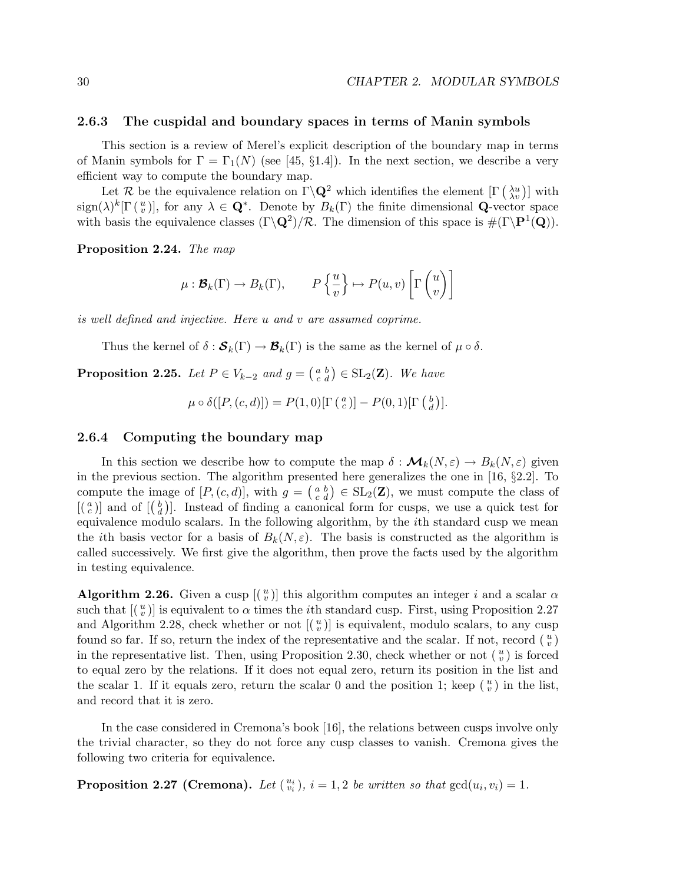### 2.6.3 The cuspidal and boundary spaces in terms of Manin symbols

This section is a review of Merel's explicit description of the boundary map in terms of Manin symbols for $\Gamma = \Gamma_1(N)$ (see [45, §1.4]). In the next section, we describe a very efficient way to compute the boundary map.

Let $\mathcal{R}$ be the equivalence relation on $\Gamma\backslash\mathbf{Q}^2$ which identifies the element $[\Gamma\left(\begin{smallmatrix}\lambda u\\ \lambda v\end{smallmatrix}\right)]$ with $\mathrm{sign}(\lambda)^k[\Gamma\left(\begin{smallmatrix}u\\ v\end{smallmatrix}\right)]$, for any $\lambda \in \mathbf{Q}^*$. Denote by $B_k(\Gamma)$ the finite dimensional $\mathbf{Q}$-vector space with basis the equivalence classes $(\Gamma\backslash\mathbf{Q}^2)/\mathcal{R}$. The dimension of this space is $\#(\Gamma\backslash\mathbf{P}^1(\mathbf{Q}))$.

**Proposition 2.24.** *The map*

$$\mu : \boldsymbol{\mathcal{B}}_k(\Gamma) \to B_k(\Gamma), \qquad P\left\{\frac{u}{v}\right\} \mapsto P(u,v)\left[\Gamma\begin{pmatrix}u\\ v\end{pmatrix}\right]$$

*is well defined and injective. Here $u$ and $v$ are assumed coprime.*

Thus the kernel of $\delta : \boldsymbol{\mathcal{S}}_k(\Gamma) \to \boldsymbol{\mathcal{B}}_k(\Gamma)$ is the same as the kernel of $\mu\circ\delta$.

**Proposition 2.25.** *Let $P \in V_{k-2}$ and $g = \left(\begin{smallmatrix}a & b\\ c & d\end{smallmatrix}\right) \in \mathrm{SL}_2(\mathbf{Z})$. We have*

$$\mu\circ\delta([P,(c,d)]) = P(1,0)[\Gamma\left(\begin{smallmatrix}a\\ c\end{smallmatrix}\right)] - P(0,1)[\Gamma\left(\begin{smallmatrix}b\\ d\end{smallmatrix}\right)].$$

### 2.6.4 Computing the boundary map

In this section we describe how to compute the map $\delta : \boldsymbol{\mathcal{M}}_k(N,\varepsilon) \to B_k(N,\varepsilon)$ given in the previous section. The algorithm presented here generalizes the one in [16, §2.2]. To compute the image of $[P,(c,d)]$, with $g = \left(\begin{smallmatrix}a & b\\ c & d\end{smallmatrix}\right) \in \mathrm{SL}_2(\mathbf{Z})$, we must compute the class of $[\left(\begin{smallmatrix}a\\ c\end{smallmatrix}\right)]$ and of $[\left(\begin{smallmatrix}b\\ d\end{smallmatrix}\right)]$. Instead of finding a canonical form for cusps, we use a quick test for equivalence modulo scalars. In the following algorithm, by the $i$th standard cusp we mean the $i$th basis vector for a basis of $B_k(N,\varepsilon)$. The basis is constructed as the algorithm is called successively. We first give the algorithm, then prove the facts used by the algorithm in testing equivalence.

**Algorithm 2.26.** Given a cusp $[\left(\begin{smallmatrix}u\\ v\end{smallmatrix}\right)]$ this algorithm computes an integer $i$ and a scalar $\alpha$ such that $[\left(\begin{smallmatrix}u\\ v\end{smallmatrix}\right)]$ is equivalent to $\alpha$ times the $i$th standard cusp. First, using Proposition 2.27 and Algorithm 2.28, check whether or not $[\left(\begin{smallmatrix}u\\ v\end{smallmatrix}\right)]$ is equivalent, modulo scalars, to any cusp found so far. If so, return the index of the representative and the scalar. If not, record $\left(\begin{smallmatrix}u\\ v\end{smallmatrix}\right)$ in the representative list. Then, using Proposition 2.30, check whether or not $\left(\begin{smallmatrix}u\\ v\end{smallmatrix}\right)$ is forced to equal zero by the relations. If it does not equal zero, return its position in the list and the scalar 1. If it equals zero, return the scalar 0 and the position 1; keep $\left(\begin{smallmatrix}u\\ v\end{smallmatrix}\right)$ in the list, and record that it is zero.

In the case considered in Cremona's book [16], the relations between cusps involve only the trivial character, so they do not force any cusp classes to vanish. Cremona gives the following two criteria for equivalence.

**Proposition 2.27 (Cremona).** *Let $\left(\begin{smallmatrix}u_i\\ v_i\end{smallmatrix}\right)$, $i = 1,2$ be written so that $\gcd(u_i,v_i) = 1$.*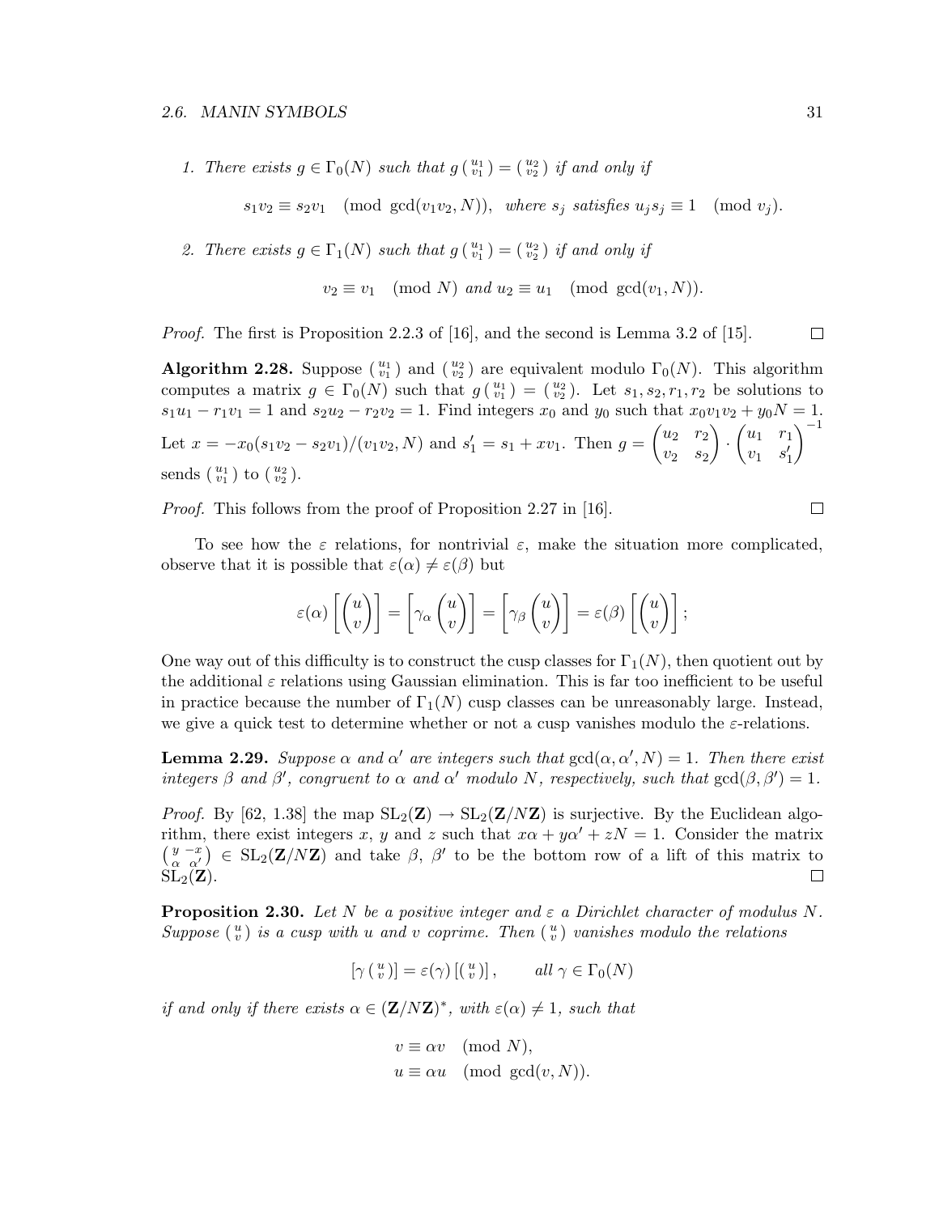1. *There exists $g \in \Gamma_0(N)$ such that $g\left(\begin{smallmatrix} u_1 \\ v_1 \end{smallmatrix}\right) = \left(\begin{smallmatrix} u_2 \\ v_2 \end{smallmatrix}\right)$ if and only if*

$$s_1 v_2 \equiv s_2 v_1 \pmod{\gcd(v_1 v_2, N)}, \quad \text{where } s_j \text{ satisfies } u_j s_j \equiv 1 \pmod{v_j}.$$

2. *There exists $g \in \Gamma_1(N)$ such that $g\left(\begin{smallmatrix} u_1 \\ v_1 \end{smallmatrix}\right) = \left(\begin{smallmatrix} u_2 \\ v_2 \end{smallmatrix}\right)$ if and only if*

$$v_2 \equiv v_1 \pmod{N} \text{ and } u_2 \equiv u_1 \pmod{\gcd(v_1, N)}.$$

*Proof.* The first is Proposition 2.2.3 of [16], and the second is Lemma 3.2 of [15]. □

**Algorithm 2.28.** Suppose $\left(\begin{smallmatrix} u_1 \\ v_1 \end{smallmatrix}\right)$ and $\left(\begin{smallmatrix} u_2 \\ v_2 \end{smallmatrix}\right)$ are equivalent modulo $\Gamma_0(N)$. This algorithm computes a matrix $g \in \Gamma_0(N)$ such that $g\left(\begin{smallmatrix} u_1 \\ v_1 \end{smallmatrix}\right) = \left(\begin{smallmatrix} u_2 \\ v_2 \end{smallmatrix}\right)$. Let $s_1, s_2, r_1, r_2$ be solutions to $s_1 u_1 - r_1 v_1 = 1$ and $s_2 u_2 - r_2 v_2 = 1$. Find integers $x_0$ and $y_0$ such that $x_0 v_1 v_2 + y_0 N = 1$. Let $x = -x_0(s_1 v_2 - s_2 v_1)/(v_1 v_2, N)$ and $s_1' = s_1 + x v_1$. Then $g = \begin{pmatrix} u_2 & r_2 \\ v_2 & s_2 \end{pmatrix} \cdot \begin{pmatrix} u_1 & r_1 \\ v_1 & s_1' \end{pmatrix}^{-1}$ sends $\left(\begin{smallmatrix} u_1 \\ v_1 \end{smallmatrix}\right)$ to $\left(\begin{smallmatrix} u_2 \\ v_2 \end{smallmatrix}\right)$.

*Proof.* This follows from the proof of Proposition 2.27 in [16]. □

To see how the $\varepsilon$ relations, for nontrivial $\varepsilon$, make the situation more complicated, observe that it is possible that $\varepsilon(\alpha) \neq \varepsilon(\beta)$ but

$$\varepsilon(\alpha)\left[\begin{pmatrix} u \\ v \end{pmatrix}\right] = \left[\gamma_\alpha \begin{pmatrix} u \\ v \end{pmatrix}\right] = \left[\gamma_\beta \begin{pmatrix} u \\ v \end{pmatrix}\right] = \varepsilon(\beta)\left[\begin{pmatrix} u \\ v \end{pmatrix}\right];$$

One way out of this difficulty is to construct the cusp classes for $\Gamma_1(N)$, then quotient out by the additional $\varepsilon$ relations using Gaussian elimination. This is far too inefficient to be useful in practice because the number of $\Gamma_1(N)$ cusp classes can be unreasonably large. Instead, we give a quick test to determine whether or not a cusp vanishes modulo the $\varepsilon$-relations.

**Lemma 2.29.** *Suppose $\alpha$ and $\alpha'$ are integers such that $\gcd(\alpha, \alpha', N) = 1$. Then there exist integers $\beta$ and $\beta'$, congruent to $\alpha$ and $\alpha'$ modulo $N$, respectively, such that $\gcd(\beta, \beta') = 1$.*

*Proof.* By [62, 1.38] the map $\mathrm{SL}_2(\mathbf{Z}) \to \mathrm{SL}_2(\mathbf{Z}/N\mathbf{Z})$ is surjective. By the Euclidean algorithm, there exist integers $x$, $y$ and $z$ such that $x\alpha + y\alpha' + zN = 1$. Consider the matrix $\left(\begin{smallmatrix} y & -x \\ \alpha & \alpha' \end{smallmatrix}\right) \in \mathrm{SL}_2(\mathbf{Z}/N\mathbf{Z})$ and take $\beta$, $\beta'$ to be the bottom row of a lift of this matrix to $\mathrm{SL}_2(\mathbf{Z})$. □

**Proposition 2.30.** *Let $N$ be a positive integer and $\varepsilon$ a Dirichlet character of modulus $N$. Suppose $\left(\begin{smallmatrix} u \\ v \end{smallmatrix}\right)$ is a cusp with $u$ and $v$ coprime. Then $\left(\begin{smallmatrix} u \\ v \end{smallmatrix}\right)$ vanishes modulo the relations*

$$\left[\gamma\left(\begin{smallmatrix} u \\ v \end{smallmatrix}\right)\right] = \varepsilon(\gamma)\left[\left(\begin{smallmatrix} u \\ v \end{smallmatrix}\right)\right], \qquad \text{all } \gamma \in \Gamma_0(N)$$

*if and only if there exists $\alpha \in (\mathbf{Z}/N\mathbf{Z})^*$, with $\varepsilon(\alpha) \neq 1$, such that*

$$\begin{aligned} v &\equiv \alpha v \pmod{N}, \\ u &\equiv \alpha u \pmod{\gcd(v, N)}. \end{aligned}$$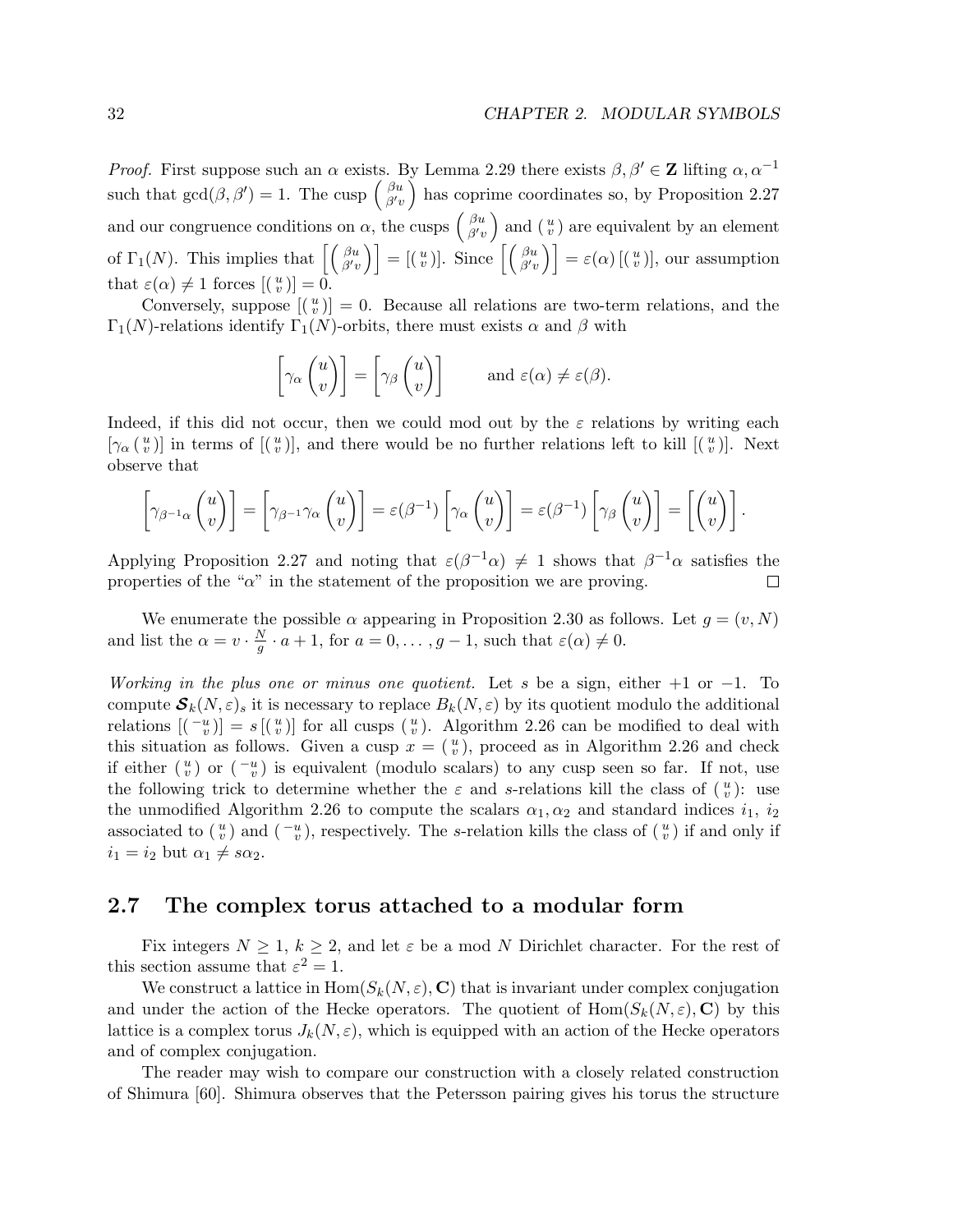*Proof.* First suppose such an $\alpha$ exists. By Lemma 2.29 there exists $\beta, \beta' \in \mathbf{Z}$ lifting $\alpha, \alpha^{-1}$ such that $\gcd(\beta, \beta') = 1$. The cusp $\left(\begin{smallmatrix} \beta u \\ \beta' v \end{smallmatrix}\right)$ has coprime coordinates so, by Proposition 2.27 and our congruence conditions on $\alpha$, the cusps $\left(\begin{smallmatrix} \beta u \\ \beta' v \end{smallmatrix}\right)$ and $\left(\begin{smallmatrix} u \\ v \end{smallmatrix}\right)$ are equivalent by an element of $\Gamma_1(N)$. This implies that $\left[\left(\begin{smallmatrix} \beta u \\ \beta' v \end{smallmatrix}\right)\right] = \left[\left(\begin{smallmatrix} u \\ v \end{smallmatrix}\right)\right]$. Since $\left[\left(\begin{smallmatrix} \beta u \\ \beta' v \end{smallmatrix}\right)\right] = \varepsilon(\alpha)\left[\left(\begin{smallmatrix} u \\ v \end{smallmatrix}\right)\right]$, our assumption that $\varepsilon(\alpha) \neq 1$ forces $\left[\left(\begin{smallmatrix} u \\ v \end{smallmatrix}\right)\right] = 0$.

Conversely, suppose $\left[\left(\begin{smallmatrix} u \\ v \end{smallmatrix}\right)\right] = 0$. Because all relations are two-term relations, and the $\Gamma_1(N)$-relations identify $\Gamma_1(N)$-orbits, there must exists $\alpha$ and $\beta$ with

$$\left[\gamma_\alpha \begin{pmatrix} u \\ v \end{pmatrix}\right] = \left[\gamma_\beta \begin{pmatrix} u \\ v \end{pmatrix}\right] \qquad \text{and } \varepsilon(\alpha) \neq \varepsilon(\beta).$$

Indeed, if this did not occur, then we could mod out by the $\varepsilon$ relations by writing each $\left[\gamma_\alpha \left(\begin{smallmatrix} u \\ v \end{smallmatrix}\right)\right]$ in terms of $\left[\left(\begin{smallmatrix} u \\ v \end{smallmatrix}\right)\right]$, and there would be no further relations left to kill $\left[\left(\begin{smallmatrix} u \\ v \end{smallmatrix}\right)\right]$. Next observe that

$$\left[\gamma_{\beta^{-1}\alpha} \begin{pmatrix} u \\ v \end{pmatrix}\right] = \left[\gamma_{\beta^{-1}}\gamma_\alpha \begin{pmatrix} u \\ v \end{pmatrix}\right] = \varepsilon(\beta^{-1})\left[\gamma_\alpha \begin{pmatrix} u \\ v \end{pmatrix}\right] = \varepsilon(\beta^{-1})\left[\gamma_\beta \begin{pmatrix} u \\ v \end{pmatrix}\right] = \left[\begin{pmatrix} u \\ v \end{pmatrix}\right].$$

Applying Proposition 2.27 and noting that $\varepsilon(\beta^{-1}\alpha) \neq 1$ shows that $\beta^{-1}\alpha$ satisfies the properties of the "$\alpha$" in the statement of the proposition we are proving. □

We enumerate the possible $\alpha$ appearing in Proposition 2.30 as follows. Let $g = (v, N)$ and list the $\alpha = v \cdot \frac{N}{g} \cdot a + 1$, for $a = 0, \ldots, g-1$, such that $\varepsilon(\alpha) \neq 0$.

*Working in the plus one or minus one quotient.* Let $s$ be a sign, either $+1$ or $-1$. To compute $\boldsymbol{\mathcal{S}}_k(N,\varepsilon)_s$ it is necessary to replace $B_k(N,\varepsilon)$ by its quotient modulo the additional relations $\left[\left(\begin{smallmatrix} -u \\ v \end{smallmatrix}\right)\right] = s\left[\left(\begin{smallmatrix} u \\ v \end{smallmatrix}\right)\right]$ for all cusps $\left(\begin{smallmatrix} u \\ v \end{smallmatrix}\right)$. Algorithm 2.26 can be modified to deal with this situation as follows. Given a cusp $x = \left(\begin{smallmatrix} u \\ v \end{smallmatrix}\right)$, proceed as in Algorithm 2.26 and check if either $\left(\begin{smallmatrix} u \\ v \end{smallmatrix}\right)$ or $\left(\begin{smallmatrix} -u \\ v \end{smallmatrix}\right)$ is equivalent (modulo scalars) to any cusp seen so far. If not, use the following trick to determine whether the $\varepsilon$ and $s$-relations kill the class of $\left(\begin{smallmatrix} u \\ v \end{smallmatrix}\right)$: use the unmodified Algorithm 2.26 to compute the scalars $\alpha_1, \alpha_2$ and standard indices $i_1$, $i_2$ associated to $\left(\begin{smallmatrix} u \\ v \end{smallmatrix}\right)$ and $\left(\begin{smallmatrix} -u \\ v \end{smallmatrix}\right)$, respectively. The $s$-relation kills the class of $\left(\begin{smallmatrix} u \\ v \end{smallmatrix}\right)$ if and only if $i_1 = i_2$ but $\alpha_1 \neq s\alpha_2$.

## 2.7 The complex torus attached to a modular form

Fix integers $N \geq 1$, $k \geq 2$, and let $\varepsilon$ be a mod $N$ Dirichlet character. For the rest of this section assume that $\varepsilon^2 = 1$.

We construct a lattice in $\mathrm{Hom}(S_k(N,\varepsilon), \mathbf{C})$ that is invariant under complex conjugation and under the action of the Hecke operators. The quotient of $\mathrm{Hom}(S_k(N,\varepsilon), \mathbf{C})$ by this lattice is a complex torus $J_k(N,\varepsilon)$, which is equipped with an action of the Hecke operators and of complex conjugation.

The reader may wish to compare our construction with a closely related construction of Shimura [60]. Shimura observes that the Petersson pairing gives his torus the structure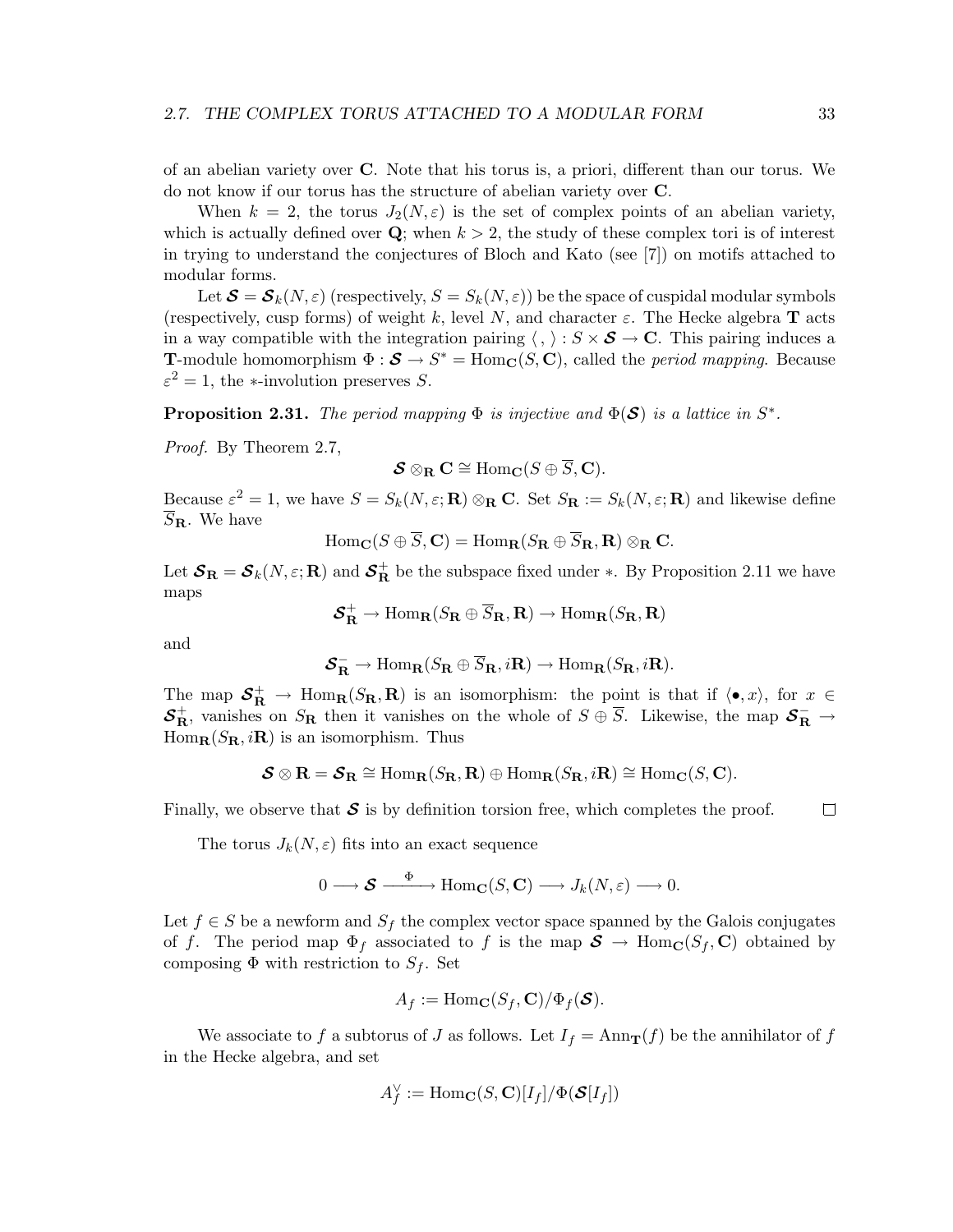of an abelian variety over $\mathbf{C}$. Note that his torus is, a priori, different than our torus. We do not know if our torus has the structure of abelian variety over $\mathbf{C}$.

When $k = 2$, the torus $J_2(N, \varepsilon)$ is the set of complex points of an abelian variety, which is actually defined over $\mathbf{Q}$; when $k > 2$, the study of these complex tori is of interest in trying to understand the conjectures of Bloch and Kato (see [7]) on motifs attached to modular forms.

Let $\boldsymbol{\mathcal{S}} = \boldsymbol{\mathcal{S}}_k(N, \varepsilon)$ (respectively, $S = S_k(N, \varepsilon)$) be the space of cuspidal modular symbols (respectively, cusp forms) of weight $k$, level $N$, and character $\varepsilon$. The Hecke algebra $\mathbf{T}$ acts in a way compatible with the integration pairing $\langle\, ,\, \rangle : S \times \boldsymbol{\mathcal{S}} \to \mathbf{C}$. This pairing induces a $\mathbf{T}$-module homomorphism $\Phi : \boldsymbol{\mathcal{S}} \to S^* = \mathrm{Hom}_{\mathbf{C}}(S, \mathbf{C})$, called the *period mapping*. Because $\varepsilon^2 = 1$, the $*$-involution preserves $S$.

**Proposition 2.31.** *The period mapping $\Phi$ is injective and $\Phi(\boldsymbol{\mathcal{S}})$ is a lattice in $S^*$.*

*Proof.* By Theorem 2.7,

$$\boldsymbol{\mathcal{S}} \otimes_{\mathbf{R}} \mathbf{C} \cong \mathrm{Hom}_{\mathbf{C}}(S \oplus \overline{S}, \mathbf{C}).$$

Because $\varepsilon^2 = 1$, we have $S = S_k(N, \varepsilon; \mathbf{R}) \otimes_{\mathbf{R}} \mathbf{C}$. Set $S_{\mathbf{R}} := S_k(N, \varepsilon; \mathbf{R})$ and likewise define $\overline{S}_{\mathbf{R}}$. We have

$$\mathrm{Hom}_{\mathbf{C}}(S \oplus \overline{S}, \mathbf{C}) = \mathrm{Hom}_{\mathbf{R}}(S_{\mathbf{R}} \oplus \overline{S}_{\mathbf{R}}, \mathbf{R}) \otimes_{\mathbf{R}} \mathbf{C}.$$

Let $\boldsymbol{\mathcal{S}}_{\mathbf{R}} = \boldsymbol{\mathcal{S}}_k(N, \varepsilon; \mathbf{R})$ and $\boldsymbol{\mathcal{S}}_{\mathbf{R}}^+$ be the subspace fixed under $*$. By Proposition 2.11 we have maps

$$\boldsymbol{\mathcal{S}}_{\mathbf{R}}^+ \to \mathrm{Hom}_{\mathbf{R}}(S_{\mathbf{R}} \oplus \overline{S}_{\mathbf{R}}, \mathbf{R}) \to \mathrm{Hom}_{\mathbf{R}}(S_{\mathbf{R}}, \mathbf{R})$$

and

$$\boldsymbol{\mathcal{S}}_{\mathbf{R}}^- \to \mathrm{Hom}_{\mathbf{R}}(S_{\mathbf{R}} \oplus \overline{S}_{\mathbf{R}}, i\mathbf{R}) \to \mathrm{Hom}_{\mathbf{R}}(S_{\mathbf{R}}, i\mathbf{R}).$$

The map $\boldsymbol{\mathcal{S}}_{\mathbf{R}}^+ \to \mathrm{Hom}_{\mathbf{R}}(S_{\mathbf{R}}, \mathbf{R})$ is an isomorphism: the point is that if $\langle \bullet, x \rangle$, for $x \in \boldsymbol{\mathcal{S}}_{\mathbf{R}}^+$, vanishes on $S_{\mathbf{R}}$ then it vanishes on the whole of $S \oplus \overline{S}$. Likewise, the map $\boldsymbol{\mathcal{S}}_{\mathbf{R}}^- \to \mathrm{Hom}_{\mathbf{R}}(S_{\mathbf{R}}, i\mathbf{R})$ is an isomorphism. Thus

$$\boldsymbol{\mathcal{S}} \otimes \mathbf{R} = \boldsymbol{\mathcal{S}}_{\mathbf{R}} \cong \mathrm{Hom}_{\mathbf{R}}(S_{\mathbf{R}}, \mathbf{R}) \oplus \mathrm{Hom}_{\mathbf{R}}(S_{\mathbf{R}}, i\mathbf{R}) \cong \mathrm{Hom}_{\mathbf{C}}(S, \mathbf{C}).$$

Finally, we observe that $\boldsymbol{\mathcal{S}}$ is by definition torsion free, which completes the proof. $\square$

The torus $J_k(N, \varepsilon)$ fits into an exact sequence

$$0 \longrightarrow \boldsymbol{\mathcal{S}} \xrightarrow{\ \Phi\ } \mathrm{Hom}_{\mathbf{C}}(S, \mathbf{C}) \longrightarrow J_k(N, \varepsilon) \longrightarrow 0.$$

Let $f \in S$ be a newform and $S_f$ the complex vector space spanned by the Galois conjugates of $f$. The period map $\Phi_f$ associated to $f$ is the map $\boldsymbol{\mathcal{S}} \to \mathrm{Hom}_{\mathbf{C}}(S_f, \mathbf{C})$ obtained by composing $\Phi$ with restriction to $S_f$. Set

$$A_f := \mathrm{Hom}_{\mathbf{C}}(S_f, \mathbf{C})/\Phi_f(\boldsymbol{\mathcal{S}}).$$

We associate to $f$ a subtorus of $J$ as follows. Let $I_f = \mathrm{Ann}_{\mathbf{T}}(f)$ be the annihilator of $f$ in the Hecke algebra, and set

$$A_f^\vee := \mathrm{Hom}_{\mathbf{C}}(S, \mathbf{C})[I_f]/\Phi(\boldsymbol{\mathcal{S}}[I_f])$$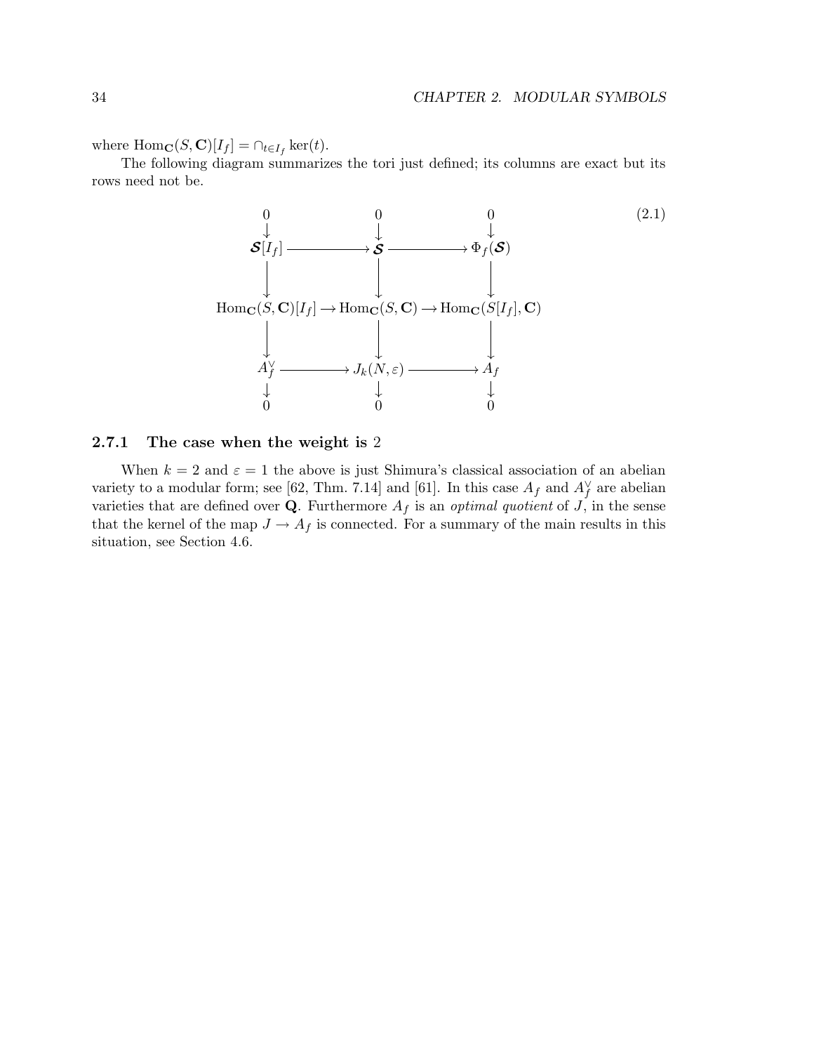where $\mathrm{Hom}_{\mathbf{C}}(S, \mathbf{C})[I_f] = \cap_{t \in I_f} \ker(t)$.

The following diagram summarizes the tori just defined; its columns are exact but its rows need not be.

$$
\begin{array}{ccccc}
0 & & 0 & & 0 \\
\downarrow & & \downarrow & & \downarrow \\
\boldsymbol{\mathcal{S}}[I_f] & \longrightarrow & \boldsymbol{\mathcal{S}} & \longrightarrow & \Phi_f(\boldsymbol{\mathcal{S}}) \\
\downarrow & & \downarrow & & \downarrow \\
\mathrm{Hom}_{\mathbf{C}}(S, \mathbf{C})[I_f] & \longrightarrow & \mathrm{Hom}_{\mathbf{C}}(S, \mathbf{C}) & \longrightarrow & \mathrm{Hom}_{\mathbf{C}}(S[I_f], \mathbf{C}) \\
\downarrow & & \downarrow & & \downarrow \\
A_f^{\vee} & \longrightarrow & J_k(N, \varepsilon) & \longrightarrow & A_f \\
\downarrow & & \downarrow & & \downarrow \\
0 & & 0 & & 0
\end{array}
\tag{2.1}
$$

### 2.7.1 The case when the weight is 2

When $k = 2$ and $\varepsilon = 1$ the above is just Shimura's classical association of an abelian variety to a modular form; see [62, Thm. 7.14] and [61]. In this case $A_f$ and $A_f^{\vee}$ are abelian varieties that are defined over $\mathbf{Q}$. Furthermore $A_f$ is an *optimal quotient* of $J$, in the sense that the kernel of the map $J \to A_f$ is connected. For a summary of the main results in this situation, see Section 4.6.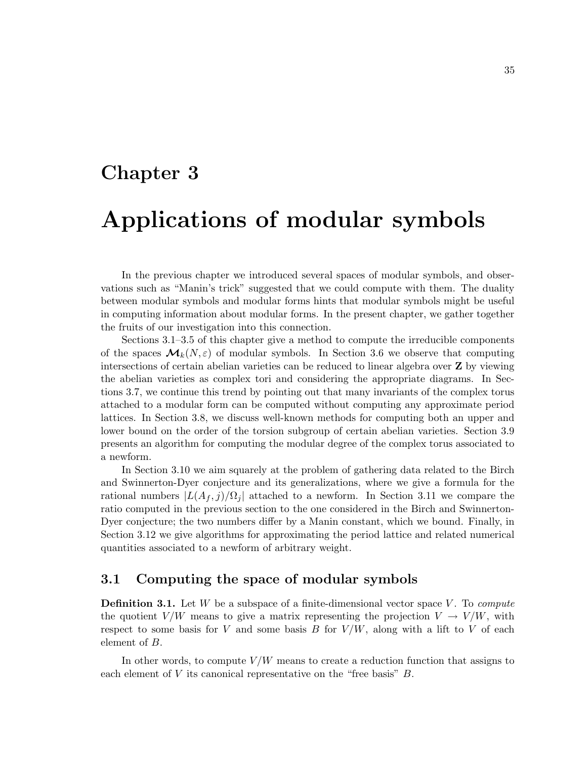# Chapter 3

# Applications of modular symbols

In the previous chapter we introduced several spaces of modular symbols, and observations such as "Manin's trick" suggested that we could compute with them. The duality between modular symbols and modular forms hints that modular symbols might be useful in computing information about modular forms. In the present chapter, we gather together the fruits of our investigation into this connection.

Sections 3.1–3.5 of this chapter give a method to compute the irreducible components of the spaces $\boldsymbol{\mathcal{M}}_k(N,\varepsilon)$ of modular symbols. In Section 3.6 we observe that computing intersections of certain abelian varieties can be reduced to linear algebra over $\mathbf{Z}$ by viewing the abelian varieties as complex tori and considering the appropriate diagrams. In Sections 3.7, we continue this trend by pointing out that many invariants of the complex torus attached to a modular form can be computed without computing any approximate period lattices. In Section 3.8, we discuss well-known methods for computing both an upper and lower bound on the order of the torsion subgroup of certain abelian varieties. Section 3.9 presents an algorithm for computing the modular degree of the complex torus associated to a newform.

In Section 3.10 we aim squarely at the problem of gathering data related to the Birch and Swinnerton-Dyer conjecture and its generalizations, where we give a formula for the rational numbers $|L(A_f,j)/\Omega_j|$ attached to a newform. In Section 3.11 we compare the ratio computed in the previous section to the one considered in the Birch and Swinnerton-Dyer conjecture; the two numbers differ by a Manin constant, which we bound. Finally, in Section 3.12 we give algorithms for approximating the period lattice and related numerical quantities associated to a newform of arbitrary weight.

## 3.1 Computing the space of modular symbols

**Definition 3.1.** Let $W$ be a subspace of a finite-dimensional vector space $V$. To *compute* the quotient $V/W$ means to give a matrix representing the projection $V \to V/W$, with respect to some basis for $V$ and some basis $B$ for $V/W$, along with a lift to $V$ of each element of $B$.

In other words, to compute $V/W$ means to create a reduction function that assigns to each element of $V$ its canonical representative on the "free basis" $B$.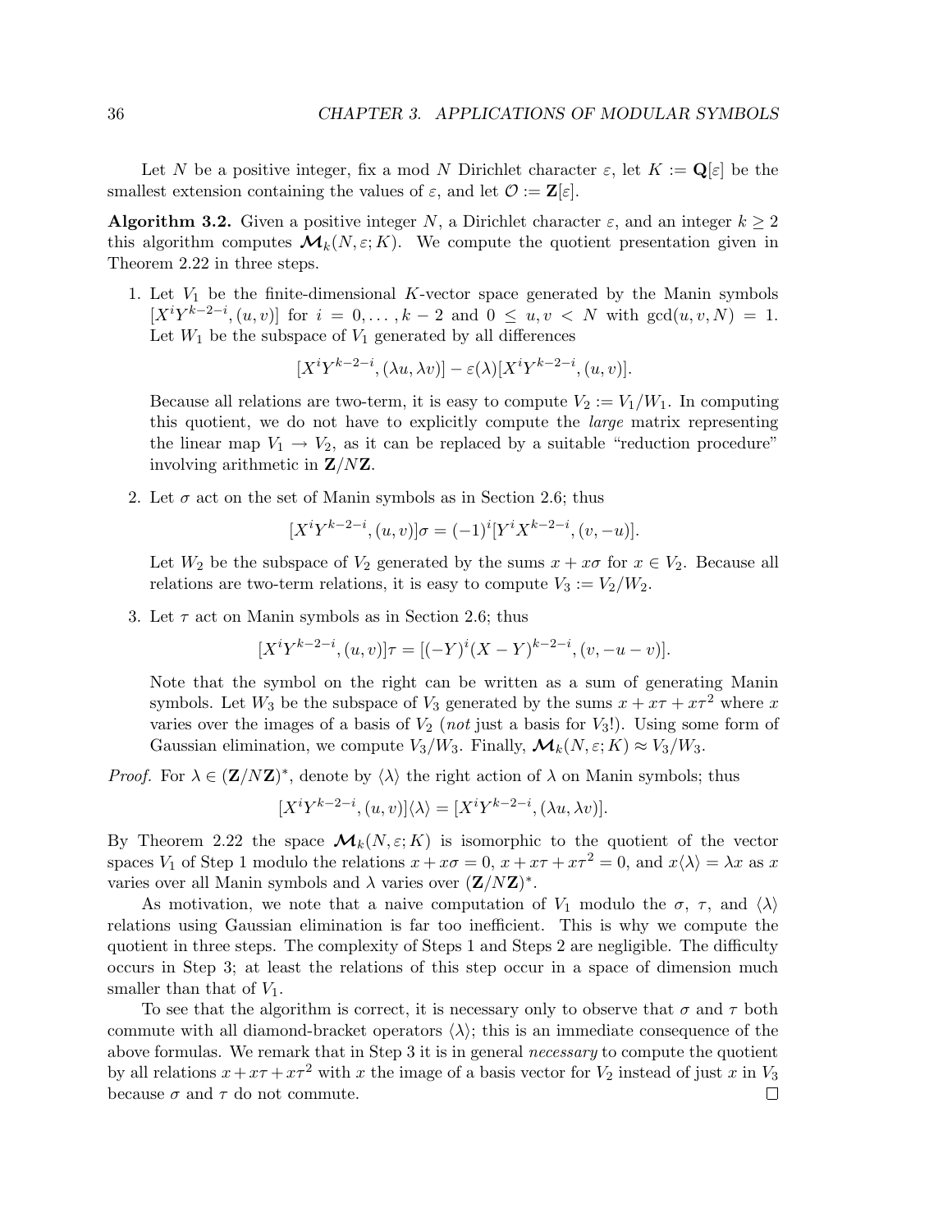Let $N$ be a positive integer, fix a mod $N$ Dirichlet character $\varepsilon$, let $K := \mathbf{Q}[\varepsilon]$ be the smallest extension containing the values of $\varepsilon$, and let $\mathcal{O} := \mathbf{Z}[\varepsilon]$.

**Algorithm 3.2.** Given a positive integer $N$, a Dirichlet character $\varepsilon$, and an integer $k \geq 2$ this algorithm computes $\boldsymbol{\mathcal{M}}_k(N, \varepsilon; K)$. We compute the quotient presentation given in Theorem 2.22 in three steps.

1. Let $V_1$ be the finite-dimensional $K$-vector space generated by the Manin symbols $[X^iY^{k-2-i}, (u, v)]$ for $i = 0, \ldots, k-2$ and $0 \leq u, v < N$ with $\gcd(u, v, N) = 1$. Let $W_1$ be the subspace of $V_1$ generated by all differences
$$[X^iY^{k-2-i}, (\lambda u, \lambda v)] - \varepsilon(\lambda)[X^iY^{k-2-i}, (u, v)].$$
Because all relations are two-term, it is easy to compute $V_2 := V_1/W_1$. In computing this quotient, we do not have to explicitly compute the *large* matrix representing the linear map $V_1 \to V_2$, as it can be replaced by a suitable "reduction procedure" involving arithmetic in $\mathbf{Z}/N\mathbf{Z}$.

2. Let $\sigma$ act on the set of Manin symbols as in Section 2.6; thus
$$[X^iY^{k-2-i}, (u, v)]\sigma = (-1)^i[Y^iX^{k-2-i}, (v, -u)].$$
Let $W_2$ be the subspace of $V_2$ generated by the sums $x + x\sigma$ for $x \in V_2$. Because all relations are two-term relations, it is easy to compute $V_3 := V_2/W_2$.

3. Let $\tau$ act on Manin symbols as in Section 2.6; thus
$$[X^iY^{k-2-i}, (u, v)]\tau = [(-Y)^i(X - Y)^{k-2-i}, (v, -u - v)].$$
Note that the symbol on the right can be written as a sum of generating Manin symbols. Let $W_3$ be the subspace of $V_3$ generated by the sums $x + x\tau + x\tau^2$ where $x$ varies over the images of a basis of $V_2$ (*not* just a basis for $V_3$!). Using some form of Gaussian elimination, we compute $V_3/W_3$. Finally, $\boldsymbol{\mathcal{M}}_k(N, \varepsilon; K) \approx V_3/W_3$.

*Proof.* For $\lambda \in (\mathbf{Z}/N\mathbf{Z})^*$, denote by $\langle\lambda\rangle$ the right action of $\lambda$ on Manin symbols; thus
$$[X^iY^{k-2-i}, (u, v)]\langle\lambda\rangle = [X^iY^{k-2-i}, (\lambda u, \lambda v)].$$
By Theorem 2.22 the space $\boldsymbol{\mathcal{M}}_k(N, \varepsilon; K)$ is isomorphic to the quotient of the vector spaces $V_1$ of Step 1 modulo the relations $x + x\sigma = 0$, $x + x\tau + x\tau^2 = 0$, and $x\langle\lambda\rangle = \lambda x$ as $x$ varies over all Manin symbols and $\lambda$ varies over $(\mathbf{Z}/N\mathbf{Z})^*$.

As motivation, we note that a naive computation of $V_1$ modulo the $\sigma$, $\tau$, and $\langle\lambda\rangle$ relations using Gaussian elimination is far too inefficient. This is why we compute the quotient in three steps. The complexity of Steps 1 and Steps 2 are negligible. The difficulty occurs in Step 3; at least the relations of this step occur in a space of dimension much smaller than that of $V_1$.

To see that the algorithm is correct, it is necessary only to observe that $\sigma$ and $\tau$ both commute with all diamond-bracket operators $\langle\lambda\rangle$; this is an immediate consequence of the above formulas. We remark that in Step 3 it is in general *necessary* to compute the quotient by all relations $x + x\tau + x\tau^2$ with $x$ the image of a basis vector for $V_2$ instead of just $x$ in $V_3$ because $\sigma$ and $\tau$ do not commute. $\square$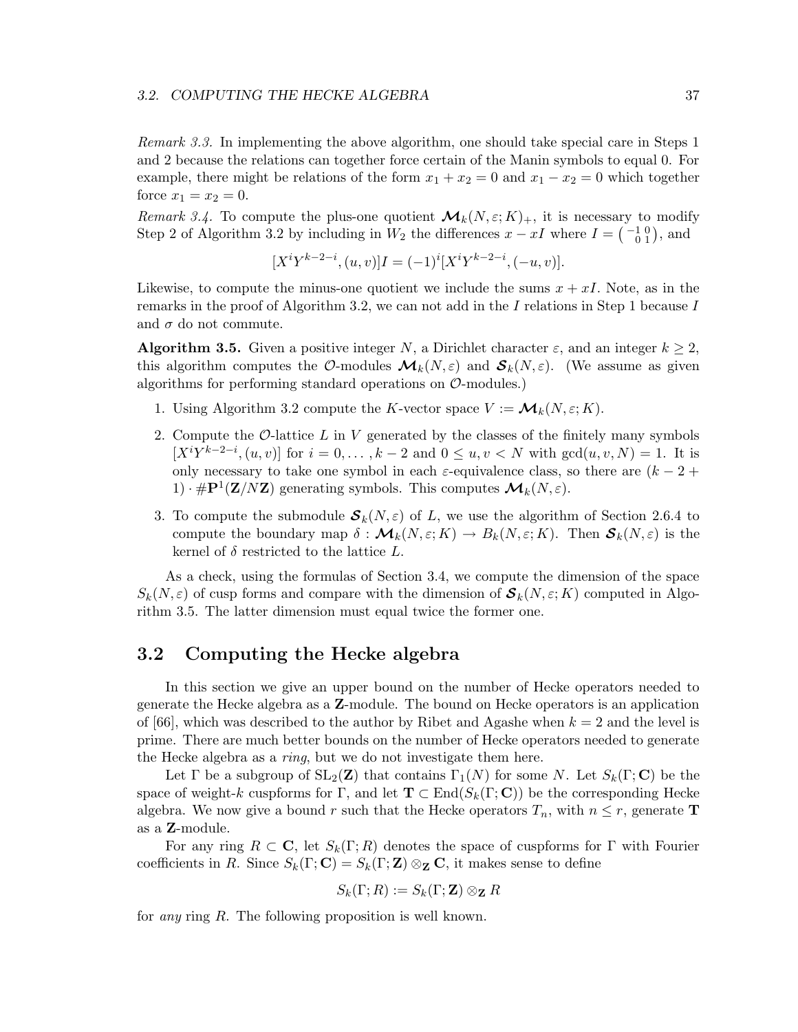*Remark 3.3.* In implementing the above algorithm, one should take special care in Steps 1 and 2 because the relations can together force certain of the Manin symbols to equal 0. For example, there might be relations of the form $x_1 + x_2 = 0$ and $x_1 - x_2 = 0$ which together force $x_1 = x_2 = 0$.

*Remark 3.4.* To compute the plus-one quotient $\boldsymbol{\mathcal{M}}_k(N, \varepsilon; K)_+$, it is necessary to modify Step 2 of Algorithm 3.2 by including in $W_2$ the differences $x - xI$ where $I = \left(\begin{smallmatrix} -1 & 0 \\ 0 & 1 \end{smallmatrix}\right)$, and

$$[X^i Y^{k-2-i}, (u, v)]I = (-1)^i [X^i Y^{k-2-i}, (-u, v)].$$

Likewise, to compute the minus-one quotient we include the sums $x + xI$. Note, as in the remarks in the proof of Algorithm 3.2, we can not add in the $I$ relations in Step 1 because $I$ and $\sigma$ do not commute.

**Algorithm 3.5.** Given a positive integer $N$, a Dirichlet character $\varepsilon$, and an integer $k \geq 2$, this algorithm computes the $\mathcal{O}$-modules $\boldsymbol{\mathcal{M}}_k(N, \varepsilon)$ and $\boldsymbol{\mathcal{S}}_k(N, \varepsilon)$. (We assume as given algorithms for performing standard operations on $\mathcal{O}$-modules.)

1. Using Algorithm 3.2 compute the $K$-vector space $V := \boldsymbol{\mathcal{M}}_k(N, \varepsilon; K)$.
2. Compute the $\mathcal{O}$-lattice $L$ in $V$ generated by the classes of the finitely many symbols $[X^i Y^{k-2-i}, (u, v)]$ for $i = 0, \ldots, k-2$ and $0 \leq u, v < N$ with $\gcd(u, v, N) = 1$. It is only necessary to take one symbol in each $\varepsilon$-equivalence class, so there are $(k - 2 + 1) \cdot \#\mathbf{P}^1(\mathbf{Z}/N\mathbf{Z})$ generating symbols. This computes $\boldsymbol{\mathcal{M}}_k(N, \varepsilon)$.
3. To compute the submodule $\boldsymbol{\mathcal{S}}_k(N, \varepsilon)$ of $L$, we use the algorithm of Section 2.6.4 to compute the boundary map $\delta : \boldsymbol{\mathcal{M}}_k(N, \varepsilon; K) \to B_k(N, \varepsilon; K)$. Then $\boldsymbol{\mathcal{S}}_k(N, \varepsilon)$ is the kernel of $\delta$ restricted to the lattice $L$.

As a check, using the formulas of Section 3.4, we compute the dimension of the space $S_k(N, \varepsilon)$ of cusp forms and compare with the dimension of $\boldsymbol{\mathcal{S}}_k(N, \varepsilon; K)$ computed in Algorithm 3.5. The latter dimension must equal twice the former one.

## 3.2 Computing the Hecke algebra

In this section we give an upper bound on the number of Hecke operators needed to generate the Hecke algebra as a $\mathbf{Z}$-module. The bound on Hecke operators is an application of [66], which was described to the author by Ribet and Agashe when $k = 2$ and the level is prime. There are much better bounds on the number of Hecke operators needed to generate the Hecke algebra as a *ring*, but we do not investigate them here.

Let $\Gamma$ be a subgroup of $\mathrm{SL}_2(\mathbf{Z})$ that contains $\Gamma_1(N)$ for some $N$. Let $S_k(\Gamma; \mathbf{C})$ be the space of weight-$k$ cuspforms for $\Gamma$, and let $\mathbf{T} \subset \mathrm{End}(S_k(\Gamma; \mathbf{C}))$ be the corresponding Hecke algebra. We now give a bound $r$ such that the Hecke operators $T_n$, with $n \leq r$, generate $\mathbf{T}$ as a $\mathbf{Z}$-module.

For any ring $R \subset \mathbf{C}$, let $S_k(\Gamma; R)$ denotes the space of cuspforms for $\Gamma$ with Fourier coefficients in $R$. Since $S_k(\Gamma; \mathbf{C}) = S_k(\Gamma; \mathbf{Z}) \otimes_{\mathbf{Z}} \mathbf{C}$, it makes sense to define

$$S_k(\Gamma; R) := S_k(\Gamma; \mathbf{Z}) \otimes_{\mathbf{Z}} R$$

for *any* ring $R$. The following proposition is well known.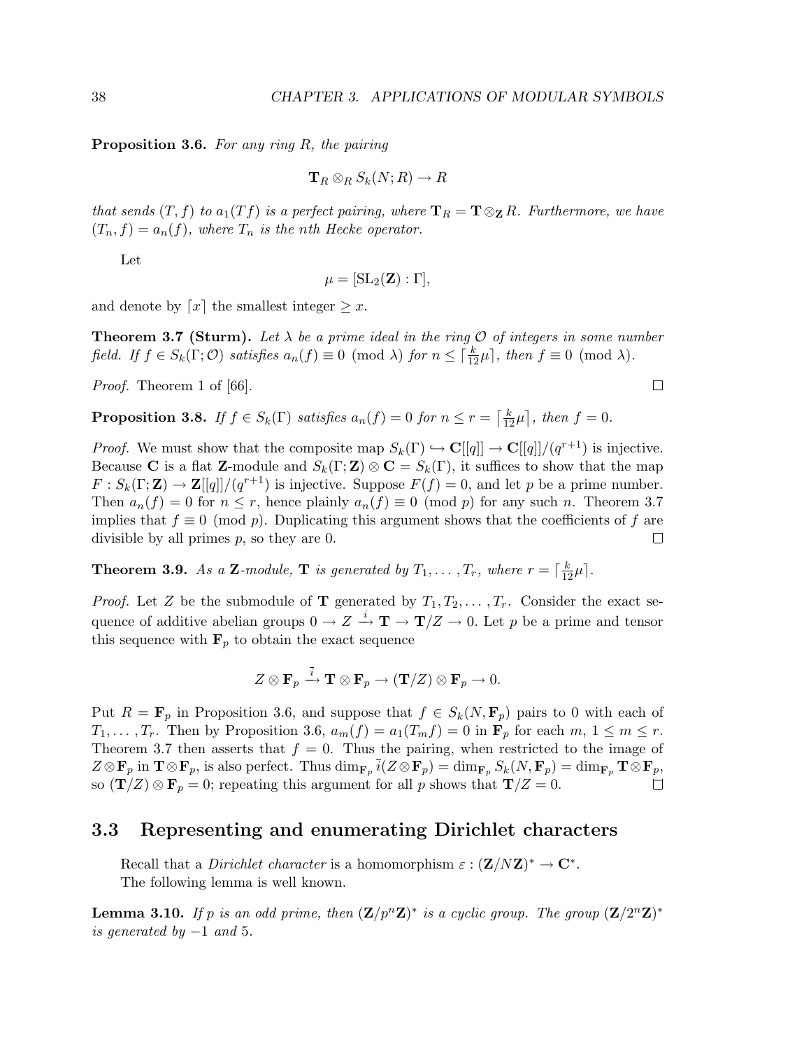**Proposition 3.6.** *For any ring $R$, the pairing*

$$\mathbf{T}_R \otimes_R S_k(N; R) \to R$$

*that sends $(T, f)$ to $a_1(Tf)$ is a perfect pairing, where $\mathbf{T}_R = \mathbf{T} \otimes_{\mathbf{Z}} R$. Furthermore, we have $(T_n, f) = a_n(f)$, where $T_n$ is the nth Hecke operator.*

Let

$$\mu = [\mathrm{SL}_2(\mathbf{Z}) : \Gamma],$$

and denote by $\lceil x \rceil$ the smallest integer $\geq x$.

**Theorem 3.7 (Sturm).** *Let $\lambda$ be a prime ideal in the ring $\mathcal{O}$ of integers in some number field. If $f \in S_k(\Gamma; \mathcal{O})$ satisfies $a_n(f) \equiv 0 \pmod{\lambda}$ for $n \leq \lceil \frac{k}{12}\mu \rceil$, then $f \equiv 0 \pmod{\lambda}$.*

*Proof.* Theorem 1 of [66]. □

**Proposition 3.8.** *If $f \in S_k(\Gamma)$ satisfies $a_n(f) = 0$ for $n \leq r = \lceil \frac{k}{12}\mu \rceil$, then $f = 0$.*

*Proof.* We must show that the composite map $S_k(\Gamma) \hookrightarrow \mathbf{C}[[q]] \to \mathbf{C}[[q]]/(q^{r+1})$ is injective. Because $\mathbf{C}$ is a flat $\mathbf{Z}$-module and $S_k(\Gamma; \mathbf{Z}) \otimes \mathbf{C} = S_k(\Gamma)$, it suffices to show that the map $F : S_k(\Gamma; \mathbf{Z}) \to \mathbf{Z}[[q]]/(q^{r+1})$ is injective. Suppose $F(f) = 0$, and let $p$ be a prime number. Then $a_n(f) = 0$ for $n \leq r$, hence plainly $a_n(f) \equiv 0 \pmod{p}$ for any such $n$. Theorem 3.7 implies that $f \equiv 0 \pmod{p}$. Duplicating this argument shows that the coefficients of $f$ are divisible by all primes $p$, so they are 0. □

**Theorem 3.9.** *As a $\mathbf{Z}$-module, $\mathbf{T}$ is generated by $T_1, \ldots, T_r$, where $r = \lceil \frac{k}{12}\mu \rceil$.*

*Proof.* Let $Z$ be the submodule of $\mathbf{T}$ generated by $T_1, T_2, \ldots, T_r$. Consider the exact sequence of additive abelian groups $0 \to Z \xrightarrow{i} \mathbf{T} \to \mathbf{T}/Z \to 0$. Let $p$ be a prime and tensor this sequence with $\mathbf{F}_p$ to obtain the exact sequence

$$Z \otimes \mathbf{F}_p \xrightarrow{\bar{i}} \mathbf{T} \otimes \mathbf{F}_p \to (\mathbf{T}/Z) \otimes \mathbf{F}_p \to 0.$$

Put $R = \mathbf{F}_p$ in Proposition 3.6, and suppose that $f \in S_k(N, \mathbf{F}_p)$ pairs to 0 with each of $T_1, \ldots, T_r$. Then by Proposition 3.6, $a_m(f) = a_1(T_m f) = 0$ in $\mathbf{F}_p$ for each $m$, $1 \leq m \leq r$. Theorem 3.7 then asserts that $f = 0$. Thus the pairing, when restricted to the image of $Z \otimes \mathbf{F}_p$ in $\mathbf{T} \otimes \mathbf{F}_p$, is also perfect. Thus $\dim_{\mathbf{F}_p} \bar{i}(Z \otimes \mathbf{F}_p) = \dim_{\mathbf{F}_p} S_k(N, \mathbf{F}_p) = \dim_{\mathbf{F}_p} \mathbf{T} \otimes \mathbf{F}_p$, so $(\mathbf{T}/Z) \otimes \mathbf{F}_p = 0$; repeating this argument for all $p$ shows that $\mathbf{T}/Z = 0$. □

## 3.3 Representing and enumerating Dirichlet characters

Recall that a *Dirichlet character* is a homomorphism $\varepsilon : (\mathbf{Z}/N\mathbf{Z})^* \to \mathbf{C}^*$.

The following lemma is well known.

**Lemma 3.10.** *If $p$ is an odd prime, then $(\mathbf{Z}/p^n\mathbf{Z})^*$ is a cyclic group. The group $(\mathbf{Z}/2^n\mathbf{Z})^*$ is generated by $-1$ and 5.*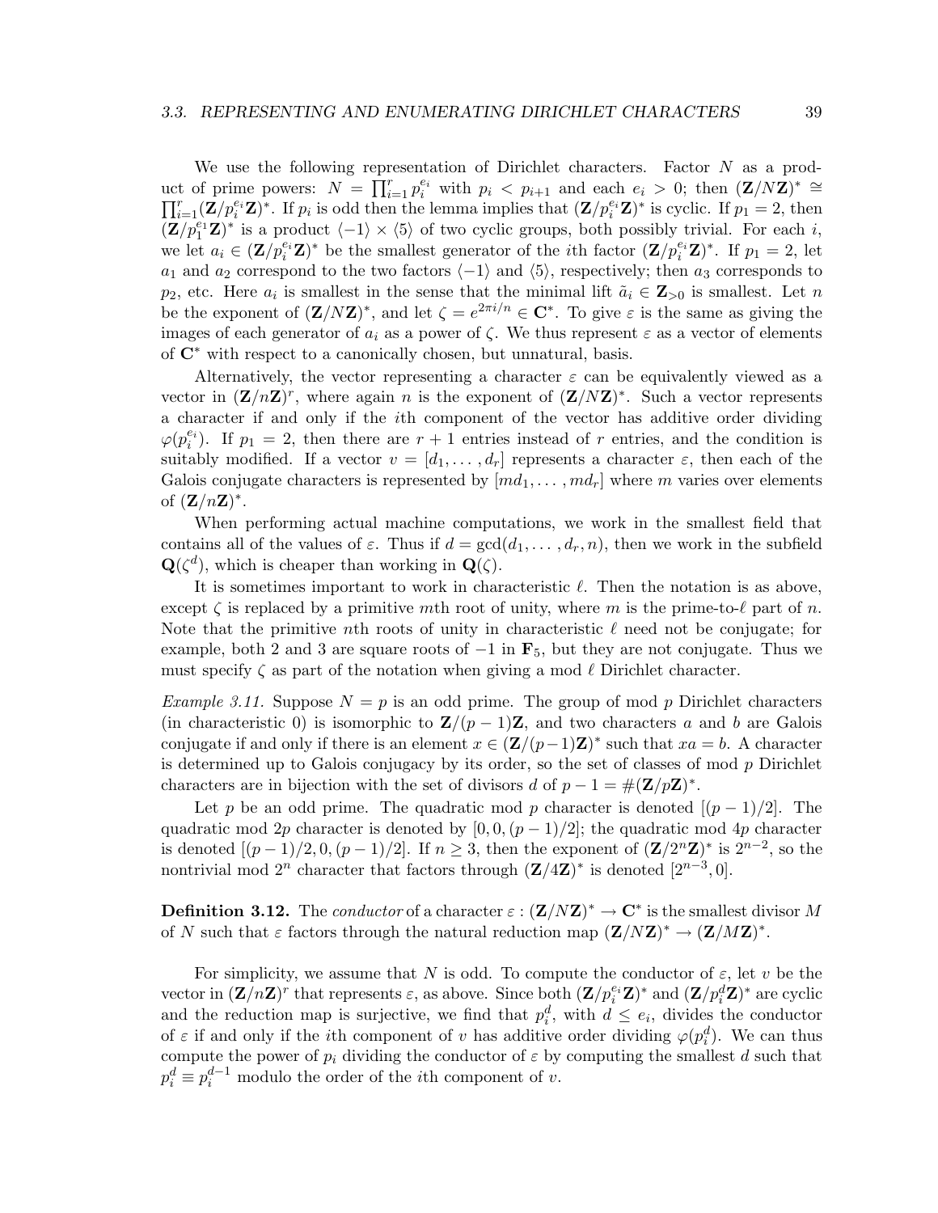We use the following representation of Dirichlet characters. Factor $N$ as a product of prime powers: $N = \prod_{i=1}^r p_i^{e_i}$ with $p_i < p_{i+1}$ and each $e_i > 0$; then $(\mathbf{Z}/N\mathbf{Z})^* \cong \prod_{i=1}^r (\mathbf{Z}/p_i^{e_i}\mathbf{Z})^*$. If $p_i$ is odd then the lemma implies that $(\mathbf{Z}/p_i^{e_i}\mathbf{Z})^*$ is cyclic. If $p_1 = 2$, then $(\mathbf{Z}/p_1^{e_1}\mathbf{Z})^*$ is a product $\langle -1 \rangle \times \langle 5 \rangle$ of two cyclic groups, both possibly trivial. For each $i$, we let $a_i \in (\mathbf{Z}/p_i^{e_i}\mathbf{Z})^*$ be the smallest generator of the $i$th factor $(\mathbf{Z}/p_i^{e_i}\mathbf{Z})^*$. If $p_1 = 2$, let $a_1$ and $a_2$ correspond to the two factors $\langle -1 \rangle$ and $\langle 5 \rangle$, respectively; then $a_3$ corresponds to $p_2$, etc. Here $a_i$ is smallest in the sense that the minimal lift $\tilde{a}_i \in \mathbf{Z}_{>0}$ is smallest. Let $n$ be the exponent of $(\mathbf{Z}/N\mathbf{Z})^*$, and let $\zeta = e^{2\pi i/n} \in \mathbf{C}^*$. To give $\varepsilon$ is the same as giving the images of each generator of $a_i$ as a power of $\zeta$. We thus represent $\varepsilon$ as a vector of elements of $\mathbf{C}^*$ with respect to a canonically chosen, but unnatural, basis.

Alternatively, the vector representing a character $\varepsilon$ can be equivalently viewed as a vector in $(\mathbf{Z}/n\mathbf{Z})^r$, where again $n$ is the exponent of $(\mathbf{Z}/N\mathbf{Z})^*$. Such a vector represents a character if and only if the $i$th component of the vector has additive order dividing $\varphi(p_i^{e_i})$. If $p_1 = 2$, then there are $r+1$ entries instead of $r$ entries, and the condition is suitably modified. If a vector $v = [d_1, \ldots, d_r]$ represents a character $\varepsilon$, then each of the Galois conjugate characters is represented by $[md_1, \ldots, md_r]$ where $m$ varies over elements of $(\mathbf{Z}/n\mathbf{Z})^*$.

When performing actual machine computations, we work in the smallest field that contains all of the values of $\varepsilon$. Thus if $d = \gcd(d_1, \ldots, d_r, n)$, then we work in the subfield $\mathbf{Q}(\zeta^d)$, which is cheaper than working in $\mathbf{Q}(\zeta)$.

It is sometimes important to work in characteristic $\ell$. Then the notation is as above, except $\zeta$ is replaced by a primitive $m$th root of unity, where $m$ is the prime-to-$\ell$ part of $n$. Note that the primitive $n$th roots of unity in characteristic $\ell$ need not be conjugate; for example, both 2 and 3 are square roots of $-1$ in $\mathbf{F}_5$, but they are not conjugate. Thus we must specify $\zeta$ as part of the notation when giving a mod $\ell$ Dirichlet character.

*Example 3.11.* Suppose $N = p$ is an odd prime. The group of mod $p$ Dirichlet characters (in characteristic 0) is isomorphic to $\mathbf{Z}/(p-1)\mathbf{Z}$, and two characters $a$ and $b$ are Galois conjugate if and only if there is an element $x \in (\mathbf{Z}/(p-1)\mathbf{Z})^*$ such that $xa = b$. A character is determined up to Galois conjugacy by its order, so the set of classes of mod $p$ Dirichlet characters are in bijection with the set of divisors $d$ of $p - 1 = \#(\mathbf{Z}/p\mathbf{Z})^*$.

Let $p$ be an odd prime. The quadratic mod $p$ character is denoted $[(p-1)/2]$. The quadratic mod $2p$ character is denoted by $[0, 0, (p-1)/2]$; the quadratic mod $4p$ character is denoted $[(p-1)/2, 0, (p-1)/2]$. If $n \geq 3$, then the exponent of $(\mathbf{Z}/2^n\mathbf{Z})^*$ is $2^{n-2}$, so the nontrivial mod $2^n$ character that factors through $(\mathbf{Z}/4\mathbf{Z})^*$ is denoted $[2^{n-3}, 0]$.

**Definition 3.12.** The *conductor* of a character $\varepsilon : (\mathbf{Z}/N\mathbf{Z})^* \to \mathbf{C}^*$ is the smallest divisor $M$ of $N$ such that $\varepsilon$ factors through the natural reduction map $(\mathbf{Z}/N\mathbf{Z})^* \to (\mathbf{Z}/M\mathbf{Z})^*$.

For simplicity, we assume that $N$ is odd. To compute the conductor of $\varepsilon$, let $v$ be the vector in $(\mathbf{Z}/n\mathbf{Z})^r$ that represents $\varepsilon$, as above. Since both $(\mathbf{Z}/p_i^{e_i}\mathbf{Z})^*$ and $(\mathbf{Z}/p_i^d\mathbf{Z})^*$ are cyclic and the reduction map is surjective, we find that $p_i^d$, with $d \leq e_i$, divides the conductor of $\varepsilon$ if and only if the $i$th component of $v$ has additive order dividing $\varphi(p_i^d)$. We can thus compute the power of $p_i$ dividing the conductor of $\varepsilon$ by computing the smallest $d$ such that $p_i^d \equiv p_i^{d-1}$ modulo the order of the $i$th component of $v$.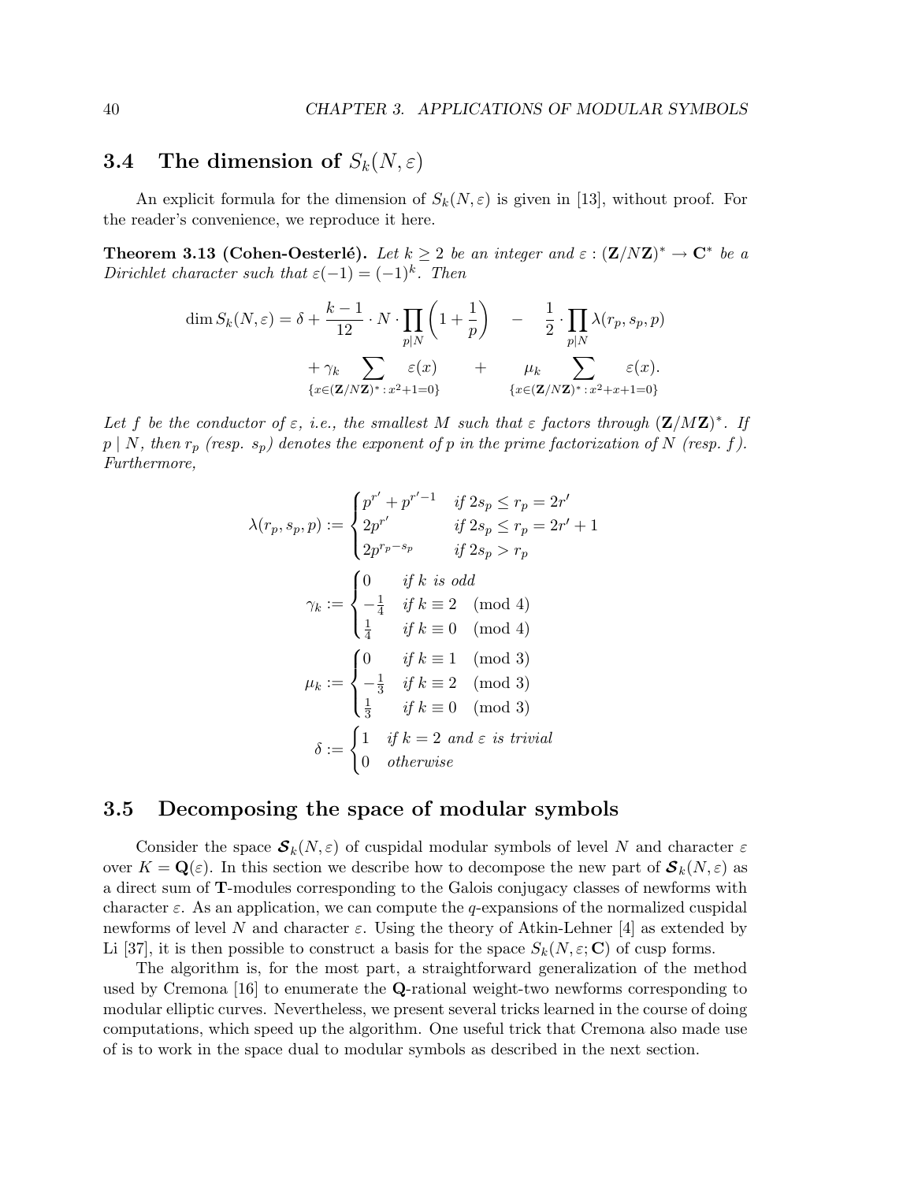## 3.4 The dimension of $S_k(N, \varepsilon)$

An explicit formula for the dimension of $S_k(N, \varepsilon)$ is given in [13], without proof. For the reader's convenience, we reproduce it here.

**Theorem 3.13 (Cohen-Oesterlé).** *Let $k \geq 2$ be an integer and $\varepsilon : (\mathbf{Z}/N\mathbf{Z})^* \to \mathbf{C}^*$ be a Dirichlet character such that $\varepsilon(-1) = (-1)^k$. Then*

$$\dim S_k(N, \varepsilon) = \delta + \frac{k-1}{12} \cdot N \cdot \prod_{p \mid N} \left(1 + \frac{1}{p}\right) \quad - \quad \frac{1}{2} \cdot \prod_{p \mid N} \lambda(r_p, s_p, p)$$
$$+ \gamma_k \sum_{\{x \in (\mathbf{Z}/N\mathbf{Z})^* \,:\, x^2+1=0\}} \varepsilon(x) \quad + \quad \mu_k \sum_{\{x \in (\mathbf{Z}/N\mathbf{Z})^* \,:\, x^2+x+1=0\}} \varepsilon(x).$$

*Let $f$ be the conductor of $\varepsilon$, i.e., the smallest $M$ such that $\varepsilon$ factors through $(\mathbf{Z}/M\mathbf{Z})^*$. If $p \mid N$, then $r_p$ (resp. $s_p$) denotes the exponent of $p$ in the prime factorization of $N$ (resp. $f$). Furthermore,*

$$\lambda(r_p, s_p, p) := \begin{cases} p^{r'} + p^{r'-1} & \text{if } 2s_p \leq r_p = 2r' \\ 2p^{r'} & \text{if } 2s_p \leq r_p = 2r'+1 \\ 2p^{r_p - s_p} & \text{if } 2s_p > r_p \end{cases}$$

$$\gamma_k := \begin{cases} 0 & \text{if } k \text{ is odd} \\ -\frac{1}{4} & \text{if } k \equiv 2 \pmod 4 \\ \frac{1}{4} & \text{if } k \equiv 0 \pmod 4 \end{cases}$$

$$\mu_k := \begin{cases} 0 & \text{if } k \equiv 1 \pmod 3 \\ -\frac{1}{3} & \text{if } k \equiv 2 \pmod 3 \\ \frac{1}{3} & \text{if } k \equiv 0 \pmod 3 \end{cases}$$

$$\delta := \begin{cases} 1 & \text{if } k = 2 \text{ and } \varepsilon \text{ is trivial} \\ 0 & \text{otherwise} \end{cases}$$

## 3.5 Decomposing the space of modular symbols

Consider the space $\boldsymbol{\mathcal{S}}_k(N, \varepsilon)$ of cuspidal modular symbols of level $N$ and character $\varepsilon$ over $K = \mathbf{Q}(\varepsilon)$. In this section we describe how to decompose the new part of $\boldsymbol{\mathcal{S}}_k(N, \varepsilon)$ as a direct sum of $\mathbf{T}$-modules corresponding to the Galois conjugacy classes of newforms with character $\varepsilon$. As an application, we can compute the $q$-expansions of the normalized cuspidal newforms of level $N$ and character $\varepsilon$. Using the theory of Atkin-Lehner [4] as extended by Li [37], it is then possible to construct a basis for the space $S_k(N, \varepsilon; \mathbf{C})$ of cusp forms.

The algorithm is, for the most part, a straightforward generalization of the method used by Cremona [16] to enumerate the $\mathbf{Q}$-rational weight-two newforms corresponding to modular elliptic curves. Nevertheless, we present several tricks learned in the course of doing computations, which speed up the algorithm. One useful trick that Cremona also made use of is to work in the space dual to modular symbols as described in the next section.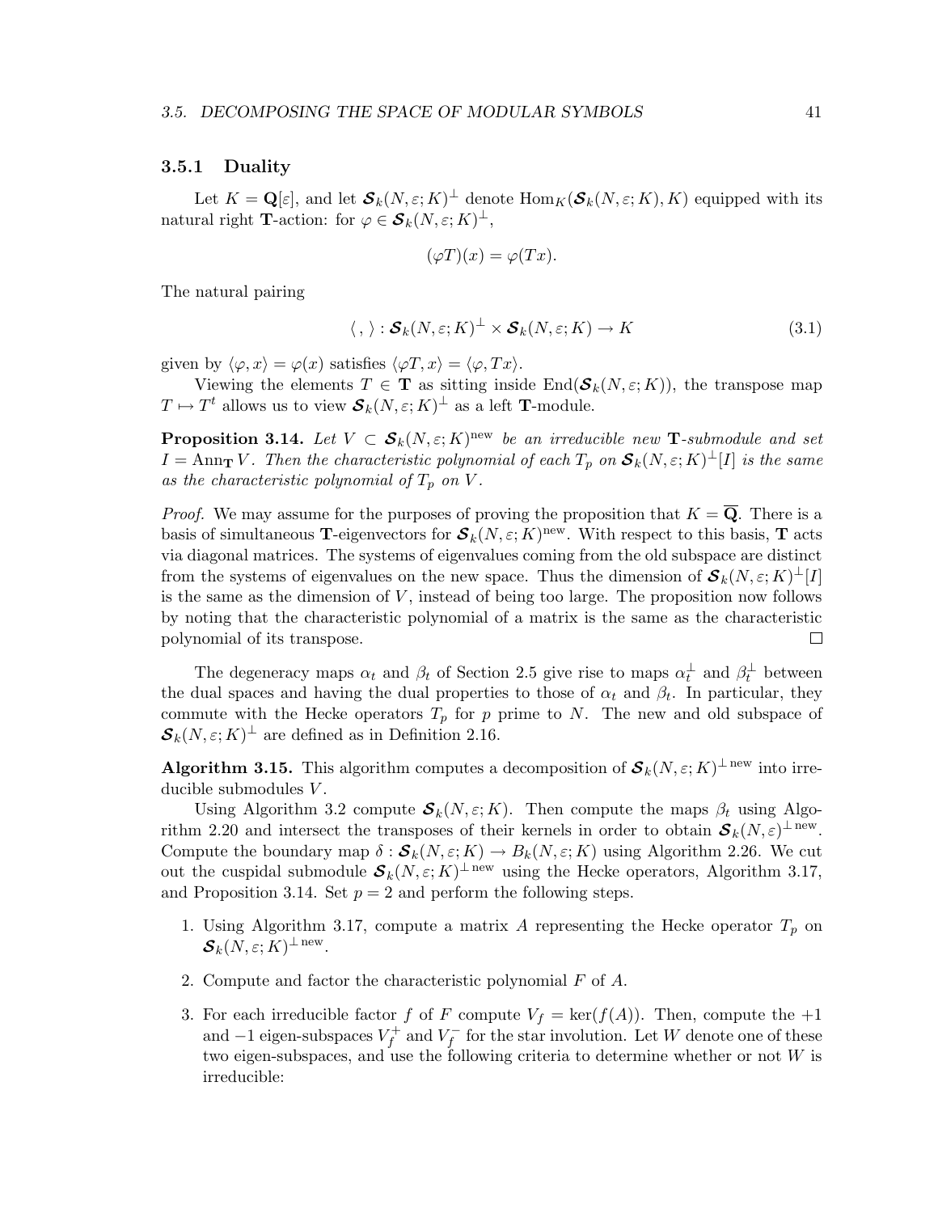### 3.5.1 Duality

Let $K = \mathbf{Q}[\varepsilon]$, and let $\boldsymbol{\mathcal{S}}_k(N,\varepsilon;K)^{\perp}$ denote $\mathrm{Hom}_K(\boldsymbol{\mathcal{S}}_k(N,\varepsilon;K),K)$ equipped with its natural right $\mathbf{T}$-action: for $\varphi \in \boldsymbol{\mathcal{S}}_k(N,\varepsilon;K)^{\perp}$,

$$(\varphi T)(x) = \varphi(Tx).$$

The natural pairing

$$\langle\ ,\ \rangle : \boldsymbol{\mathcal{S}}_k(N,\varepsilon;K)^{\perp} \times \boldsymbol{\mathcal{S}}_k(N,\varepsilon;K) \to K \tag{3.1}$$

given by $\langle \varphi, x\rangle = \varphi(x)$ satisfies $\langle \varphi T, x\rangle = \langle \varphi, Tx\rangle$.

Viewing the elements $T \in \mathbf{T}$ as sitting inside $\mathrm{End}(\boldsymbol{\mathcal{S}}_k(N,\varepsilon;K))$, the transpose map $T \mapsto T^t$ allows us to view $\boldsymbol{\mathcal{S}}_k(N,\varepsilon;K)^{\perp}$ as a left $\mathbf{T}$-module.

**Proposition 3.14.** *Let $V \subset \boldsymbol{\mathcal{S}}_k(N,\varepsilon;K)^{\mathrm{new}}$ be an irreducible new $\mathbf{T}$-submodule and set $I = \mathrm{Ann}_{\mathbf{T}} V$. Then the characteristic polynomial of each $T_p$ on $\boldsymbol{\mathcal{S}}_k(N,\varepsilon;K)^{\perp}[I]$ is the same as the characteristic polynomial of $T_p$ on $V$.*

*Proof.* We may assume for the purposes of proving the proposition that $K = \overline{\mathbf{Q}}$. There is a basis of simultaneous $\mathbf{T}$-eigenvectors for $\boldsymbol{\mathcal{S}}_k(N,\varepsilon;K)^{\mathrm{new}}$. With respect to this basis, $\mathbf{T}$ acts via diagonal matrices. The systems of eigenvalues coming from the old subspace are distinct from the systems of eigenvalues on the new space. Thus the dimension of $\boldsymbol{\mathcal{S}}_k(N,\varepsilon;K)^{\perp}[I]$ is the same as the dimension of $V$, instead of being too large. The proposition now follows by noting that the characteristic polynomial of a matrix is the same as the characteristic polynomial of its transpose. $\square$

The degeneracy maps $\alpha_t$ and $\beta_t$ of Section 2.5 give rise to maps $\alpha_t^{\perp}$ and $\beta_t^{\perp}$ between the dual spaces and having the dual properties to those of $\alpha_t$ and $\beta_t$. In particular, they commute with the Hecke operators $T_p$ for $p$ prime to $N$. The new and old subspace of $\boldsymbol{\mathcal{S}}_k(N,\varepsilon;K)^{\perp}$ are defined as in Definition 2.16.

**Algorithm 3.15.** This algorithm computes a decomposition of $\boldsymbol{\mathcal{S}}_k(N,\varepsilon;K)^{\perp\,\mathrm{new}}$ into irreducible submodules $V$.

Using Algorithm 3.2 compute $\boldsymbol{\mathcal{S}}_k(N,\varepsilon;K)$. Then compute the maps $\beta_t$ using Algorithm 2.20 and intersect the transposes of their kernels in order to obtain $\boldsymbol{\mathcal{S}}_k(N,\varepsilon)^{\perp\,\mathrm{new}}$. Compute the boundary map $\delta : \boldsymbol{\mathcal{S}}_k(N,\varepsilon;K) \to B_k(N,\varepsilon;K)$ using Algorithm 2.26. We cut out the cuspidal submodule $\boldsymbol{\mathcal{S}}_k(N,\varepsilon;K)^{\perp\,\mathrm{new}}$ using the Hecke operators, Algorithm 3.17, and Proposition 3.14. Set $p = 2$ and perform the following steps.

1. Using Algorithm 3.17, compute a matrix $A$ representing the Hecke operator $T_p$ on $\boldsymbol{\mathcal{S}}_k(N,\varepsilon;K)^{\perp\,\mathrm{new}}$.
2. Compute and factor the characteristic polynomial $F$ of $A$.
3. For each irreducible factor $f$ of $F$ compute $V_f = \ker(f(A))$. Then, compute the $+1$ and $-1$ eigen-subspaces $V_f^+$ and $V_f^-$ for the star involution. Let $W$ denote one of these two eigen-subspaces, and use the following criteria to determine whether or not $W$ is irreducible: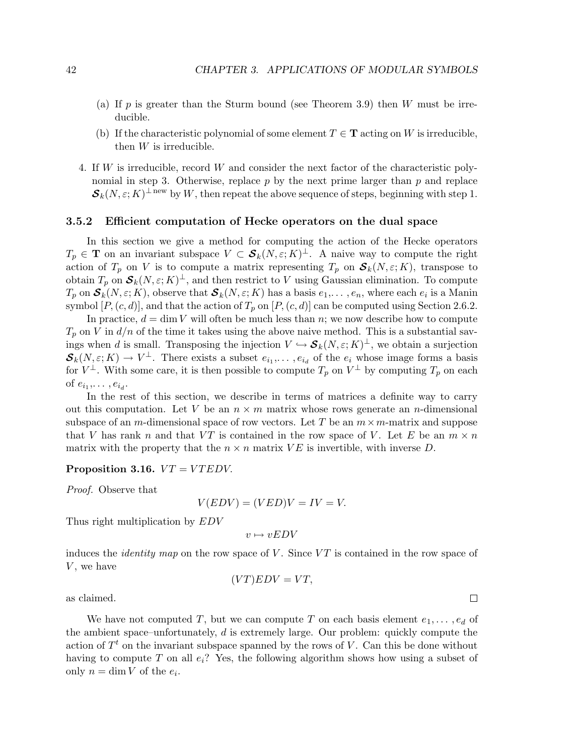(a) If $p$ is greater than the Sturm bound (see Theorem 3.9) then $W$ must be irreducible.

(b) If the characteristic polynomial of some element $T \in \mathbf{T}$ acting on $W$ is irreducible, then $W$ is irreducible.

4. If $W$ is irreducible, record $W$ and consider the next factor of the characteristic polynomial in step 3. Otherwise, replace $p$ by the next prime larger than $p$ and replace $\boldsymbol{\mathcal{S}}_k(N, \varepsilon; K)^{\perp\,\text{new}}$ by $W$, then repeat the above sequence of steps, beginning with step 1.

### 3.5.2 Efficient computation of Hecke operators on the dual space

In this section we give a method for computing the action of the Hecke operators $T_p \in \mathbf{T}$ on an invariant subspace $V \subset \boldsymbol{\mathcal{S}}_k(N, \varepsilon; K)^{\perp}$. A naive way to compute the right action of $T_p$ on $V$ is to compute a matrix representing $T_p$ on $\boldsymbol{\mathcal{S}}_k(N, \varepsilon; K)$, transpose to obtain $T_p$ on $\boldsymbol{\mathcal{S}}_k(N, \varepsilon; K)^{\perp}$, and then restrict to $V$ using Gaussian elimination. To compute $T_p$ on $\boldsymbol{\mathcal{S}}_k(N, \varepsilon; K)$, observe that $\boldsymbol{\mathcal{S}}_k(N, \varepsilon; K)$ has a basis $e_1, \ldots, e_n$, where each $e_i$ is a Manin symbol $[P, (c, d)]$, and that the action of $T_p$ on $[P, (c, d)]$ can be computed using Section 2.6.2.

In practice, $d = \dim V$ will often be much less than $n$; we now describe how to compute $T_p$ on $V$ in $d/n$ of the time it takes using the above naive method. This is a substantial savings when $d$ is small. Transposing the injection $V \hookrightarrow \boldsymbol{\mathcal{S}}_k(N, \varepsilon; K)^{\perp}$, we obtain a surjection $\boldsymbol{\mathcal{S}}_k(N, \varepsilon; K) \to V^{\perp}$. There exists a subset $e_{i_1}, \ldots, e_{i_d}$ of the $e_i$ whose image forms a basis for $V^{\perp}$. With some care, it is then possible to compute $T_p$ on $V^{\perp}$ by computing $T_p$ on each of $e_{i_1}, \ldots, e_{i_d}$.

In the rest of this section, we describe in terms of matrices a definite way to carry out this computation. Let $V$ be an $n \times m$ matrix whose rows generate an $n$-dimensional subspace of an $m$-dimensional space of row vectors. Let $T$ be an $m \times m$-matrix and suppose that $V$ has rank $n$ and that $VT$ is contained in the row space of $V$. Let $E$ be an $m \times n$ matrix with the property that the $n \times n$ matrix $VE$ is invertible, with inverse $D$.

**Proposition 3.16.** $VT = VTEDV$.

*Proof.* Observe that

$$V(EDV) = (VED)V = IV = V.$$

Thus right multiplication by $EDV$

$$v \mapsto vEDV$$

induces the *identity map* on the row space of $V$. Since $VT$ is contained in the row space of $V$, we have

$$(VT)EDV = VT,$$

as claimed. $\square$

We have not computed $T$, but we can compute $T$ on each basis element $e_1, \ldots, e_d$ of the ambient space–unfortunately, $d$ is extremely large. Our problem: quickly compute the action of $T^t$ on the invariant subspace spanned by the rows of $V$. Can this be done without having to compute $T$ on all $e_i$? Yes, the following algorithm shows how using a subset of only $n = \dim V$ of the $e_i$.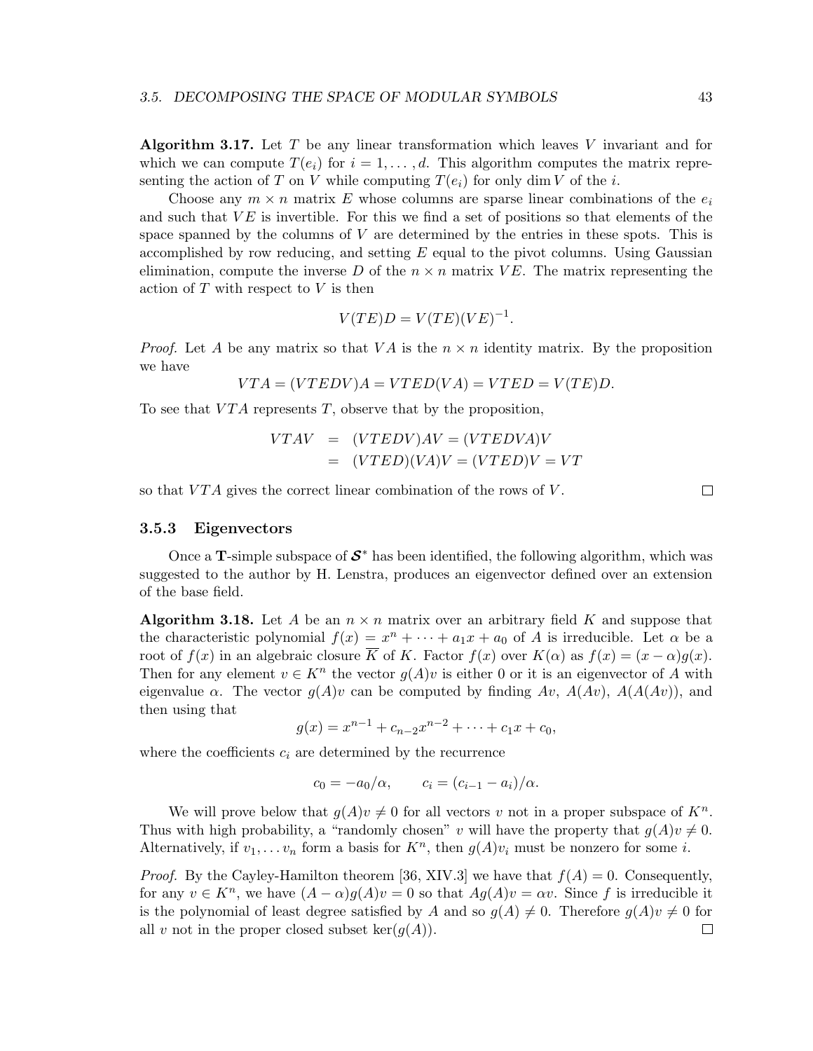**Algorithm 3.17.** Let $T$ be any linear transformation which leaves $V$ invariant and for which we can compute $T(e_i)$ for $i = 1, \ldots, d$. This algorithm computes the matrix representing the action of $T$ on $V$ while computing $T(e_i)$ for only $\dim V$ of the $i$.

Choose any $m \times n$ matrix $E$ whose columns are sparse linear combinations of the $e_i$ and such that $VE$ is invertible. For this we find a set of positions so that elements of the space spanned by the columns of $V$ are determined by the entries in these spots. This is accomplished by row reducing, and setting $E$ equal to the pivot columns. Using Gaussian elimination, compute the inverse $D$ of the $n \times n$ matrix $VE$. The matrix representing the action of $T$ with respect to $V$ is then

$$V(TE)D = V(TE)(VE)^{-1}.$$

*Proof.* Let $A$ be any matrix so that $VA$ is the $n \times n$ identity matrix. By the proposition we have

$$VTA = (VTEDV)A = VTED(VA) = VTED = V(TE)D.$$

To see that $VTA$ represents $T$, observe that by the proposition,

$$\begin{aligned} VTAV &= (VTEDV)AV = (VTEDVA)V \\ &= (VTED)(VA)V = (VTED)V = VT \end{aligned}$$

so that $VTA$ gives the correct linear combination of the rows of $V$. $\square$

### 3.5.3 Eigenvectors

Once a $\mathbf{T}$-simple subspace of $\boldsymbol{\mathcal{S}}^*$ has been identified, the following algorithm, which was suggested to the author by H. Lenstra, produces an eigenvector defined over an extension of the base field.

**Algorithm 3.18.** Let $A$ be an $n \times n$ matrix over an arbitrary field $K$ and suppose that the characteristic polynomial $f(x) = x^n + \cdots + a_1 x + a_0$ of $A$ is irreducible. Let $\alpha$ be a root of $f(x)$ in an algebraic closure $\overline{K}$ of $K$. Factor $f(x)$ over $K(\alpha)$ as $f(x) = (x - \alpha)g(x)$. Then for any element $v \in K^n$ the vector $g(A)v$ is either 0 or it is an eigenvector of $A$ with eigenvalue $\alpha$. The vector $g(A)v$ can be computed by finding $Av$, $A(Av)$, $A(A(Av))$, and then using that

$$g(x) = x^{n-1} + c_{n-2}x^{n-2} + \cdots + c_1 x + c_0,$$

where the coefficients $c_i$ are determined by the recurrence

$$c_0 = -a_0/\alpha, \qquad c_i = (c_{i-1} - a_i)/\alpha.$$

We will prove below that $g(A)v \neq 0$ for all vectors $v$ not in a proper subspace of $K^n$. Thus with high probability, a "randomly chosen" $v$ will have the property that $g(A)v \neq 0$. Alternatively, if $v_1, \ldots v_n$ form a basis for $K^n$, then $g(A)v_i$ must be nonzero for some $i$.

*Proof.* By the Cayley-Hamilton theorem [36, XIV.3] we have that $f(A) = 0$. Consequently, for any $v \in K^n$, we have $(A - \alpha)g(A)v = 0$ so that $Ag(A)v = \alpha v$. Since $f$ is irreducible it is the polynomial of least degree satisfied by $A$ and so $g(A) \neq 0$. Therefore $g(A)v \neq 0$ for all $v$ not in the proper closed subset $\ker(g(A))$. $\square$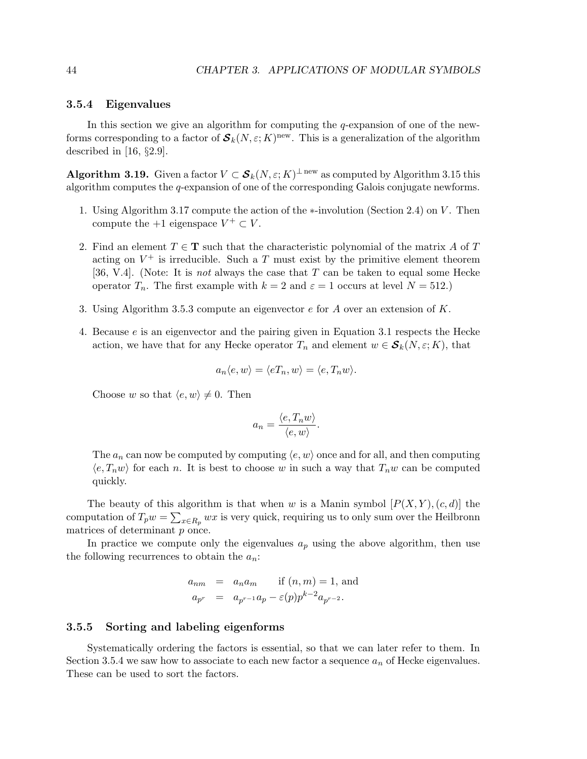### 3.5.4 Eigenvalues

In this section we give an algorithm for computing the $q$-expansion of one of the newforms corresponding to a factor of $\boldsymbol{\mathcal{S}}_k(N,\varepsilon;K)^{\mathrm{new}}$. This is a generalization of the algorithm described in [16, §2.9].

**Algorithm 3.19.** Given a factor $V \subset \boldsymbol{\mathcal{S}}_k(N,\varepsilon;K)^{\perp\,\mathrm{new}}$ as computed by Algorithm 3.15 this algorithm computes the $q$-expansion of one of the corresponding Galois conjugate newforms.

1. Using Algorithm 3.17 compute the action of the $*$-involution (Section 2.4) on $V$. Then compute the $+1$ eigenspace $V^+ \subset V$.

2. Find an element $T \in \mathbf{T}$ such that the characteristic polynomial of the matrix $A$ of $T$ acting on $V^+$ is irreducible. Such a $T$ must exist by the primitive element theorem [36, V.4]. (Note: It is *not* always the case that $T$ can be taken to equal some Hecke operator $T_n$. The first example with $k = 2$ and $\varepsilon = 1$ occurs at level $N = 512$.)

3. Using Algorithm 3.5.3 compute an eigenvector $e$ for $A$ over an extension of $K$.

4. Because $e$ is an eigenvector and the pairing given in Equation 3.1 respects the Hecke action, we have that for any Hecke operator $T_n$ and element $w \in \boldsymbol{\mathcal{S}}_k(N,\varepsilon;K)$, that

$$a_n\langle e, w\rangle = \langle eT_n, w\rangle = \langle e, T_n w\rangle.$$

Choose $w$ so that $\langle e, w\rangle \neq 0$. Then

$$a_n = \frac{\langle e, T_n w\rangle}{\langle e, w\rangle}.$$

The $a_n$ can now be computed by computing $\langle e, w\rangle$ once and for all, and then computing $\langle e, T_n w\rangle$ for each $n$. It is best to choose $w$ in such a way that $T_n w$ can be computed quickly.

The beauty of this algorithm is that when $w$ is a Manin symbol $[P(X,Y),(c,d)]$ the computation of $T_p w = \sum_{x\in R_p} wx$ is very quick, requiring us to only sum over the Heilbronn matrices of determinant $p$ once.

In practice we compute only the eigenvalues $a_p$ using the above algorithm, then use the following recurrences to obtain the $a_n$:

$$\begin{aligned} a_{nm} &= a_n a_m \qquad \text{if } (n,m) = 1, \text{ and} \\ a_{p^r} &= a_{p^{r-1}} a_p - \varepsilon(p) p^{k-2} a_{p^{r-2}}. \end{aligned}$$

### 3.5.5 Sorting and labeling eigenforms

Systematically ordering the factors is essential, so that we can later refer to them. In Section 3.5.4 we saw how to associate to each new factor a sequence $a_n$ of Hecke eigenvalues. These can be used to sort the factors.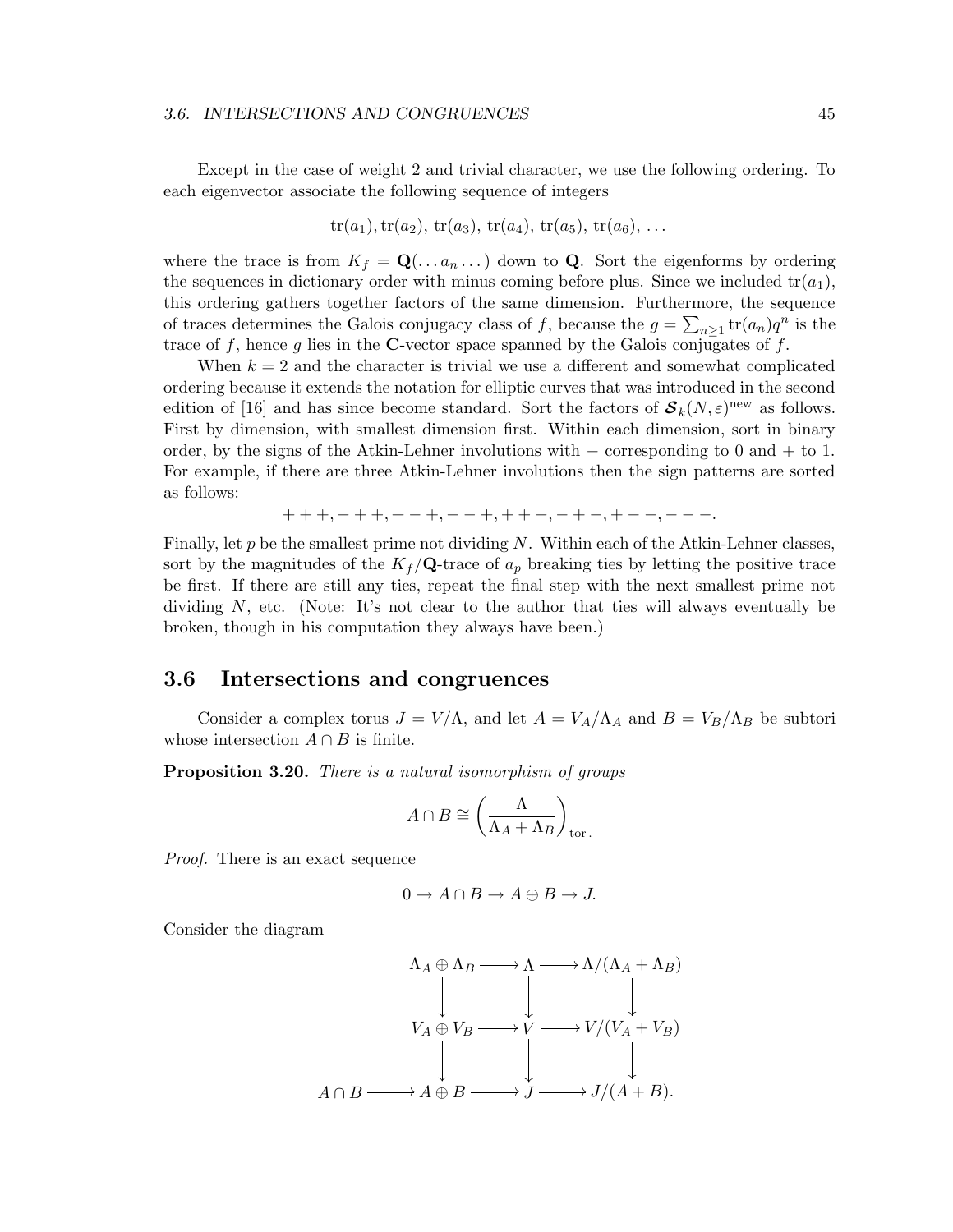Except in the case of weight 2 and trivial character, we use the following ordering. To each eigenvector associate the following sequence of integers

$$\mathrm{tr}(a_1), \mathrm{tr}(a_2), \mathrm{tr}(a_3), \mathrm{tr}(a_4), \mathrm{tr}(a_5), \mathrm{tr}(a_6), \ldots$$

where the trace is from $K_f = \mathbf{Q}(\ldots a_n \ldots)$ down to $\mathbf{Q}$. Sort the eigenforms by ordering the sequences in dictionary order with minus coming before plus. Since we included $\mathrm{tr}(a_1)$, this ordering gathers together factors of the same dimension. Furthermore, the sequence of traces determines the Galois conjugacy class of $f$, because the $g = \sum_{n \geq 1} \mathrm{tr}(a_n) q^n$ is the trace of $f$, hence $g$ lies in the $\mathbf{C}$-vector space spanned by the Galois conjugates of $f$.

When $k = 2$ and the character is trivial we use a different and somewhat complicated ordering because it extends the notation for elliptic curves that was introduced in the second edition of [16] and has since become standard. Sort the factors of $\boldsymbol{\mathcal{S}}_k(N, \varepsilon)^{\mathrm{new}}$ as follows. First by dimension, with smallest dimension first. Within each dimension, sort in binary order, by the signs of the Atkin-Lehner involutions with $-$ corresponding to 0 and $+$ to 1. For example, if there are three Atkin-Lehner involutions then the sign patterns are sorted as follows:

$$+++, -++, +-+, --+, ++-, -+-, +--, ---.$$

Finally, let $p$ be the smallest prime not dividing $N$. Within each of the Atkin-Lehner classes, sort by the magnitudes of the $K_f/\mathbf{Q}$-trace of $a_p$ breaking ties by letting the positive trace be first. If there are still any ties, repeat the final step with the next smallest prime not dividing $N$, etc. (Note: It's not clear to the author that ties will always eventually be broken, though in his computation they always have been.)

## 3.6 Intersections and congruences

Consider a complex torus $J = V/\Lambda$, and let $A = V_A/\Lambda_A$ and $B = V_B/\Lambda_B$ be subtori whose intersection $A \cap B$ is finite.

**Proposition 3.20.** *There is a natural isomorphism of groups*

$$A \cap B \cong \left( \frac{\Lambda}{\Lambda_A + \Lambda_B} \right)_{\mathrm{tor}}.$$

*Proof.* There is an exact sequence

$$0 \to A \cap B \to A \oplus B \to J.$$

Consider the diagram

$$\begin{array}{ccccccc}
 & & \Lambda_A \oplus \Lambda_B & \longrightarrow & \Lambda & \longrightarrow & \Lambda/(\Lambda_A + \Lambda_B) \\
 & & \downarrow & & \downarrow & & \downarrow \\
 & & V_A \oplus V_B & \longrightarrow & V & \longrightarrow & V/(V_A + V_B) \\
 & & \downarrow & & \downarrow & & \downarrow \\
A \cap B & \longrightarrow & A \oplus B & \longrightarrow & J & \longrightarrow & J/(A + B).
\end{array}$$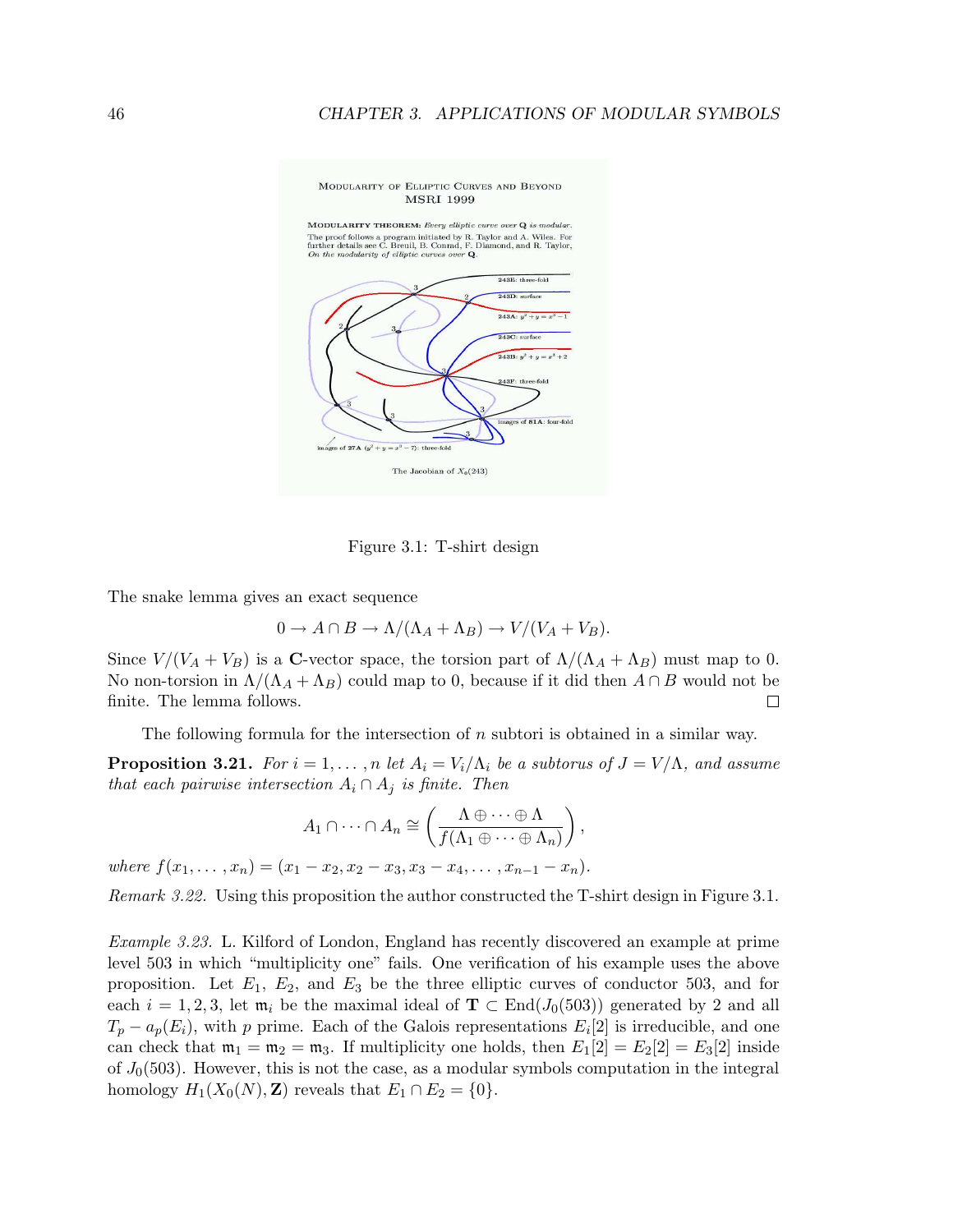Figure 3.1: T-shirt design

The snake lemma gives an exact sequence

$$0 \to A \cap B \to \Lambda/(\Lambda_A + \Lambda_B) \to V/(V_A + V_B).$$

Since $V/(V_A + V_B)$ is a $\mathbf{C}$-vector space, the torsion part of $\Lambda/(\Lambda_A + \Lambda_B)$ must map to 0. No non-torsion in $\Lambda/(\Lambda_A + \Lambda_B)$ could map to 0, because if it did then $A \cap B$ would not be finite. The lemma follows. $\square$

The following formula for the intersection of $n$ subtori is obtained in a similar way.

**Proposition 3.21.** *For $i = 1, \ldots, n$ let $A_i = V_i/\Lambda_i$ be a subtorus of $J = V/\Lambda$, and assume that each pairwise intersection $A_i \cap A_j$ is finite. Then*

$$A_1 \cap \cdots \cap A_n \cong \left( \frac{\Lambda \oplus \cdots \oplus \Lambda}{f(\Lambda_1 \oplus \cdots \oplus \Lambda_n)} \right),$$

*where $f(x_1, \ldots, x_n) = (x_1 - x_2, x_2 - x_3, x_3 - x_4, \ldots, x_{n-1} - x_n)$.*

*Remark 3.22.* Using this proposition the author constructed the T-shirt design in Figure 3.1.

*Example 3.23.* L. Kilford of London, England has recently discovered an example at prime level 503 in which "multiplicity one" fails. One verification of his example uses the above proposition. Let $E_1$, $E_2$, and $E_3$ be the three elliptic curves of conductor 503, and for each $i = 1, 2, 3$, let $\mathfrak{m}_i$ be the maximal ideal of $\mathbf{T} \subset \mathrm{End}(J_0(503))$ generated by 2 and all $T_p - a_p(E_i)$, with $p$ prime. Each of the Galois representations $E_i[2]$ is irreducible, and one can check that $\mathfrak{m}_1 = \mathfrak{m}_2 = \mathfrak{m}_3$. If multiplicity one holds, then $E_1[2] = E_2[2] = E_3[2]$ inside of $J_0(503)$. However, this is not the case, as a modular symbols computation in the integral homology $H_1(X_0(N), \mathbf{Z})$ reveals that $E_1 \cap E_2 = \{0\}$.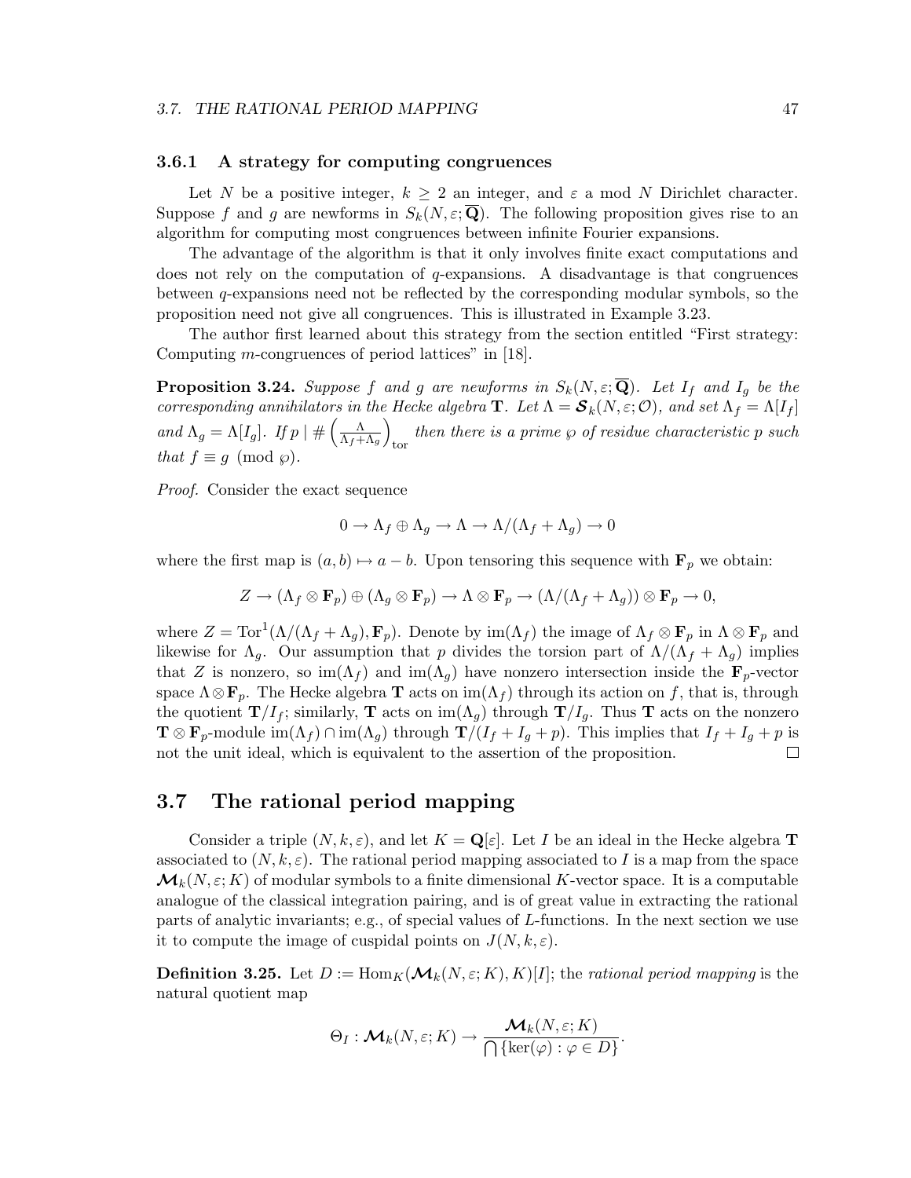### 3.6.1 A strategy for computing congruences

Let $N$ be a positive integer, $k \geq 2$ an integer, and $\varepsilon$ a mod $N$ Dirichlet character. Suppose $f$ and $g$ are newforms in $S_k(N, \varepsilon; \overline{\mathbf{Q}})$. The following proposition gives rise to an algorithm for computing most congruences between infinite Fourier expansions.

The advantage of the algorithm is that it only involves finite exact computations and does not rely on the computation of $q$-expansions. A disadvantage is that congruences between $q$-expansions need not be reflected by the corresponding modular symbols, so the proposition need not give all congruences. This is illustrated in Example 3.23.

The author first learned about this strategy from the section entitled "First strategy: Computing $m$-congruences of period lattices" in [18].

**Proposition 3.24.** *Suppose $f$ and $g$ are newforms in $S_k(N, \varepsilon; \overline{\mathbf{Q}})$. Let $I_f$ and $I_g$ be the corresponding annihilators in the Hecke algebra $\mathbf{T}$. Let $\Lambda = \boldsymbol{\mathcal{S}}_k(N, \varepsilon; \mathcal{O})$, and set $\Lambda_f = \Lambda[I_f]$ and $\Lambda_g = \Lambda[I_g]$. If $p \mid \#\left(\frac{\Lambda}{\Lambda_f + \Lambda_g}\right)_{\text{tor}}$ then there is a prime $\wp$ of residue characteristic $p$ such that $f \equiv g \pmod{\wp}$.*

*Proof.* Consider the exact sequence

$$0 \to \Lambda_f \oplus \Lambda_g \to \Lambda \to \Lambda/(\Lambda_f + \Lambda_g) \to 0$$

where the first map is $(a, b) \mapsto a - b$. Upon tensoring this sequence with $\mathbf{F}_p$ we obtain:

$$Z \to (\Lambda_f \otimes \mathbf{F}_p) \oplus (\Lambda_g \otimes \mathbf{F}_p) \to \Lambda \otimes \mathbf{F}_p \to (\Lambda/(\Lambda_f + \Lambda_g)) \otimes \mathbf{F}_p \to 0,$$

where $Z = \operatorname{Tor}^1(\Lambda/(\Lambda_f + \Lambda_g), \mathbf{F}_p)$. Denote by $\operatorname{im}(\Lambda_f)$ the image of $\Lambda_f \otimes \mathbf{F}_p$ in $\Lambda \otimes \mathbf{F}_p$ and likewise for $\Lambda_g$. Our assumption that $p$ divides the torsion part of $\Lambda/(\Lambda_f + \Lambda_g)$ implies that $Z$ is nonzero, so $\operatorname{im}(\Lambda_f)$ and $\operatorname{im}(\Lambda_g)$ have nonzero intersection inside the $\mathbf{F}_p$-vector space $\Lambda \otimes \mathbf{F}_p$. The Hecke algebra $\mathbf{T}$ acts on $\operatorname{im}(\Lambda_f)$ through its action on $f$, that is, through the quotient $\mathbf{T}/I_f$; similarly, $\mathbf{T}$ acts on $\operatorname{im}(\Lambda_g)$ through $\mathbf{T}/I_g$. Thus $\mathbf{T}$ acts on the nonzero $\mathbf{T} \otimes \mathbf{F}_p$-module $\operatorname{im}(\Lambda_f) \cap \operatorname{im}(\Lambda_g)$ through $\mathbf{T}/(I_f + I_g + p)$. This implies that $I_f + I_g + p$ is not the unit ideal, which is equivalent to the assertion of the proposition. $\square$

## 3.7 The rational period mapping

Consider a triple $(N, k, \varepsilon)$, and let $K = \mathbf{Q}[\varepsilon]$. Let $I$ be an ideal in the Hecke algebra $\mathbf{T}$ associated to $(N, k, \varepsilon)$. The rational period mapping associated to $I$ is a map from the space $\boldsymbol{\mathcal{M}}_k(N, \varepsilon; K)$ of modular symbols to a finite dimensional $K$-vector space. It is a computable analogue of the classical integration pairing, and is of great value in extracting the rational parts of analytic invariants; e.g., of special values of $L$-functions. In the next section we use it to compute the image of cuspidal points on $J(N, k, \varepsilon)$.

**Definition 3.25.** Let $D := \operatorname{Hom}_K(\boldsymbol{\mathcal{M}}_k(N, \varepsilon; K), K)[I]$; the *rational period mapping* is the natural quotient map

$$\Theta_I : \boldsymbol{\mathcal{M}}_k(N, \varepsilon; K) \to \frac{\boldsymbol{\mathcal{M}}_k(N, \varepsilon; K)}{\bigcap\{\ker(\varphi) : \varphi \in D\}}.$$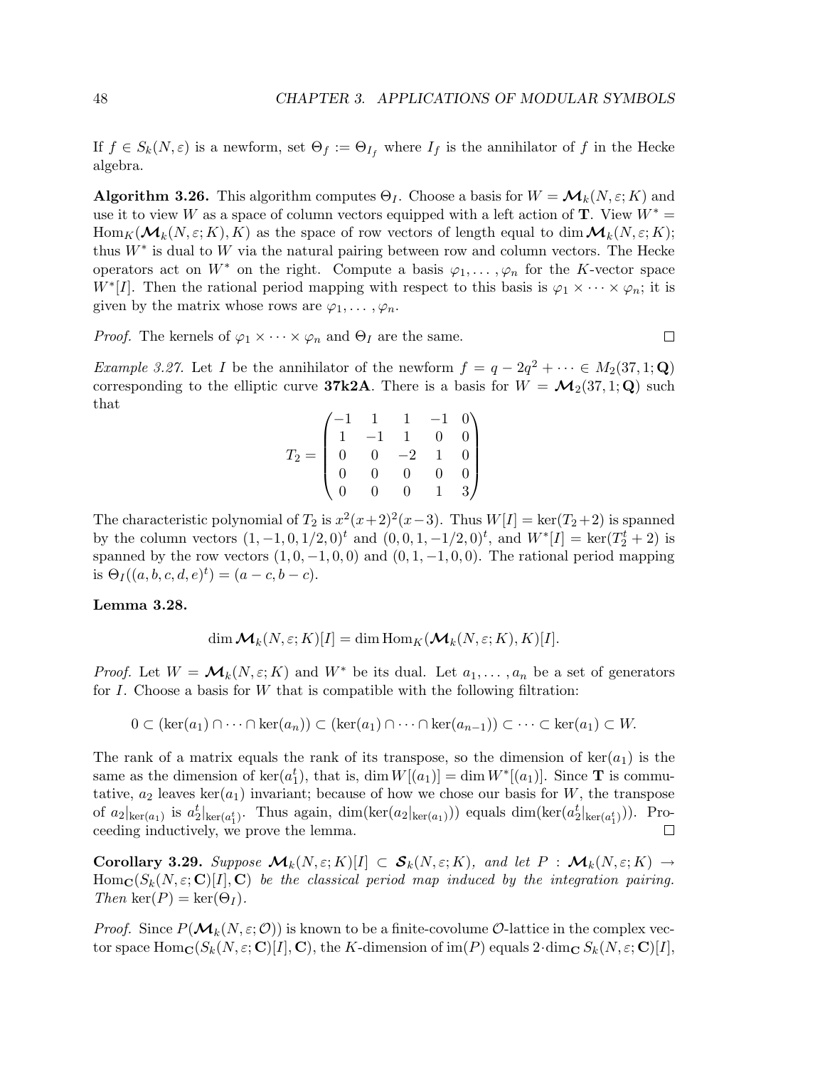If $f \in S_k(N, \varepsilon)$ is a newform, set $\Theta_f := \Theta_{I_f}$ where $I_f$ is the annihilator of $f$ in the Hecke algebra.

**Algorithm 3.26.** This algorithm computes $\Theta_I$. Choose a basis for $W = \boldsymbol{\mathcal{M}}_k(N, \varepsilon; K)$ and use it to view $W$ as a space of column vectors equipped with a left action of $\mathbf{T}$. View $W^* = \mathrm{Hom}_K(\boldsymbol{\mathcal{M}}_k(N, \varepsilon; K), K)$ as the space of row vectors of length equal to $\dim \boldsymbol{\mathcal{M}}_k(N, \varepsilon; K)$; thus $W^*$ is dual to $W$ via the natural pairing between row and column vectors. The Hecke operators act on $W^*$ on the right. Compute a basis $\varphi_1, \dots, \varphi_n$ for the $K$-vector space $W^*[I]$. Then the rational period mapping with respect to this basis is $\varphi_1 \times \cdots \times \varphi_n$; it is given by the matrix whose rows are $\varphi_1, \dots, \varphi_n$.

*Proof.* The kernels of $\varphi_1 \times \cdots \times \varphi_n$ and $\Theta_I$ are the same. $\square$

*Example 3.27.* Let $I$ be the annihilator of the newform $f = q - 2q^2 + \cdots \in M_2(37, 1; \mathbf{Q})$ corresponding to the elliptic curve **37k2A**. There is a basis for $W = \boldsymbol{\mathcal{M}}_2(37, 1; \mathbf{Q})$ such that

$$T_2 = \begin{pmatrix} -1 & 1 & 1 & -1 & 0 \\ 1 & -1 & 1 & 0 & 0 \\ 0 & 0 & -2 & 1 & 0 \\ 0 & 0 & 0 & 0 & 0 \\ 0 & 0 & 0 & 1 & 3 \end{pmatrix}$$

The characteristic polynomial of $T_2$ is $x^2(x+2)^2(x-3)$. Thus $W[I] = \ker(T_2 + 2)$ is spanned by the column vectors $(1, -1, 0, 1/2, 0)^t$ and $(0, 0, 1, -1/2, 0)^t$, and $W^*[I] = \ker(T_2^t + 2)$ is spanned by the row vectors $(1, 0, -1, 0, 0)$ and $(0, 1, -1, 0, 0)$. The rational period mapping is $\Theta_I((a, b, c, d, e)^t) = (a - c, b - c)$.

**Lemma 3.28.**

$$\dim \boldsymbol{\mathcal{M}}_k(N, \varepsilon; K)[I] = \dim \mathrm{Hom}_K(\boldsymbol{\mathcal{M}}_k(N, \varepsilon; K), K)[I].$$

*Proof.* Let $W = \boldsymbol{\mathcal{M}}_k(N, \varepsilon; K)$ and $W^*$ be its dual. Let $a_1, \dots, a_n$ be a set of generators for $I$. Choose a basis for $W$ that is compatible with the following filtration:

$$0 \subset (\ker(a_1) \cap \cdots \cap \ker(a_n)) \subset (\ker(a_1) \cap \cdots \cap \ker(a_{n-1})) \subset \cdots \subset \ker(a_1) \subset W.$$

The rank of a matrix equals the rank of its transpose, so the dimension of $\ker(a_1)$ is the same as the dimension of $\ker(a_1^t)$, that is, $\dim W[(a_1)] = \dim W^*[(a_1)]$. Since $\mathbf{T}$ is commutative, $a_2$ leaves $\ker(a_1)$ invariant; because of how we chose our basis for $W$, the transpose of $a_2|_{\ker(a_1)}$ is $a_2^t|_{\ker(a_1^t)}$. Thus again, $\dim(\ker(a_2|_{\ker(a_1)}))$ equals $\dim(\ker(a_2^t|_{\ker(a_1^t)}))$. Proceeding inductively, we prove the lemma. $\square$

**Corollary 3.29.** *Suppose $\boldsymbol{\mathcal{M}}_k(N, \varepsilon; K)[I] \subset \boldsymbol{\mathcal{S}}_k(N, \varepsilon; K)$, and let $P : \boldsymbol{\mathcal{M}}_k(N, \varepsilon; K) \to \mathrm{Hom}_{\mathbf{C}}(S_k(N, \varepsilon; \mathbf{C})[I], \mathbf{C})$ be the classical period map induced by the integration pairing. Then $\ker(P) = \ker(\Theta_I)$.*

*Proof.* Since $P(\boldsymbol{\mathcal{M}}_k(N, \varepsilon; \mathcal{O}))$ is known to be a finite-covolume $\mathcal{O}$-lattice in the complex vector space $\mathrm{Hom}_{\mathbf{C}}(S_k(N, \varepsilon; \mathbf{C})[I], \mathbf{C})$, the $K$-dimension of $\mathrm{im}(P)$ equals $2 \cdot \dim_{\mathbf{C}} S_k(N, \varepsilon; \mathbf{C})[I]$,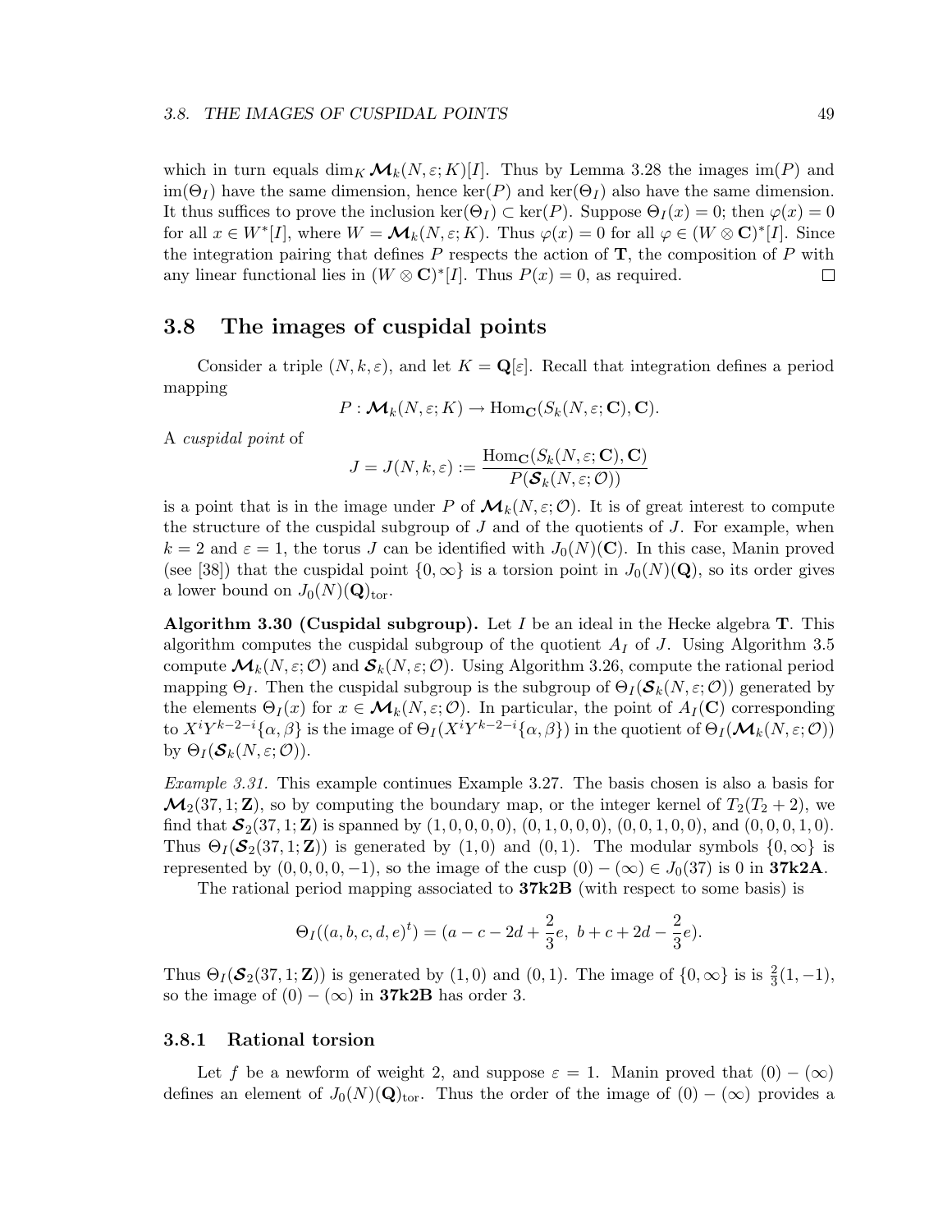which in turn equals $\dim_K \boldsymbol{\mathcal{M}}_k(N,\varepsilon;K)[I]$. Thus by Lemma 3.28 the images $\mathrm{im}(P)$ and $\mathrm{im}(\Theta_I)$ have the same dimension, hence $\ker(P)$ and $\ker(\Theta_I)$ also have the same dimension. It thus suffices to prove the inclusion $\ker(\Theta_I) \subset \ker(P)$. Suppose $\Theta_I(x) = 0$; then $\varphi(x) = 0$ for all $x \in W^*[I]$, where $W = \boldsymbol{\mathcal{M}}_k(N,\varepsilon;K)$. Thus $\varphi(x) = 0$ for all $\varphi \in (W \otimes \mathbf{C})^*[I]$. Since the integration pairing that defines $P$ respects the action of $\mathbf{T}$, the composition of $P$ with any linear functional lies in $(W \otimes \mathbf{C})^*[I]$. Thus $P(x) = 0$, as required. □

## 3.8 The images of cuspidal points

Consider a triple $(N,k,\varepsilon)$, and let $K = \mathbf{Q}[\varepsilon]$. Recall that integration defines a period mapping

$$P : \boldsymbol{\mathcal{M}}_k(N,\varepsilon;K) \to \mathrm{Hom}_{\mathbf{C}}(S_k(N,\varepsilon;\mathbf{C}),\mathbf{C}).$$

A *cuspidal point* of

$$J = J(N,k,\varepsilon) := \frac{\mathrm{Hom}_{\mathbf{C}}(S_k(N,\varepsilon;\mathbf{C}),\mathbf{C})}{P(\boldsymbol{\mathcal{S}}_k(N,\varepsilon;\mathcal{O}))}$$

is a point that is in the image under $P$ of $\boldsymbol{\mathcal{M}}_k(N,\varepsilon;\mathcal{O})$. It is of great interest to compute the structure of the cuspidal subgroup of $J$ and of the quotients of $J$. For example, when $k = 2$ and $\varepsilon = 1$, the torus $J$ can be identified with $J_0(N)(\mathbf{C})$. In this case, Manin proved (see [38]) that the cuspidal point $\{0,\infty\}$ is a torsion point in $J_0(N)(\mathbf{Q})$, so its order gives a lower bound on $J_0(N)(\mathbf{Q})_{\mathrm{tor}}$.

**Algorithm 3.30 (Cuspidal subgroup).** Let $I$ be an ideal in the Hecke algebra $\mathbf{T}$. This algorithm computes the cuspidal subgroup of the quotient $A_I$ of $J$. Using Algorithm 3.5 compute $\boldsymbol{\mathcal{M}}_k(N,\varepsilon;\mathcal{O})$ and $\boldsymbol{\mathcal{S}}_k(N,\varepsilon;\mathcal{O})$. Using Algorithm 3.26, compute the rational period mapping $\Theta_I$. Then the cuspidal subgroup is the subgroup of $\Theta_I(\boldsymbol{\mathcal{S}}_k(N,\varepsilon;\mathcal{O}))$ generated by the elements $\Theta_I(x)$ for $x \in \boldsymbol{\mathcal{M}}_k(N,\varepsilon;\mathcal{O})$. In particular, the point of $A_I(\mathbf{C})$ corresponding to $X^iY^{k-2-i}\{\alpha,\beta\}$ is the image of $\Theta_I(X^iY^{k-2-i}\{\alpha,\beta\})$ in the quotient of $\Theta_I(\boldsymbol{\mathcal{M}}_k(N,\varepsilon;\mathcal{O}))$ by $\Theta_I(\boldsymbol{\mathcal{S}}_k(N,\varepsilon;\mathcal{O}))$.

*Example 3.31.* This example continues Example 3.27. The basis chosen is also a basis for $\boldsymbol{\mathcal{M}}_2(37,1;\mathbf{Z})$, so by computing the boundary map, or the integer kernel of $T_2(T_2+2)$, we find that $\boldsymbol{\mathcal{S}}_2(37,1;\mathbf{Z})$ is spanned by $(1,0,0,0,0)$, $(0,1,0,0,0)$, $(0,0,1,0,0)$, and $(0,0,0,1,0)$. Thus $\Theta_I(\boldsymbol{\mathcal{S}}_2(37,1;\mathbf{Z}))$ is generated by $(1,0)$ and $(0,1)$. The modular symbols $\{0,\infty\}$ is represented by $(0,0,0,0,-1)$, so the image of the cusp $(0)-(\infty) \in J_0(37)$ is 0 in **37k2A**.

The rational period mapping associated to **37k2B** (with respect to some basis) is

$$\Theta_I((a,b,c,d,e)^t) = (a - c - 2d + \frac{2}{3}e,\ b + c + 2d - \frac{2}{3}e).$$

Thus $\Theta_I(\boldsymbol{\mathcal{S}}_2(37,1;\mathbf{Z}))$ is generated by $(1,0)$ and $(0,1)$. The image of $\{0,\infty\}$ is is $\frac{2}{3}(1,-1)$, so the image of $(0)-(\infty)$ in **37k2B** has order 3.

### 3.8.1 Rational torsion

Let $f$ be a newform of weight 2, and suppose $\varepsilon = 1$. Manin proved that $(0)-(\infty)$ defines an element of $J_0(N)(\mathbf{Q})_{\mathrm{tor}}$. Thus the order of the image of $(0)-(\infty)$ provides a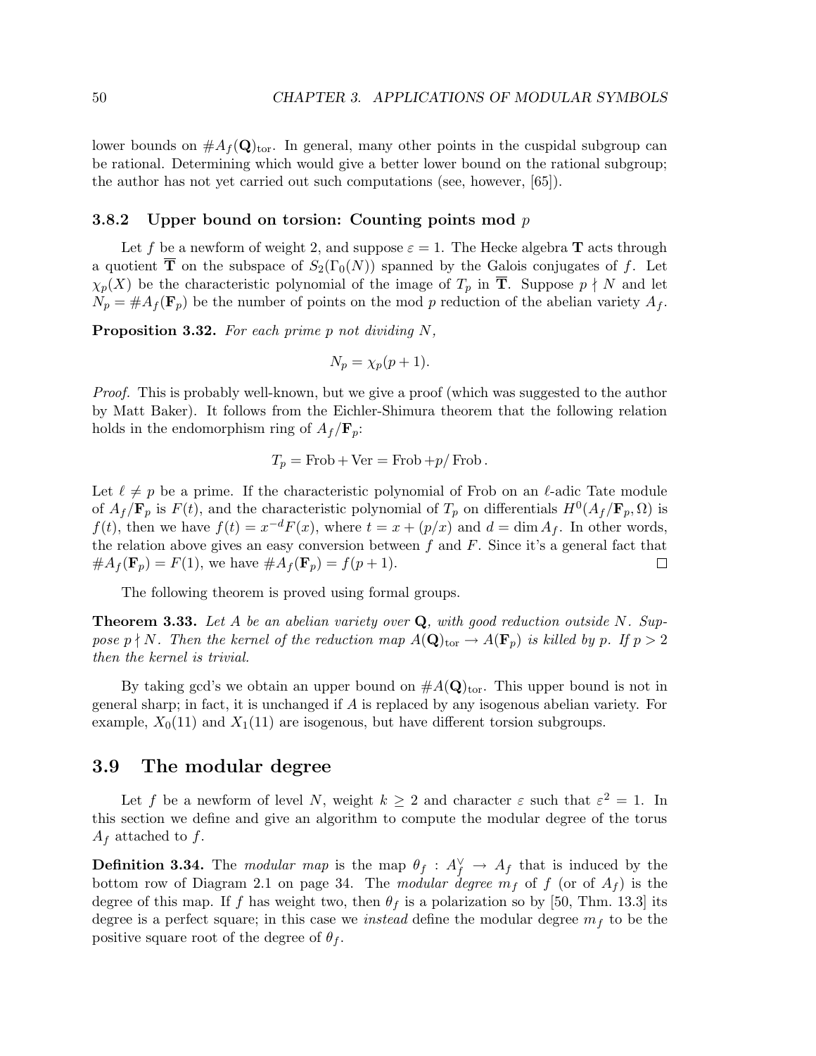lower bounds on $\#A_f(\mathbf{Q})_{\mathrm{tor}}$. In general, many other points in the cuspidal subgroup can be rational. Determining which would give a better lower bound on the rational subgroup; the author has not yet carried out such computations (see, however, [65]).

### 3.8.2 Upper bound on torsion: Counting points mod $p$

Let $f$ be a newform of weight 2, and suppose $\varepsilon = 1$. The Hecke algebra $\mathbf{T}$ acts through a quotient $\overline{\mathbf{T}}$ on the subspace of $S_2(\Gamma_0(N))$ spanned by the Galois conjugates of $f$. Let $\chi_p(X)$ be the characteristic polynomial of the image of $T_p$ in $\overline{\mathbf{T}}$. Suppose $p \nmid N$ and let $N_p = \#A_f(\mathbf{F}_p)$ be the number of points on the mod $p$ reduction of the abelian variety $A_f$.

**Proposition 3.32.** *For each prime $p$ not dividing $N$,*

$$N_p = \chi_p(p+1).$$

*Proof.* This is probably well-known, but we give a proof (which was suggested to the author by Matt Baker). It follows from the Eichler-Shimura theorem that the following relation holds in the endomorphism ring of $A_f/\mathbf{F}_p$:

$$T_p = \mathrm{Frob} + \mathrm{Ver} = \mathrm{Frob} + p/\mathrm{Frob}.$$

Let $\ell \neq p$ be a prime. If the characteristic polynomial of Frob on an $\ell$-adic Tate module of $A_f/\mathbf{F}_p$ is $F(t)$, and the characteristic polynomial of $T_p$ on differentials $H^0(A_f/\mathbf{F}_p, \Omega)$ is $f(t)$, then we have $f(t) = x^{-d}F(x)$, where $t = x + (p/x)$ and $d = \dim A_f$. In other words, the relation above gives an easy conversion between $f$ and $F$. Since it's a general fact that $\#A_f(\mathbf{F}_p) = F(1)$, we have $\#A_f(\mathbf{F}_p) = f(p+1)$. $\square$

The following theorem is proved using formal groups.

**Theorem 3.33.** *Let $A$ be an abelian variety over $\mathbf{Q}$, with good reduction outside $N$. Suppose $p \nmid N$. Then the kernel of the reduction map $A(\mathbf{Q})_{\mathrm{tor}} \to A(\mathbf{F}_p)$ is killed by $p$. If $p > 2$ then the kernel is trivial.*

By taking gcd's we obtain an upper bound on $\#A(\mathbf{Q})_{\mathrm{tor}}$. This upper bound is not in general sharp; in fact, it is unchanged if $A$ is replaced by any isogenous abelian variety. For example, $X_0(11)$ and $X_1(11)$ are isogenous, but have different torsion subgroups.

## 3.9 The modular degree

Let $f$ be a newform of level $N$, weight $k \geq 2$ and character $\varepsilon$ such that $\varepsilon^2 = 1$. In this section we define and give an algorithm to compute the modular degree of the torus $A_f$ attached to $f$.

**Definition 3.34.** The *modular map* is the map $\theta_f : A_f^\vee \to A_f$ that is induced by the bottom row of Diagram 2.1 on page 34. The *modular degree* $m_f$ of $f$ (or of $A_f$) is the degree of this map. If $f$ has weight two, then $\theta_f$ is a polarization so by [50, Thm. 13.3] its degree is a perfect square; in this case we *instead* define the modular degree $m_f$ to be the positive square root of the degree of $\theta_f$.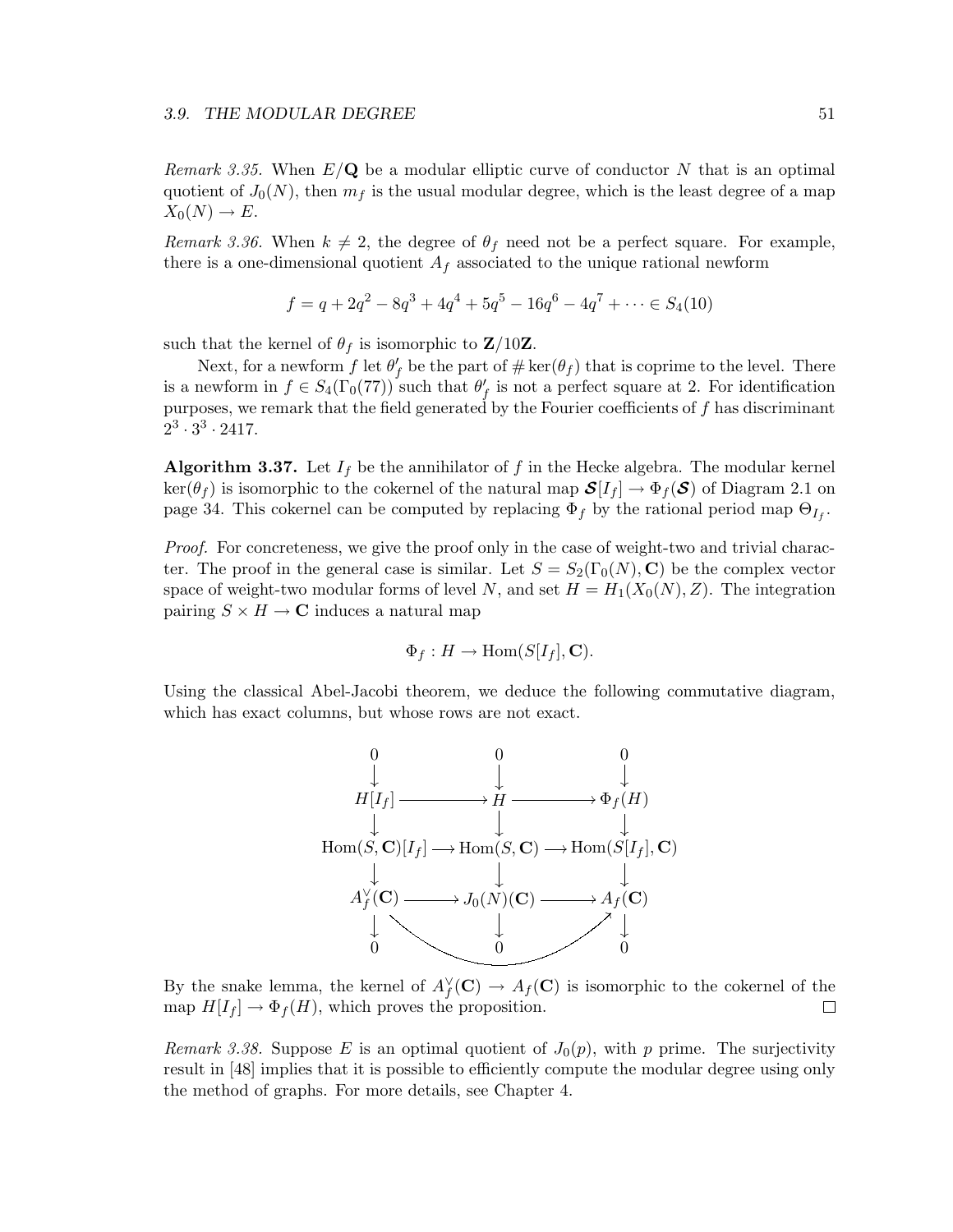*Remark 3.35.* When $E/\mathbf{Q}$ be a modular elliptic curve of conductor $N$ that is an optimal quotient of $J_0(N)$, then $m_f$ is the usual modular degree, which is the least degree of a map $X_0(N) \to E$.

*Remark 3.36.* When $k \neq 2$, the degree of $\theta_f$ need not be a perfect square. For example, there is a one-dimensional quotient $A_f$ associated to the unique rational newform

$$f = q + 2q^2 - 8q^3 + 4q^4 + 5q^5 - 16q^6 - 4q^7 + \cdots \in S_4(10)$$

such that the kernel of $\theta_f$ is isomorphic to $\mathbf{Z}/10\mathbf{Z}$.

Next, for a newform $f$ let $\theta'_f$ be the part of $\#\ker(\theta_f)$ that is coprime to the level. There is a newform in $f \in S_4(\Gamma_0(77))$ such that $\theta'_f$ is not a perfect square at 2. For identification purposes, we remark that the field generated by the Fourier coefficients of $f$ has discriminant $2^3 \cdot 3^3 \cdot 2417$.

**Algorithm 3.37.** Let $I_f$ be the annihilator of $f$ in the Hecke algebra. The modular kernel $\ker(\theta_f)$ is isomorphic to the cokernel of the natural map $\boldsymbol{\mathcal{S}}[I_f] \to \Phi_f(\boldsymbol{\mathcal{S}})$ of Diagram 2.1 on page 34. This cokernel can be computed by replacing $\Phi_f$ by the rational period map $\Theta_{I_f}$.

*Proof.* For concreteness, we give the proof only in the case of weight-two and trivial character. The proof in the general case is similar. Let $S = S_2(\Gamma_0(N), \mathbf{C})$ be the complex vector space of weight-two modular forms of level $N$, and set $H = H_1(X_0(N), Z)$. The integration pairing $S \times H \to \mathbf{C}$ induces a natural map

$$\Phi_f : H \to \operatorname{Hom}(S[I_f], \mathbf{C}).$$

Using the classical Abel-Jacobi theorem, we deduce the following commutative diagram, which has exact columns, but whose rows are not exact.

$$\begin{array}{ccccc}
0 & & 0 & & 0 \\
\downarrow & & \downarrow & & \downarrow \\
H[I_f] & \longrightarrow & H & \longrightarrow & \Phi_f(H) \\
\downarrow & & \downarrow & & \downarrow \\
\operatorname{Hom}(S, \mathbf{C})[I_f] & \longrightarrow & \operatorname{Hom}(S, \mathbf{C}) & \longrightarrow & \operatorname{Hom}(S[I_f], \mathbf{C}) \\
\downarrow & & \downarrow & & \downarrow \\
A_f^\vee(\mathbf{C}) & \longrightarrow & J_0(N)(\mathbf{C}) & \longrightarrow & A_f(\mathbf{C}) \\
\downarrow & & \downarrow & & \downarrow \\
0 & & 0 & & 0
\end{array}$$

By the snake lemma, the kernel of $A_f^\vee(\mathbf{C}) \to A_f(\mathbf{C})$ is isomorphic to the cokernel of the map $H[I_f] \to \Phi_f(H)$, which proves the proposition. $\square$

*Remark 3.38.* Suppose $E$ is an optimal quotient of $J_0(p)$, with $p$ prime. The surjectivity result in [48] implies that it is possible to efficiently compute the modular degree using only the method of graphs. For more details, see Chapter 4.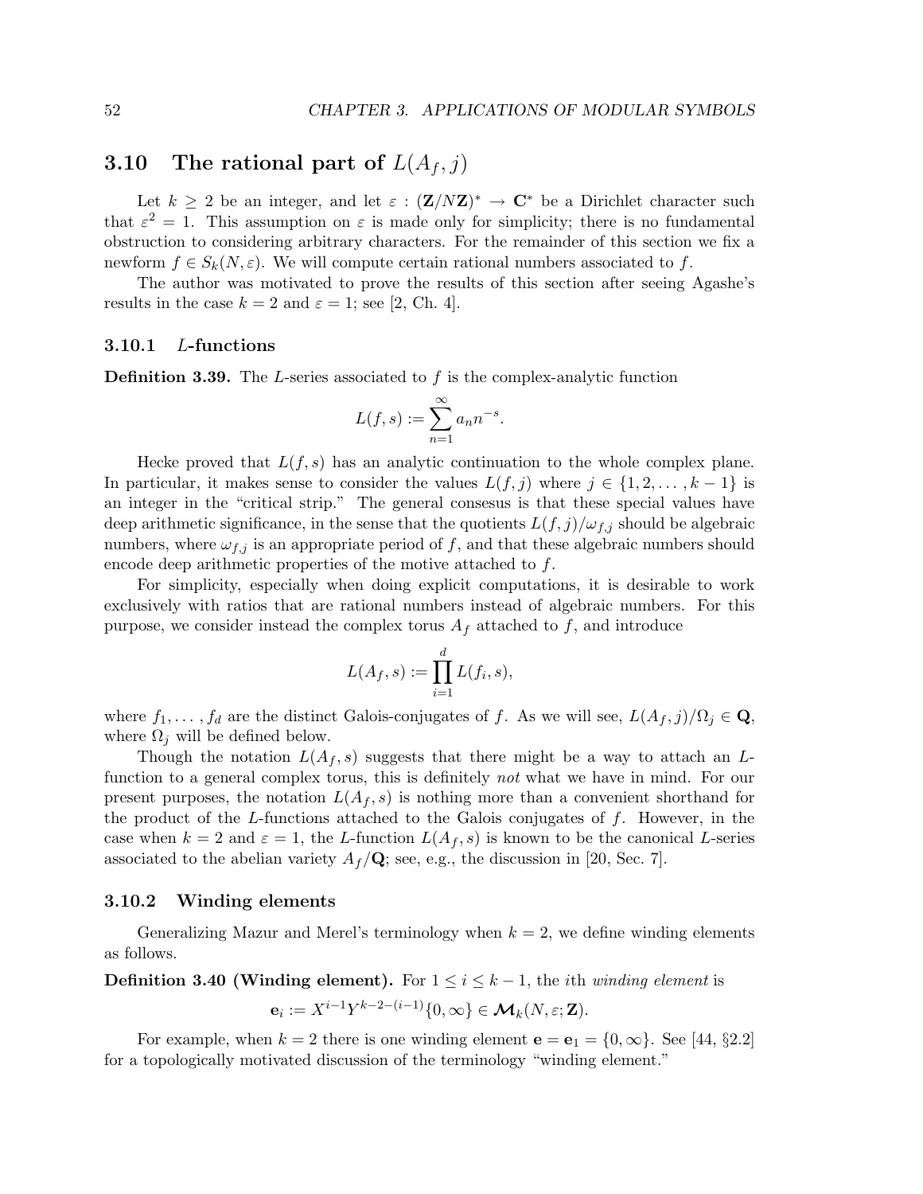## 3.10 The rational part of $L(A_f, j)$

Let $k \geq 2$ be an integer, and let $\varepsilon : (\mathbf{Z}/N\mathbf{Z})^* \to \mathbf{C}^*$ be a Dirichlet character such that $\varepsilon^2 = 1$. This assumption on $\varepsilon$ is made only for simplicity; there is no fundamental obstruction to considering arbitrary characters. For the remainder of this section we fix a newform $f \in S_k(N, \varepsilon)$. We will compute certain rational numbers associated to $f$.

The author was motivated to prove the results of this section after seeing Agashe's results in the case $k = 2$ and $\varepsilon = 1$; see [2, Ch. 4].

### 3.10.1 $L$-functions

**Definition 3.39.** The $L$-series associated to $f$ is the complex-analytic function

$$L(f, s) := \sum_{n=1}^{\infty} a_n n^{-s}.$$

Hecke proved that $L(f, s)$ has an analytic continuation to the whole complex plane. In particular, it makes sense to consider the values $L(f, j)$ where $j \in \{1, 2, \ldots, k-1\}$ is an integer in the "critical strip." The general consesus is that these special values have deep arithmetic significance, in the sense that the quotients $L(f, j)/\omega_{f,j}$ should be algebraic numbers, where $\omega_{f,j}$ is an appropriate period of $f$, and that these algebraic numbers should encode deep arithmetic properties of the motive attached to $f$.

For simplicity, especially when doing explicit computations, it is desirable to work exclusively with ratios that are rational numbers instead of algebraic numbers. For this purpose, we consider instead the complex torus $A_f$ attached to $f$, and introduce

$$L(A_f, s) := \prod_{i=1}^{d} L(f_i, s),$$

where $f_1, \ldots, f_d$ are the distinct Galois-conjugates of $f$. As we will see, $L(A_f, j)/\Omega_j \in \mathbf{Q}$, where $\Omega_j$ will be defined below.

Though the notation $L(A_f, s)$ suggests that there might be a way to attach an $L$-function to a general complex torus, this is definitely *not* what we have in mind. For our present purposes, the notation $L(A_f, s)$ is nothing more than a convenient shorthand for the product of the $L$-functions attached to the Galois conjugates of $f$. However, in the case when $k = 2$ and $\varepsilon = 1$, the $L$-function $L(A_f, s)$ is known to be the canonical $L$-series associated to the abelian variety $A_f/\mathbf{Q}$; see, e.g., the discussion in [20, Sec. 7].

### 3.10.2 Winding elements

Generalizing Mazur and Merel's terminology when $k = 2$, we define winding elements as follows.

**Definition 3.40 (Winding element).** For $1 \leq i \leq k-1$, the $i$th *winding element* is

$$\mathbf{e}_i := X^{i-1} Y^{k-2-(i-1)} \{0, \infty\} \in \boldsymbol{\mathcal{M}}_k(N, \varepsilon; \mathbf{Z}).$$

For example, when $k = 2$ there is one winding element $\mathbf{e} = \mathbf{e}_1 = \{0, \infty\}$. See [44, §2.2] for a topologically motivated discussion of the terminology "winding element."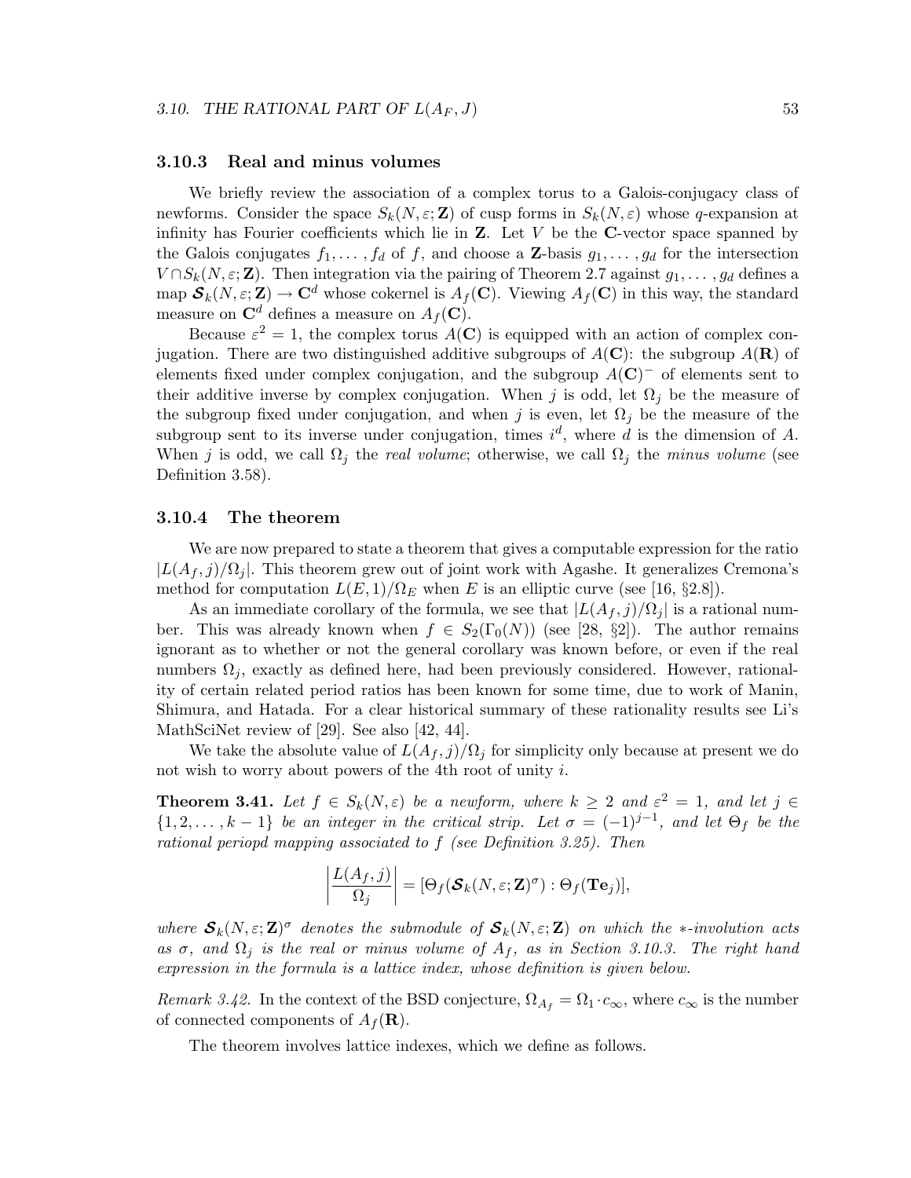### 3.10.3 Real and minus volumes

We briefly review the association of a complex torus to a Galois-conjugacy class of newforms. Consider the space $S_k(N, \varepsilon; \mathbf{Z})$ of cusp forms in $S_k(N, \varepsilon)$ whose $q$-expansion at infinity has Fourier coefficients which lie in $\mathbf{Z}$. Let $V$ be the $\mathbf{C}$-vector space spanned by the Galois conjugates $f_1, \ldots, f_d$ of $f$, and choose a $\mathbf{Z}$-basis $g_1, \ldots, g_d$ for the intersection $V \cap S_k(N, \varepsilon; \mathbf{Z})$. Then integration via the pairing of Theorem 2.7 against $g_1, \ldots, g_d$ defines a map $\boldsymbol{\mathcal{S}}_k(N, \varepsilon; \mathbf{Z}) \to \mathbf{C}^d$ whose cokernel is $A_f(\mathbf{C})$. Viewing $A_f(\mathbf{C})$ in this way, the standard measure on $\mathbf{C}^d$ defines a measure on $A_f(\mathbf{C})$.

Because $\varepsilon^2 = 1$, the complex torus $A(\mathbf{C})$ is equipped with an action of complex conjugation. There are two distinguished additive subgroups of $A(\mathbf{C})$: the subgroup $A(\mathbf{R})$ of elements fixed under complex conjugation, and the subgroup $A(\mathbf{C})^-$ of elements sent to their additive inverse by complex conjugation. When $j$ is odd, let $\Omega_j$ be the measure of the subgroup fixed under conjugation, and when $j$ is even, let $\Omega_j$ be the measure of the subgroup sent to its inverse under conjugation, times $i^d$, where $d$ is the dimension of $A$. When $j$ is odd, we call $\Omega_j$ the *real volume*; otherwise, we call $\Omega_j$ the *minus volume* (see Definition 3.58).

### 3.10.4 The theorem

We are now prepared to state a theorem that gives a computable expression for the ratio $|L(A_f, j)/\Omega_j|$. This theorem grew out of joint work with Agashe. It generalizes Cremona's method for computation $L(E, 1)/\Omega_E$ when $E$ is an elliptic curve (see [16, §2.8]).

As an immediate corollary of the formula, we see that $|L(A_f, j)/\Omega_j|$ is a rational number. This was already known when $f \in S_2(\Gamma_0(N))$ (see [28, §2]). The author remains ignorant as to whether or not the general corollary was known before, or even if the real numbers $\Omega_j$, exactly as defined here, had been previously considered. However, rationality of certain related period ratios has been known for some time, due to work of Manin, Shimura, and Hatada. For a clear historical summary of these rationality results see Li's MathSciNet review of [29]. See also [42, 44].

We take the absolute value of $L(A_f, j)/\Omega_j$ for simplicity only because at present we do not wish to worry about powers of the 4th root of unity $i$.

**Theorem 3.41.** *Let $f \in S_k(N, \varepsilon)$ be a newform, where $k \geq 2$ and $\varepsilon^2 = 1$, and let $j \in \{1, 2, \ldots, k-1\}$ be an integer in the critical strip. Let $\sigma = (-1)^{j-1}$, and let $\Theta_f$ be the rational periopd mapping associated to $f$ (see Definition 3.25). Then*

$$\left| \frac{L(A_f, j)}{\Omega_j} \right| = [\Theta_f(\boldsymbol{\mathcal{S}}_k(N, \varepsilon; \mathbf{Z})^\sigma) : \Theta_f(\mathbf{T}\mathbf{e}_j)],$$

*where $\boldsymbol{\mathcal{S}}_k(N, \varepsilon; \mathbf{Z})^\sigma$ denotes the submodule of $\boldsymbol{\mathcal{S}}_k(N, \varepsilon; \mathbf{Z})$ on which the $*$-involution acts as $\sigma$, and $\Omega_j$ is the real or minus volume of $A_f$, as in Section 3.10.3. The right hand expression in the formula is a lattice index, whose definition is given below.*

*Remark 3.42.* In the context of the BSD conjecture, $\Omega_{A_f} = \Omega_1 \cdot c_\infty$, where $c_\infty$ is the number of connected components of $A_f(\mathbf{R})$.

The theorem involves lattice indexes, which we define as follows.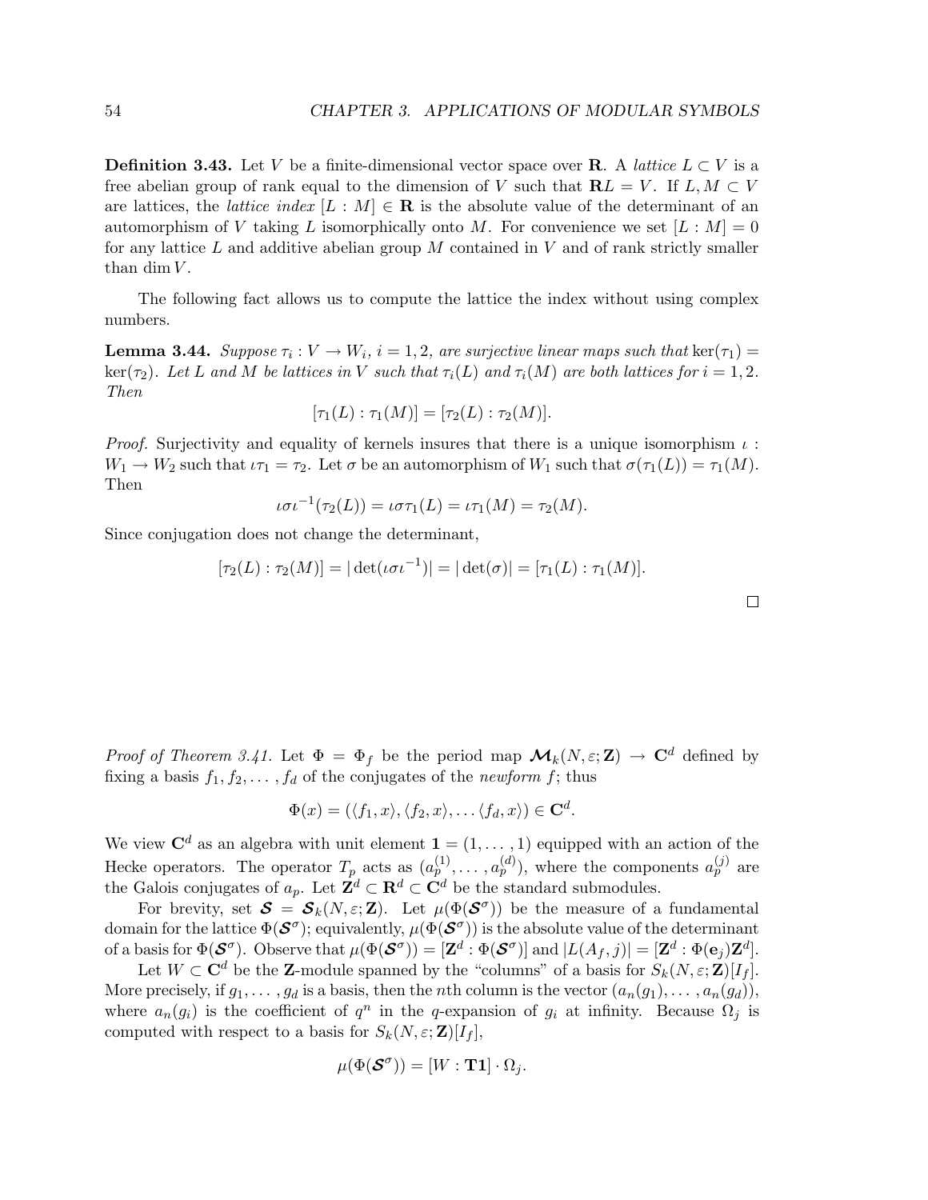**Definition 3.43.** Let $V$ be a finite-dimensional vector space over $\mathbf{R}$. A *lattice* $L \subset V$ is a free abelian group of rank equal to the dimension of $V$ such that $\mathbf{R}L = V$. If $L, M \subset V$ are lattices, the *lattice index* $[L : M] \in \mathbf{R}$ is the absolute value of the determinant of an automorphism of $V$ taking $L$ isomorphically onto $M$. For convenience we set $[L : M] = 0$ for any lattice $L$ and additive abelian group $M$ contained in $V$ and of rank strictly smaller than $\dim V$.

The following fact allows us to compute the lattice the index without using complex numbers.

**Lemma 3.44.** *Suppose $\tau_i : V \to W_i$, $i = 1, 2$, are surjective linear maps such that $\ker(\tau_1) = \ker(\tau_2)$. Let $L$ and $M$ be lattices in $V$ such that $\tau_i(L)$ and $\tau_i(M)$ are both lattices for $i = 1, 2$. Then*

$$[\tau_1(L) : \tau_1(M)] = [\tau_2(L) : \tau_2(M)].$$

*Proof.* Surjectivity and equality of kernels insures that there is a unique isomorphism $\iota : W_1 \to W_2$ such that $\iota\tau_1 = \tau_2$. Let $\sigma$ be an automorphism of $W_1$ such that $\sigma(\tau_1(L)) = \tau_1(M)$. Then

$$\iota\sigma\iota^{-1}(\tau_2(L)) = \iota\sigma\tau_1(L) = \iota\tau_1(M) = \tau_2(M).$$

Since conjugation does not change the determinant,

$$[\tau_2(L) : \tau_2(M)] = |\det(\iota\sigma\iota^{-1})| = |\det(\sigma)| = [\tau_1(L) : \tau_1(M)].$$

$\square$

*Proof of Theorem 3.41.* Let $\Phi = \Phi_f$ be the period map $\boldsymbol{\mathcal{M}}_k(N, \varepsilon; \mathbf{Z}) \to \mathbf{C}^d$ defined by fixing a basis $f_1, f_2, \ldots, f_d$ of the conjugates of the *newform* $f$; thus

$$\Phi(x) = (\langle f_1, x\rangle, \langle f_2, x\rangle, \ldots \langle f_d, x\rangle) \in \mathbf{C}^d.$$

We view $\mathbf{C}^d$ as an algebra with unit element $\mathbf{1} = (1, \ldots, 1)$ equipped with an action of the Hecke operators. The operator $T_p$ acts as $(a_p^{(1)}, \ldots, a_p^{(d)})$, where the components $a_p^{(j)}$ are the Galois conjugates of $a_p$. Let $\mathbf{Z}^d \subset \mathbf{R}^d \subset \mathbf{C}^d$ be the standard submodules.

For brevity, set $\boldsymbol{\mathcal{S}} = \boldsymbol{\mathcal{S}}_k(N, \varepsilon; \mathbf{Z})$. Let $\mu(\Phi(\boldsymbol{\mathcal{S}}^\sigma))$ be the measure of a fundamental domain for the lattice $\Phi(\boldsymbol{\mathcal{S}}^\sigma)$; equivalently, $\mu(\Phi(\boldsymbol{\mathcal{S}}^\sigma))$ is the absolute value of the determinant of a basis for $\Phi(\boldsymbol{\mathcal{S}}^\sigma)$. Observe that $\mu(\Phi(\boldsymbol{\mathcal{S}}^\sigma)) = [\mathbf{Z}^d : \Phi(\boldsymbol{\mathcal{S}}^\sigma)]$ and $|L(A_f, j)| = [\mathbf{Z}^d : \Phi(\mathbf{e}_j)\mathbf{Z}^d]$.

Let $W \subset \mathbf{C}^d$ be the $\mathbf{Z}$-module spanned by the "columns" of a basis for $S_k(N, \varepsilon; \mathbf{Z})[I_f]$. More precisely, if $g_1, \ldots, g_d$ is a basis, then the $n$th column is the vector $(a_n(g_1), \ldots, a_n(g_d))$, where $a_n(g_i)$ is the coefficient of $q^n$ in the $q$-expansion of $g_i$ at infinity. Because $\Omega_j$ is computed with respect to a basis for $S_k(N, \varepsilon; \mathbf{Z})[I_f]$,

$$\mu(\Phi(\boldsymbol{\mathcal{S}}^\sigma)) = [W : \mathbf{T1}] \cdot \Omega_j.$$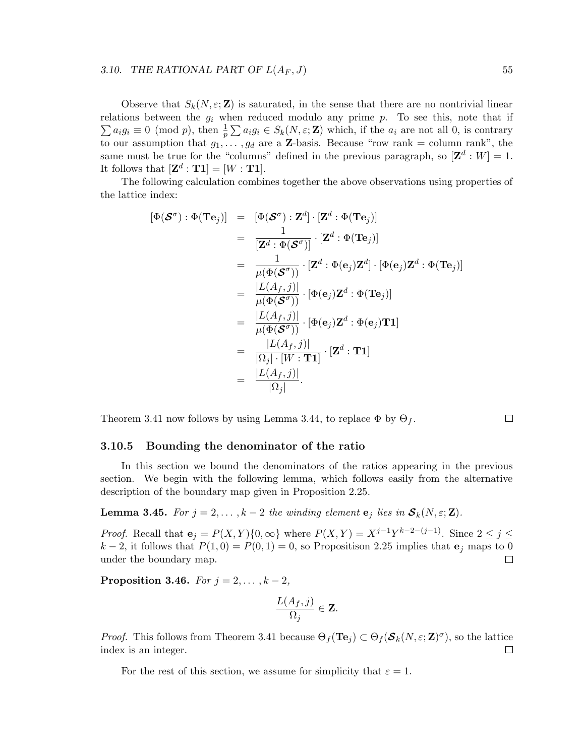Observe that $S_k(N, \varepsilon; \mathbf{Z})$ is saturated, in the sense that there are no nontrivial linear relations between the $g_i$ when reduced modulo any prime $p$. To see this, note that if $\sum a_i g_i \equiv 0 \pmod{p}$, then $\frac{1}{p} \sum a_i g_i \in S_k(N, \varepsilon; \mathbf{Z})$ which, if the $a_i$ are not all 0, is contrary to our assumption that $g_1, \ldots, g_d$ are a $\mathbf{Z}$-basis. Because "row rank = column rank", the same must be true for the "columns" defined in the previous paragraph, so $[\mathbf{Z}^d : W] = 1$. It follows that $[\mathbf{Z}^d : \mathbf{T1}] = [W : \mathbf{T1}]$.

The following calculation combines together the above observations using properties of the lattice index:

$$
\begin{aligned}
[\Phi(\boldsymbol{\mathcal{S}}^\sigma) : \Phi(\mathbf{T}\mathbf{e}_j)] &= [\Phi(\boldsymbol{\mathcal{S}}^\sigma) : \mathbf{Z}^d] \cdot [\mathbf{Z}^d : \Phi(\mathbf{T}\mathbf{e}_j)] \\
&= \frac{1}{[\mathbf{Z}^d : \Phi(\boldsymbol{\mathcal{S}}^\sigma)]} \cdot [\mathbf{Z}^d : \Phi(\mathbf{T}\mathbf{e}_j)] \\
&= \frac{1}{\mu(\Phi(\boldsymbol{\mathcal{S}}^\sigma))} \cdot [\mathbf{Z}^d : \Phi(\mathbf{e}_j)\mathbf{Z}^d] \cdot [\Phi(\mathbf{e}_j)\mathbf{Z}^d : \Phi(\mathbf{T}\mathbf{e}_j)] \\
&= \frac{|L(A_f, j)|}{\mu(\Phi(\boldsymbol{\mathcal{S}}^\sigma))} \cdot [\Phi(\mathbf{e}_j)\mathbf{Z}^d : \Phi(\mathbf{T}\mathbf{e}_j)] \\
&= \frac{|L(A_f, j)|}{\mu(\Phi(\boldsymbol{\mathcal{S}}^\sigma))} \cdot [\Phi(\mathbf{e}_j)\mathbf{Z}^d : \Phi(\mathbf{e}_j)\mathbf{T1}] \\
&= \frac{|L(A_f, j)|}{|\Omega_j| \cdot [W : \mathbf{T1}]} \cdot [\mathbf{Z}^d : \mathbf{T1}] \\
&= \frac{|L(A_f, j)|}{|\Omega_j|}.
\end{aligned}
$$

Theorem 3.41 now follows by using Lemma 3.44, to replace $\Phi$ by $\Theta_f$. ∎

### 3.10.5 Bounding the denominator of the ratio

In this section we bound the denominators of the ratios appearing in the previous section. We begin with the following lemma, which follows easily from the alternative description of the boundary map given in Proposition 2.25.

**Lemma 3.45.** *For $j = 2, \ldots, k-2$ the winding element $\mathbf{e}_j$ lies in $\boldsymbol{\mathcal{S}}_k(N, \varepsilon; \mathbf{Z})$.*

*Proof.* Recall that $\mathbf{e}_j = P(X, Y)\{0, \infty\}$ where $P(X, Y) = X^{j-1}Y^{k-2-(j-1)}$. Since $2 \leq j \leq k-2$, it follows that $P(1, 0) = P(0, 1) = 0$, so Propositison 2.25 implies that $\mathbf{e}_j$ maps to 0 under the boundary map. ∎

**Proposition 3.46.** *For $j = 2, \ldots, k-2$,*

$$\frac{L(A_f, j)}{\Omega_j} \in \mathbf{Z}.$$

*Proof.* This follows from Theorem 3.41 because $\Theta_f(\mathbf{T}\mathbf{e}_j) \subset \Theta_f(\boldsymbol{\mathcal{S}}_k(N, \varepsilon; \mathbf{Z})^\sigma)$, so the lattice index is an integer. ∎

For the rest of this section, we assume for simplicity that $\varepsilon = 1$.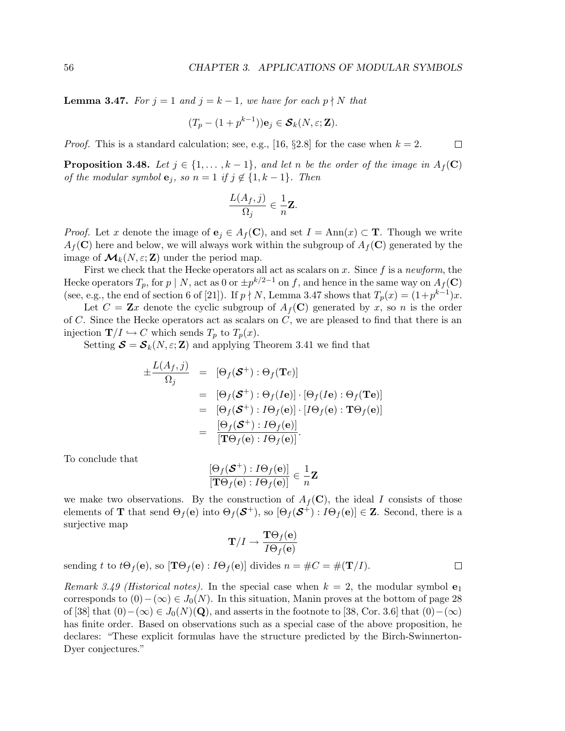**Lemma 3.47.** *For $j = 1$ and $j = k-1$, we have for each $p \nmid N$ that*

$$(T_p - (1 + p^{k-1}))\mathbf{e}_j \in \boldsymbol{\mathcal{S}}_k(N, \varepsilon; \mathbf{Z}).$$

*Proof.* This is a standard calculation; see, e.g., [16, §2.8] for the case when $k = 2$. $\square$

**Proposition 3.48.** *Let $j \in \{1, \ldots, k-1\}$, and let $n$ be the order of the image in $A_f(\mathbf{C})$ of the modular symbol $\mathbf{e}_j$, so $n = 1$ if $j \notin \{1, k-1\}$. Then*

$$\frac{L(A_f, j)}{\Omega_j} \in \frac{1}{n}\mathbf{Z}.$$

*Proof.* Let $x$ denote the image of $\mathbf{e}_j \in A_f(\mathbf{C})$, and set $I = \mathrm{Ann}(x) \subset \mathbf{T}$. Though we write $A_f(\mathbf{C})$ here and below, we will always work within the subgroup of $A_f(\mathbf{C})$ generated by the image of $\boldsymbol{\mathcal{M}}_k(N, \varepsilon; \mathbf{Z})$ under the period map.

First we check that the Hecke operators all act as scalars on $x$. Since $f$ is a *newform*, the Hecke operators $T_p$, for $p \mid N$, act as $0$ or $\pm p^{k/2-1}$ on $f$, and hence in the same way on $A_f(\mathbf{C})$ (see, e.g., the end of section 6 of [21]). If $p \nmid N$, Lemma 3.47 shows that $T_p(x) = (1+p^{k-1})x$.

Let $C = \mathbf{Z}x$ denote the cyclic subgroup of $A_f(\mathbf{C})$ generated by $x$, so $n$ is the order of $C$. Since the Hecke operators act as scalars on $C$, we are pleased to find that there is an injection $\mathbf{T}/I \hookrightarrow C$ which sends $T_p$ to $T_p(x)$.

Setting $\boldsymbol{\mathcal{S}} = \boldsymbol{\mathcal{S}}_k(N, \varepsilon; \mathbf{Z})$ and applying Theorem 3.41 we find that

$$\begin{aligned}
\pm\frac{L(A_f, j)}{\Omega_j} &= [\Theta_f(\boldsymbol{\mathcal{S}}^+) : \Theta_f(\mathbf{T}e)] \\
&= [\Theta_f(\boldsymbol{\mathcal{S}}^+) : \Theta_f(I\mathbf{e})] \cdot [\Theta_f(I\mathbf{e}) : \Theta_f(\mathbf{T}\mathbf{e})] \\
&= [\Theta_f(\boldsymbol{\mathcal{S}}^+) : I\Theta_f(\mathbf{e})] \cdot [I\Theta_f(\mathbf{e}) : \mathbf{T}\Theta_f(\mathbf{e})] \\
&= \frac{[\Theta_f(\boldsymbol{\mathcal{S}}^+) : I\Theta_f(\mathbf{e})]}{[\mathbf{T}\Theta_f(\mathbf{e}) : I\Theta_f(\mathbf{e})]}.
\end{aligned}$$

To conclude that

$$\frac{[\Theta_f(\boldsymbol{\mathcal{S}}^+) : I\Theta_f(\mathbf{e})]}{[\mathbf{T}\Theta_f(\mathbf{e}) : I\Theta_f(\mathbf{e})]} \in \frac{1}{n}\mathbf{Z}$$

we make two observations. By the construction of $A_f(\mathbf{C})$, the ideal $I$ consists of those elements of $\mathbf{T}$ that send $\Theta_f(\mathbf{e})$ into $\Theta_f(\boldsymbol{\mathcal{S}}^+)$, so $[\Theta_f(\boldsymbol{\mathcal{S}}^+) : I\Theta_f(\mathbf{e})] \in \mathbf{Z}$. Second, there is a surjective map

$$\mathbf{T}/I \to \frac{\mathbf{T}\Theta_f(\mathbf{e})}{I\Theta_f(\mathbf{e})}$$

sending $t$ to $t\Theta_f(\mathbf{e})$, so $[\mathbf{T}\Theta_f(\mathbf{e}) : I\Theta_f(\mathbf{e})]$ divides $n = \#C = \#(\mathbf{T}/I)$. $\square$

*Remark 3.49 (Historical notes).* In the special case when $k = 2$, the modular symbol $\mathbf{e}_1$ corresponds to $(0) - (\infty) \in J_0(N)$. In this situation, Manin proves at the bottom of page 28 of [38] that $(0) - (\infty) \in J_0(N)(\mathbf{Q})$, and asserts in the footnote to [38, Cor. 3.6] that $(0) - (\infty)$ has finite order. Based on observations such as a special case of the above proposition, he declares: "These explicit formulas have the structure predicted by the Birch-Swinnerton-Dyer conjectures."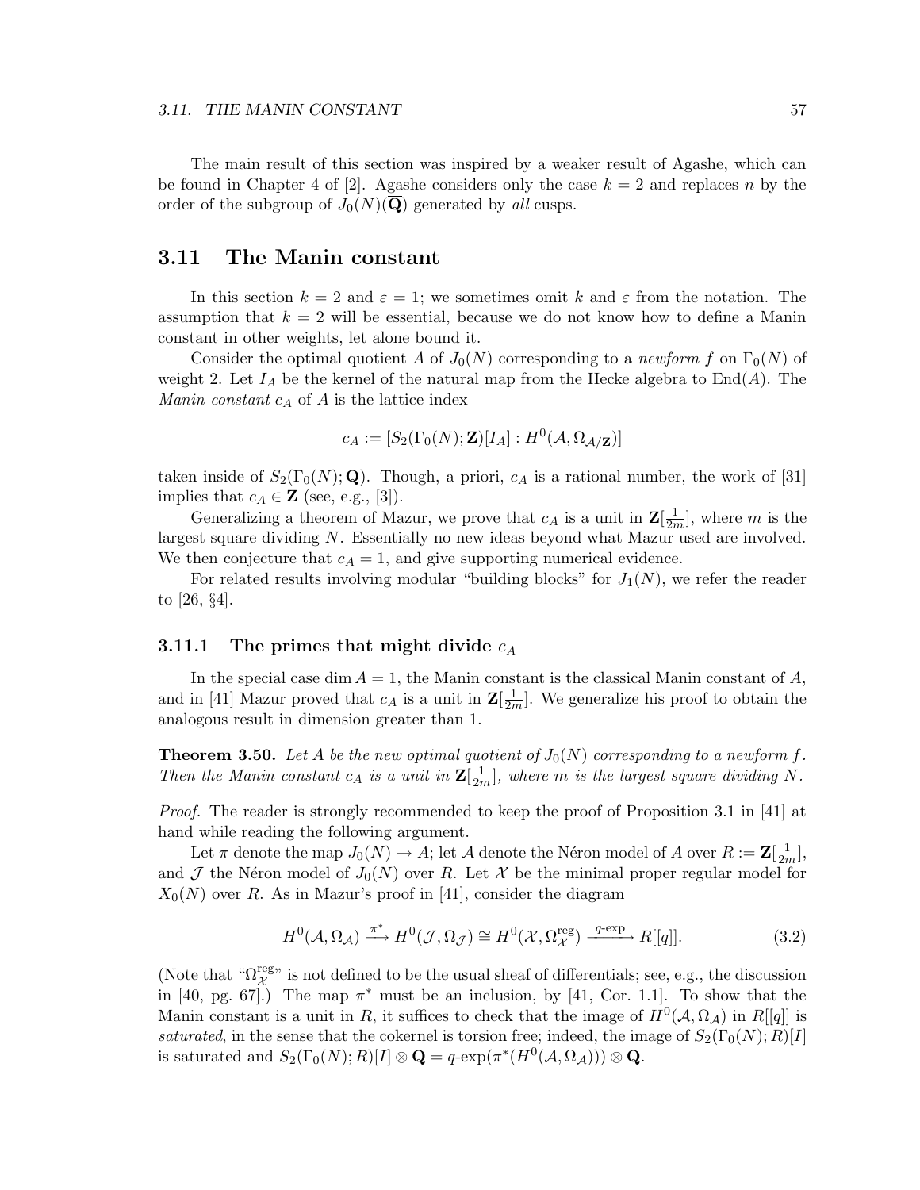The main result of this section was inspired by a weaker result of Agashe, which can be found in Chapter 4 of [2]. Agashe considers only the case $k = 2$ and replaces $n$ by the order of the subgroup of $J_0(N)(\overline{\mathbf{Q}})$ generated by *all* cusps.

## 3.11 The Manin constant

In this section $k = 2$ and $\varepsilon = 1$; we sometimes omit $k$ and $\varepsilon$ from the notation. The assumption that $k = 2$ will be essential, because we do not know how to define a Manin constant in other weights, let alone bound it.

Consider the optimal quotient $A$ of $J_0(N)$ corresponding to a *newform* $f$ on $\Gamma_0(N)$ of weight 2. Let $I_A$ be the kernel of the natural map from the Hecke algebra to $\mathrm{End}(A)$. The *Manin constant* $c_A$ of $A$ is the lattice index

$$c_A := [S_2(\Gamma_0(N); \mathbf{Z})[I_A] : H^0(\mathcal{A}, \Omega_{\mathcal{A}/\mathbf{Z}})]$$

taken inside of $S_2(\Gamma_0(N); \mathbf{Q})$. Though, a priori, $c_A$ is a rational number, the work of [31] implies that $c_A \in \mathbf{Z}$ (see, e.g., [3]).

Generalizing a theorem of Mazur, we prove that $c_A$ is a unit in $\mathbf{Z}[\frac{1}{2m}]$, where $m$ is the largest square dividing $N$. Essentially no new ideas beyond what Mazur used are involved. We then conjecture that $c_A = 1$, and give supporting numerical evidence.

For related results involving modular "building blocks" for $J_1(N)$, we refer the reader to [26, §4].

### 3.11.1 The primes that might divide $c_A$

In the special case $\dim A = 1$, the Manin constant is the classical Manin constant of $A$, and in [41] Mazur proved that $c_A$ is a unit in $\mathbf{Z}[\frac{1}{2m}]$. We generalize his proof to obtain the analogous result in dimension greater than 1.

**Theorem 3.50.** *Let $A$ be the new optimal quotient of $J_0(N)$ corresponding to a newform $f$. Then the Manin constant $c_A$ is a unit in $\mathbf{Z}[\frac{1}{2m}]$, where $m$ is the largest square dividing $N$.*

*Proof.* The reader is strongly recommended to keep the proof of Proposition 3.1 in [41] at hand while reading the following argument.

Let $\pi$ denote the map $J_0(N) \to A$; let $\mathcal{A}$ denote the Néron model of $A$ over $R := \mathbf{Z}[\frac{1}{2m}]$, and $\mathcal{J}$ the Néron model of $J_0(N)$ over $R$. Let $\mathcal{X}$ be the minimal proper regular model for $X_0(N)$ over $R$. As in Mazur's proof in [41], consider the diagram

$$H^0(\mathcal{A}, \Omega_{\mathcal{A}}) \xrightarrow{\pi^*} H^0(\mathcal{J}, \Omega_{\mathcal{J}}) \cong H^0(\mathcal{X}, \Omega^{\mathrm{reg}}_{\mathcal{X}}) \xrightarrow{q\text{-exp}} R[[q]]. \tag{3.2}$$

(Note that "$\Omega^{\mathrm{reg}}_{\mathcal{X}}$" is not defined to be the usual sheaf of differentials; see, e.g., the discussion in [40, pg. 67].) The map $\pi^*$ must be an inclusion, by [41, Cor. 1.1]. To show that the Manin constant is a unit in $R$, it suffices to check that the image of $H^0(\mathcal{A}, \Omega_{\mathcal{A}})$ in $R[[q]]$ is *saturated*, in the sense that the cokernel is torsion free; indeed, the image of $S_2(\Gamma_0(N); R)[I]$ is saturated and $S_2(\Gamma_0(N); R)[I] \otimes \mathbf{Q} = q\text{-exp}(\pi^*(H^0(\mathcal{A}, \Omega_{\mathcal{A}}))) \otimes \mathbf{Q}$.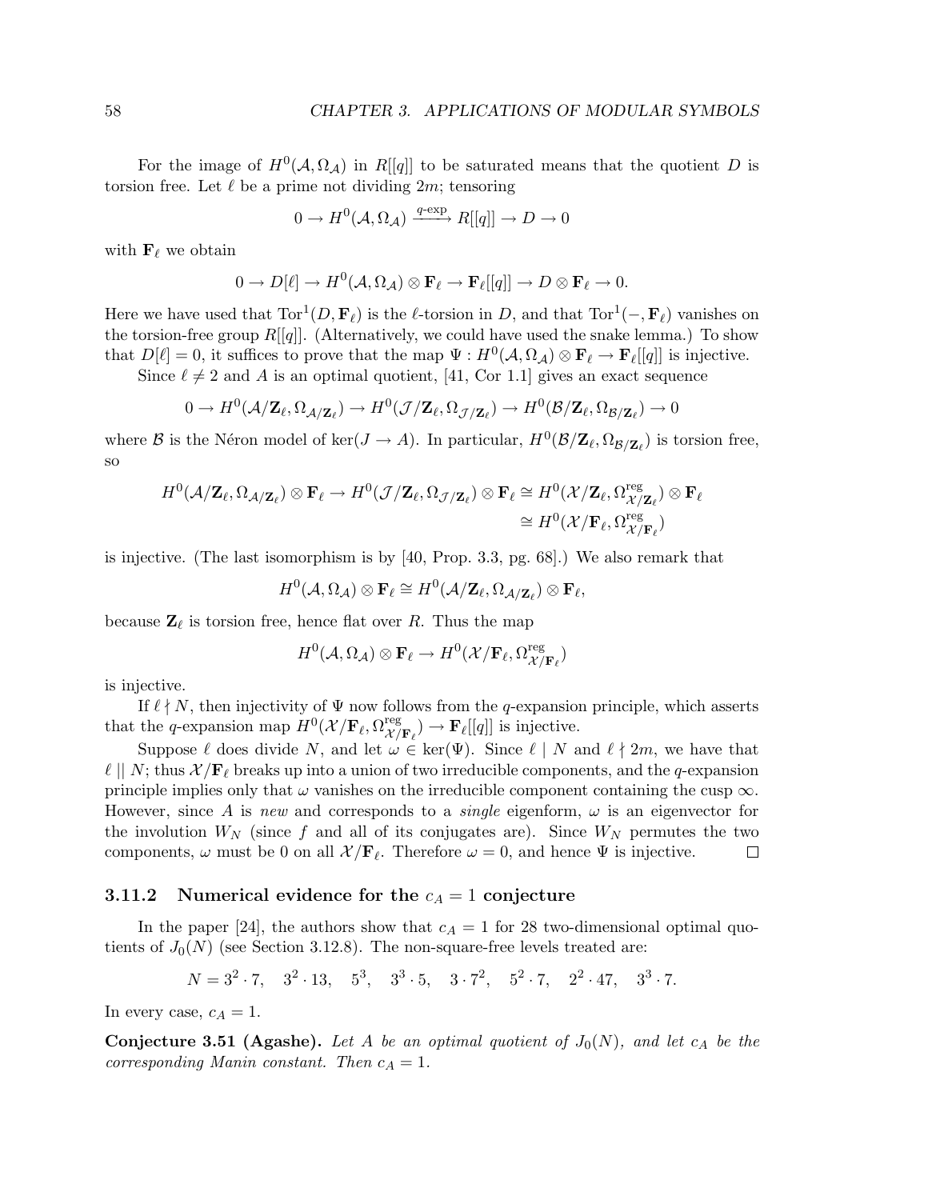For the image of $H^0(\mathcal{A}, \Omega_{\mathcal{A}})$ in $R[[q]]$ to be saturated means that the quotient $D$ is torsion free. Let $\ell$ be a prime not dividing $2m$; tensoring

$$0 \to H^0(\mathcal{A}, \Omega_{\mathcal{A}}) \xrightarrow{q\text{-exp}} R[[q]] \to D \to 0$$

with $\mathbf{F}_\ell$ we obtain

$$0 \to D[\ell] \to H^0(\mathcal{A}, \Omega_{\mathcal{A}}) \otimes \mathbf{F}_\ell \to \mathbf{F}_\ell[[q]] \to D \otimes \mathbf{F}_\ell \to 0.$$

Here we have used that $\mathrm{Tor}^1(D, \mathbf{F}_\ell)$ is the $\ell$-torsion in $D$, and that $\mathrm{Tor}^1(-, \mathbf{F}_\ell)$ vanishes on the torsion-free group $R[[q]]$. (Alternatively, we could have used the snake lemma.) To show that $D[\ell] = 0$, it suffices to prove that the map $\Psi : H^0(\mathcal{A}, \Omega_{\mathcal{A}}) \otimes \mathbf{F}_\ell \to \mathbf{F}_\ell[[q]]$ is injective.

Since $\ell \neq 2$ and $A$ is an optimal quotient, [41, Cor 1.1] gives an exact sequence

$$0 \to H^0(\mathcal{A}/\mathbf{Z}_\ell, \Omega_{\mathcal{A}/\mathbf{Z}_\ell}) \to H^0(\mathcal{J}/\mathbf{Z}_\ell, \Omega_{\mathcal{J}/\mathbf{Z}_\ell}) \to H^0(\mathcal{B}/\mathbf{Z}_\ell, \Omega_{\mathcal{B}/\mathbf{Z}_\ell}) \to 0$$

where $\mathcal{B}$ is the Néron model of $\ker(J \to A)$. In particular, $H^0(\mathcal{B}/\mathbf{Z}_\ell, \Omega_{\mathcal{B}/\mathbf{Z}_\ell})$ is torsion free, so

$$\begin{aligned} H^0(\mathcal{A}/\mathbf{Z}_\ell, \Omega_{\mathcal{A}/\mathbf{Z}_\ell}) \otimes \mathbf{F}_\ell \to H^0(\mathcal{J}/\mathbf{Z}_\ell, \Omega_{\mathcal{J}/\mathbf{Z}_\ell}) \otimes \mathbf{F}_\ell &\cong H^0(\mathcal{X}/\mathbf{Z}_\ell, \Omega^{\mathrm{reg}}_{\mathcal{X}/\mathbf{Z}_\ell}) \otimes \mathbf{F}_\ell \\ &\cong H^0(\mathcal{X}/\mathbf{F}_\ell, \Omega^{\mathrm{reg}}_{\mathcal{X}/\mathbf{F}_\ell}) \end{aligned}$$

is injective. (The last isomorphism is by [40, Prop. 3.3, pg. 68].) We also remark that

$$H^0(\mathcal{A}, \Omega_{\mathcal{A}}) \otimes \mathbf{F}_\ell \cong H^0(\mathcal{A}/\mathbf{Z}_\ell, \Omega_{\mathcal{A}/\mathbf{Z}_\ell}) \otimes \mathbf{F}_\ell,$$

because $\mathbf{Z}_\ell$ is torsion free, hence flat over $R$. Thus the map

$$H^0(\mathcal{A}, \Omega_{\mathcal{A}}) \otimes \mathbf{F}_\ell \to H^0(\mathcal{X}/\mathbf{F}_\ell, \Omega^{\mathrm{reg}}_{\mathcal{X}/\mathbf{F}_\ell})$$

is injective.

If $\ell \nmid N$, then injectivity of $\Psi$ now follows from the $q$-expansion principle, which asserts that the $q$-expansion map $H^0(\mathcal{X}/\mathbf{F}_\ell, \Omega^{\mathrm{reg}}_{\mathcal{X}/\mathbf{F}_\ell}) \to \mathbf{F}_\ell[[q]]$ is injective.

Suppose $\ell$ does divide $N$, and let $\omega \in \ker(\Psi)$. Since $\ell \mid N$ and $\ell \nmid 2m$, we have that $\ell \,||\, N$; thus $\mathcal{X}/\mathbf{F}_\ell$ breaks up into a union of two irreducible components, and the $q$-expansion principle implies only that $\omega$ vanishes on the irreducible component containing the cusp $\infty$. However, since $A$ is *new* and corresponds to a *single* eigenform, $\omega$ is an eigenvector for the involution $W_N$ (since $f$ and all of its conjugates are). Since $W_N$ permutes the two components, $\omega$ must be 0 on all $\mathcal{X}/\mathbf{F}_\ell$. Therefore $\omega = 0$, and hence $\Psi$ is injective. $\square$

### 3.11.2 Numerical evidence for the $c_A = 1$ conjecture

In the paper [24], the authors show that $c_A = 1$ for 28 two-dimensional optimal quotients of $J_0(N)$ (see Section 3.12.8). The non-square-free levels treated are:

$$N = 3^2 \cdot 7, \quad 3^2 \cdot 13, \quad 5^3, \quad 3^3 \cdot 5, \quad 3 \cdot 7^2, \quad 5^2 \cdot 7, \quad 2^2 \cdot 47, \quad 3^3 \cdot 7.$$

In every case, $c_A = 1$.

**Conjecture 3.51 (Agashe).** *Let $A$ be an optimal quotient of $J_0(N)$, and let $c_A$ be the corresponding Manin constant. Then $c_A = 1$.*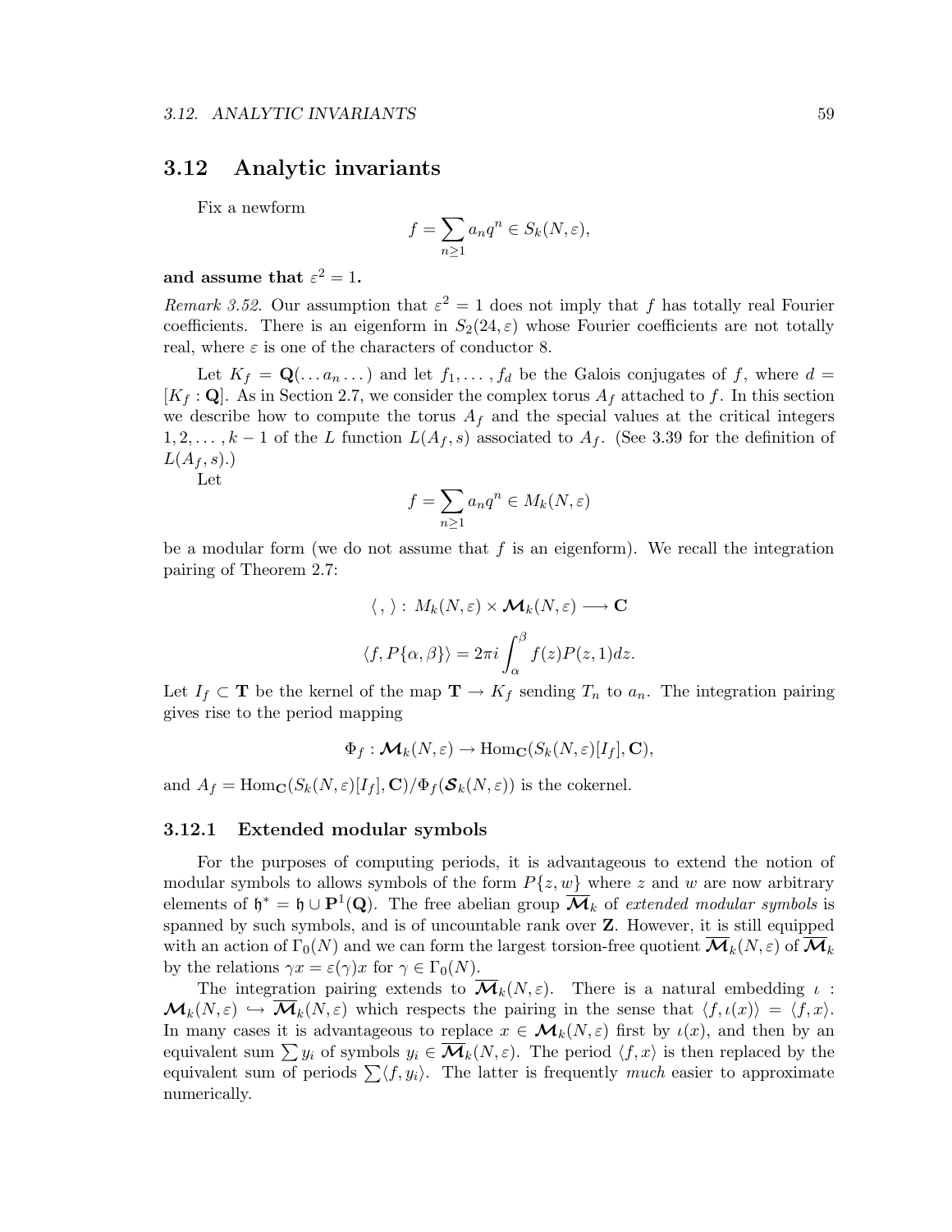## 3.12 Analytic invariants

Fix a newform

$$f = \sum_{n \geq 1} a_n q^n \in S_k(N, \varepsilon),$$

**and assume that $\varepsilon^2 = 1$.**

*Remark 3.52.* Our assumption that $\varepsilon^2 = 1$ does not imply that $f$ has totally real Fourier coefficients. There is an eigenform in $S_2(24, \varepsilon)$ whose Fourier coefficients are not totally real, where $\varepsilon$ is one of the characters of conductor 8.

Let $K_f = \mathbf{Q}(\dots a_n \dots)$ and let $f_1, \dots, f_d$ be the Galois conjugates of $f$, where $d = [K_f : \mathbf{Q}]$. As in Section 2.7, we consider the complex torus $A_f$ attached to $f$. In this section we describe how to compute the torus $A_f$ and the special values at the critical integers $1, 2, \dots, k-1$ of the $L$ function $L(A_f, s)$ associated to $A_f$. (See 3.39 for the definition of $L(A_f, s)$.)

Let

$$f = \sum_{n \geq 1} a_n q^n \in M_k(N, \varepsilon)$$

be a modular form (we do not assume that $f$ is an eigenform). We recall the integration pairing of Theorem 2.7:

$$\langle \, , \, \rangle : M_k(N, \varepsilon) \times \boldsymbol{\mathcal{M}}_k(N, \varepsilon) \longrightarrow \mathbf{C}$$

$$\langle f, P\{\alpha, \beta\} \rangle = 2\pi i \int_\alpha^\beta f(z) P(z, 1) dz.$$

Let $I_f \subset \mathbf{T}$ be the kernel of the map $\mathbf{T} \to K_f$ sending $T_n$ to $a_n$. The integration pairing gives rise to the period mapping

$$\Phi_f : \boldsymbol{\mathcal{M}}_k(N, \varepsilon) \to \mathrm{Hom}_{\mathbf{C}}(S_k(N, \varepsilon)[I_f], \mathbf{C}),$$

and $A_f = \mathrm{Hom}_{\mathbf{C}}(S_k(N, \varepsilon)[I_f], \mathbf{C}) / \Phi_f(\boldsymbol{\mathcal{S}}_k(N, \varepsilon))$ is the cokernel.

### 3.12.1 Extended modular symbols

For the purposes of computing periods, it is advantageous to extend the notion of modular symbols to allows symbols of the form $P\{z, w\}$ where $z$ and $w$ are now arbitrary elements of $\mathfrak{h}^* = \mathfrak{h} \cup \mathbf{P}^1(\mathbf{Q})$. The free abelian group $\overline{\boldsymbol{\mathcal{M}}}_k$ of *extended modular symbols* is spanned by such symbols, and is of uncountable rank over $\mathbf{Z}$. However, it is still equipped with an action of $\Gamma_0(N)$ and we can form the largest torsion-free quotient $\overline{\boldsymbol{\mathcal{M}}}_k(N, \varepsilon)$ of $\overline{\boldsymbol{\mathcal{M}}}_k$ by the relations $\gamma x = \varepsilon(\gamma) x$ for $\gamma \in \Gamma_0(N)$.

The integration pairing extends to $\overline{\boldsymbol{\mathcal{M}}}_k(N, \varepsilon)$. There is a natural embedding $\iota : \boldsymbol{\mathcal{M}}_k(N, \varepsilon) \hookrightarrow \overline{\boldsymbol{\mathcal{M}}}_k(N, \varepsilon)$ which respects the pairing in the sense that $\langle f, \iota(x) \rangle = \langle f, x \rangle$. In many cases it is advantageous to replace $x \in \boldsymbol{\mathcal{M}}_k(N, \varepsilon)$ first by $\iota(x)$, and then by an equivalent sum $\sum y_i$ of symbols $y_i \in \overline{\boldsymbol{\mathcal{M}}}_k(N, \varepsilon)$. The period $\langle f, x \rangle$ is then replaced by the equivalent sum of periods $\sum \langle f, y_i \rangle$. The latter is frequently *much* easier to approximate numerically.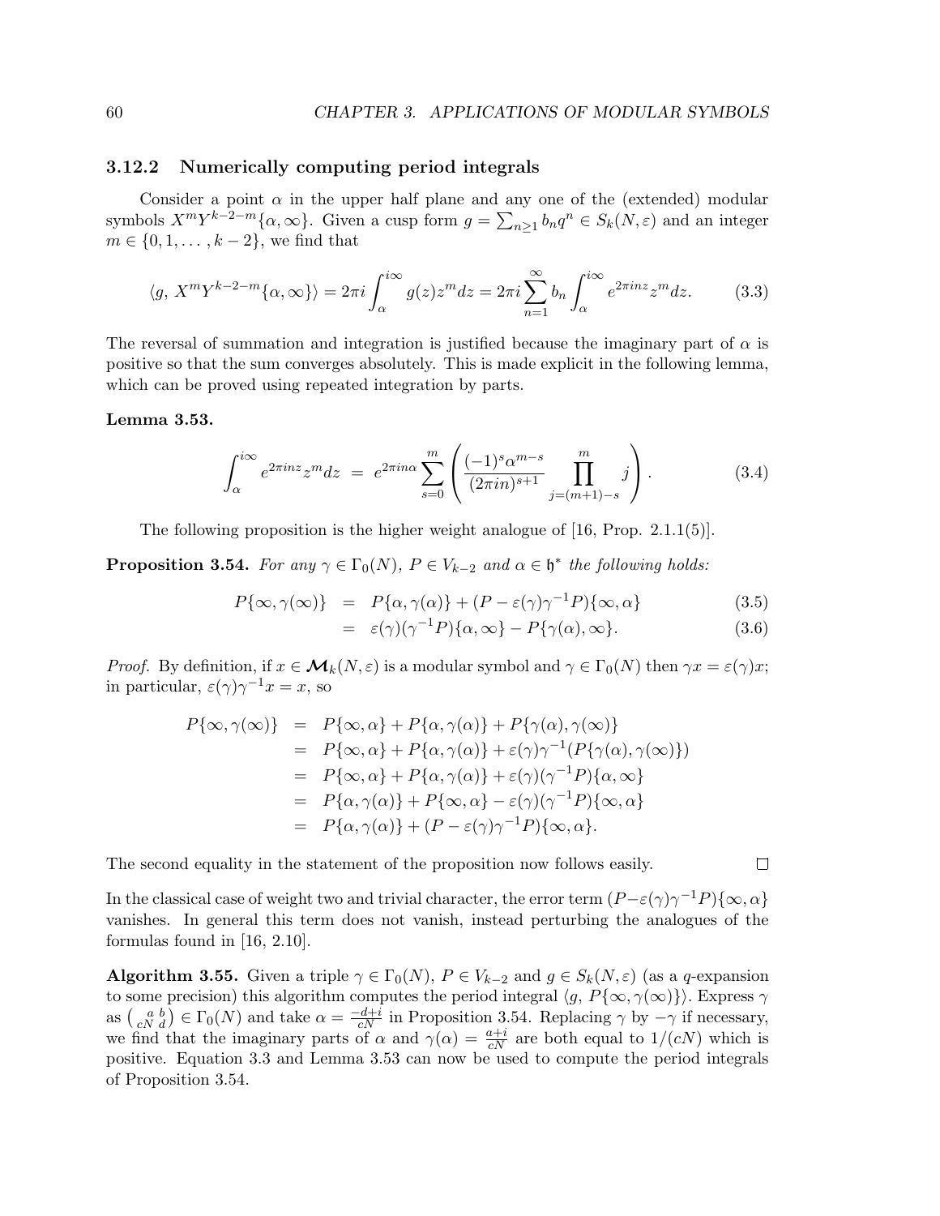### 3.12.2 Numerically computing period integrals

Consider a point $\alpha$ in the upper half plane and any one of the (extended) modular symbols $X^mY^{k-2-m}\{\alpha,\infty\}$. Given a cusp form $g=\sum_{n\geq 1} b_n q^n \in S_k(N,\varepsilon)$ and an integer $m\in\{0,1,\ldots,k-2\}$, we find that

$$\langle g,\, X^mY^{k-2-m}\{\alpha,\infty\}\rangle = 2\pi i\int_{\alpha}^{i\infty} g(z)z^m dz = 2\pi i \sum_{n=1}^{\infty} b_n \int_{\alpha}^{i\infty} e^{2\pi i n z} z^m dz. \tag{3.3}$$

The reversal of summation and integration is justified because the imaginary part of $\alpha$ is positive so that the sum converges absolutely. This is made explicit in the following lemma, which can be proved using repeated integration by parts.

**Lemma 3.53.**

$$\int_{\alpha}^{i\infty} e^{2\pi i n z} z^m dz \;=\; e^{2\pi i n\alpha}\sum_{s=0}^{m}\left(\frac{(-1)^s\alpha^{m-s}}{(2\pi i n)^{s+1}}\prod_{j=(m+1)-s}^{m} j\right). \tag{3.4}$$

The following proposition is the higher weight analogue of [16, Prop. 2.1.1(5)].

**Proposition 3.54.** *For any $\gamma\in\Gamma_0(N)$, $P\in V_{k-2}$ and $\alpha\in\mathfrak{h}^*$ the following holds:*

$$\begin{aligned} P\{\infty,\gamma(\infty)\} &= P\{\alpha,\gamma(\alpha)\} + (P-\varepsilon(\gamma)\gamma^{-1}P)\{\infty,\alpha\} &(3.5)\\ &= \varepsilon(\gamma)(\gamma^{-1}P)\{\alpha,\infty\} - P\{\gamma(\alpha),\infty\}. &(3.6)\end{aligned}$$

*Proof.* By definition, if $x\in\boldsymbol{\mathcal{M}}_k(N,\varepsilon)$ is a modular symbol and $\gamma\in\Gamma_0(N)$ then $\gamma x=\varepsilon(\gamma)x$; in particular, $\varepsilon(\gamma)\gamma^{-1}x = x$, so

$$\begin{aligned} P\{\infty,\gamma(\infty)\} &= P\{\infty,\alpha\} + P\{\alpha,\gamma(\alpha)\} + P\{\gamma(\alpha),\gamma(\infty)\}\\ &= P\{\infty,\alpha\} + P\{\alpha,\gamma(\alpha)\} + \varepsilon(\gamma)\gamma^{-1}(P\{\gamma(\alpha),\gamma(\infty)\})\\ &= P\{\infty,\alpha\} + P\{\alpha,\gamma(\alpha)\} + \varepsilon(\gamma)(\gamma^{-1}P)\{\alpha,\infty\}\\ &= P\{\alpha,\gamma(\alpha)\} + P\{\infty,\alpha\} - \varepsilon(\gamma)(\gamma^{-1}P)\{\infty,\alpha\}\\ &= P\{\alpha,\gamma(\alpha)\} + (P-\varepsilon(\gamma)\gamma^{-1}P)\{\infty,\alpha\}.\end{aligned}$$

The second equality in the statement of the proposition now follows easily. $\square$

In the classical case of weight two and trivial character, the error term $(P-\varepsilon(\gamma)\gamma^{-1}P)\{\infty,\alpha\}$ vanishes. In general this term does not vanish, instead perturbing the analogues of the formulas found in [16, 2.10].

**Algorithm 3.55.** Given a triple $\gamma\in\Gamma_0(N)$, $P\in V_{k-2}$ and $g\in S_k(N,\varepsilon)$ (as a $q$-expansion to some precision) this algorithm computes the period integral $\langle g,\, P\{\infty,\gamma(\infty)\}\rangle$. Express $\gamma$ as $\left(\begin{smallmatrix} a & b\\ cN & d\end{smallmatrix}\right)\in\Gamma_0(N)$ and take $\alpha=\frac{-d+i}{cN}$ in Proposition 3.54. Replacing $\gamma$ by $-\gamma$ if necessary, we find that the imaginary parts of $\alpha$ and $\gamma(\alpha)=\frac{a+i}{cN}$ are both equal to $1/(cN)$ which is positive. Equation 3.3 and Lemma 3.53 can now be used to compute the period integrals of Proposition 3.54.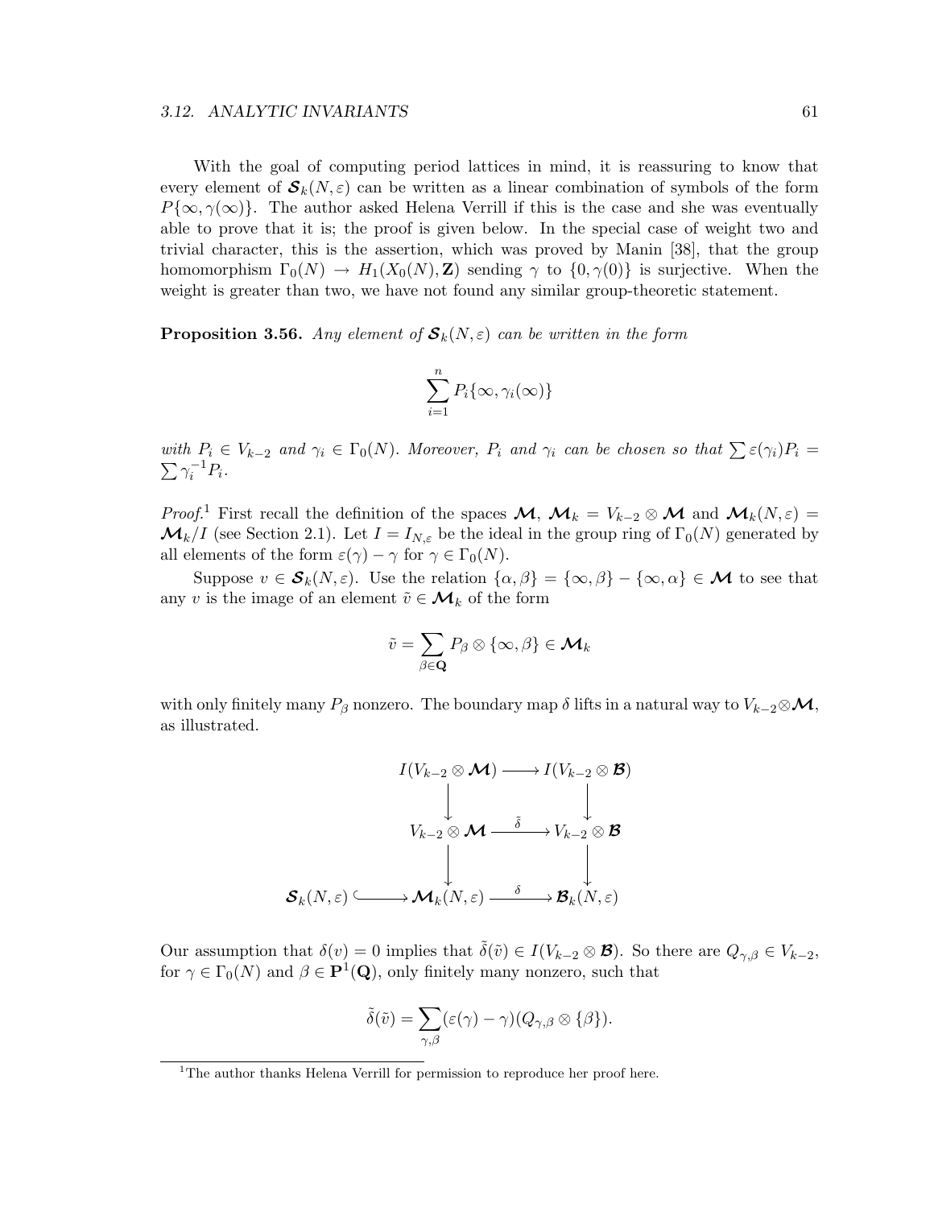With the goal of computing period lattices in mind, it is reassuring to know that every element of $\boldsymbol{\mathcal{S}}_k(N,\varepsilon)$ can be written as a linear combination of symbols of the form $P\{\infty, \gamma(\infty)\}$. The author asked Helena Verrill if this is the case and she was eventually able to prove that it is; the proof is given below. In the special case of weight two and trivial character, this is the assertion, which was proved by Manin [38], that the group homomorphism $\Gamma_0(N) \to H_1(X_0(N), \mathbf{Z})$ sending $\gamma$ to $\{0, \gamma(0)\}$ is surjective. When the weight is greater than two, we have not found any similar group-theoretic statement.

**Proposition 3.56.** *Any element of $\boldsymbol{\mathcal{S}}_k(N,\varepsilon)$ can be written in the form*

$$\sum_{i=1}^{n} P_i\{\infty, \gamma_i(\infty)\}$$

*with $P_i \in V_{k-2}$ and $\gamma_i \in \Gamma_0(N)$. Moreover, $P_i$ and $\gamma_i$ can be chosen so that $\sum \varepsilon(\gamma_i)P_i = \sum \gamma_i^{-1}P_i$.*

*Proof.*[1] First recall the definition of the spaces $\boldsymbol{\mathcal{M}}$, $\boldsymbol{\mathcal{M}}_k = V_{k-2} \otimes \boldsymbol{\mathcal{M}}$ and $\boldsymbol{\mathcal{M}}_k(N,\varepsilon) = \boldsymbol{\mathcal{M}}_k/I$ (see Section 2.1). Let $I = I_{N,\varepsilon}$ be the ideal in the group ring of $\Gamma_0(N)$ generated by all elements of the form $\varepsilon(\gamma) - \gamma$ for $\gamma \in \Gamma_0(N)$.

Suppose $v \in \boldsymbol{\mathcal{S}}_k(N,\varepsilon)$. Use the relation $\{\alpha, \beta\} = \{\infty, \beta\} - \{\infty, \alpha\} \in \boldsymbol{\mathcal{M}}$ to see that any $v$ is the image of an element $\tilde{v} \in \boldsymbol{\mathcal{M}}_k$ of the form

$$\tilde{v} = \sum_{\beta \in \mathbf{Q}} P_\beta \otimes \{\infty, \beta\} \in \boldsymbol{\mathcal{M}}_k$$

with only finitely many $P_\beta$ nonzero. The boundary map $\delta$ lifts in a natural way to $V_{k-2} \otimes \boldsymbol{\mathcal{M}}$, as illustrated.

$$\begin{array}{ccccc}
 & & I(V_{k-2} \otimes \boldsymbol{\mathcal{M}}) & \longrightarrow & I(V_{k-2} \otimes \boldsymbol{\mathcal{B}}) \\
 & & \downarrow & & \downarrow \\
 & & V_{k-2} \otimes \boldsymbol{\mathcal{M}} & \xrightarrow{\tilde{\delta}} & V_{k-2} \otimes \boldsymbol{\mathcal{B}} \\
 & & \downarrow & & \downarrow \\
\boldsymbol{\mathcal{S}}_k(N,\varepsilon) & \hookrightarrow & \boldsymbol{\mathcal{M}}_k(N,\varepsilon) & \xrightarrow{\delta} & \boldsymbol{\mathcal{B}}_k(N,\varepsilon)
\end{array}$$

Our assumption that $\delta(v) = 0$ implies that $\tilde{\delta}(\tilde{v}) \in I(V_{k-2} \otimes \boldsymbol{\mathcal{B}})$. So there are $Q_{\gamma,\beta} \in V_{k-2}$, for $\gamma \in \Gamma_0(N)$ and $\beta \in \mathbf{P}^1(\mathbf{Q})$, only finitely many nonzero, such that

$$\tilde{\delta}(\tilde{v}) = \sum_{\gamma,\beta} (\varepsilon(\gamma) - \gamma)(Q_{\gamma,\beta} \otimes \{\beta\}).$$

[1] The author thanks Helena Verrill for permission to reproduce her proof here.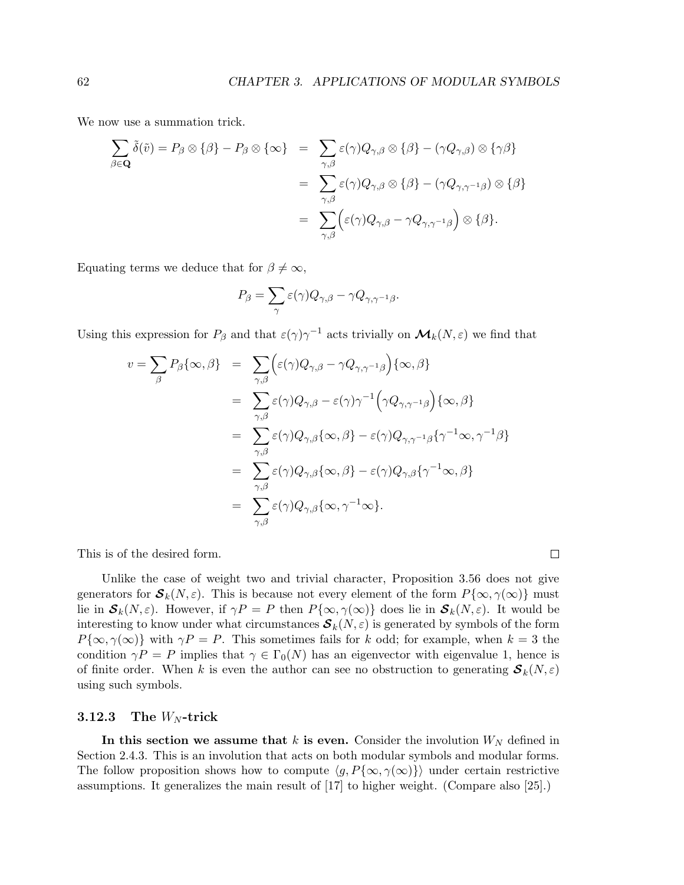We now use a summation trick.

$$\begin{aligned}
\sum_{\beta\in\mathbf{Q}} \tilde{\delta}(\tilde{v}) = P_\beta \otimes \{\beta\} - P_\beta \otimes \{\infty\} &= \sum_{\gamma,\beta} \varepsilon(\gamma) Q_{\gamma,\beta} \otimes \{\beta\} - (\gamma Q_{\gamma,\beta}) \otimes \{\gamma\beta\} \\
&= \sum_{\gamma,\beta} \varepsilon(\gamma) Q_{\gamma,\beta} \otimes \{\beta\} - (\gamma Q_{\gamma,\gamma^{-1}\beta}) \otimes \{\beta\} \\
&= \sum_{\gamma,\beta} \Big(\varepsilon(\gamma) Q_{\gamma,\beta} - \gamma Q_{\gamma,\gamma^{-1}\beta}\Big) \otimes \{\beta\}.
\end{aligned}$$

Equating terms we deduce that for $\beta \neq \infty$,

$$P_\beta = \sum_{\gamma} \varepsilon(\gamma) Q_{\gamma,\beta} - \gamma Q_{\gamma,\gamma^{-1}\beta}.$$

Using this expression for $P_\beta$ and that $\varepsilon(\gamma)\gamma^{-1}$ acts trivially on $\boldsymbol{\mathcal{M}}_k(N,\varepsilon)$ we find that

$$\begin{aligned}
v = \sum_{\beta} P_\beta\{\infty,\beta\} &= \sum_{\gamma,\beta} \Big(\varepsilon(\gamma) Q_{\gamma,\beta} - \gamma Q_{\gamma,\gamma^{-1}\beta}\Big)\{\infty,\beta\} \\
&= \sum_{\gamma,\beta} \varepsilon(\gamma) Q_{\gamma,\beta} - \varepsilon(\gamma)\gamma^{-1}\Big(\gamma Q_{\gamma,\gamma^{-1}\beta}\Big)\{\infty,\beta\} \\
&= \sum_{\gamma,\beta} \varepsilon(\gamma) Q_{\gamma,\beta}\{\infty,\beta\} - \varepsilon(\gamma) Q_{\gamma,\gamma^{-1}\beta}\{\gamma^{-1}\infty,\gamma^{-1}\beta\} \\
&= \sum_{\gamma,\beta} \varepsilon(\gamma) Q_{\gamma,\beta}\{\infty,\beta\} - \varepsilon(\gamma) Q_{\gamma,\beta}\{\gamma^{-1}\infty,\beta\} \\
&= \sum_{\gamma,\beta} \varepsilon(\gamma) Q_{\gamma,\beta}\{\infty,\gamma^{-1}\infty\}.
\end{aligned}$$

This is of the desired form. □

Unlike the case of weight two and trivial character, Proposition 3.56 does not give generators for $\boldsymbol{\mathcal{S}}_k(N,\varepsilon)$. This is because not every element of the form $P\{\infty,\gamma(\infty)\}$ must lie in $\boldsymbol{\mathcal{S}}_k(N,\varepsilon)$. However, if $\gamma P = P$ then $P\{\infty,\gamma(\infty)\}$ does lie in $\boldsymbol{\mathcal{S}}_k(N,\varepsilon)$. It would be interesting to know under what circumstances $\boldsymbol{\mathcal{S}}_k(N,\varepsilon)$ is generated by symbols of the form $P\{\infty,\gamma(\infty)\}$ with $\gamma P = P$. This sometimes fails for $k$ odd; for example, when $k = 3$ the condition $\gamma P = P$ implies that $\gamma \in \Gamma_0(N)$ has an eigenvector with eigenvalue 1, hence is of finite order. When $k$ is even the author can see no obstruction to generating $\boldsymbol{\mathcal{S}}_k(N,\varepsilon)$ using such symbols.

### 3.12.3 The $W_N$-trick

**In this section we assume that $k$ is even.** Consider the involution $W_N$ defined in Section 2.4.3. This is an involution that acts on both modular symbols and modular forms. The follow proposition shows how to compute $\langle g, P\{\infty,\gamma(\infty)\}\rangle$ under certain restrictive assumptions. It generalizes the main result of [17] to higher weight. (Compare also [25].)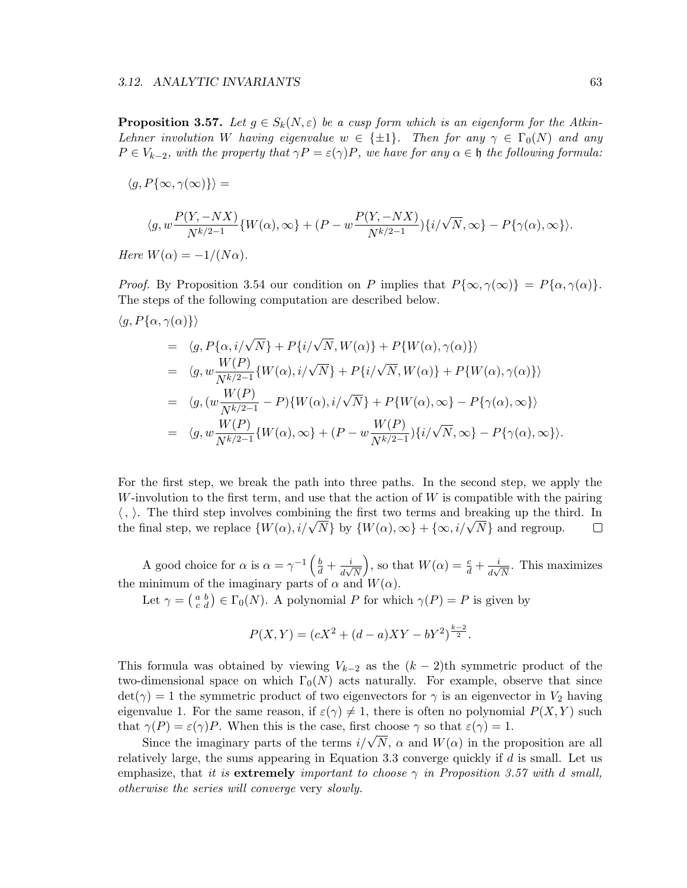**Proposition 3.57.** *Let $g \in S_k(N, \varepsilon)$ be a cusp form which is an eigenform for the Atkin-Lehner involution $W$ having eigenvalue $w \in \{\pm 1\}$. Then for any $\gamma \in \Gamma_0(N)$ and any $P \in V_{k-2}$, with the property that $\gamma P = \varepsilon(\gamma) P$, we have for any $\alpha \in \mathfrak{h}$ the following formula:*

$$\langle g, P\{\infty, \gamma(\infty)\}\rangle =$$

$$\langle g, w\frac{P(Y, -NX)}{N^{k/2-1}}\{W(\alpha), \infty\} + (P - w\frac{P(Y, -NX)}{N^{k/2-1}})\{i/\sqrt{N}, \infty\} - P\{\gamma(\alpha), \infty\}\rangle.$$

*Here $W(\alpha) = -1/(N\alpha)$.*

*Proof.* By Proposition 3.54 our condition on $P$ implies that $P\{\infty, \gamma(\infty)\} = P\{\alpha, \gamma(\alpha)\}$. The steps of the following computation are described below.

$$\begin{aligned}
\langle g, P\{\alpha, \gamma(\alpha)\}\rangle &= \langle g, P\{\alpha, i/\sqrt{N}\} + P\{i/\sqrt{N}, W(\alpha)\} + P\{W(\alpha), \gamma(\alpha)\}\rangle \\
&= \langle g, w\frac{W(P)}{N^{k/2-1}}\{W(\alpha), i/\sqrt{N}\} + P\{i/\sqrt{N}, W(\alpha)\} + P\{W(\alpha), \gamma(\alpha)\}\rangle \\
&= \langle g, (w\frac{W(P)}{N^{k/2-1}} - P)\{W(\alpha), i/\sqrt{N}\} + P\{W(\alpha), \infty\} - P\{\gamma(\alpha), \infty\}\rangle \\
&= \langle g, w\frac{W(P)}{N^{k/2-1}}\{W(\alpha), \infty\} + (P - w\frac{W(P)}{N^{k/2-1}})\{i/\sqrt{N}, \infty\} - P\{\gamma(\alpha), \infty\}\rangle.
\end{aligned}$$

For the first step, we break the path into three paths. In the second step, we apply the $W$-involution to the first term, and use that the action of $W$ is compatible with the pairing $\langle\, , \rangle$. The third step involves combining the first two terms and breaking up the third. In the final step, we replace $\{W(\alpha), i/\sqrt{N}\}$ by $\{W(\alpha), \infty\} + \{\infty, i/\sqrt{N}\}$ and regroup. $\square$

A good choice for $\alpha$ is $\alpha = \gamma^{-1}\left(\frac{b}{d} + \frac{i}{d\sqrt{N}}\right)$, so that $W(\alpha) = \frac{c}{d} + \frac{i}{d\sqrt{N}}$. This maximizes the minimum of the imaginary parts of $\alpha$ and $W(\alpha)$.

Let $\gamma = \left(\begin{smallmatrix} a & b \\ c & d \end{smallmatrix}\right) \in \Gamma_0(N)$. A polynomial $P$ for which $\gamma(P) = P$ is given by

$$P(X, Y) = (cX^2 + (d-a)XY - bY^2)^{\frac{k-2}{2}}.$$

This formula was obtained by viewing $V_{k-2}$ as the $(k-2)$th symmetric product of the two-dimensional space on which $\Gamma_0(N)$ acts naturally. For example, observe that since $\det(\gamma) = 1$ the symmetric product of two eigenvectors for $\gamma$ is an eigenvector in $V_2$ having eigenvalue 1. For the same reason, if $\varepsilon(\gamma) \neq 1$, there is often no polynomial $P(X, Y)$ such that $\gamma(P) = \varepsilon(\gamma)P$. When this is the case, first choose $\gamma$ so that $\varepsilon(\gamma) = 1$.

Since the imaginary parts of the terms $i/\sqrt{N}$, $\alpha$ and $W(\alpha)$ in the proposition are all relatively large, the sums appearing in Equation 3.3 converge quickly if $d$ is small. Let us emphasize, that *it is* **extremely** *important to choose $\gamma$ in Proposition 3.57 with $d$ small, otherwise the series will converge* very *slowly.*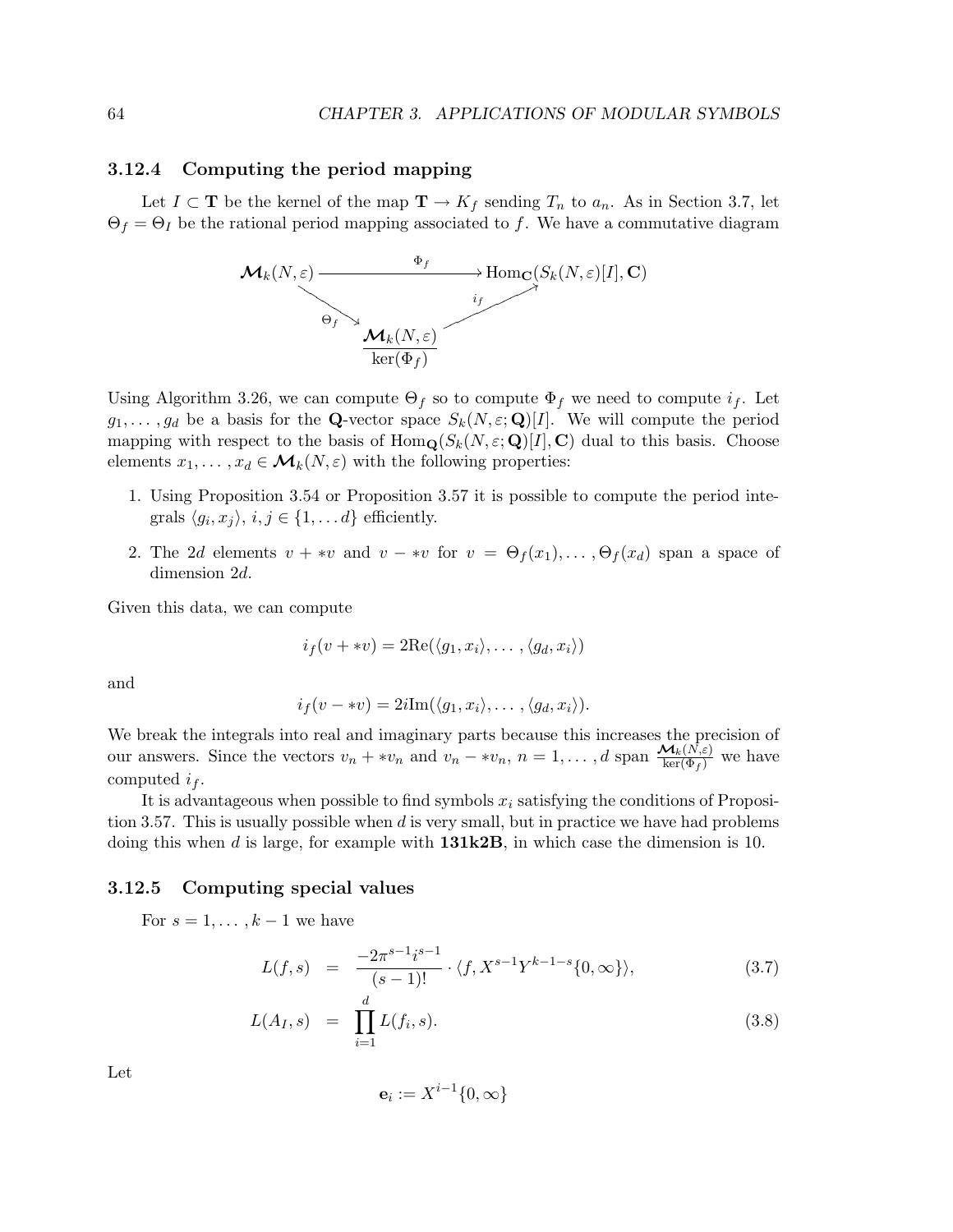### 3.12.4 Computing the period mapping

Let $I \subset \mathbf{T}$ be the kernel of the map $\mathbf{T} \to K_f$ sending $T_n$ to $a_n$. As in Section 3.7, let $\Theta_f = \Theta_I$ be the rational period mapping associated to $f$. We have a commutative diagram

$$\begin{array}{ccc} \boldsymbol{\mathcal{M}}_k(N,\varepsilon) & \xrightarrow{\quad\Phi_f\quad} & \mathrm{Hom}_{\mathbf{C}}(S_k(N,\varepsilon)[I], \mathbf{C}) \\ & {\scriptstyle\Theta_f} \searrow \quad \nearrow {\scriptstyle i_f} & \\ & \dfrac{\boldsymbol{\mathcal{M}}_k(N,\varepsilon)}{\ker(\Phi_f)} & \end{array}$$

Using Algorithm 3.26, we can compute $\Theta_f$ so to compute $\Phi_f$ we need to compute $i_f$. Let $g_1, \ldots, g_d$ be a basis for the $\mathbf{Q}$-vector space $S_k(N, \varepsilon; \mathbf{Q})[I]$. We will compute the period mapping with respect to the basis of $\mathrm{Hom}_{\mathbf{Q}}(S_k(N, \varepsilon; \mathbf{Q})[I], \mathbf{C})$ dual to this basis. Choose elements $x_1, \ldots, x_d \in \boldsymbol{\mathcal{M}}_k(N, \varepsilon)$ with the following properties:

1. Using Proposition 3.54 or Proposition 3.57 it is possible to compute the period integrals $\langle g_i, x_j \rangle$, $i, j \in \{1, \ldots d\}$ efficiently.
2. The $2d$ elements $v + *v$ and $v - *v$ for $v = \Theta_f(x_1), \ldots, \Theta_f(x_d)$ span a space of dimension $2d$.

Given this data, we can compute

$$i_f(v + *v) = 2\mathrm{Re}(\langle g_1, x_i \rangle, \ldots, \langle g_d, x_i \rangle)$$

and

$$i_f(v - *v) = 2i\mathrm{Im}(\langle g_1, x_i \rangle, \ldots, \langle g_d, x_i \rangle).$$

We break the integrals into real and imaginary parts because this increases the precision of our answers. Since the vectors $v_n + *v_n$ and $v_n - *v_n$, $n = 1, \ldots, d$ span $\frac{\boldsymbol{\mathcal{M}}_k(N,\varepsilon)}{\ker(\Phi_f)}$ we have computed $i_f$.

It is advantageous when possible to find symbols $x_i$ satisfying the conditions of Proposition 3.57. This is usually possible when $d$ is very small, but in practice we have had problems doing this when $d$ is large, for example with **131k2B**, in which case the dimension is 10.

### 3.12.5 Computing special values

For $s = 1, \ldots, k-1$ we have

$$L(f, s) = \frac{-2\pi^{s-1} i^{s-1}}{(s-1)!} \cdot \langle f, X^{s-1} Y^{k-1-s} \{0, \infty\} \rangle, \tag{3.7}$$

$$L(A_I, s) = \prod_{i=1}^{d} L(f_i, s). \tag{3.8}$$

Let

$$\mathbf{e}_i := X^{i-1} \{0, \infty\}$$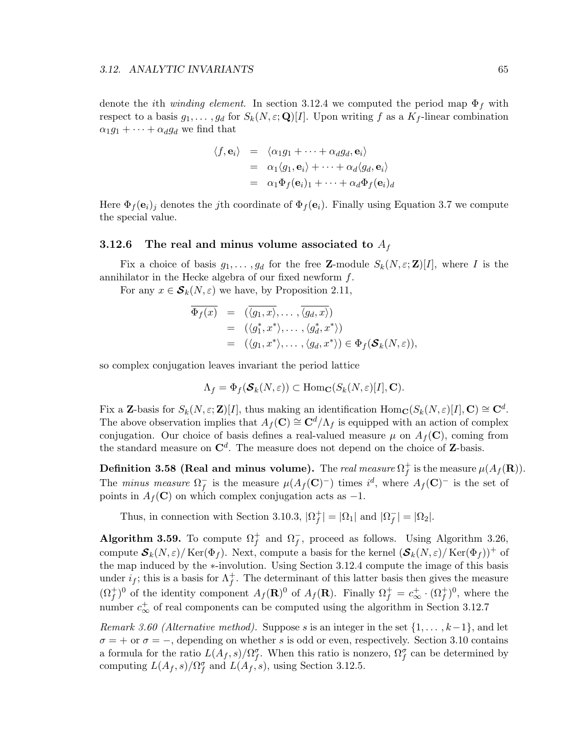denote the $i$th *winding element*. In section 3.12.4 we computed the period map $\Phi_f$ with respect to a basis $g_1, \ldots, g_d$ for $S_k(N, \varepsilon; \mathbf{Q})[I]$. Upon writing $f$ as a $K_f$-linear combination $\alpha_1 g_1 + \cdots + \alpha_d g_d$ we find that

$$
\begin{aligned}
\langle f, \mathbf{e}_i \rangle &= \langle \alpha_1 g_1 + \cdots + \alpha_d g_d, \mathbf{e}_i \rangle \\
&= \alpha_1 \langle g_1, \mathbf{e}_i \rangle + \cdots + \alpha_d \langle g_d, \mathbf{e}_i \rangle \\
&= \alpha_1 \Phi_f(\mathbf{e}_i)_1 + \cdots + \alpha_d \Phi_f(\mathbf{e}_i)_d
\end{aligned}
$$

Here $\Phi_f(\mathbf{e}_i)_j$ denotes the $j$th coordinate of $\Phi_f(\mathbf{e}_i)$. Finally using Equation 3.7 we compute the special value.

### 3.12.6 The real and minus volume associated to $A_f$

Fix a choice of basis $g_1, \ldots, g_d$ for the free $\mathbf{Z}$-module $S_k(N, \varepsilon; \mathbf{Z})[I]$, where $I$ is the annihilator in the Hecke algebra of our fixed newform $f$.

For any $x \in \boldsymbol{\mathcal{S}}_k(N, \varepsilon)$ we have, by Proposition 2.11,

$$
\begin{aligned}
\overline{\Phi_f(x)} &= (\overline{\langle g_1, x \rangle}, \ldots, \overline{\langle g_d, x \rangle}) \\
&= (\langle g_1^*, x^* \rangle, \ldots, \langle g_d^*, x^* \rangle) \\
&= (\langle g_1, x^* \rangle, \ldots, \langle g_d, x^* \rangle) \in \Phi_f(\boldsymbol{\mathcal{S}}_k(N, \varepsilon)),
\end{aligned}
$$

so complex conjugation leaves invariant the period lattice

$$
\Lambda_f = \Phi_f(\boldsymbol{\mathcal{S}}_k(N, \varepsilon)) \subset \mathrm{Hom}_{\mathbf{C}}(S_k(N, \varepsilon)[I], \mathbf{C}).
$$

Fix a $\mathbf{Z}$-basis for $S_k(N, \varepsilon; \mathbf{Z})[I]$, thus making an identification $\mathrm{Hom}_{\mathbf{C}}(S_k(N, \varepsilon)[I], \mathbf{C}) \cong \mathbf{C}^d$. The above observation implies that $A_f(\mathbf{C}) \cong \mathbf{C}^d / \Lambda_f$ is equipped with an action of complex conjugation. Our choice of basis defines a real-valued measure $\mu$ on $A_f(\mathbf{C})$, coming from the standard measure on $\mathbf{C}^d$. The measure does not depend on the choice of $\mathbf{Z}$-basis.

**Definition 3.58 (Real and minus volume).** The *real measure* $\Omega_f^+$ is the measure $\mu(A_f(\mathbf{R}))$. The *minus measure* $\Omega_f^-$ is the measure $\mu(A_f(\mathbf{C})^-)$ times $i^d$, where $A_f(\mathbf{C})^-$ is the set of points in $A_f(\mathbf{C})$ on which complex conjugation acts as $-1$.

Thus, in connection with Section 3.10.3, $|\Omega_f^+| = |\Omega_1|$ and $|\Omega_f^-| = |\Omega_2|$.

**Algorithm 3.59.** To compute $\Omega_f^+$ and $\Omega_f^-$, proceed as follows. Using Algorithm 3.26, compute $\boldsymbol{\mathcal{S}}_k(N, \varepsilon)/\mathrm{Ker}(\Phi_f)$. Next, compute a basis for the kernel $(\boldsymbol{\mathcal{S}}_k(N, \varepsilon)/\mathrm{Ker}(\Phi_f))^+$ of the map induced by the $*$-involution. Using Section 3.12.4 compute the image of this basis under $i_f$; this is a basis for $\Lambda_f^+$. The determinant of this latter basis then gives the measure $(\Omega_f^+)^0$ of the identity component $A_f(\mathbf{R})^0$ of $A_f(\mathbf{R})$. Finally $\Omega_f^+ = c_\infty^+ \cdot (\Omega_f^+)^0$, where the number $c_\infty^+$ of real components can be computed using the algorithm in Section 3.12.7

*Remark 3.60 (Alternative method).* Suppose $s$ is an integer in the set $\{1, \ldots, k-1\}$, and let $\sigma = +$ or $\sigma = -$, depending on whether $s$ is odd or even, respectively. Section 3.10 contains a formula for the ratio $L(A_f, s)/\Omega_f^\sigma$. When this ratio is nonzero, $\Omega_f^\sigma$ can be determined by computing $L(A_f, s)/\Omega_f^\sigma$ and $L(A_f, s)$, using Section 3.12.5.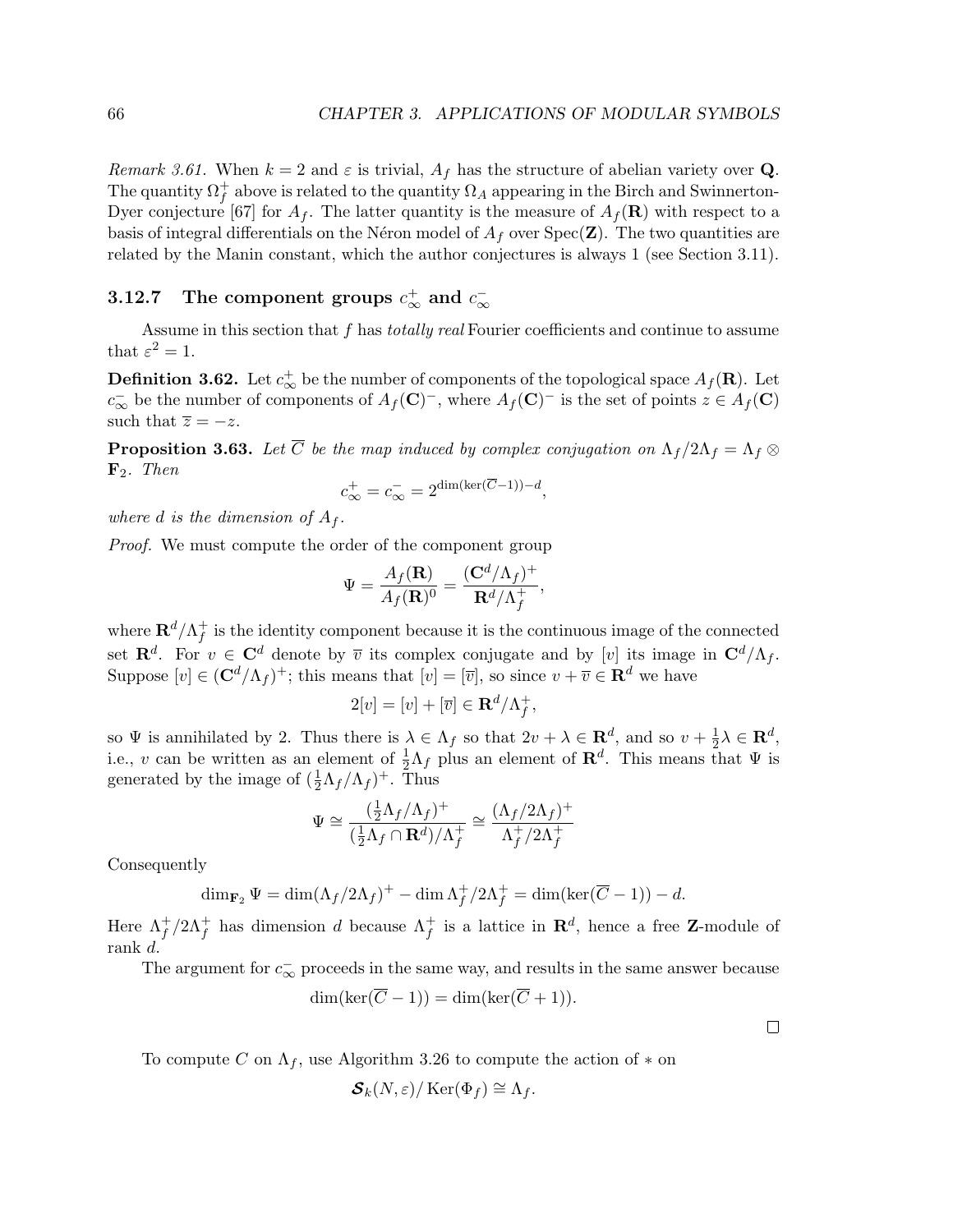*Remark 3.61.* When $k = 2$ and $\varepsilon$ is trivial, $A_f$ has the structure of abelian variety over $\mathbf{Q}$. The quantity $\Omega_f^+$ above is related to the quantity $\Omega_A$ appearing in the Birch and Swinnerton-Dyer conjecture [67] for $A_f$. The latter quantity is the measure of $A_f(\mathbf{R})$ with respect to a basis of integral differentials on the Néron model of $A_f$ over $\mathrm{Spec}(\mathbf{Z})$. The two quantities are related by the Manin constant, which the author conjectures is always 1 (see Section 3.11).

### 3.12.7 The component groups $c_\infty^+$ and $c_\infty^-$

Assume in this section that $f$ has *totally real* Fourier coefficients and continue to assume that $\varepsilon^2 = 1$.

**Definition 3.62.** Let $c_\infty^+$ be the number of components of the topological space $A_f(\mathbf{R})$. Let $c_\infty^-$ be the number of components of $A_f(\mathbf{C})^-$, where $A_f(\mathbf{C})^-$ is the set of points $z \in A_f(\mathbf{C})$ such that $\overline{z} = -z$.

**Proposition 3.63.** *Let $\overline{C}$ be the map induced by complex conjugation on $\Lambda_f/2\Lambda_f = \Lambda_f \otimes \mathbf{F}_2$. Then*

$$c_\infty^+ = c_\infty^- = 2^{\dim(\ker(\overline{C}-1))-d},$$

*where $d$ is the dimension of $A_f$.*

*Proof.* We must compute the order of the component group

$$\Psi = \frac{A_f(\mathbf{R})}{A_f(\mathbf{R})^0} = \frac{(\mathbf{C}^d/\Lambda_f)^+}{\mathbf{R}^d/\Lambda_f^+},$$

where $\mathbf{R}^d/\Lambda_f^+$ is the identity component because it is the continuous image of the connected set $\mathbf{R}^d$. For $v \in \mathbf{C}^d$ denote by $\overline{v}$ its complex conjugate and by $[v]$ its image in $\mathbf{C}^d/\Lambda_f$. Suppose $[v] \in (\mathbf{C}^d/\Lambda_f)^+$; this means that $[v] = [\overline{v}]$, so since $v + \overline{v} \in \mathbf{R}^d$ we have

$$2[v] = [v] + [\overline{v}] \in \mathbf{R}^d/\Lambda_f^+,$$

so $\Psi$ is annihilated by 2. Thus there is $\lambda \in \Lambda_f$ so that $2v + \lambda \in \mathbf{R}^d$, and so $v + \frac{1}{2}\lambda \in \mathbf{R}^d$, i.e., $v$ can be written as an element of $\frac{1}{2}\Lambda_f$ plus an element of $\mathbf{R}^d$. This means that $\Psi$ is generated by the image of $(\frac{1}{2}\Lambda_f/\Lambda_f)^+$. Thus

$$\Psi \cong \frac{(\frac{1}{2}\Lambda_f/\Lambda_f)^+}{(\frac{1}{2}\Lambda_f \cap \mathbf{R}^d)/\Lambda_f^+} \cong \frac{(\Lambda_f/2\Lambda_f)^+}{\Lambda_f^+/2\Lambda_f^+}$$

Consequently

$$\dim_{\mathbf{F}_2} \Psi = \dim(\Lambda_f/2\Lambda_f)^+ - \dim \Lambda_f^+/2\Lambda_f^+ = \dim(\ker(\overline{C}-1)) - d.$$

Here $\Lambda_f^+/2\Lambda_f^+$ has dimension $d$ because $\Lambda_f^+$ is a lattice in $\mathbf{R}^d$, hence a free $\mathbf{Z}$-module of rank $d$.

The argument for $c_\infty^-$ proceeds in the same way, and results in the same answer because

$$\dim(\ker(\overline{C}-1)) = \dim(\ker(\overline{C}+1)).$$

□

To compute $C$ on $\Lambda_f$, use Algorithm 3.26 to compute the action of $*$ on

$$\boldsymbol{\mathcal{S}}_k(N, \varepsilon)/\operatorname{Ker}(\Phi_f) \cong \Lambda_f.$$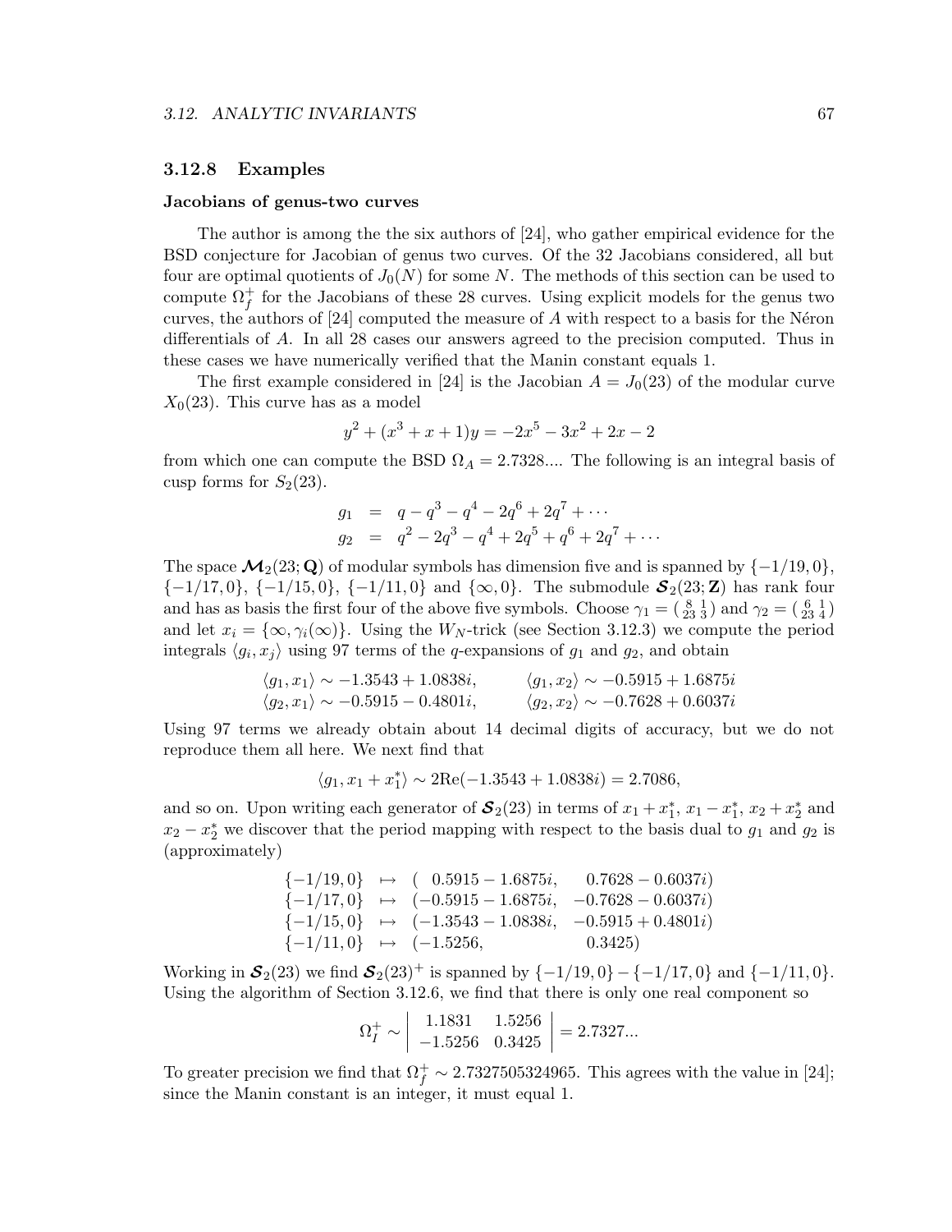### 3.12.8 Examples

#### Jacobians of genus-two curves

The author is among the the six authors of [24], who gather empirical evidence for the BSD conjecture for Jacobian of genus two curves. Of the 32 Jacobians considered, all but four are optimal quotients of $J_0(N)$ for some $N$. The methods of this section can be used to compute $\Omega_f^+$ for the Jacobians of these 28 curves. Using explicit models for the genus two curves, the authors of [24] computed the measure of $A$ with respect to a basis for the Néron differentials of $A$. In all 28 cases our answers agreed to the precision computed. Thus in these cases we have numerically verified that the Manin constant equals 1.

The first example considered in [24] is the Jacobian $A = J_0(23)$ of the modular curve $X_0(23)$. This curve has as a model

$$y^2 + (x^3 + x + 1)y = -2x^5 - 3x^2 + 2x - 2$$

from which one can compute the BSD $\Omega_A = 2.7328....$ The following is an integral basis of cusp forms for $S_2(23)$.

$$\begin{aligned} g_1 &= q - q^3 - q^4 - 2q^6 + 2q^7 + \cdots \\ g_2 &= q^2 - 2q^3 - q^4 + 2q^5 + q^6 + 2q^7 + \cdots \end{aligned}$$

The space $\boldsymbol{\mathcal{M}}_2(23; \mathbf{Q})$ of modular symbols has dimension five and is spanned by $\{-1/19, 0\}$, $\{-1/17, 0\}$, $\{-1/15, 0\}$, $\{-1/11, 0\}$ and $\{\infty, 0\}$. The submodule $\boldsymbol{\mathcal{S}}_2(23; \mathbf{Z})$ has rank four and has as basis the first four of the above five symbols. Choose $\gamma_1 = \left(\begin{smallmatrix} 8 & 1 \\ 23 & 3 \end{smallmatrix}\right)$ and $\gamma_2 = \left(\begin{smallmatrix} 6 & 1 \\ 23 & 4 \end{smallmatrix}\right)$ and let $x_i = \{\infty, \gamma_i(\infty)\}$. Using the $W_N$-trick (see Section 3.12.3) we compute the period integrals $\langle g_i, x_j \rangle$ using 97 terms of the $q$-expansions of $g_1$ and $g_2$, and obtain

$$\begin{aligned} \langle g_1, x_1 \rangle &\sim -1.3543 + 1.0838i, & \langle g_1, x_2 \rangle &\sim -0.5915 + 1.6875i \\ \langle g_2, x_1 \rangle &\sim -0.5915 - 0.4801i, & \langle g_2, x_2 \rangle &\sim -0.7628 + 0.6037i \end{aligned}$$

Using 97 terms we already obtain about 14 decimal digits of accuracy, but we do not reproduce them all here. We next find that

$$\langle g_1, x_1 + x_1^* \rangle \sim 2\mathrm{Re}(-1.3543 + 1.0838i) = 2.7086,$$

and so on. Upon writing each generator of $\boldsymbol{\mathcal{S}}_2(23)$ in terms of $x_1 + x_1^*$, $x_1 - x_1^*$, $x_2 + x_2^*$ and $x_2 - x_2^*$ we discover that the period mapping with respect to the basis dual to $g_1$ and $g_2$ is (approximately)

$$\begin{aligned} \{-1/19, 0\} &\mapsto (\;\;\,0.5915 - 1.6875i, \quad \;\;\,0.7628 - 0.6037i) \\ \{-1/17, 0\} &\mapsto (-0.5915 - 1.6875i, \quad -0.7628 - 0.6037i) \\ \{-1/15, 0\} &\mapsto (-1.3543 - 1.0838i, \quad -0.5915 + 0.4801i) \\ \{-1/11, 0\} &\mapsto (-1.5256, \quad 0.3425) \end{aligned}$$

Working in $\boldsymbol{\mathcal{S}}_2(23)$ we find $\boldsymbol{\mathcal{S}}_2(23)^+$ is spanned by $\{-1/19, 0\} - \{-1/17, 0\}$ and $\{-1/11, 0\}$. Using the algorithm of Section 3.12.6, we find that there is only one real component so

$$\Omega_I^+ \sim \begin{vmatrix} 1.1831 & 1.5256 \\ -1.5256 & 0.3425 \end{vmatrix} = 2.7327...$$

To greater precision we find that $\Omega_f^+ \sim 2.7327505324965$. This agrees with the value in [24]; since the Manin constant is an integer, it must equal 1.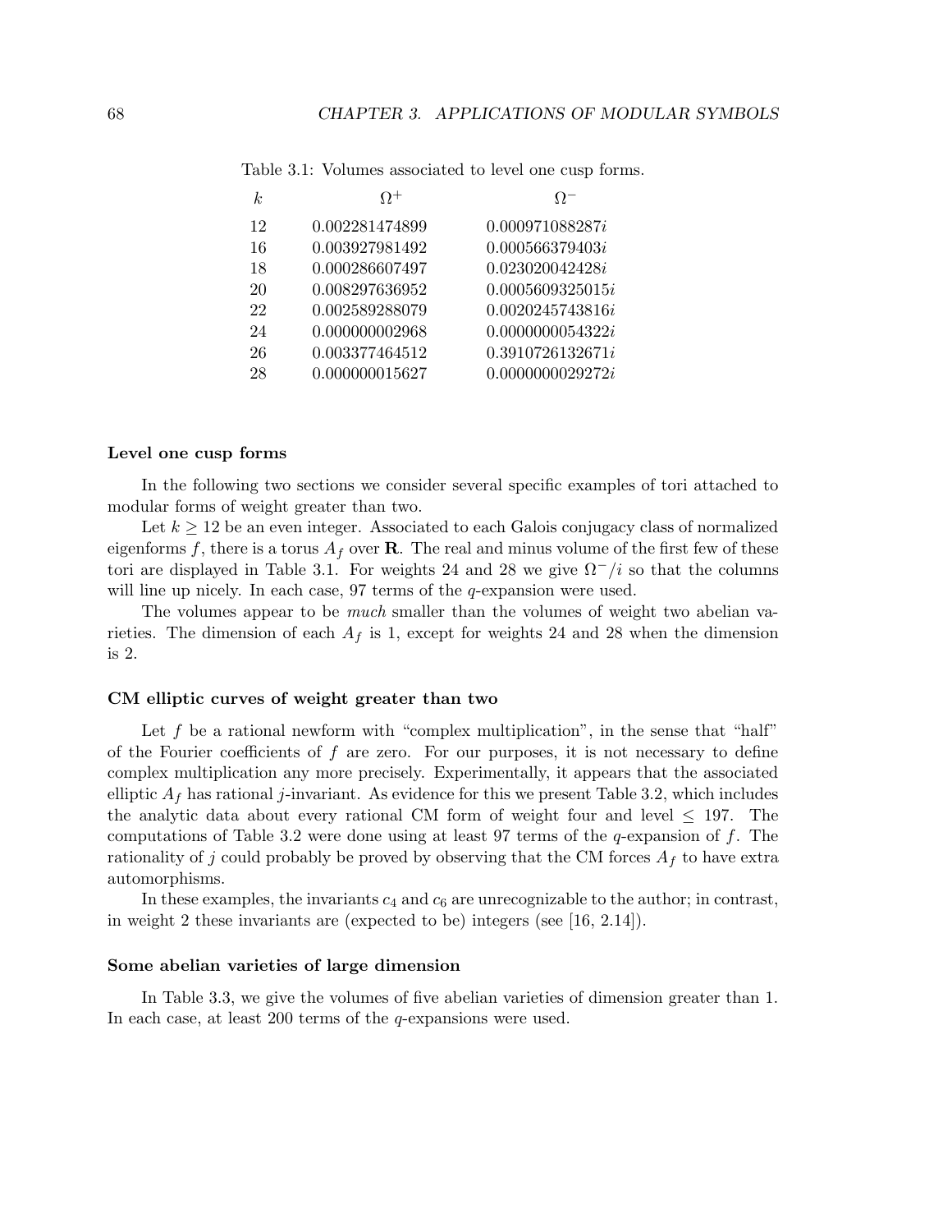Table 3.1: Volumes associated to level one cusp forms.

| $k$ | $\Omega^+$ | $\Omega^-$ |
|---|---|---|
| 12 | 0.002281474899 | $0.000971088287i$ |
| 16 | 0.003927981492 | $0.000566379403i$ |
| 18 | 0.000286607497 | $0.023020042428i$ |
| 20 | 0.008297636952 | $0.0005609325015i$ |
| 22 | 0.002589288079 | $0.0020245743816i$ |
| 24 | 0.000000002968 | $0.0000000054322i$ |
| 26 | 0.003377464512 | $0.3910726132671i$ |
| 28 | 0.000000015627 | $0.0000000029272i$ |

**Level one cusp forms**

In the following two sections we consider several specific examples of tori attached to modular forms of weight greater than two.

Let $k \geq 12$ be an even integer. Associated to each Galois conjugacy class of normalized eigenforms $f$, there is a torus $A_f$ over $\mathbf{R}$. The real and minus volume of the first few of these tori are displayed in Table 3.1. For weights 24 and 28 we give $\Omega^-/i$ so that the columns will line up nicely. In each case, 97 terms of the $q$-expansion were used.

The volumes appear to be *much* smaller than the volumes of weight two abelian varieties. The dimension of each $A_f$ is 1, except for weights 24 and 28 when the dimension is 2.

**CM elliptic curves of weight greater than two**

Let $f$ be a rational newform with "complex multiplication", in the sense that "half" of the Fourier coefficients of $f$ are zero. For our purposes, it is not necessary to define complex multiplication any more precisely. Experimentally, it appears that the associated elliptic $A_f$ has rational $j$-invariant. As evidence for this we present Table 3.2, which includes the analytic data about every rational CM form of weight four and level $\leq$ 197. The computations of Table 3.2 were done using at least 97 terms of the $q$-expansion of $f$. The rationality of $j$ could probably be proved by observing that the CM forces $A_f$ to have extra automorphisms.

In these examples, the invariants $c_4$ and $c_6$ are unrecognizable to the author; in contrast, in weight 2 these invariants are (expected to be) integers (see [16, 2.14]).

**Some abelian varieties of large dimension**

In Table 3.3, we give the volumes of five abelian varieties of dimension greater than 1. In each case, at least 200 terms of the $q$-expansions were used.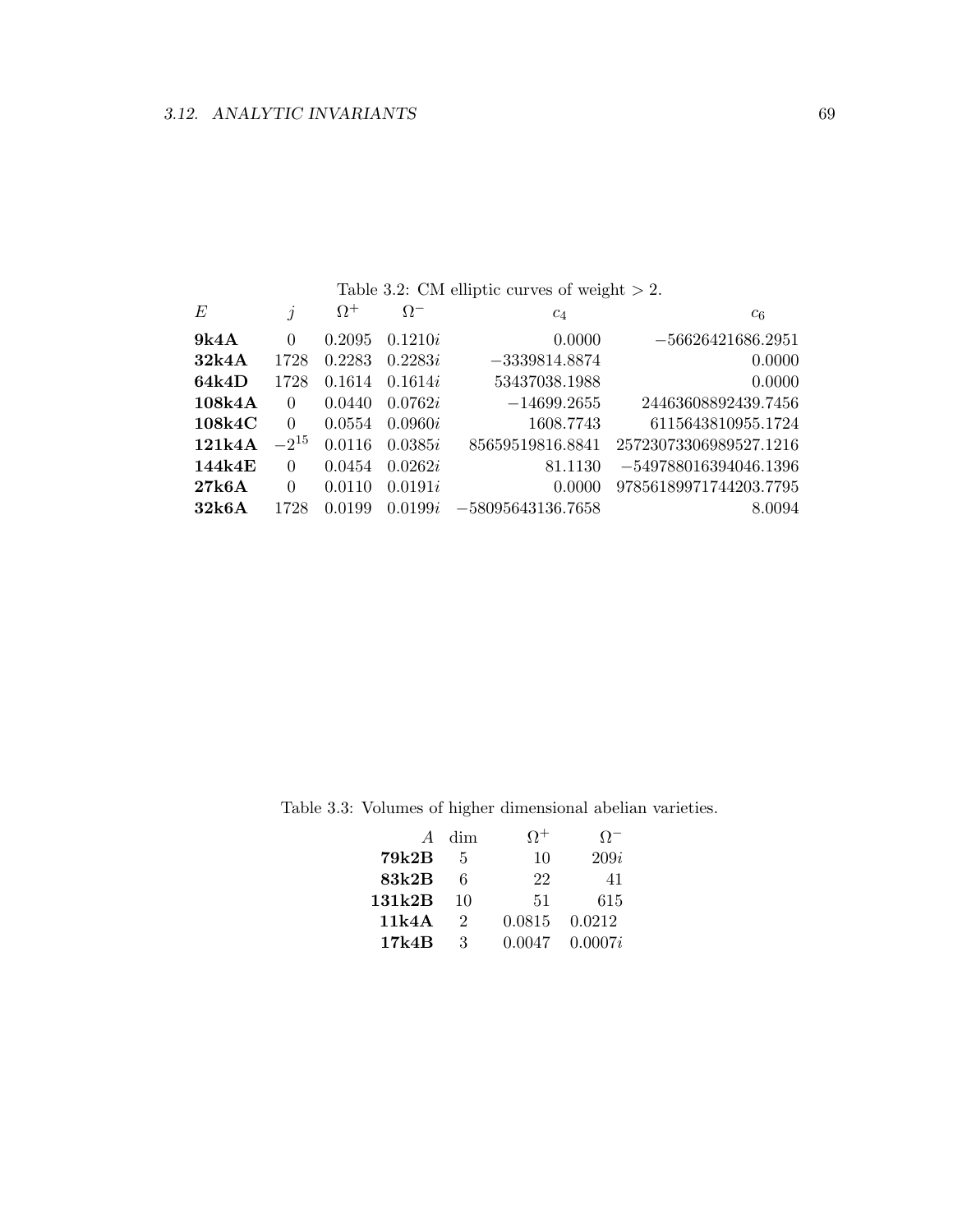Table 3.2: CM elliptic curves of weight $> 2$.

| $E$ | $j$ | $\Omega^+$ | $\Omega^-$ | $c_4$ | $c_6$ |
|---|---|---|---|---|---|
| **9k4A** | $0$ | $0.2095$ | $0.1210i$ | $0.0000$ | $-56626421686.2951$ |
| **32k4A** | $1728$ | $0.2283$ | $0.2283i$ | $-3339814.8874$ | $0.0000$ |
| **64k4D** | $1728$ | $0.1614$ | $0.1614i$ | $53437038.1988$ | $0.0000$ |
| **108k4A** | $0$ | $0.0440$ | $0.0762i$ | $-14699.2655$ | $24463608892439.7456$ |
| **108k4C** | $0$ | $0.0554$ | $0.0960i$ | $1608.7743$ | $6115643810955.1724$ |
| **121k4A** | $-2^{15}$ | $0.0116$ | $0.0385i$ | $85659519816.8841$ | $25723073306989527.1216$ |
| **144k4E** | $0$ | $0.0454$ | $0.0262i$ | $81.1130$ | $-549788016394046.1396$ |
| **27k6A** | $0$ | $0.0110$ | $0.0191i$ | $0.0000$ | $97856189971744203.7795$ |
| **32k6A** | $1728$ | $0.0199$ | $0.0199i$ | $-58095643136.7658$ | $8.0094$ |

Table 3.3: Volumes of higher dimensional abelian varieties.

| $A$ | dim | $\Omega^+$ | $\Omega^-$ |
|---|---|---|---|
| **79k2B** | 5 | 10 | $209i$ |
| **83k2B** | 6 | 22 | 41 |
| **131k2B** | 10 | 51 | 615 |
| **11k4A** | 2 | 0.0815 | 0.0212 |
| **17k4B** | 3 | 0.0047 | $0.0007i$ |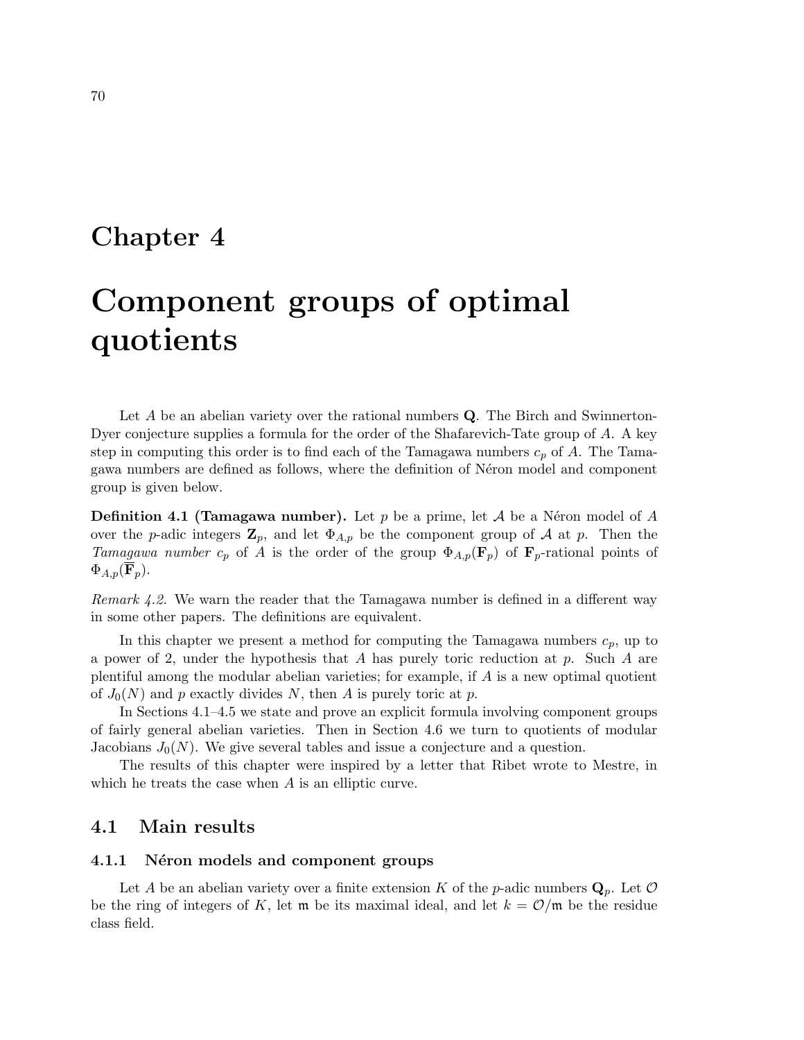# Chapter 4

# Component groups of optimal quotients

Let $A$ be an abelian variety over the rational numbers $\mathbf{Q}$. The Birch and Swinnerton-Dyer conjecture supplies a formula for the order of the Shafarevich-Tate group of $A$. A key step in computing this order is to find each of the Tamagawa numbers $c_p$ of $A$. The Tamagawa numbers are defined as follows, where the definition of Néron model and component group is given below.

**Definition 4.1 (Tamagawa number).** Let $p$ be a prime, let $\mathcal{A}$ be a Néron model of $A$ over the $p$-adic integers $\mathbf{Z}_p$, and let $\Phi_{A,p}$ be the component group of $\mathcal{A}$ at $p$. Then the *Tamagawa number* $c_p$ of $A$ is the order of the group $\Phi_{A,p}(\mathbf{F}_p)$ of $\mathbf{F}_p$-rational points of $\Phi_{A,p}(\overline{\mathbf{F}}_p)$.

*Remark 4.2.* We warn the reader that the Tamagawa number is defined in a different way in some other papers. The definitions are equivalent.

In this chapter we present a method for computing the Tamagawa numbers $c_p$, up to a power of 2, under the hypothesis that $A$ has purely toric reduction at $p$. Such $A$ are plentiful among the modular abelian varieties; for example, if $A$ is a new optimal quotient of $J_0(N)$ and $p$ exactly divides $N$, then $A$ is purely toric at $p$.

In Sections 4.1–4.5 we state and prove an explicit formula involving component groups of fairly general abelian varieties. Then in Section 4.6 we turn to quotients of modular Jacobians $J_0(N)$. We give several tables and issue a conjecture and a question.

The results of this chapter were inspired by a letter that Ribet wrote to Mestre, in which he treats the case when $A$ is an elliptic curve.

## 4.1 Main results

### 4.1.1 Néron models and component groups

Let $A$ be an abelian variety over a finite extension $K$ of the $p$-adic numbers $\mathbf{Q}_p$. Let $\mathcal{O}$ be the ring of integers of $K$, let $\mathfrak{m}$ be its maximal ideal, and let $k = \mathcal{O}/\mathfrak{m}$ be the residue class field.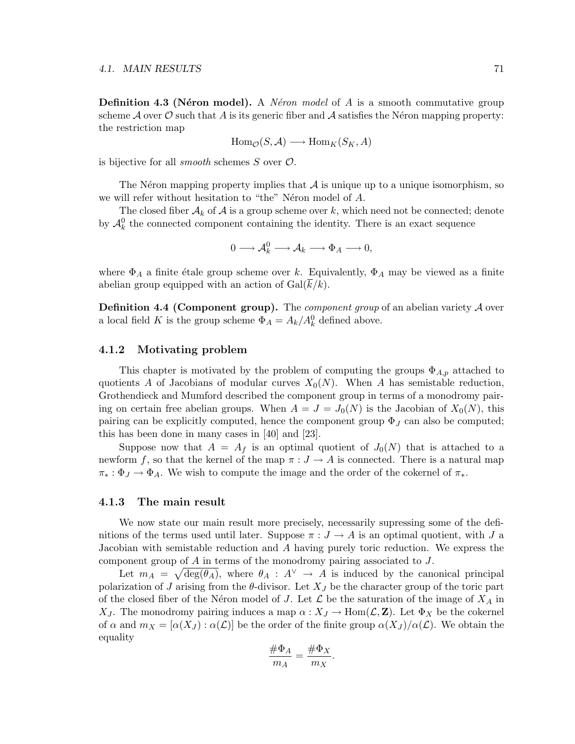**Definition 4.3 (Néron model).** A *Néron model* of $A$ is a smooth commutative group scheme $\mathcal{A}$ over $\mathcal{O}$ such that $A$ is its generic fiber and $\mathcal{A}$ satisfies the Néron mapping property: the restriction map

$$\mathrm{Hom}_{\mathcal{O}}(S, \mathcal{A}) \longrightarrow \mathrm{Hom}_K(S_K, A)$$

is bijective for all *smooth* schemes $S$ over $\mathcal{O}$.

The Néron mapping property implies that $\mathcal{A}$ is unique up to a unique isomorphism, so we will refer without hesitation to "the" Néron model of $A$.

The closed fiber $\mathcal{A}_k$ of $\mathcal{A}$ is a group scheme over $k$, which need not be connected; denote by $\mathcal{A}_k^0$ the connected component containing the identity. There is an exact sequence

$$0 \longrightarrow \mathcal{A}_k^0 \longrightarrow \mathcal{A}_k \longrightarrow \Phi_A \longrightarrow 0,$$

where $\Phi_A$ a finite étale group scheme over $k$. Equivalently, $\Phi_A$ may be viewed as a finite abelian group equipped with an action of $\mathrm{Gal}(\overline{k}/k)$.

**Definition 4.4 (Component group).** The *component group* of an abelian variety $\mathcal{A}$ over a local field $K$ is the group scheme $\Phi_A = A_k/A_k^0$ defined above.

### 4.1.2 Motivating problem

This chapter is motivated by the problem of computing the groups $\Phi_{A,p}$ attached to quotients $A$ of Jacobians of modular curves $X_0(N)$. When $A$ has semistable reduction, Grothendieck and Mumford described the component group in terms of a monodromy pairing on certain free abelian groups. When $A = J = J_0(N)$ is the Jacobian of $X_0(N)$, this pairing can be explicitly computed, hence the component group $\Phi_J$ can also be computed; this has been done in many cases in [40] and [23].

Suppose now that $A = A_f$ is an optimal quotient of $J_0(N)$ that is attached to a newform $f$, so that the kernel of the map $\pi : J \to A$ is connected. There is a natural map $\pi_* : \Phi_J \to \Phi_A$. We wish to compute the image and the order of the cokernel of $\pi_*$.

### 4.1.3 The main result

We now state our main result more precisely, necessarily supressing some of the definitions of the terms used until later. Suppose $\pi : J \to A$ is an optimal quotient, with $J$ a Jacobian with semistable reduction and $A$ having purely toric reduction. We express the component group of $A$ in terms of the monodromy pairing associated to $J$.

Let $m_A = \sqrt{\deg(\theta_A)}$, where $\theta_A : A^\vee \to A$ is induced by the canonical principal polarization of $J$ arising from the $\theta$-divisor. Let $X_J$ be the character group of the toric part of the closed fiber of the Néron model of $J$. Let $\mathcal{L}$ be the saturation of the image of $X_A$ in $X_J$. The monodromy pairing induces a map $\alpha : X_J \to \mathrm{Hom}(\mathcal{L}, \mathbf{Z})$. Let $\Phi_X$ be the cokernel of $\alpha$ and $m_X = [\alpha(X_J) : \alpha(\mathcal{L})]$ be the order of the finite group $\alpha(X_J)/\alpha(\mathcal{L})$. We obtain the equality

$$\frac{\#\Phi_A}{m_A} = \frac{\#\Phi_X}{m_X}.$$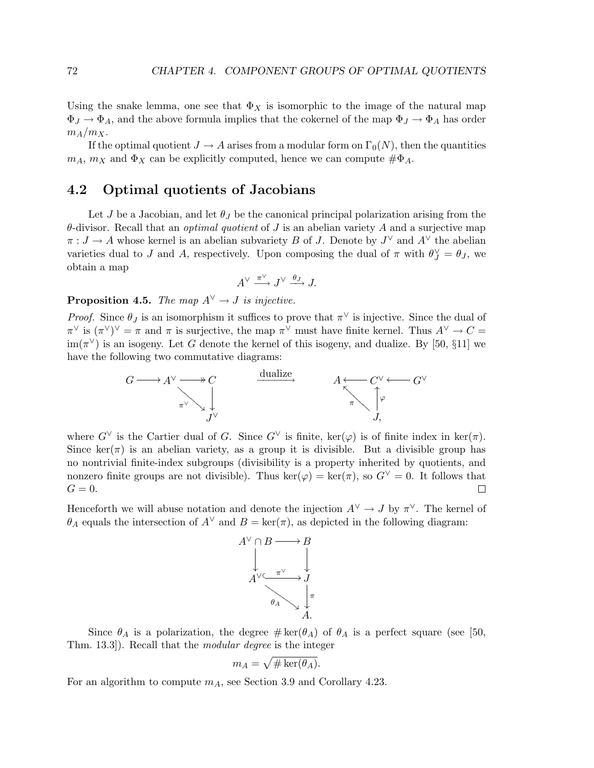Using the snake lemma, one see that $\Phi_X$ is isomorphic to the image of the natural map $\Phi_J \to \Phi_A$, and the above formula implies that the cokernel of the map $\Phi_J \to \Phi_A$ has order $m_A/m_X$.

If the optimal quotient $J \to A$ arises from a modular form on $\Gamma_0(N)$, then the quantities $m_A$, $m_X$ and $\Phi_X$ can be explicitly computed, hence we can compute $\#\Phi_A$.

## 4.2 Optimal quotients of Jacobians

Let $J$ be a Jacobian, and let $\theta_J$ be the canonical principal polarization arising from the $\theta$-divisor. Recall that an *optimal quotient* of $J$ is an abelian variety $A$ and a surjective map $\pi : J \to A$ whose kernel is an abelian subvariety $B$ of $J$. Denote by $J^\vee$ and $A^\vee$ the abelian varieties dual to $J$ and $A$, respectively. Upon composing the dual of $\pi$ with $\theta_J^\vee = \theta_J$, we obtain a map

$$A^\vee \xrightarrow{\pi^\vee} J^\vee \xrightarrow{\theta_J} J.$$

**Proposition 4.5.** *The map $A^\vee \to J$ is injective.*

*Proof.* Since $\theta_J$ is an isomorphism it suffices to prove that $\pi^\vee$ is injective. Since the dual of $\pi^\vee$ is $(\pi^\vee)^\vee = \pi$ and $\pi$ is surjective, the map $\pi^\vee$ must have finite kernel. Thus $A^\vee \to C = \mathrm{im}(\pi^\vee)$ is an isogeny. Let $G$ denote the kernel of this isogeny, and dualize. By [50, §11] we have the following two commutative diagrams:

$$\begin{array}{ccccc} G \longrightarrow A^\vee \longrightarrow\!\!\!\!\!\rightarrow C & & \xrightarrow{\text{dualize}} & & A \longleftarrow C^\vee \longleftarrow G^\vee \\ \quad\ \ \searrow^{\pi^\vee} \ \ \downarrow & & & & \ \ \nwarrow^{\pi} \ \ \uparrow \varphi \\ \qquad\quad J^\vee & & & & \qquad J, \end{array}$$

where $G^\vee$ is the Cartier dual of $G$. Since $G^\vee$ is finite, $\ker(\varphi)$ is of finite index in $\ker(\pi)$. Since $\ker(\pi)$ is an abelian variety, as a group it is divisible. But a divisible group has no nontrivial finite-index subgroups (divisibility is a property inherited by quotients, and nonzero finite groups are not divisible). Thus $\ker(\varphi) = \ker(\pi)$, so $G^\vee = 0$. It follows that $G = 0$. $\square$

Henceforth we will abuse notation and denote the injection $A^\vee \to J$ by $\pi^\vee$. The kernel of $\theta_A$ equals the intersection of $A^\vee$ and $B = \ker(\pi)$, as depicted in the following diagram:

$$\begin{array}{ccc} A^\vee \cap B & \longrightarrow & B \\ \downarrow & & \downarrow \\ A^\vee & \xhookrightarrow{\pi^\vee} & J \\ & \searrow^{\theta_A} & \downarrow \pi \\ & & A. \end{array}$$

Since $\theta_A$ is a polarization, the degree $\#\ker(\theta_A)$ of $\theta_A$ is a perfect square (see [50, Thm. 13.3]). Recall that the *modular degree* is the integer

$$m_A = \sqrt{\#\ker(\theta_A)}.$$

For an algorithm to compute $m_A$, see Section 3.9 and Corollary 4.23.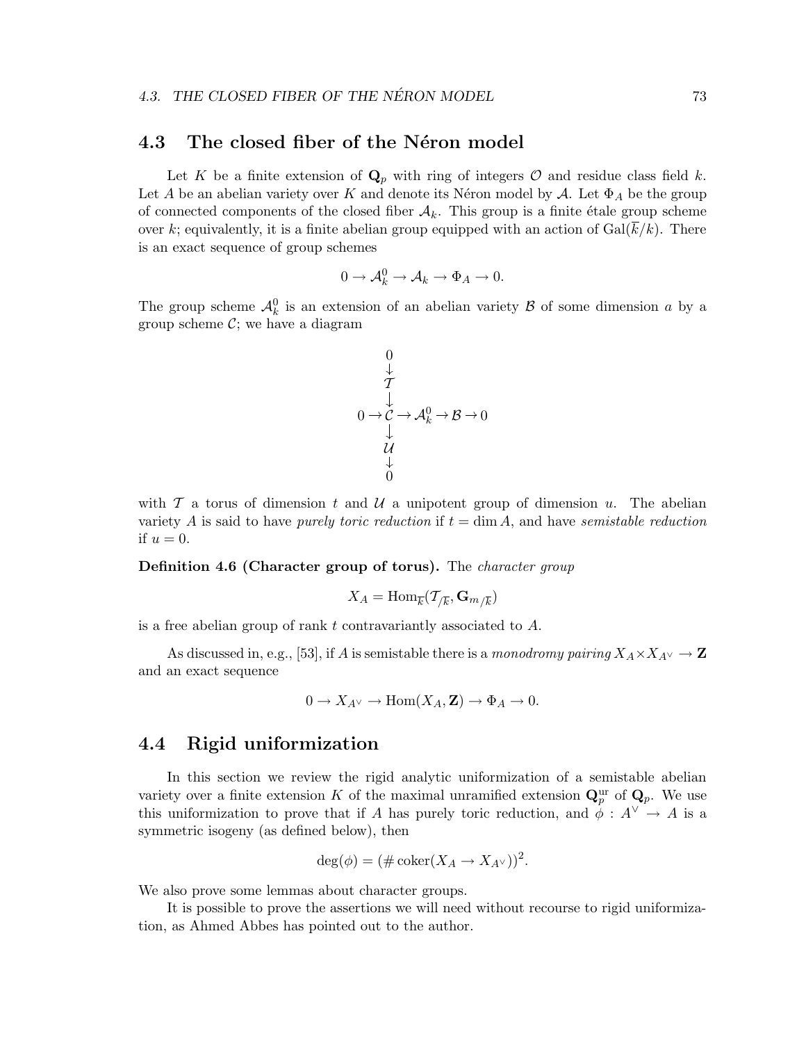## 4.3 The closed fiber of the Néron model

Let $K$ be a finite extension of $\mathbf{Q}_p$ with ring of integers $\mathcal{O}$ and residue class field $k$. Let $A$ be an abelian variety over $K$ and denote its Néron model by $\mathcal{A}$. Let $\Phi_A$ be the group of connected components of the closed fiber $\mathcal{A}_k$. This group is a finite étale group scheme over $k$; equivalently, it is a finite abelian group equipped with an action of $\mathrm{Gal}(\overline{k}/k)$. There is an exact sequence of group schemes

$$0 \to \mathcal{A}_k^0 \to \mathcal{A}_k \to \Phi_A \to 0.$$

The group scheme $\mathcal{A}_k^0$ is an extension of an abelian variety $\mathcal{B}$ of some dimension $a$ by a group scheme $\mathcal{C}$; we have a diagram

$$\begin{array}{ccccccccc} & & 0 & & & & & & \\ & & \downarrow & & & & & & \\ & & \mathcal{T} & & & & & & \\ & & \downarrow & & & & & & \\ 0 & \to & \mathcal{C} & \to & \mathcal{A}_k^0 & \to & \mathcal{B} & \to & 0 \\ & & \downarrow & & & & & & \\ & & \mathcal{U} & & & & & & \\ & & \downarrow & & & & & & \\ & & 0 & & & & & & \end{array}$$

with $\mathcal{T}$ a torus of dimension $t$ and $\mathcal{U}$ a unipotent group of dimension $u$. The abelian variety $A$ is said to have *purely toric reduction* if $t = \dim A$, and have *semistable reduction* if $u = 0$.

**Definition 4.6 (Character group of torus).** The *character group*

$$X_A = \mathrm{Hom}_{\overline{k}}(\mathcal{T}_{/\overline{k}}, \mathbf{G}_{m/\overline{k}})$$

is a free abelian group of rank $t$ contravariantly associated to $A$.

As discussed in, e.g., [53], if $A$ is semistable there is a *monodromy pairing* $X_A \times X_{A^\vee} \to \mathbf{Z}$ and an exact sequence

$$0 \to X_{A^\vee} \to \mathrm{Hom}(X_A, \mathbf{Z}) \to \Phi_A \to 0.$$

## 4.4 Rigid uniformization

In this section we review the rigid analytic uniformization of a semistable abelian variety over a finite extension $K$ of the maximal unramified extension $\mathbf{Q}_p^{\mathrm{ur}}$ of $\mathbf{Q}_p$. We use this uniformization to prove that if $A$ has purely toric reduction, and $\phi : A^\vee \to A$ is a symmetric isogeny (as defined below), then

$$\deg(\phi) = (\#\,\mathrm{coker}(X_A \to X_{A^\vee}))^2.$$

We also prove some lemmas about character groups.

It is possible to prove the assertions we will need without recourse to rigid uniformization, as Ahmed Abbes has pointed out to the author.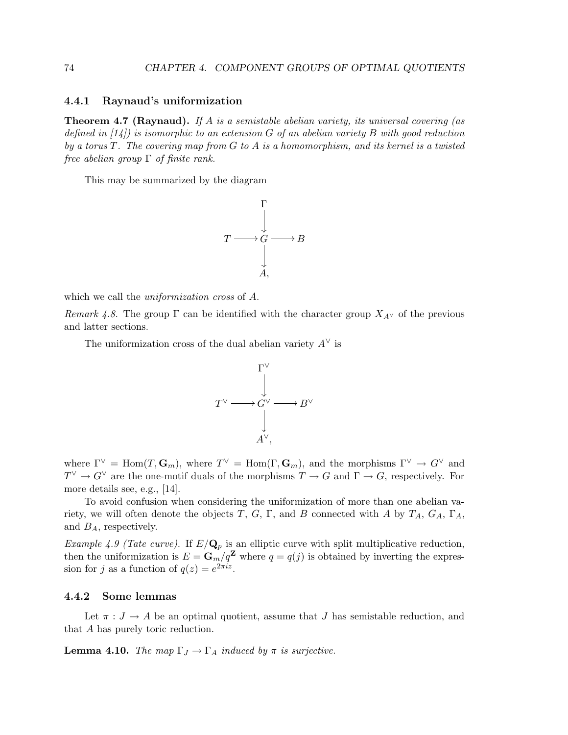### 4.4.1 Raynaud's uniformization

**Theorem 4.7 (Raynaud).** *If $A$ is a semistable abelian variety, its universal covering (as defined in [14]) is isomorphic to an extension $G$ of an abelian variety $B$ with good reduction by a torus $T$. The covering map from $G$ to $A$ is a homomorphism, and its kernel is a twisted free abelian group $\Gamma$ of finite rank.*

This may be summarized by the diagram

$$\begin{array}{ccccc} & & \Gamma & & \\ & & \downarrow & & \\ T & \longrightarrow & G & \longrightarrow & B \\ & & \downarrow & & \\ & & A, & & \end{array}$$

which we call the *uniformization cross* of $A$.

*Remark 4.8.* The group $\Gamma$ can be identified with the character group $X_{A^\vee}$ of the previous and latter sections.

The uniformization cross of the dual abelian variety $A^\vee$ is

$$\begin{array}{ccccc} & & \Gamma^\vee & & \\ & & \downarrow & & \\ T^\vee & \longrightarrow & G^\vee & \longrightarrow & B^\vee \\ & & \downarrow & & \\ & & A^\vee, & & \end{array}$$

where $\Gamma^\vee = \mathrm{Hom}(T, \mathbf{G}_m)$, where $T^\vee = \mathrm{Hom}(\Gamma, \mathbf{G}_m)$, and the morphisms $\Gamma^\vee \to G^\vee$ and $T^\vee \to G^\vee$ are the one-motif duals of the morphisms $T \to G$ and $\Gamma \to G$, respectively. For more details see, e.g., [14].

To avoid confusion when considering the uniformization of more than one abelian variety, we will often denote the objects $T$, $G$, $\Gamma$, and $B$ connected with $A$ by $T_A$, $G_A$, $\Gamma_A$, and $B_A$, respectively.

*Example 4.9 (Tate curve).* If $E/\mathbf{Q}_p$ is an elliptic curve with split multiplicative reduction, then the uniformization is $E = \mathbf{G}_m/q^{\mathbf{Z}}$ where $q = q(j)$ is obtained by inverting the expression for $j$ as a function of $q(z) = e^{2\pi i z}$.

### 4.4.2 Some lemmas

Let $\pi : J \to A$ be an optimal quotient, assume that $J$ has semistable reduction, and that $A$ has purely toric reduction.

**Lemma 4.10.** *The map $\Gamma_J \to \Gamma_A$ induced by $\pi$ is surjective.*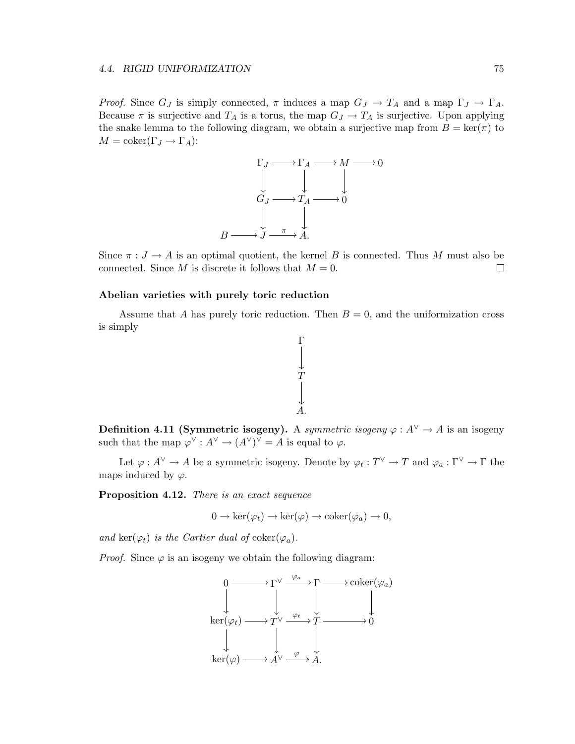*Proof.* Since $G_J$ is simply connected, $\pi$ induces a map $G_J \to T_A$ and a map $\Gamma_J \to \Gamma_A$. Because $\pi$ is surjective and $T_A$ is a torus, the map $G_J \to T_A$ is surjective. Upon applying the snake lemma to the following diagram, we obtain a surjective map from $B = \ker(\pi)$ to $M = \operatorname{coker}(\Gamma_J \to \Gamma_A)$:

$$
\begin{array}{ccccccc}
 & & \Gamma_J & \longrightarrow & \Gamma_A & \longrightarrow & M & \longrightarrow & 0 \\
 & & \downarrow & & \downarrow & & \downarrow & & \\
 & & G_J & \longrightarrow & T_A & \longrightarrow & 0 & & \\
 & & \downarrow & & \downarrow & & & & \\
B & \longrightarrow & J & \xrightarrow{\pi} & A. & & & &
\end{array}
$$

Since $\pi : J \to A$ is an optimal quotient, the kernel $B$ is connected. Thus $M$ must also be connected. Since $M$ is discrete it follows that $M = 0$. □

**Abelian varieties with purely toric reduction**

Assume that $A$ has purely toric reduction. Then $B = 0$, and the uniformization cross is simply

$$
\begin{array}{c}
\Gamma \\
\downarrow \\
T \\
\downarrow \\
A.
\end{array}
$$

**Definition 4.11 (Symmetric isogeny).** A *symmetric isogeny* $\varphi : A^\vee \to A$ is an isogeny such that the map $\varphi^\vee : A^\vee \to (A^\vee)^\vee = A$ is equal to $\varphi$.

Let $\varphi : A^\vee \to A$ be a symmetric isogeny. Denote by $\varphi_t : T^\vee \to T$ and $\varphi_a : \Gamma^\vee \to \Gamma$ the maps induced by $\varphi$.

**Proposition 4.12.** *There is an exact sequence*

$$0 \to \ker(\varphi_t) \to \ker(\varphi) \to \operatorname{coker}(\varphi_a) \to 0,$$

*and* $\ker(\varphi_t)$ *is the Cartier dual of* $\operatorname{coker}(\varphi_a)$.

*Proof.* Since $\varphi$ is an isogeny we obtain the following diagram:

$$
\begin{array}{ccccccc}
0 & \longrightarrow & \Gamma^\vee & \xrightarrow{\varphi_a} & \Gamma & \longrightarrow & \operatorname{coker}(\varphi_a) \\
\downarrow & & \downarrow & & \downarrow & & \downarrow \\
\ker(\varphi_t) & \longrightarrow & T^\vee & \xrightarrow{\varphi_t} & T & \longrightarrow & 0 \\
\downarrow & & \downarrow & & \downarrow & & \\
\ker(\varphi) & \longrightarrow & A^\vee & \xrightarrow{\varphi} & A. & &
\end{array}
$$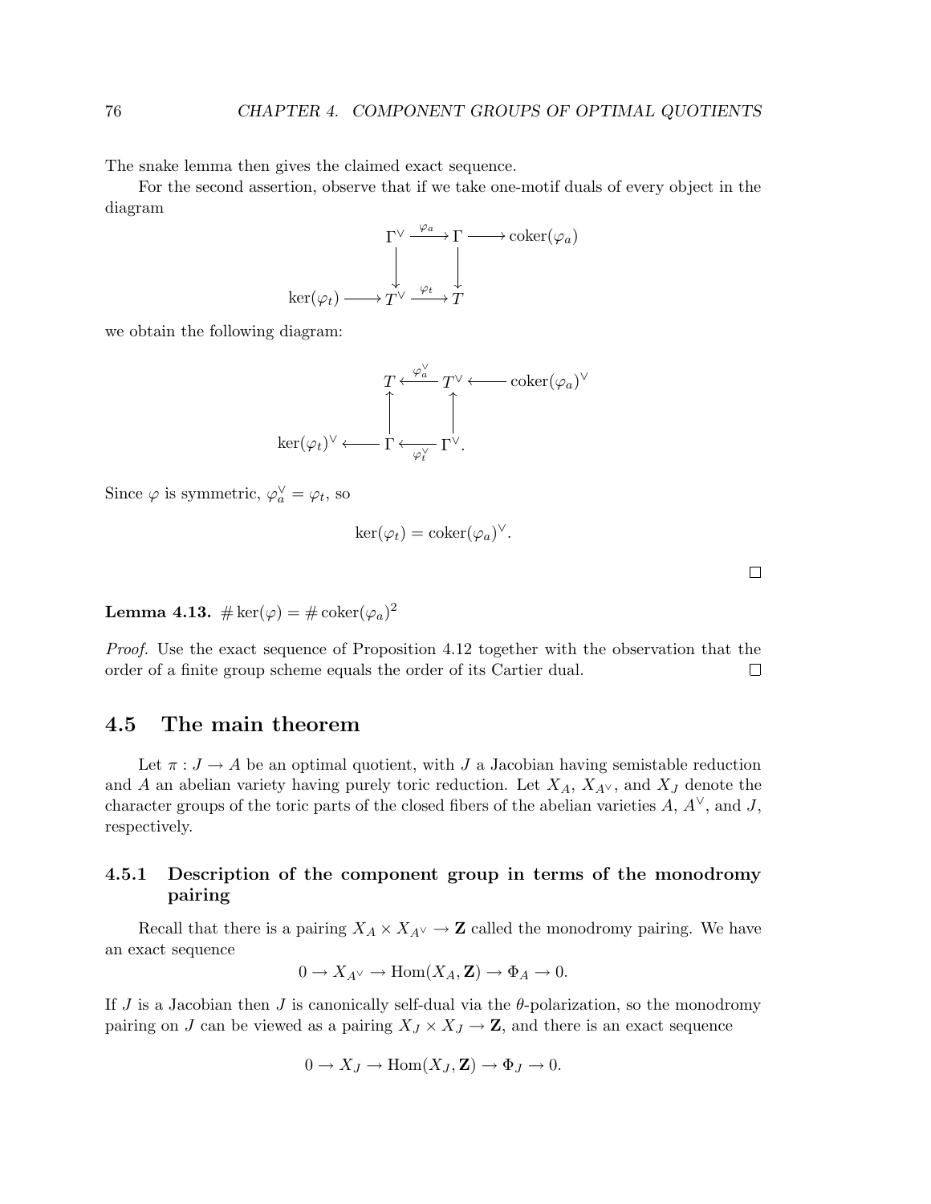The snake lemma then gives the claimed exact sequence.

For the second assertion, observe that if we take one-motif duals of every object in the diagram

$$
\begin{array}{ccccc}
 & & \Gamma^\vee & \xrightarrow{\varphi_a} & \Gamma & \longrightarrow & \mathrm{coker}(\varphi_a) \\
 & & \downarrow & & \downarrow & & \\
\ker(\varphi_t) & \longrightarrow & T^\vee & \xrightarrow{\varphi_t} & T & &
\end{array}
$$

we obtain the following diagram:

$$
\begin{array}{ccccc}
 & & T & \xleftarrow{\varphi_a^\vee} & T^\vee & \longleftarrow & \mathrm{coker}(\varphi_a)^\vee \\
 & & \uparrow & & \uparrow & & \\
\ker(\varphi_t)^\vee & \longleftarrow & \Gamma & \xleftarrow[\varphi_t^\vee]{} & \Gamma^\vee. & &
\end{array}
$$

Since $\varphi$ is symmetric, $\varphi_a^\vee = \varphi_t$, so

$$\ker(\varphi_t) = \mathrm{coker}(\varphi_a)^\vee.$$

□

**Lemma 4.13.** $\#\ker(\varphi) = \#\,\mathrm{coker}(\varphi_a)^2$

*Proof.* Use the exact sequence of Proposition 4.12 together with the observation that the order of a finite group scheme equals the order of its Cartier dual. □

## 4.5 The main theorem

Let $\pi : J \to A$ be an optimal quotient, with $J$ a Jacobian having semistable reduction and $A$ an abelian variety having purely toric reduction. Let $X_A$, $X_{A^\vee}$, and $X_J$ denote the character groups of the toric parts of the closed fibers of the abelian varieties $A$, $A^\vee$, and $J$, respectively.

### 4.5.1 Description of the component group in terms of the monodromy pairing

Recall that there is a pairing $X_A \times X_{A^\vee} \to \mathbf{Z}$ called the monodromy pairing. We have an exact sequence

$$0 \to X_{A^\vee} \to \mathrm{Hom}(X_A, \mathbf{Z}) \to \Phi_A \to 0.$$

If $J$ is a Jacobian then $J$ is canonically self-dual via the $\theta$-polarization, so the monodromy pairing on $J$ can be viewed as a pairing $X_J \times X_J \to \mathbf{Z}$, and there is an exact sequence

$$0 \to X_J \to \mathrm{Hom}(X_J, \mathbf{Z}) \to \Phi_J \to 0.$$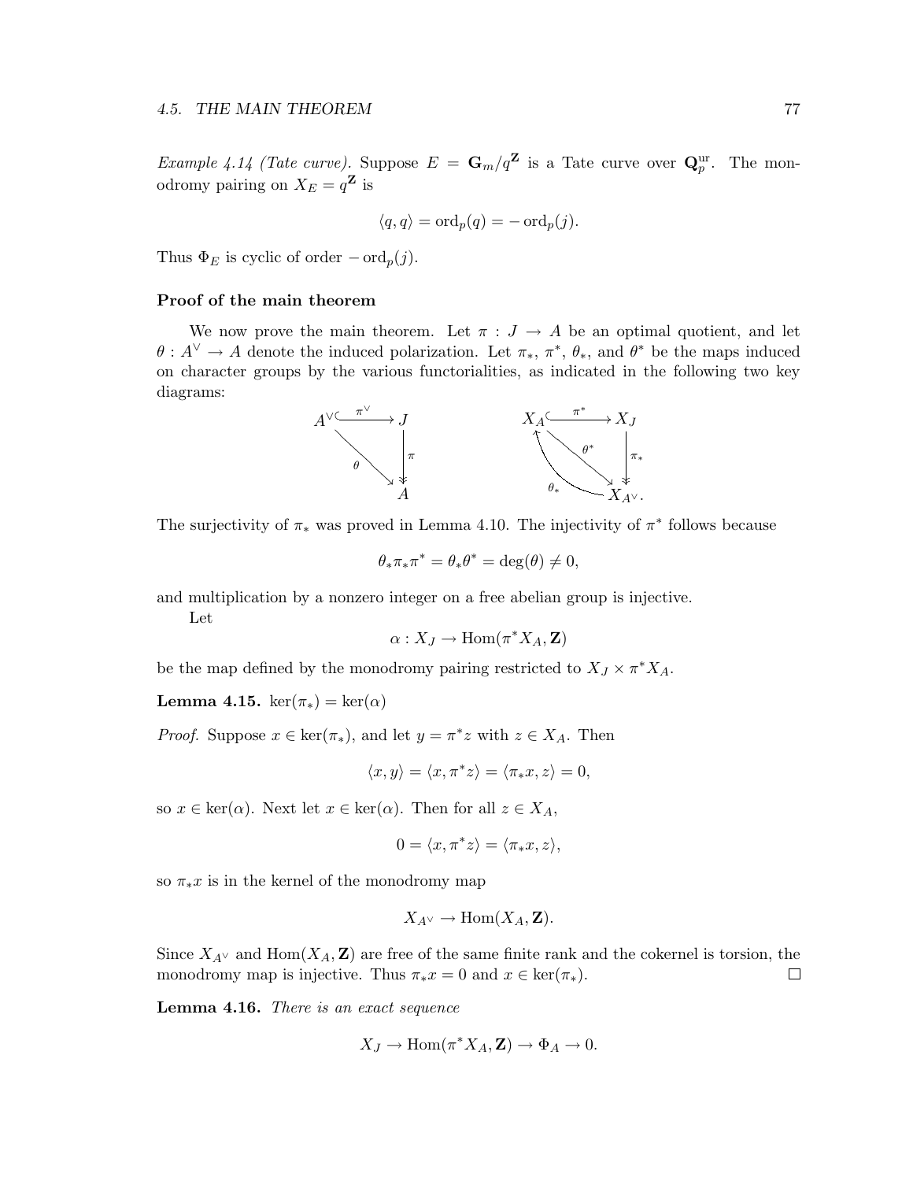*Example 4.14 (Tate curve).* Suppose $E = \mathbf{G}_m/q^{\mathbf{Z}}$ is a Tate curve over $\mathbf{Q}_p^{\mathrm{ur}}$. The monodromy pairing on $X_E = q^{\mathbf{Z}}$ is

$$\langle q, q\rangle = \mathrm{ord}_p(q) = -\,\mathrm{ord}_p(j).$$

Thus $\Phi_E$ is cyclic of order $-\,\mathrm{ord}_p(j)$.

**Proof of the main theorem**

We now prove the main theorem. Let $\pi : J \to A$ be an optimal quotient, and let $\theta : A^\vee \to A$ denote the induced polarization. Let $\pi_*$, $\pi^*$, $\theta_*$, and $\theta^*$ be the maps induced on character groups by the various functorialities, as indicated in the following two key diagrams:

$$\begin{array}{ccc} A^\vee & \xhookrightarrow{\pi^\vee} & J \\ & \searrow^{\theta} & \downarrow{\scriptstyle \pi} \\ & & A \end{array} \qquad\qquad \begin{array}{ccc} X_A & \xhookrightarrow{\pi^*} & X_J \\ \uparrow{\scriptstyle \theta_*} & \searrow^{\theta^*} & \downarrow{\scriptstyle \pi_*} \\ & & X_{A^\vee}. \end{array}$$

The surjectivity of $\pi_*$ was proved in Lemma 4.10. The injectivity of $\pi^*$ follows because

$$\theta_*\pi_*\pi^* = \theta_*\theta^* = \deg(\theta) \neq 0,$$

and multiplication by a nonzero integer on a free abelian group is injective.

Let

$$\alpha : X_J \to \mathrm{Hom}(\pi^* X_A, \mathbf{Z})$$

be the map defined by the monodromy pairing restricted to $X_J \times \pi^* X_A$.

**Lemma 4.15.** $\ker(\pi_*) = \ker(\alpha)$

*Proof.* Suppose $x \in \ker(\pi_*)$, and let $y = \pi^* z$ with $z \in X_A$. Then

$$\langle x, y\rangle = \langle x, \pi^* z\rangle = \langle \pi_* x, z\rangle = 0,$$

so $x \in \ker(\alpha)$. Next let $x \in \ker(\alpha)$. Then for all $z \in X_A$,

$$0 = \langle x, \pi^* z\rangle = \langle \pi_* x, z\rangle,$$

so $\pi_* x$ is in the kernel of the monodromy map

$$X_{A^\vee} \to \mathrm{Hom}(X_A, \mathbf{Z}).$$

Since $X_{A^\vee}$ and $\mathrm{Hom}(X_A, \mathbf{Z})$ are free of the same finite rank and the cokernel is torsion, the monodromy map is injective. Thus $\pi_* x = 0$ and $x \in \ker(\pi_*)$. $\square$

**Lemma 4.16.** *There is an exact sequence*

$$X_J \to \mathrm{Hom}(\pi^* X_A, \mathbf{Z}) \to \Phi_A \to 0.$$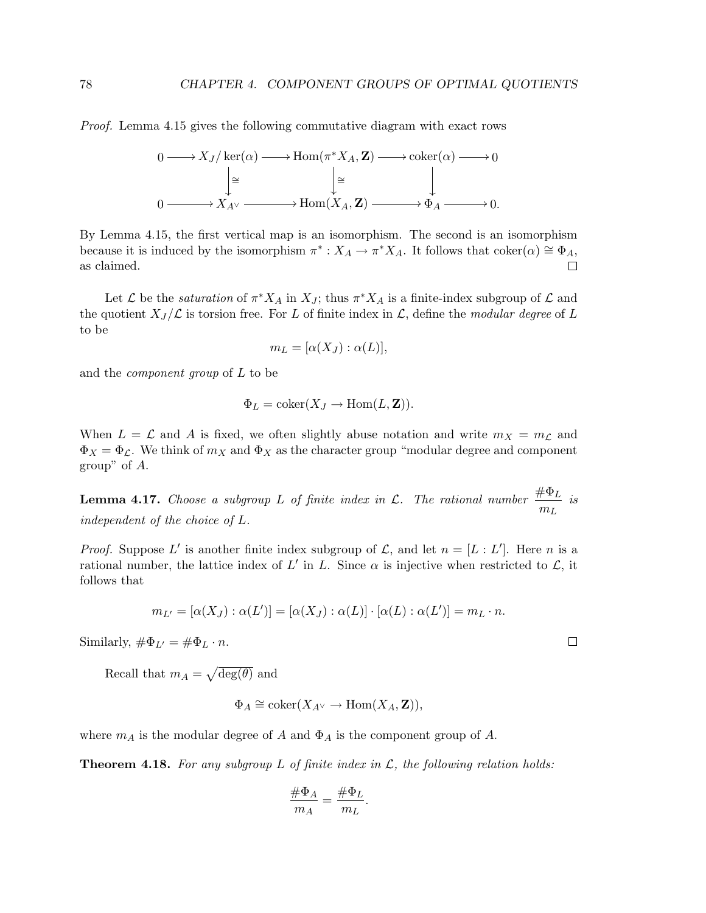*Proof.* Lemma 4.15 gives the following commutative diagram with exact rows

$$\begin{array}{ccccccccc}
0 & \longrightarrow & X_J/\ker(\alpha) & \longrightarrow & \mathrm{Hom}(\pi^* X_A, \mathbf{Z}) & \longrightarrow & \mathrm{coker}(\alpha) & \longrightarrow & 0 \\
 & & \downarrow \cong & & \downarrow \cong & & \downarrow & & \\
0 & \longrightarrow & X_{A^\vee} & \longrightarrow & \mathrm{Hom}(X_A, \mathbf{Z}) & \longrightarrow & \Phi_A & \longrightarrow & 0.
\end{array}$$

By Lemma 4.15, the first vertical map is an isomorphism. The second is an isomorphism because it is induced by the isomorphism $\pi^* : X_A \to \pi^* X_A$. It follows that $\mathrm{coker}(\alpha) \cong \Phi_A$, as claimed. □

Let $\mathcal{L}$ be the *saturation* of $\pi^* X_A$ in $X_J$; thus $\pi^* X_A$ is a finite-index subgroup of $\mathcal{L}$ and the quotient $X_J/\mathcal{L}$ is torsion free. For $L$ of finite index in $\mathcal{L}$, define the *modular degree* of $L$ to be

$$m_L = [\alpha(X_J) : \alpha(L)],$$

and the *component group* of $L$ to be

$$\Phi_L = \mathrm{coker}(X_J \to \mathrm{Hom}(L, \mathbf{Z})).$$

When $L = \mathcal{L}$ and $A$ is fixed, we often slightly abuse notation and write $m_X = m_{\mathcal{L}}$ and $\Phi_X = \Phi_{\mathcal{L}}$. We think of $m_X$ and $\Phi_X$ as the character group "modular degree and component group" of $A$.

**Lemma 4.17.** *Choose a subgroup $L$ of finite index in $\mathcal{L}$. The rational number $\dfrac{\#\Phi_L}{m_L}$ is independent of the choice of $L$.*

*Proof.* Suppose $L'$ is another finite index subgroup of $\mathcal{L}$, and let $n = [L : L']$. Here $n$ is a rational number, the lattice index of $L'$ in $L$. Since $\alpha$ is injective when restricted to $\mathcal{L}$, it follows that

$$m_{L'} = [\alpha(X_J) : \alpha(L')] = [\alpha(X_J) : \alpha(L)] \cdot [\alpha(L) : \alpha(L')] = m_L \cdot n.$$

Similarly, $\#\Phi_{L'} = \#\Phi_L \cdot n$. □

Recall that $m_A = \sqrt{\deg(\theta)}$ and

$$\Phi_A \cong \mathrm{coker}(X_{A^\vee} \to \mathrm{Hom}(X_A, \mathbf{Z})),$$

where $m_A$ is the modular degree of $A$ and $\Phi_A$ is the component group of $A$.

**Theorem 4.18.** *For any subgroup $L$ of finite index in $\mathcal{L}$, the following relation holds:*

$$\frac{\#\Phi_A}{m_A} = \frac{\#\Phi_L}{m_L}.$$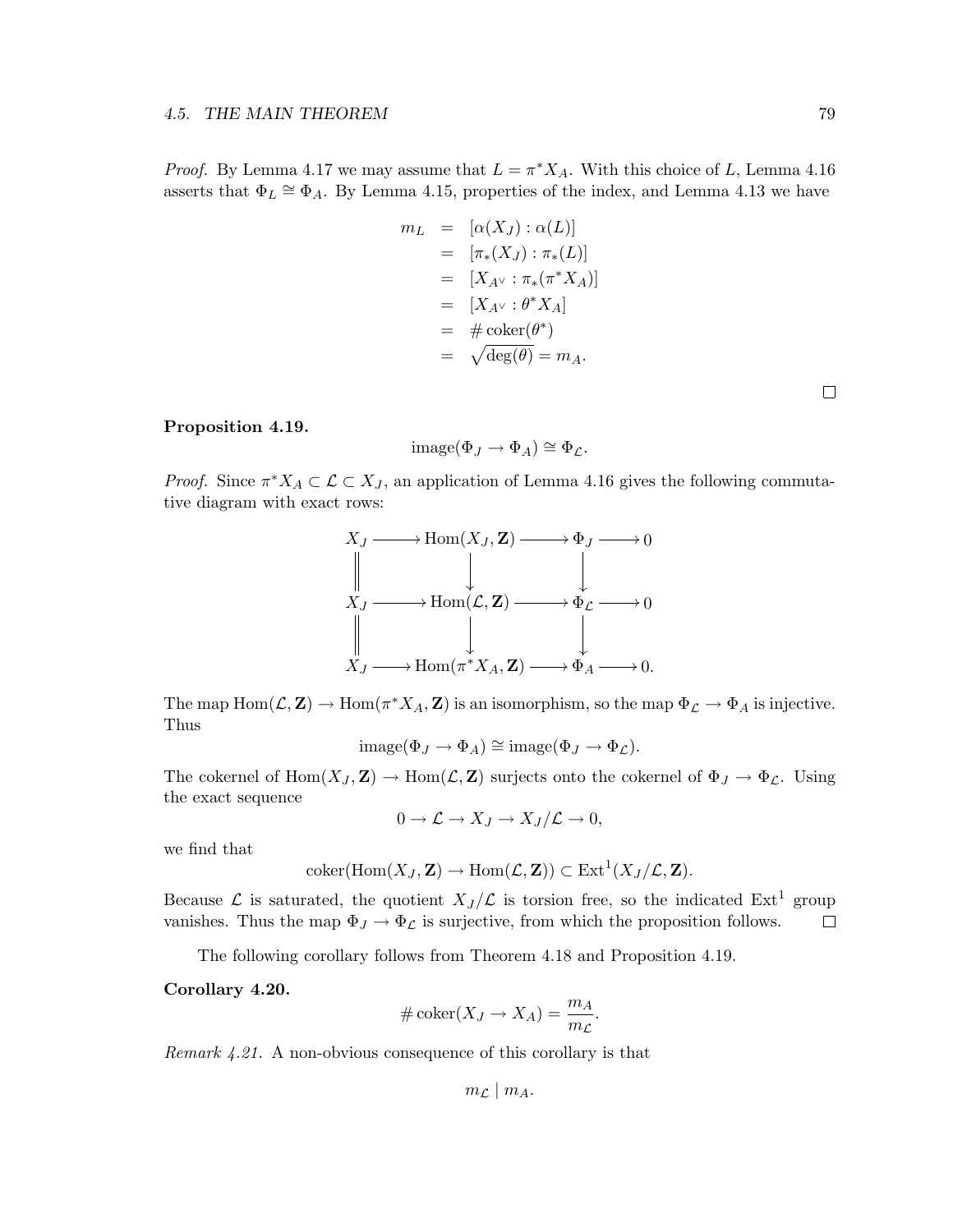*Proof.* By Lemma 4.17 we may assume that $L = \pi^* X_A$. With this choice of $L$, Lemma 4.16 asserts that $\Phi_L \cong \Phi_A$. By Lemma 4.15, properties of the index, and Lemma 4.13 we have

$$
\begin{aligned}
m_L &= [\alpha(X_J) : \alpha(L)] \\
&= [\pi_*(X_J) : \pi_*(L)] \\
&= [X_{A^\vee} : \pi_*(\pi^* X_A)] \\
&= [X_{A^\vee} : \theta^* X_A] \\
&= \# \operatorname{coker}(\theta^*) \\
&= \sqrt{\deg(\theta)} = m_A.
\end{aligned}
$$

□

**Proposition 4.19.**

$$\operatorname{image}(\Phi_J \to \Phi_A) \cong \Phi_{\mathcal{L}}.$$

*Proof.* Since $\pi^* X_A \subset \mathcal{L} \subset X_J$, an application of Lemma 4.16 gives the following commutative diagram with exact rows:

$$
\begin{array}{ccccccc}
X_J & \longrightarrow & \operatorname{Hom}(X_J, \mathbf{Z}) & \longrightarrow & \Phi_J & \longrightarrow & 0 \\
\| & & \downarrow & & \downarrow & & \\
X_J & \longrightarrow & \operatorname{Hom}(\mathcal{L}, \mathbf{Z}) & \longrightarrow & \Phi_{\mathcal{L}} & \longrightarrow & 0 \\
\| & & \downarrow & & \downarrow & & \\
X_J & \longrightarrow & \operatorname{Hom}(\pi^* X_A, \mathbf{Z}) & \longrightarrow & \Phi_A & \longrightarrow & 0.
\end{array}
$$

The map $\operatorname{Hom}(\mathcal{L}, \mathbf{Z}) \to \operatorname{Hom}(\pi^* X_A, \mathbf{Z})$ is an isomorphism, so the map $\Phi_{\mathcal{L}} \to \Phi_A$ is injective. Thus

$$\operatorname{image}(\Phi_J \to \Phi_A) \cong \operatorname{image}(\Phi_J \to \Phi_{\mathcal{L}}).$$

The cokernel of $\operatorname{Hom}(X_J, \mathbf{Z}) \to \operatorname{Hom}(\mathcal{L}, \mathbf{Z})$ surjects onto the cokernel of $\Phi_J \to \Phi_{\mathcal{L}}$. Using the exact sequence

$$0 \to \mathcal{L} \to X_J \to X_J / \mathcal{L} \to 0,$$

we find that

$$\operatorname{coker}(\operatorname{Hom}(X_J, \mathbf{Z}) \to \operatorname{Hom}(\mathcal{L}, \mathbf{Z})) \subset \operatorname{Ext}^1(X_J/\mathcal{L}, \mathbf{Z}).$$

Because $\mathcal{L}$ is saturated, the quotient $X_J/\mathcal{L}$ is torsion free, so the indicated $\operatorname{Ext}^1$ group vanishes. Thus the map $\Phi_J \to \Phi_{\mathcal{L}}$ is surjective, from which the proposition follows. □

The following corollary follows from Theorem 4.18 and Proposition 4.19.

**Corollary 4.20.**

$$\# \operatorname{coker}(X_J \to X_A) = \frac{m_A}{m_{\mathcal{L}}}.$$

*Remark 4.21.* A non-obvious consequence of this corollary is that

$$m_{\mathcal{L}} \mid m_A.$$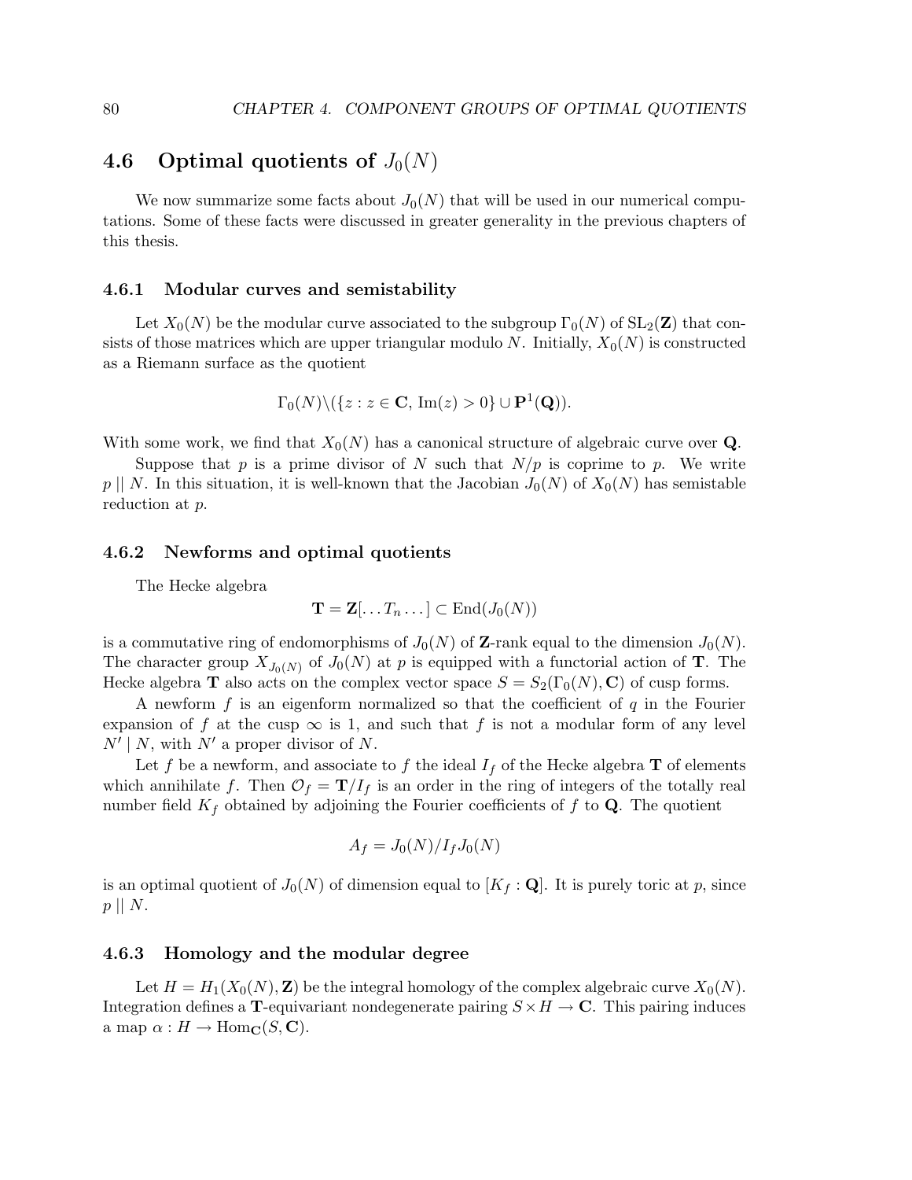## 4.6 Optimal quotients of $J_0(N)$

We now summarize some facts about $J_0(N)$ that will be used in our numerical computations. Some of these facts were discussed in greater generality in the previous chapters of this thesis.

### 4.6.1 Modular curves and semistability

Let $X_0(N)$ be the modular curve associated to the subgroup $\Gamma_0(N)$ of $\mathrm{SL}_2(\mathbf{Z})$ that consists of those matrices which are upper triangular modulo $N$. Initially, $X_0(N)$ is constructed as a Riemann surface as the quotient

$$\Gamma_0(N)\backslash(\{z : z \in \mathbf{C},\, \mathrm{Im}(z) > 0\} \cup \mathbf{P}^1(\mathbf{Q})).$$

With some work, we find that $X_0(N)$ has a canonical structure of algebraic curve over $\mathbf{Q}$.

Suppose that $p$ is a prime divisor of $N$ such that $N/p$ is coprime to $p$. We write $p \,||\, N$. In this situation, it is well-known that the Jacobian $J_0(N)$ of $X_0(N)$ has semistable reduction at $p$.

### 4.6.2 Newforms and optimal quotients

The Hecke algebra

$$\mathbf{T} = \mathbf{Z}[\ldots T_n \ldots] \subset \mathrm{End}(J_0(N))$$

is a commutative ring of endomorphisms of $J_0(N)$ of $\mathbf{Z}$-rank equal to the dimension $J_0(N)$. The character group $X_{J_0(N)}$ of $J_0(N)$ at $p$ is equipped with a functorial action of $\mathbf{T}$. The Hecke algebra $\mathbf{T}$ also acts on the complex vector space $S = S_2(\Gamma_0(N), \mathbf{C})$ of cusp forms.

A newform $f$ is an eigenform normalized so that the coefficient of $q$ in the Fourier expansion of $f$ at the cusp $\infty$ is 1, and such that $f$ is not a modular form of any level $N' \mid N$, with $N'$ a proper divisor of $N$.

Let $f$ be a newform, and associate to $f$ the ideal $I_f$ of the Hecke algebra $\mathbf{T}$ of elements which annihilate $f$. Then $\mathcal{O}_f = \mathbf{T}/I_f$ is an order in the ring of integers of the totally real number field $K_f$ obtained by adjoining the Fourier coefficients of $f$ to $\mathbf{Q}$. The quotient

$$A_f = J_0(N)/I_f J_0(N)$$

is an optimal quotient of $J_0(N)$ of dimension equal to $[K_f : \mathbf{Q}]$. It is purely toric at $p$, since $p \,||\, N$.

### 4.6.3 Homology and the modular degree

Let $H = H_1(X_0(N), \mathbf{Z})$ be the integral homology of the complex algebraic curve $X_0(N)$. Integration defines a $\mathbf{T}$-equivariant nondegenerate pairing $S \times H \to \mathbf{C}$. This pairing induces a map $\alpha : H \to \mathrm{Hom}_{\mathbf{C}}(S, \mathbf{C})$.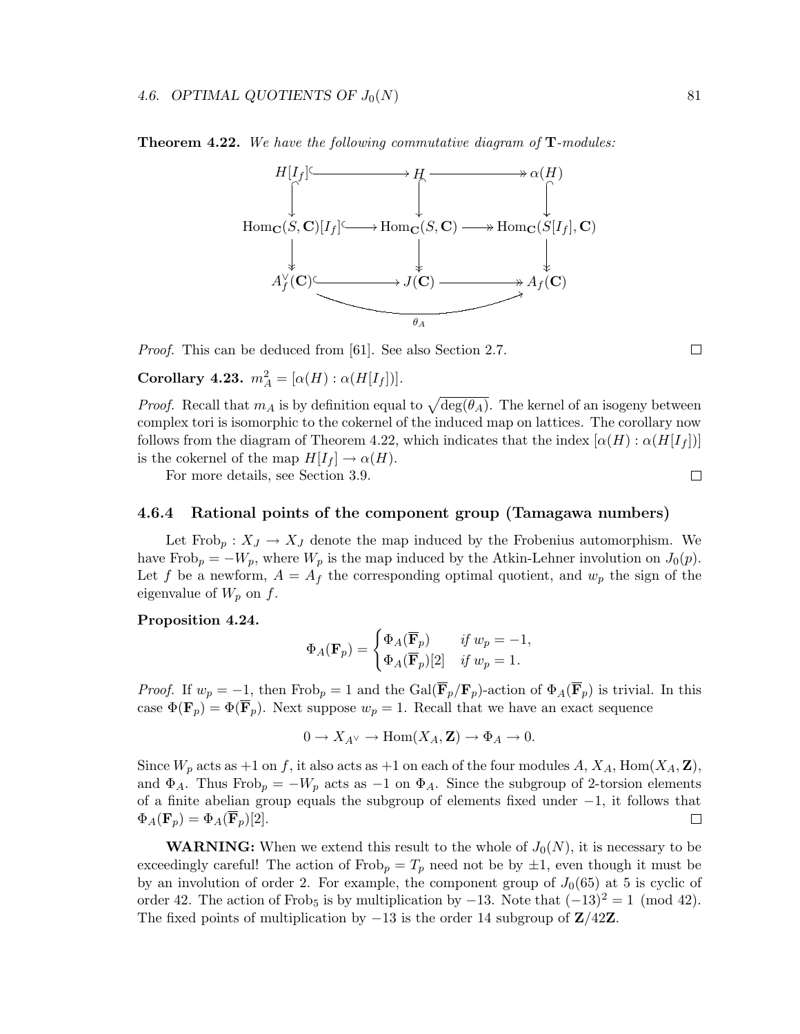**Theorem 4.22.** *We have the following commutative diagram of* $\mathbf{T}$*-modules:*

$$\begin{array}{ccccc}
H[I_f] & \hookrightarrow & H & \twoheadrightarrow & \alpha(H) \\
\downarrow & & \downarrow & & \downarrow \\
\mathrm{Hom}_{\mathbf{C}}(S,\mathbf{C})[I_f] & \hookrightarrow & \mathrm{Hom}_{\mathbf{C}}(S,\mathbf{C}) & \twoheadrightarrow & \mathrm{Hom}_{\mathbf{C}}(S[I_f],\mathbf{C}) \\
\downarrow & & \downarrow & & \downarrow \\
A_f^{\vee}(\mathbf{C}) & \hookrightarrow & J(\mathbf{C}) & \twoheadrightarrow & A_f(\mathbf{C})
\end{array}$$

with the composite $A_f^{\vee}(\mathbf{C}) \to A_f(\mathbf{C})$ being $\theta_A$. (The vertical maps in the top row are injections and those in the bottom row are surjections.)

*Proof.* This can be deduced from [61]. See also Section 2.7. □

**Corollary 4.23.** $m_A^2 = [\alpha(H) : \alpha(H[I_f])]$.

*Proof.* Recall that $m_A$ is by definition equal to $\sqrt{\deg(\theta_A)}$. The kernel of an isogeny between complex tori is isomorphic to the cokernel of the induced map on lattices. The corollary now follows from the diagram of Theorem 4.22, which indicates that the index $[\alpha(H) : \alpha(H[I_f])]$ is the cokernel of the map $H[I_f] \to \alpha(H)$.

For more details, see Section 3.9. □

### 4.6.4 Rational points of the component group (Tamagawa numbers)

Let $\mathrm{Frob}_p : X_J \to X_J$ denote the map induced by the Frobenius automorphism. We have $\mathrm{Frob}_p = -W_p$, where $W_p$ is the map induced by the Atkin-Lehner involution on $J_0(p)$. Let $f$ be a newform, $A = A_f$ the corresponding optimal quotient, and $w_p$ the sign of the eigenvalue of $W_p$ on $f$.

**Proposition 4.24.**

$$\Phi_A(\mathbf{F}_p) = \begin{cases} \Phi_A(\overline{\mathbf{F}}_p) & \text{if } w_p = -1, \\ \Phi_A(\overline{\mathbf{F}}_p)[2] & \text{if } w_p = 1. \end{cases}$$

*Proof.* If $w_p = -1$, then $\mathrm{Frob}_p = 1$ and the $\mathrm{Gal}(\overline{\mathbf{F}}_p/\mathbf{F}_p)$-action of $\Phi_A(\overline{\mathbf{F}}_p)$ is trivial. In this case $\Phi(\mathbf{F}_p) = \Phi(\overline{\mathbf{F}}_p)$. Next suppose $w_p = 1$. Recall that we have an exact sequence

$$0 \to X_{A^\vee} \to \mathrm{Hom}(X_A, \mathbf{Z}) \to \Phi_A \to 0.$$

Since $W_p$ acts as $+1$ on $f$, it also acts as $+1$ on each of the four modules $A$, $X_A$, $\mathrm{Hom}(X_A, \mathbf{Z})$, and $\Phi_A$. Thus $\mathrm{Frob}_p = -W_p$ acts as $-1$ on $\Phi_A$. Since the subgroup of 2-torsion elements of a finite abelian group equals the subgroup of elements fixed under $-1$, it follows that $\Phi_A(\mathbf{F}_p) = \Phi_A(\overline{\mathbf{F}}_p)[2]$. □

**WARNING:** When we extend this result to the whole of $J_0(N)$, it is necessary to be exceedingly careful! The action of $\mathrm{Frob}_p = T_p$ need not be by $\pm 1$, even though it must be by an involution of order 2. For example, the component group of $J_0(65)$ at 5 is cyclic of order 42. The action of $\mathrm{Frob}_5$ is by multiplication by $-13$. Note that $(-13)^2 = 1 \pmod{42}$. The fixed points of multiplication by $-13$ is the order 14 subgroup of $\mathbf{Z}/42\mathbf{Z}$.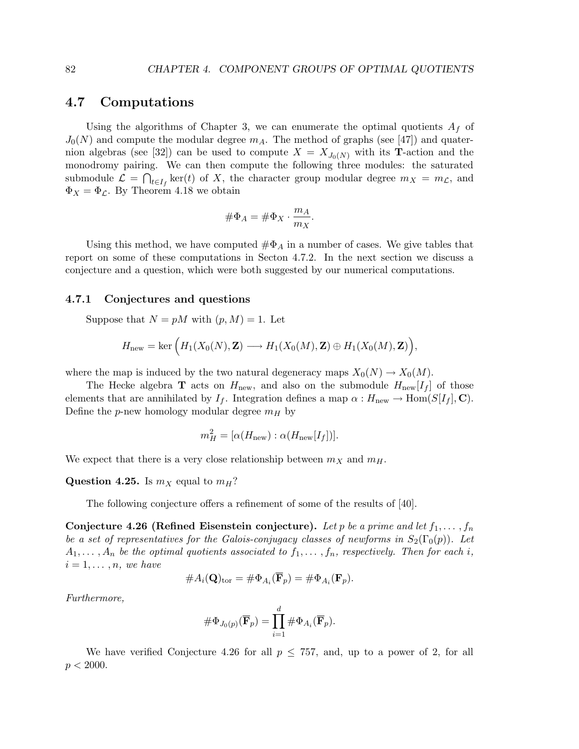## 4.7 Computations

Using the algorithms of Chapter 3, we can enumerate the optimal quotients $A_f$ of $J_0(N)$ and compute the modular degree $m_A$. The method of graphs (see [47]) and quaternion algebras (see [32]) can be used to compute $X = X_{J_0(N)}$ with its $\mathbf{T}$-action and the monodromy pairing. We can then compute the following three modules: the saturated submodule $\mathcal{L} = \bigcap_{t \in I_f} \ker(t)$ of $X$, the character group modular degree $m_X = m_{\mathcal{L}}$, and $\Phi_X = \Phi_{\mathcal{L}}$. By Theorem 4.18 we obtain

$$\#\Phi_A = \#\Phi_X \cdot \frac{m_A}{m_X}.$$

Using this method, we have computed $\#\Phi_A$ in a number of cases. We give tables that report on some of these computations in Secton 4.7.2. In the next section we discuss a conjecture and a question, which were both suggested by our numerical computations.

### 4.7.1 Conjectures and questions

Suppose that $N = pM$ with $(p, M) = 1$. Let

$$H_{\text{new}} = \ker\Big(H_1(X_0(N), \mathbf{Z}) \longrightarrow H_1(X_0(M), \mathbf{Z}) \oplus H_1(X_0(M), \mathbf{Z})\Big),$$

where the map is induced by the two natural degeneracy maps $X_0(N) \to X_0(M)$.

The Hecke algebra $\mathbf{T}$ acts on $H_{\text{new}}$, and also on the submodule $H_{\text{new}}[I_f]$ of those elements that are annihilated by $I_f$. Integration defines a map $\alpha : H_{\text{new}} \to \text{Hom}(S[I_f], \mathbf{C})$. Define the $p$-new homology modular degree $m_H$ by

$$m_H^2 = [\alpha(H_{\text{new}}) : \alpha(H_{\text{new}}[I_f])].$$

We expect that there is a very close relationship between $m_X$ and $m_H$.

**Question 4.25.** Is $m_X$ equal to $m_H$?

The following conjecture offers a refinement of some of the results of [40].

**Conjecture 4.26 (Refined Eisenstein conjecture).** *Let $p$ be a prime and let $f_1, \ldots, f_n$ be a set of representatives for the Galois-conjugacy classes of newforms in $S_2(\Gamma_0(p))$. Let $A_1, \ldots, A_n$ be the optimal quotients associated to $f_1, \ldots, f_n$, respectively. Then for each $i$, $i = 1, \ldots, n$, we have*

$$\#A_i(\mathbf{Q})_{\text{tor}} = \#\Phi_{A_i}(\overline{\mathbf{F}}_p) = \#\Phi_{A_i}(\mathbf{F}_p).$$

*Furthermore,*

$$\#\Phi_{J_0(p)}(\overline{\mathbf{F}}_p) = \prod_{i=1}^{d} \#\Phi_{A_i}(\overline{\mathbf{F}}_p).$$

We have verified Conjecture 4.26 for all $p \leq 757$, and, up to a power of 2, for all $p < 2000$.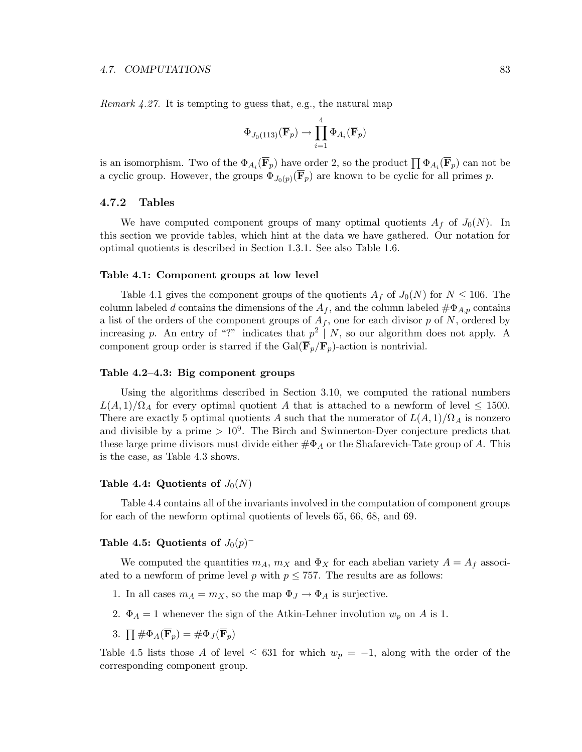*Remark 4.27.* It is tempting to guess that, e.g., the natural map

$$\Phi_{J_0(113)}(\overline{\mathbf{F}}_p) \to \prod_{i=1}^{4} \Phi_{A_i}(\overline{\mathbf{F}}_p)$$

is an isomorphism. Two of the $\Phi_{A_i}(\overline{\mathbf{F}}_p)$ have order 2, so the product $\prod \Phi_{A_i}(\overline{\mathbf{F}}_p)$ can not be a cyclic group. However, the groups $\Phi_{J_0(p)}(\overline{\mathbf{F}}_p)$ are known to be cyclic for all primes $p$.

### 4.7.2 Tables

We have computed component groups of many optimal quotients $A_f$ of $J_0(N)$. In this section we provide tables, which hint at the data we have gathered. Our notation for optimal quotients is described in Section 1.3.1. See also Table 1.6.

#### Table 4.1: Component groups at low level

Table 4.1 gives the component groups of the quotients $A_f$ of $J_0(N)$ for $N \leq 106$. The column labeled $d$ contains the dimensions of the $A_f$, and the column labeled $\#\Phi_{A,p}$ contains a list of the orders of the component groups of $A_f$, one for each divisor $p$ of $N$, ordered by increasing $p$. An entry of "?" indicates that $p^2 \mid N$, so our algorithm does not apply. A component group order is starred if the $\mathrm{Gal}(\overline{\mathbf{F}}_p/\mathbf{F}_p)$-action is nontrivial.

#### Table 4.2–4.3: Big component groups

Using the algorithms described in Section 3.10, we computed the rational numbers $L(A,1)/\Omega_A$ for every optimal quotient $A$ that is attached to a newform of level $\leq 1500$. There are exactly 5 optimal quotients $A$ such that the numerator of $L(A,1)/\Omega_A$ is nonzero and divisible by a prime $> 10^9$. The Birch and Swinnerton-Dyer conjecture predicts that these large prime divisors must divide either $\#\Phi_A$ or the Shafarevich-Tate group of $A$. This is the case, as Table 4.3 shows.

#### Table 4.4: Quotients of $J_0(N)$

Table 4.4 contains all of the invariants involved in the computation of component groups for each of the newform optimal quotients of levels 65, 66, 68, and 69.

#### Table 4.5: Quotients of $J_0(p)^-$

We computed the quantities $m_A$, $m_X$ and $\Phi_X$ for each abelian variety $A = A_f$ associated to a newform of prime level $p$ with $p \leq 757$. The results are as follows:

1. In all cases $m_A = m_X$, so the map $\Phi_J \to \Phi_A$ is surjective.
2. $\Phi_A = 1$ whenever the sign of the Atkin-Lehner involution $w_p$ on $A$ is 1.
3. $\prod \#\Phi_A(\overline{\mathbf{F}}_p) = \#\Phi_J(\overline{\mathbf{F}}_p)$

Table 4.5 lists those $A$ of level $\leq 631$ for which $w_p = -1$, along with the order of the corresponding component group.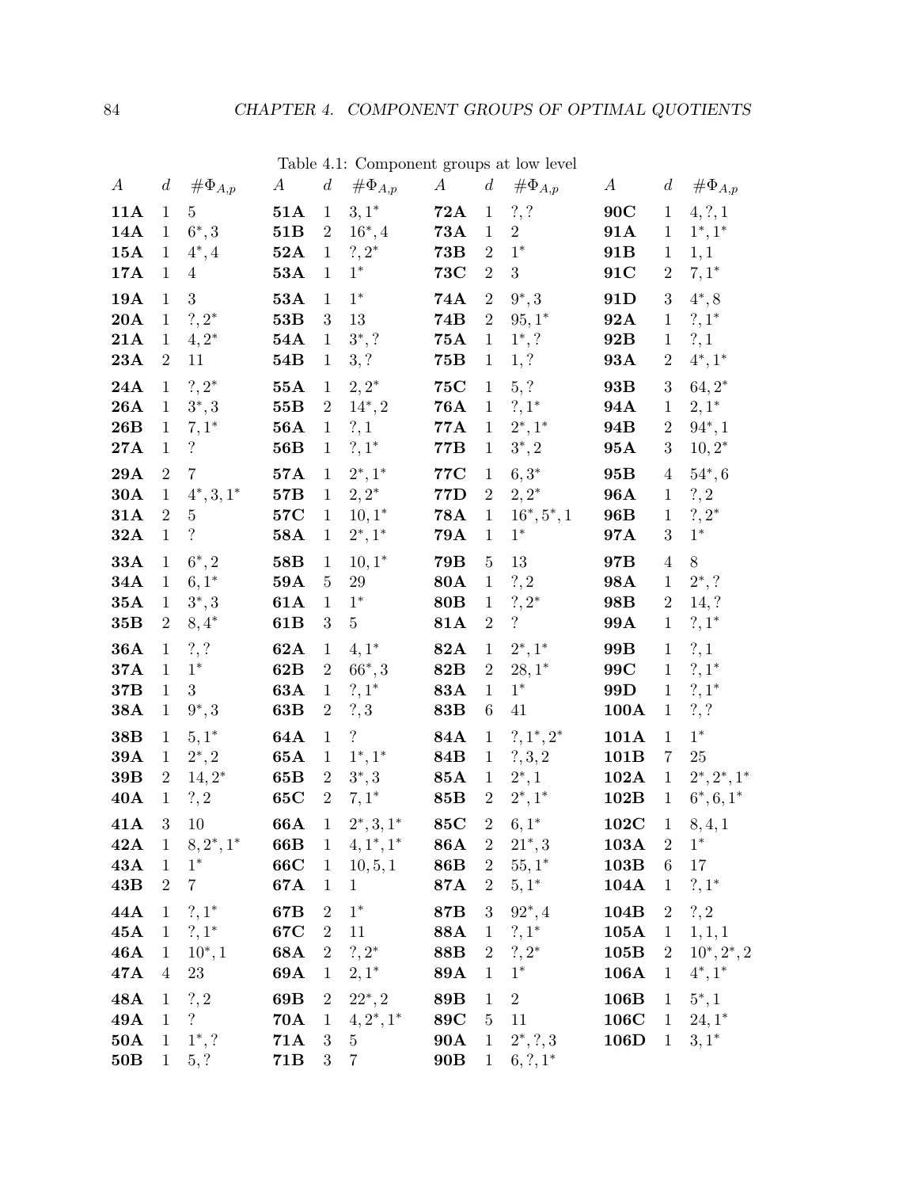Table 4.1: Component groups at low level

| $A$ | $d$ | $\#\Phi_{A,p}$ | $A$ | $d$ | $\#\Phi_{A,p}$ | $A$ | $d$ | $\#\Phi_{A,p}$ | $A$ | $d$ | $\#\Phi_{A,p}$ |
|---|---|---|---|---|---|---|---|---|---|---|---|
| **11A** | 1 | 5 | **51A** | 1 | $3, 1^*$ | **72A** | 1 | $?, ?$ | **90C** | 1 | $4, ?, 1$ |
| **14A** | 1 | $6^*, 3$ | **51B** | 2 | $16^*, 4$ | **73A** | 1 | 2 | **91A** | 1 | $1^*, 1^*$ |
| **15A** | 1 | $4^*, 4$ | **52A** | 1 | $?, 2^*$ | **73B** | 2 | $1^*$ | **91B** | 1 | $1, 1$ |
| **17A** | 1 | 4 | **53A** | 1 | $1^*$ | **73C** | 2 | 3 | **91C** | 2 | $7, 1^*$ |
| **19A** | 1 | 3 | **53A** | 1 | $1^*$ | **74A** | 2 | $9^*, 3$ | **91D** | 3 | $4^*, 8$ |
| **20A** | 1 | $?, 2^*$ | **53B** | 3 | 13 | **74B** | 2 | $95, 1^*$ | **92A** | 1 | $?, 1^*$ |
| **21A** | 1 | $4, 2^*$ | **54A** | 1 | $3^*, ?$ | **75A** | 1 | $1^*, ?$ | **92B** | 1 | $?, 1$ |
| **23A** | 2 | 11 | **54B** | 1 | $3, ?$ | **75B** | 1 | $1, ?$ | **93A** | 2 | $4^*, 1^*$ |
| **24A** | 1 | $?, 2^*$ | **55A** | 1 | $2, 2^*$ | **75C** | 1 | $5, ?$ | **93B** | 3 | $64, 2^*$ |
| **26A** | 1 | $3^*, 3$ | **55B** | 2 | $14^*, 2$ | **76A** | 1 | $?, 1^*$ | **94A** | 1 | $2, 1^*$ |
| **26B** | 1 | $7, 1^*$ | **56A** | 1 | $?, 1$ | **77A** | 1 | $2^*, 1^*$ | **94B** | 2 | $94^*, 1$ |
| **27A** | 1 | $?$ | **56B** | 1 | $?, 1^*$ | **77B** | 1 | $3^*, 2$ | **95A** | 3 | $10, 2^*$ |
| **29A** | 2 | 7 | **57A** | 1 | $2^*, 1^*$ | **77C** | 1 | $6, 3^*$ | **95B** | 4 | $54^*, 6$ |
| **30A** | 1 | $4^*, 3, 1^*$ | **57B** | 1 | $2, 2^*$ | **77D** | 2 | $2, 2^*$ | **96A** | 1 | $?, 2$ |
| **31A** | 2 | 5 | **57C** | 1 | $10, 1^*$ | **78A** | 1 | $16^*, 5^*, 1$ | **96B** | 1 | $?, 2^*$ |
| **32A** | 1 | $?$ | **58A** | 1 | $2^*, 1^*$ | **79A** | 1 | $1^*$ | **97A** | 3 | $1^*$ |
| **33A** | 1 | $6^*, 2$ | **58B** | 1 | $10, 1^*$ | **79B** | 5 | 13 | **97B** | 4 | 8 |
| **34A** | 1 | $6, 1^*$ | **59A** | 5 | 29 | **80A** | 1 | $?, 2$ | **98A** | 1 | $2^*, ?$ |
| **35A** | 1 | $3^*, 3$ | **61A** | 1 | $1^*$ | **80B** | 1 | $?, 2^*$ | **98B** | 2 | $14, ?$ |
| **35B** | 2 | $8, 4^*$ | **61B** | 3 | 5 | **81A** | 2 | $?$ | **99A** | 1 | $?, 1^*$ |
| **36A** | 1 | $?, ?$ | **62A** | 1 | $4, 1^*$ | **82A** | 1 | $2^*, 1^*$ | **99B** | 1 | $?, 1$ |
| **37A** | 1 | $1^*$ | **62B** | 2 | $66^*, 3$ | **82B** | 2 | $28, 1^*$ | **99C** | 1 | $?, 1^*$ |
| **37B** | 1 | 3 | **63A** | 1 | $?, 1^*$ | **83A** | 1 | $1^*$ | **99D** | 1 | $?, 1^*$ |
| **38A** | 1 | $9^*, 3$ | **63B** | 2 | $?, 3$ | **83B** | 6 | 41 | **100A** | 1 | $?, ?$ |
| **38B** | 1 | $5, 1^*$ | **64A** | 1 | $?$ | **84A** | 1 | $?, 1^*, 2^*$ | **101A** | 1 | $1^*$ |
| **39A** | 1 | $2^*, 2$ | **65A** | 1 | $1^*, 1^*$ | **84B** | 1 | $?, 3, 2$ | **101B** | 7 | 25 |
| **39B** | 2 | $14, 2^*$ | **65B** | 2 | $3^*, 3$ | **85A** | 1 | $2^*, 1$ | **102A** | 1 | $2^*, 2^*, 1^*$ |
| **40A** | 1 | $?, 2$ | **65C** | 2 | $7, 1^*$ | **85B** | 2 | $2^*, 1^*$ | **102B** | 1 | $6^*, 6, 1^*$ |
| **41A** | 3 | 10 | **66A** | 1 | $2^*, 3, 1^*$ | **85C** | 2 | $6, 1^*$ | **102C** | 1 | $8, 4, 1$ |
| **42A** | 1 | $8, 2^*, 1^*$ | **66B** | 1 | $4, 1^*, 1^*$ | **86A** | 2 | $21^*, 3$ | **103A** | 2 | $1^*$ |
| **43A** | 1 | $1^*$ | **66C** | 1 | $10, 5, 1$ | **86B** | 2 | $55, 1^*$ | **103B** | 6 | 17 |
| **43B** | 2 | 7 | **67A** | 1 | 1 | **87A** | 2 | $5, 1^*$ | **104A** | 1 | $?, 1^*$ |
| **44A** | 1 | $?, 1^*$ | **67B** | 2 | $1^*$ | **87B** | 3 | $92^*, 4$ | **104B** | 2 | $?, 2$ |
| **45A** | 1 | $?, 1^*$ | **67C** | 2 | 11 | **88A** | 1 | $?, 1^*$ | **105A** | 1 | $1, 1, 1$ |
| **46A** | 1 | $10^*, 1$ | **68A** | 2 | $?, 2^*$ | **88B** | 2 | $?, 2^*$ | **105B** | 2 | $10^*, 2^*, 2$ |
| **47A** | 4 | 23 | **69A** | 1 | $2, 1^*$ | **89A** | 1 | $1^*$ | **106A** | 1 | $4^*, 1^*$ |
| **48A** | 1 | $?, 2$ | **69B** | 2 | $22^*, 2$ | **89B** | 1 | 2 | **106B** | 1 | $5^*, 1$ |
| **49A** | 1 | $?$ | **70A** | 1 | $4, 2^*, 1^*$ | **89C** | 5 | 11 | **106C** | 1 | $24, 1^*$ |
| **50A** | 1 | $1^*, ?$ | **71A** | 3 | 5 | **90A** | 1 | $2^*, ?, 3$ | **106D** | 1 | $3, 1^*$ |
| **50B** | 1 | $5, ?$ | **71B** | 3 | 7 | **90B** | 1 | $6, ?, 1^*$ | | | |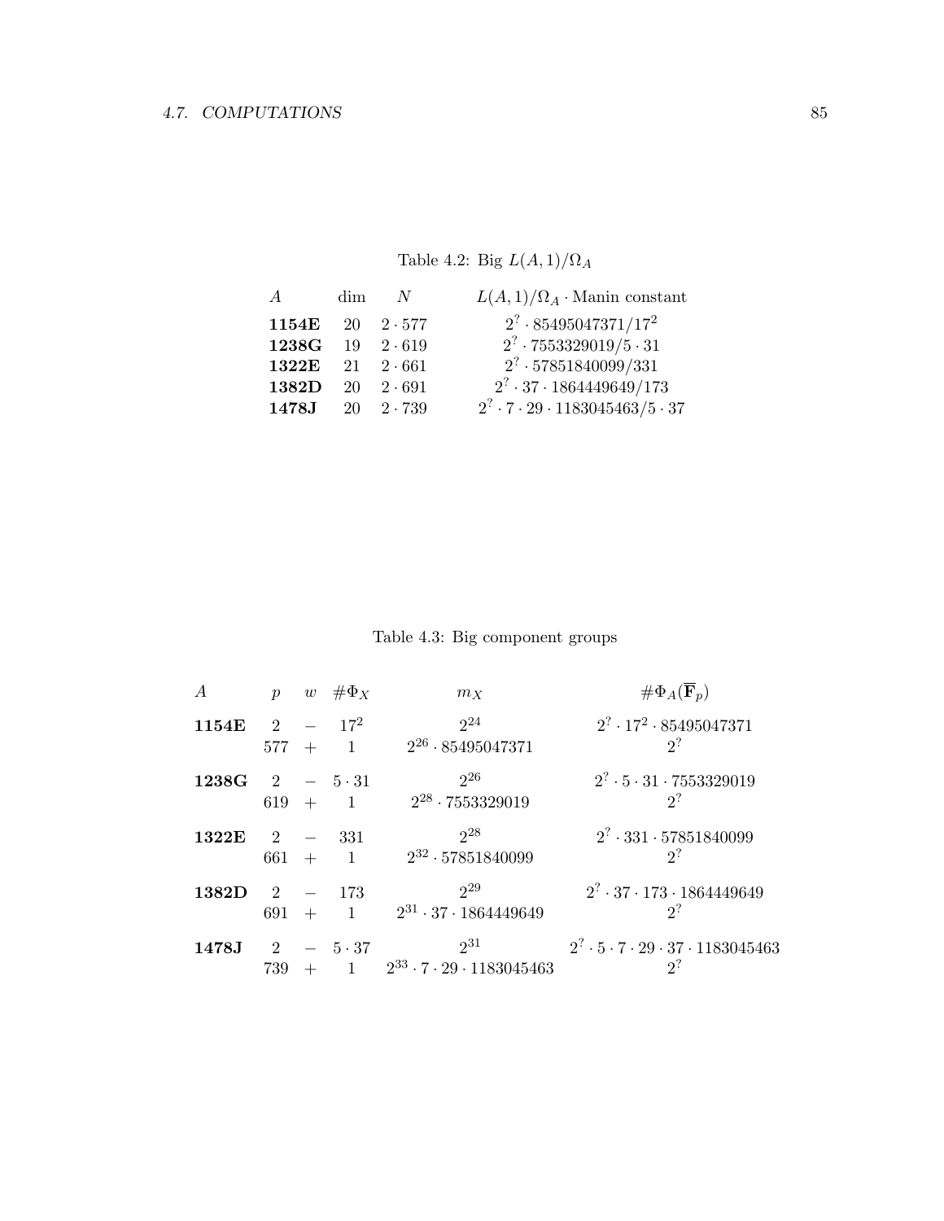Table 4.2: Big $L(A,1)/\Omega_A$

| $A$ | dim | $N$ | $L(A,1)/\Omega_A \cdot$ Manin constant |
|---|---|---|---|
| **1154E** | 20 | $2 \cdot 577$ | $2^? \cdot 85495047371/17^2$ |
| **1238G** | 19 | $2 \cdot 619$ | $2^? \cdot 7553329019/5 \cdot 31$ |
| **1322E** | 21 | $2 \cdot 661$ | $2^? \cdot 57851840099/331$ |
| **1382D** | 20 | $2 \cdot 691$ | $2^? \cdot 37 \cdot 1864449649/173$ |
| **1478J** | 20 | $2 \cdot 739$ | $2^? \cdot 7 \cdot 29 \cdot 1183045463/5 \cdot 37$ |

Table 4.3: Big component groups

| $A$ | $p$ | $w$ | $\#\Phi_X$ | $m_X$ | $\#\Phi_A(\overline{\mathbf{F}}_p)$ |
|---|---|---|---|---|---|
| **1154E** | 2 | $-$ | $17^2$ | $2^{24}$ | $2^? \cdot 17^2 \cdot 85495047371$ |
| | 577 | $+$ | 1 | $2^{26} \cdot 85495047371$ | $2^?$ |
| **1238G** | 2 | $-$ | $5 \cdot 31$ | $2^{26}$ | $2^? \cdot 5 \cdot 31 \cdot 7553329019$ |
| | 619 | $+$ | 1 | $2^{28} \cdot 7553329019$ | $2^?$ |
| **1322E** | 2 | $-$ | 331 | $2^{28}$ | $2^? \cdot 331 \cdot 57851840099$ |
| | 661 | $+$ | 1 | $2^{32} \cdot 57851840099$ | $2^?$ |
| **1382D** | 2 | $-$ | 173 | $2^{29}$ | $2^? \cdot 37 \cdot 173 \cdot 1864449649$ |
| | 691 | $+$ | 1 | $2^{31} \cdot 37 \cdot 1864449649$ | $2^?$ |
| **1478J** | 2 | $-$ | $5 \cdot 37$ | $2^{31}$ | $2^? \cdot 5 \cdot 7 \cdot 29 \cdot 37 \cdot 1183045463$ |
| | 739 | $+$ | 1 | $2^{33} \cdot 7 \cdot 29 \cdot 1183045463$ | $2^?$ |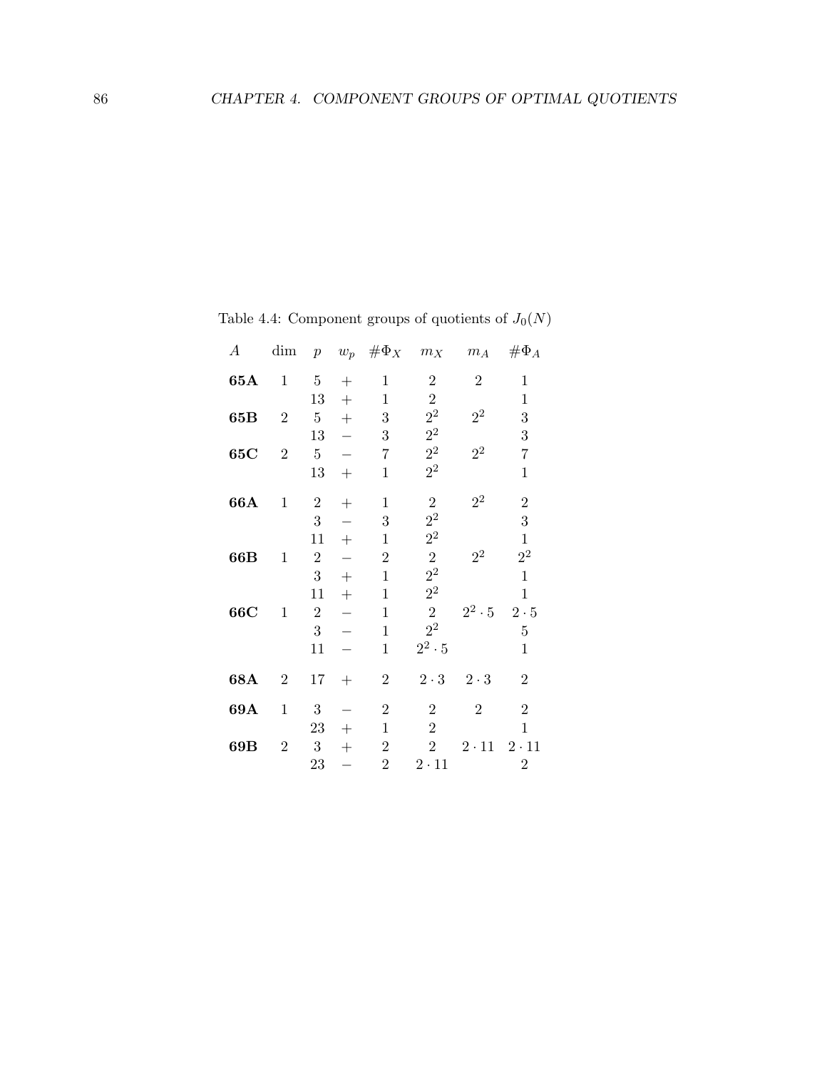Table 4.4: Component groups of quotients of $J_0(N)$

| $A$ | dim | $p$ | $w_p$ | $\#\Phi_X$ | $m_X$ | $m_A$ | $\#\Phi_A$ |
|---|---|---|---|---|---|---|---|
| **65A** | 1 | 5 | $+$ | 1 | 2 | 2 | 1 |
| | | 13 | $+$ | 1 | 2 | | 1 |
| **65B** | 2 | 5 | $+$ | 3 | $2^2$ | $2^2$ | 3 |
| | | 13 | $-$ | 3 | $2^2$ | | 3 |
| **65C** | 2 | 5 | $-$ | 7 | $2^2$ | $2^2$ | 7 |
| | | 13 | $+$ | 1 | $2^2$ | | 1 |
| **66A** | 1 | 2 | $+$ | 1 | 2 | $2^2$ | 2 |
| | | 3 | $-$ | 3 | $2^2$ | | 3 |
| | | 11 | $+$ | 1 | $2^2$ | | 1 |
| **66B** | 1 | 2 | $-$ | 2 | 2 | $2^2$ | $2^2$ |
| | | 3 | $+$ | 1 | $2^2$ | | 1 |
| | | 11 | $+$ | 1 | $2^2$ | | 1 |
| **66C** | 1 | 2 | $-$ | 1 | 2 | $2^2 \cdot 5$ | $2 \cdot 5$ |
| | | 3 | $-$ | 1 | $2^2$ | | 5 |
| | | 11 | $-$ | 1 | $2^2 \cdot 5$ | | 1 |
| **68A** | 2 | 17 | $+$ | 2 | $2 \cdot 3$ | $2 \cdot 3$ | 2 |
| **69A** | 1 | 3 | $-$ | 2 | 2 | 2 | 2 |
| | | 23 | $+$ | 1 | 2 | | 1 |
| **69B** | 2 | 3 | $+$ | 2 | 2 | $2 \cdot 11$ | $2 \cdot 11$ |
| | | 23 | $-$ | 2 | $2 \cdot 11$ | | 2 |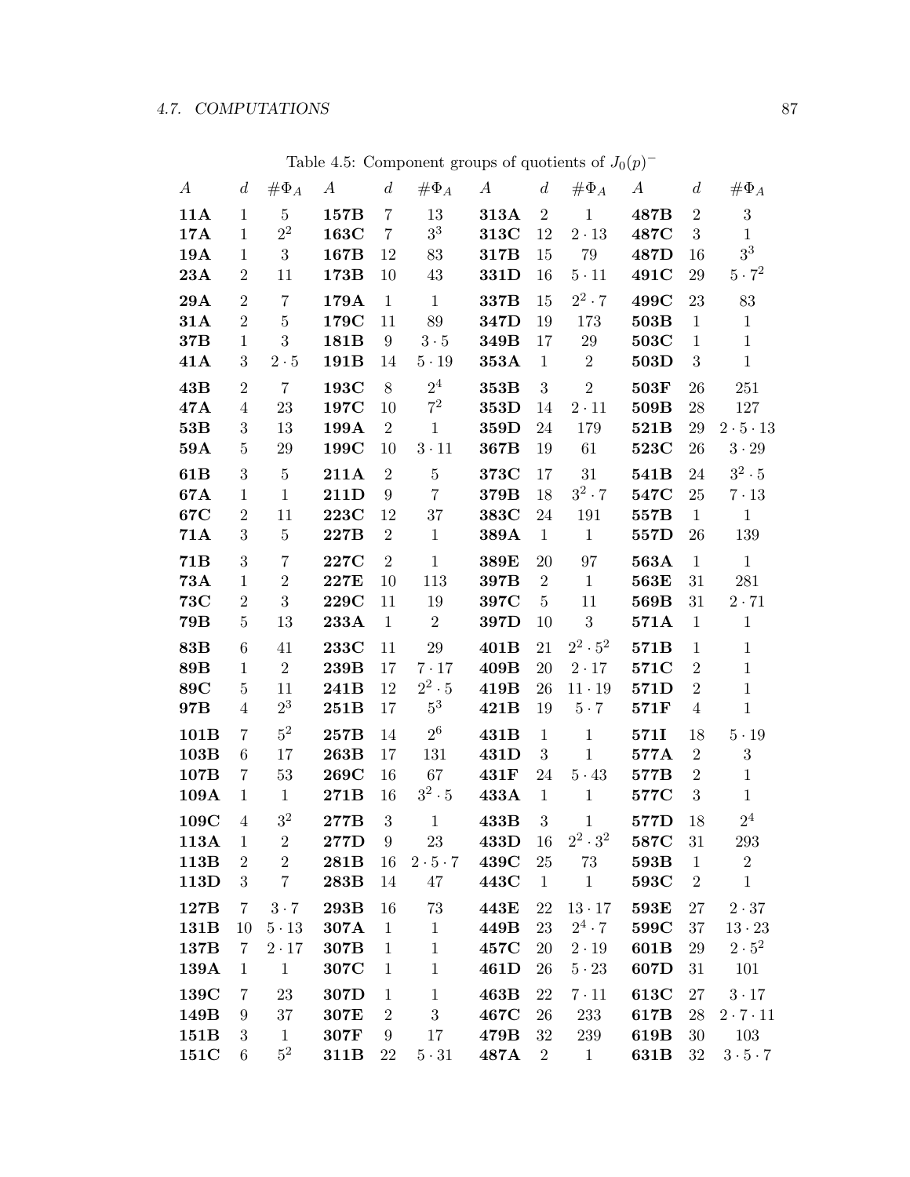Table 4.5: Component groups of quotients of $J_0(p)^-$

| $A$ | $d$ | $\#\Phi_A$ | $A$ | $d$ | $\#\Phi_A$ | $A$ | $d$ | $\#\Phi_A$ | $A$ | $d$ | $\#\Phi_A$ |
|---|---|---|---|---|---|---|---|---|---|---|---|
| **11A** | 1 | 5 | **157B** | 7 | 13 | **313A** | 2 | 1 | **487B** | 2 | 3 |
| **17A** | 1 | $2^2$ | **163C** | 7 | $3^3$ | **313C** | 12 | $2\cdot 13$ | **487C** | 3 | 1 |
| **19A** | 1 | 3 | **167B** | 12 | 83 | **317B** | 15 | 79 | **487D** | 16 | $3^3$ |
| **23A** | 2 | 11 | **173B** | 10 | 43 | **331D** | 16 | $5\cdot 11$ | **491C** | 29 | $5\cdot 7^2$ |
| **29A** | 2 | 7 | **179A** | 1 | 1 | **337B** | 15 | $2^2\cdot 7$ | **499C** | 23 | 83 |
| **31A** | 2 | 5 | **179C** | 11 | 89 | **347D** | 19 | 173 | **503B** | 1 | 1 |
| **37B** | 1 | 3 | **181B** | 9 | $3\cdot 5$ | **349B** | 17 | 29 | **503C** | 1 | 1 |
| **41A** | 3 | $2\cdot 5$ | **191B** | 14 | $5\cdot 19$ | **353A** | 1 | 2 | **503D** | 3 | 1 |
| **43B** | 2 | 7 | **193C** | 8 | $2^4$ | **353B** | 3 | 2 | **503F** | 26 | 251 |
| **47A** | 4 | 23 | **197C** | 10 | $7^2$ | **353D** | 14 | $2\cdot 11$ | **509B** | 28 | 127 |
| **53B** | 3 | 13 | **199A** | 2 | 1 | **359D** | 24 | 179 | **521B** | 29 | $2\cdot 5\cdot 13$ |
| **59A** | 5 | 29 | **199C** | 10 | $3\cdot 11$ | **367B** | 19 | 61 | **523C** | 26 | $3\cdot 29$ |
| **61B** | 3 | 5 | **211A** | 2 | 5 | **373C** | 17 | 31 | **541B** | 24 | $3^2\cdot 5$ |
| **67A** | 1 | 1 | **211D** | 9 | 7 | **379B** | 18 | $3^2\cdot 7$ | **547C** | 25 | $7\cdot 13$ |
| **67C** | 2 | 11 | **223C** | 12 | 37 | **383C** | 24 | 191 | **557B** | 1 | 1 |
| **71A** | 3 | 5 | **227B** | 2 | 1 | **389A** | 1 | 1 | **557D** | 26 | 139 |
| **71B** | 3 | 7 | **227C** | 2 | 1 | **389E** | 20 | 97 | **563A** | 1 | 1 |
| **73A** | 1 | 2 | **227E** | 10 | 113 | **397B** | 2 | 1 | **563E** | 31 | 281 |
| **73C** | 2 | 3 | **229C** | 11 | 19 | **397C** | 5 | 11 | **569B** | 31 | $2\cdot 71$ |
| **79B** | 5 | 13 | **233A** | 1 | 2 | **397D** | 10 | 3 | **571A** | 1 | 1 |
| **83B** | 6 | 41 | **233C** | 11 | 29 | **401B** | 21 | $2^2\cdot 5^2$ | **571B** | 1 | 1 |
| **89B** | 1 | 2 | **239B** | 17 | $7\cdot 17$ | **409B** | 20 | $2\cdot 17$ | **571C** | 2 | 1 |
| **89C** | 5 | 11 | **241B** | 12 | $2^2\cdot 5$ | **419B** | 26 | $11\cdot 19$ | **571D** | 2 | 1 |
| **97B** | 4 | $2^3$ | **251B** | 17 | $5^3$ | **421B** | 19 | $5\cdot 7$ | **571F** | 4 | 1 |
| **101B** | 7 | $5^2$ | **257B** | 14 | $2^6$ | **431B** | 1 | 1 | **571I** | 18 | $5\cdot 19$ |
| **103B** | 6 | 17 | **263B** | 17 | 131 | **431D** | 3 | 1 | **577A** | 2 | 3 |
| **107B** | 7 | 53 | **269C** | 16 | 67 | **431F** | 24 | $5\cdot 43$ | **577B** | 2 | 1 |
| **109A** | 1 | 1 | **271B** | 16 | $3^2\cdot 5$ | **433A** | 1 | 1 | **577C** | 3 | 1 |
| **109C** | 4 | $3^2$ | **277B** | 3 | 1 | **433B** | 3 | 1 | **577D** | 18 | $2^4$ |
| **113A** | 1 | 2 | **277D** | 9 | 23 | **433D** | 16 | $2^2\cdot 3^2$ | **587C** | 31 | 293 |
| **113B** | 2 | 2 | **281B** | 16 | $2\cdot 5\cdot 7$ | **439C** | 25 | 73 | **593B** | 1 | 2 |
| **113D** | 3 | 7 | **283B** | 14 | 47 | **443C** | 1 | 1 | **593C** | 2 | 1 |
| **127B** | 7 | $3\cdot 7$ | **293B** | 16 | 73 | **443E** | 22 | $13\cdot 17$ | **593E** | 27 | $2\cdot 37$ |
| **131B** | 10 | $5\cdot 13$ | **307A** | 1 | 1 | **449B** | 23 | $2^4\cdot 7$ | **599C** | 37 | $13\cdot 23$ |
| **137B** | 7 | $2\cdot 17$ | **307B** | 1 | 1 | **457C** | 20 | $2\cdot 19$ | **601B** | 29 | $2\cdot 5^2$ |
| **139A** | 1 | 1 | **307C** | 1 | 1 | **461D** | 26 | $5\cdot 23$ | **607D** | 31 | 101 |
| **139C** | 7 | 23 | **307D** | 1 | 1 | **463B** | 22 | $7\cdot 11$ | **613C** | 27 | $3\cdot 17$ |
| **149B** | 9 | 37 | **307E** | 2 | 3 | **467C** | 26 | 233 | **617B** | 28 | $2\cdot 7\cdot 11$ |
| **151B** | 3 | 1 | **307F** | 9 | 17 | **479B** | 32 | 239 | **619B** | 30 | 103 |
| **151C** | 6 | $5^2$ | **311B** | 22 | $5\cdot 31$ | **487A** | 2 | 1 | **631B** | 32 | $3\cdot 5\cdot 7$ |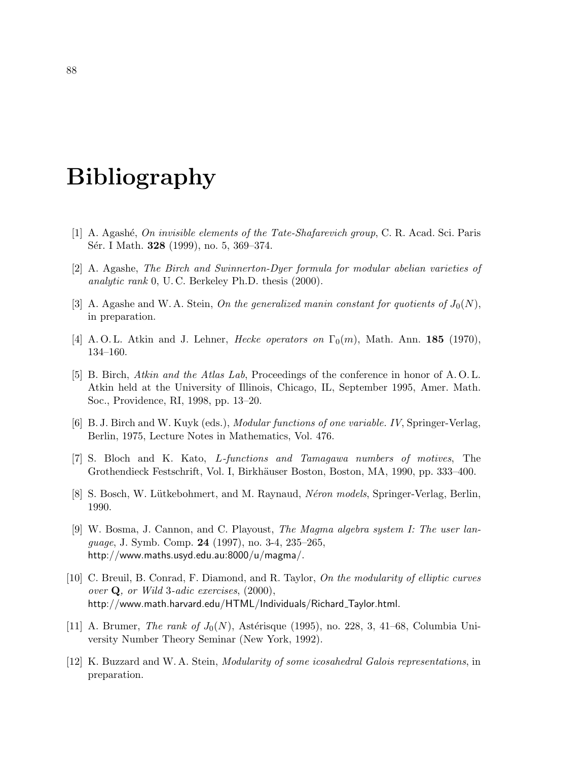# Bibliography

[1] A. Agashé, *On invisible elements of the Tate-Shafarevich group*, C. R. Acad. Sci. Paris Sér. I Math. **328** (1999), no. 5, 369–374.

[2] A. Agashe, *The Birch and Swinnerton-Dyer formula for modular abelian varieties of analytic rank* 0, U. C. Berkeley Ph.D. thesis (2000).

[3] A. Agashe and W. A. Stein, *On the generalized manin constant for quotients of $J_0(N)$*, in preparation.

[4] A. O. L. Atkin and J. Lehner, *Hecke operators on $\Gamma_0(m)$*, Math. Ann. **185** (1970), 134–160.

[5] B. Birch, *Atkin and the Atlas Lab*, Proceedings of the conference in honor of A. O. L. Atkin held at the University of Illinois, Chicago, IL, September 1995, Amer. Math. Soc., Providence, RI, 1998, pp. 13–20.

[6] B. J. Birch and W. Kuyk (eds.), *Modular functions of one variable. IV*, Springer-Verlag, Berlin, 1975, Lecture Notes in Mathematics, Vol. 476.

[7] S. Bloch and K. Kato, *L-functions and Tamagawa numbers of motives*, The Grothendieck Festschrift, Vol. I, Birkhäuser Boston, Boston, MA, 1990, pp. 333–400.

[8] S. Bosch, W. Lütkebohmert, and M. Raynaud, *Néron models*, Springer-Verlag, Berlin, 1990.

[9] W. Bosma, J. Cannon, and C. Playoust, *The Magma algebra system I: The user language*, J. Symb. Comp. **24** (1997), no. 3-4, 235–265, http://www.maths.usyd.edu.au:8000/u/magma/.

[10] C. Breuil, B. Conrad, F. Diamond, and R. Taylor, *On the modularity of elliptic curves over* **Q***, or Wild* 3*-adic exercises*, (2000), http://www.math.harvard.edu/HTML/Individuals/Richard_Taylor.html.

[11] A. Brumer, *The rank of $J_0(N)$*, Astérisque (1995), no. 228, 3, 41–68, Columbia University Number Theory Seminar (New York, 1992).

[12] K. Buzzard and W. A. Stein, *Modularity of some icosahedral Galois representations*, in preparation.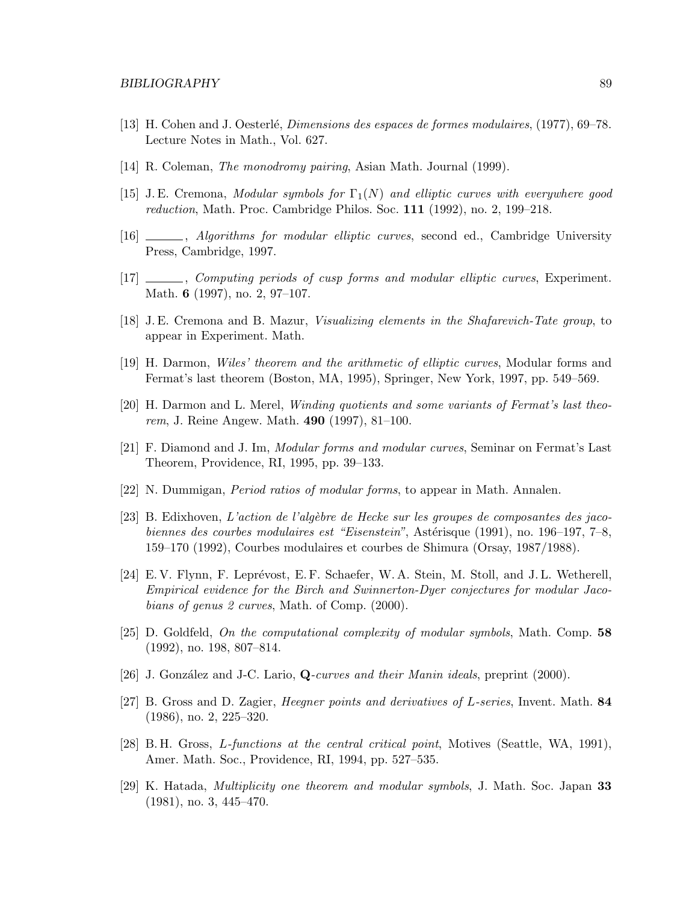[13] H. Cohen and J. Oesterlé, *Dimensions des espaces de formes modulaires*, (1977), 69–78. Lecture Notes in Math., Vol. 627.

[14] R. Coleman, *The monodromy pairing*, Asian Math. Journal (1999).

[15] J. E. Cremona, *Modular symbols for $\Gamma_1(N)$ and elliptic curves with everywhere good reduction*, Math. Proc. Cambridge Philos. Soc. **111** (1992), no. 2, 199–218.

[16] ______, *Algorithms for modular elliptic curves*, second ed., Cambridge University Press, Cambridge, 1997.

[17] ______, *Computing periods of cusp forms and modular elliptic curves*, Experiment. Math. **6** (1997), no. 2, 97–107.

[18] J. E. Cremona and B. Mazur, *Visualizing elements in the Shafarevich-Tate group*, to appear in Experiment. Math.

[19] H. Darmon, *Wiles' theorem and the arithmetic of elliptic curves*, Modular forms and Fermat's last theorem (Boston, MA, 1995), Springer, New York, 1997, pp. 549–569.

[20] H. Darmon and L. Merel, *Winding quotients and some variants of Fermat's last theorem*, J. Reine Angew. Math. **490** (1997), 81–100.

[21] F. Diamond and J. Im, *Modular forms and modular curves*, Seminar on Fermat's Last Theorem, Providence, RI, 1995, pp. 39–133.

[22] N. Dummigan, *Period ratios of modular forms*, to appear in Math. Annalen.

[23] B. Edixhoven, *L'action de l'algèbre de Hecke sur les groupes de composantes des jacobiennes des courbes modulaires est "Eisenstein"*, Astérisque (1991), no. 196–197, 7–8, 159–170 (1992), Courbes modulaires et courbes de Shimura (Orsay, 1987/1988).

[24] E. V. Flynn, F. Leprévost, E. F. Schaefer, W. A. Stein, M. Stoll, and J. L. Wetherell, *Empirical evidence for the Birch and Swinnerton-Dyer conjectures for modular Jacobians of genus 2 curves*, Math. of Comp. (2000).

[25] D. Goldfeld, *On the computational complexity of modular symbols*, Math. Comp. **58** (1992), no. 198, 807–814.

[26] J. González and J-C. Lario, **Q**-*curves and their Manin ideals*, preprint (2000).

[27] B. Gross and D. Zagier, *Heegner points and derivatives of L-series*, Invent. Math. **84** (1986), no. 2, 225–320.

[28] B. H. Gross, *L-functions at the central critical point*, Motives (Seattle, WA, 1991), Amer. Math. Soc., Providence, RI, 1994, pp. 527–535.

[29] K. Hatada, *Multiplicity one theorem and modular symbols*, J. Math. Soc. Japan **33** (1981), no. 3, 445–470.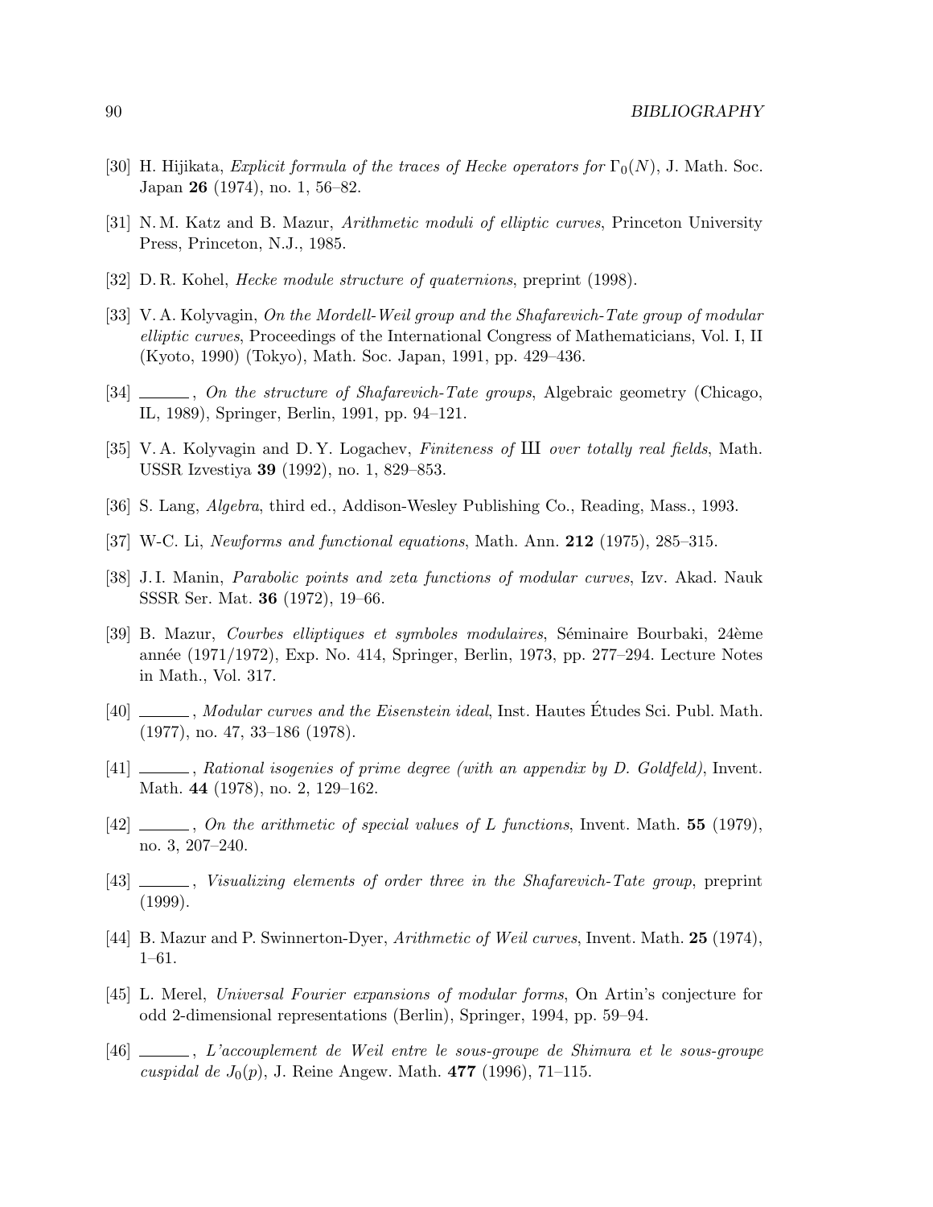[30] H. Hijikata, *Explicit formula of the traces of Hecke operators for* $\Gamma_0(N)$, J. Math. Soc. Japan **26** (1974), no. 1, 56–82.

[31] N. M. Katz and B. Mazur, *Arithmetic moduli of elliptic curves*, Princeton University Press, Princeton, N.J., 1985.

[32] D. R. Kohel, *Hecke module structure of quaternions*, preprint (1998).

[33] V. A. Kolyvagin, *On the Mordell-Weil group and the Shafarevich-Tate group of modular elliptic curves*, Proceedings of the International Congress of Mathematicians, Vol. I, II (Kyoto, 1990) (Tokyo), Math. Soc. Japan, 1991, pp. 429–436.

[34] ———, *On the structure of Shafarevich-Tate groups*, Algebraic geometry (Chicago, IL, 1989), Springer, Berlin, 1991, pp. 94–121.

[35] V. A. Kolyvagin and D. Y. Logachev, *Finiteness of Ш over totally real fields*, Math. USSR Izvestiya **39** (1992), no. 1, 829–853.

[36] S. Lang, *Algebra*, third ed., Addison-Wesley Publishing Co., Reading, Mass., 1993.

[37] W-C. Li, *Newforms and functional equations*, Math. Ann. **212** (1975), 285–315.

[38] J. I. Manin, *Parabolic points and zeta functions of modular curves*, Izv. Akad. Nauk SSSR Ser. Mat. **36** (1972), 19–66.

[39] B. Mazur, *Courbes elliptiques et symboles modulaires*, Séminaire Bourbaki, 24ème année (1971/1972), Exp. No. 414, Springer, Berlin, 1973, pp. 277–294. Lecture Notes in Math., Vol. 317.

[40] ———, *Modular curves and the Eisenstein ideal*, Inst. Hautes Études Sci. Publ. Math. (1977), no. 47, 33–186 (1978).

[41] ———, *Rational isogenies of prime degree (with an appendix by D. Goldfeld)*, Invent. Math. **44** (1978), no. 2, 129–162.

[42] ———, *On the arithmetic of special values of L functions*, Invent. Math. **55** (1979), no. 3, 207–240.

[43] ———, *Visualizing elements of order three in the Shafarevich-Tate group*, preprint (1999).

[44] B. Mazur and P. Swinnerton-Dyer, *Arithmetic of Weil curves*, Invent. Math. **25** (1974), 1–61.

[45] L. Merel, *Universal Fourier expansions of modular forms*, On Artin's conjecture for odd 2-dimensional representations (Berlin), Springer, 1994, pp. 59–94.

[46] ———, *L'accouplement de Weil entre le sous-groupe de Shimura et le sous-groupe cuspidal de* $J_0(p)$, J. Reine Angew. Math. **477** (1996), 71–115.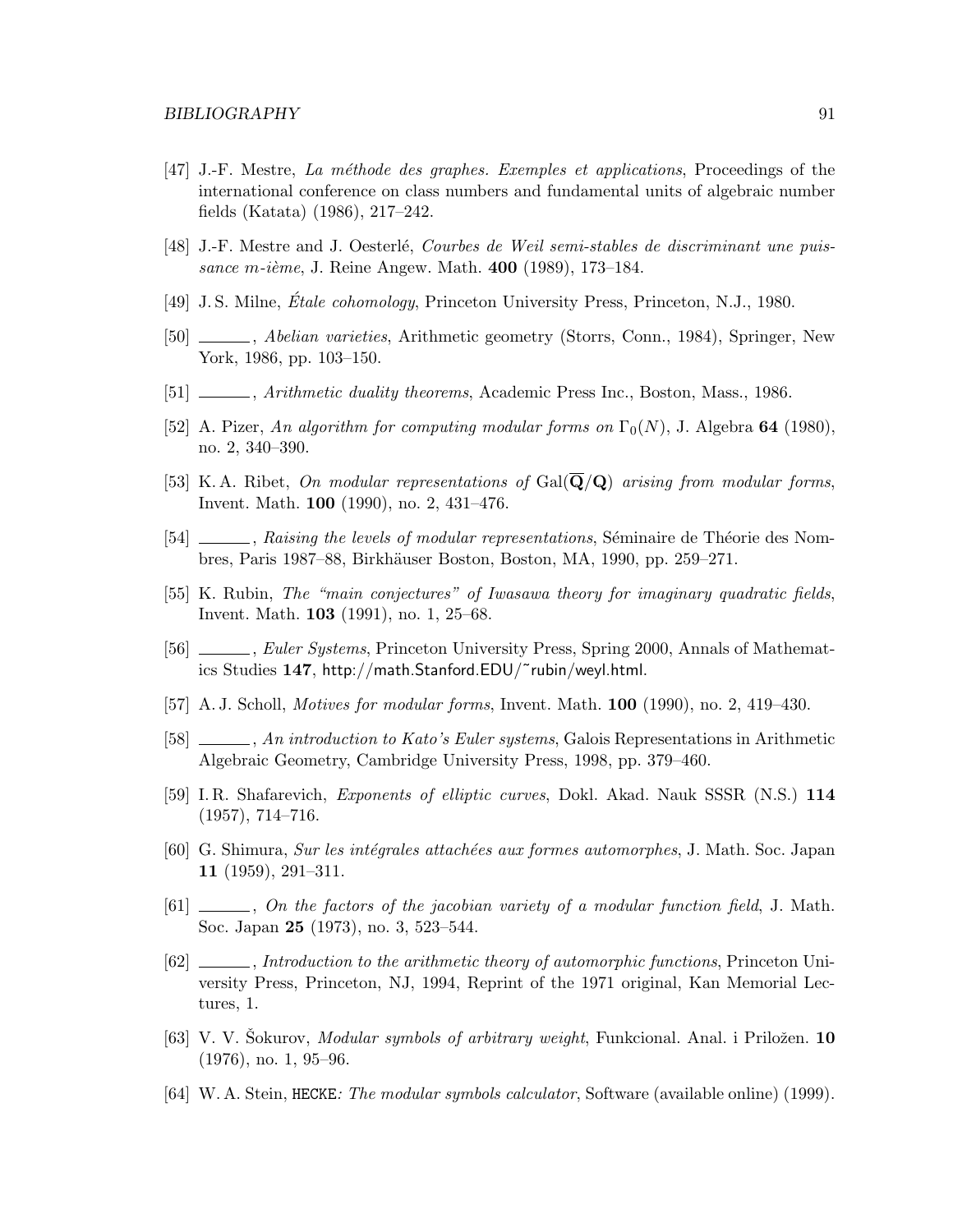[47] J.-F. Mestre, *La méthode des graphes. Exemples et applications*, Proceedings of the international conference on class numbers and fundamental units of algebraic number fields (Katata) (1986), 217–242.

[48] J.-F. Mestre and J. Oesterlé, *Courbes de Weil semi-stables de discriminant une puissance m-ième*, J. Reine Angew. Math. **400** (1989), 173–184.

[49] J. S. Milne, *Étale cohomology*, Princeton University Press, Princeton, N.J., 1980.

[50] ______, *Abelian varieties*, Arithmetic geometry (Storrs, Conn., 1984), Springer, New York, 1986, pp. 103–150.

[51] ______, *Arithmetic duality theorems*, Academic Press Inc., Boston, Mass., 1986.

[52] A. Pizer, *An algorithm for computing modular forms on $\Gamma_0(N)$*, J. Algebra **64** (1980), no. 2, 340–390.

[53] K. A. Ribet, *On modular representations of $\mathrm{Gal}(\overline{\mathbf{Q}}/\mathbf{Q})$ arising from modular forms*, Invent. Math. **100** (1990), no. 2, 431–476.

[54] ______, *Raising the levels of modular representations*, Séminaire de Théorie des Nombres, Paris 1987–88, Birkhäuser Boston, Boston, MA, 1990, pp. 259–271.

[55] K. Rubin, *The "main conjectures" of Iwasawa theory for imaginary quadratic fields*, Invent. Math. **103** (1991), no. 1, 25–68.

[56] ______, *Euler Systems*, Princeton University Press, Spring 2000, Annals of Mathematics Studies **147**, http://math.Stanford.EDU/~rubin/weyl.html.

[57] A. J. Scholl, *Motives for modular forms*, Invent. Math. **100** (1990), no. 2, 419–430.

[58] ______, *An introduction to Kato's Euler systems*, Galois Representations in Arithmetic Algebraic Geometry, Cambridge University Press, 1998, pp. 379–460.

[59] I. R. Shafarevich, *Exponents of elliptic curves*, Dokl. Akad. Nauk SSSR (N.S.) **114** (1957), 714–716.

[60] G. Shimura, *Sur les intégrales attachées aux formes automorphes*, J. Math. Soc. Japan **11** (1959), 291–311.

[61] ______, *On the factors of the jacobian variety of a modular function field*, J. Math. Soc. Japan **25** (1973), no. 3, 523–544.

[62] ______, *Introduction to the arithmetic theory of automorphic functions*, Princeton University Press, Princeton, NJ, 1994, Reprint of the 1971 original, Kan Memorial Lectures, 1.

[63] V. V. Šokurov, *Modular symbols of arbitrary weight*, Funkcional. Anal. i Priložen. **10** (1976), no. 1, 95–96.

[64] W. A. Stein, HECKE*: The modular symbols calculator*, Software (available online) (1999).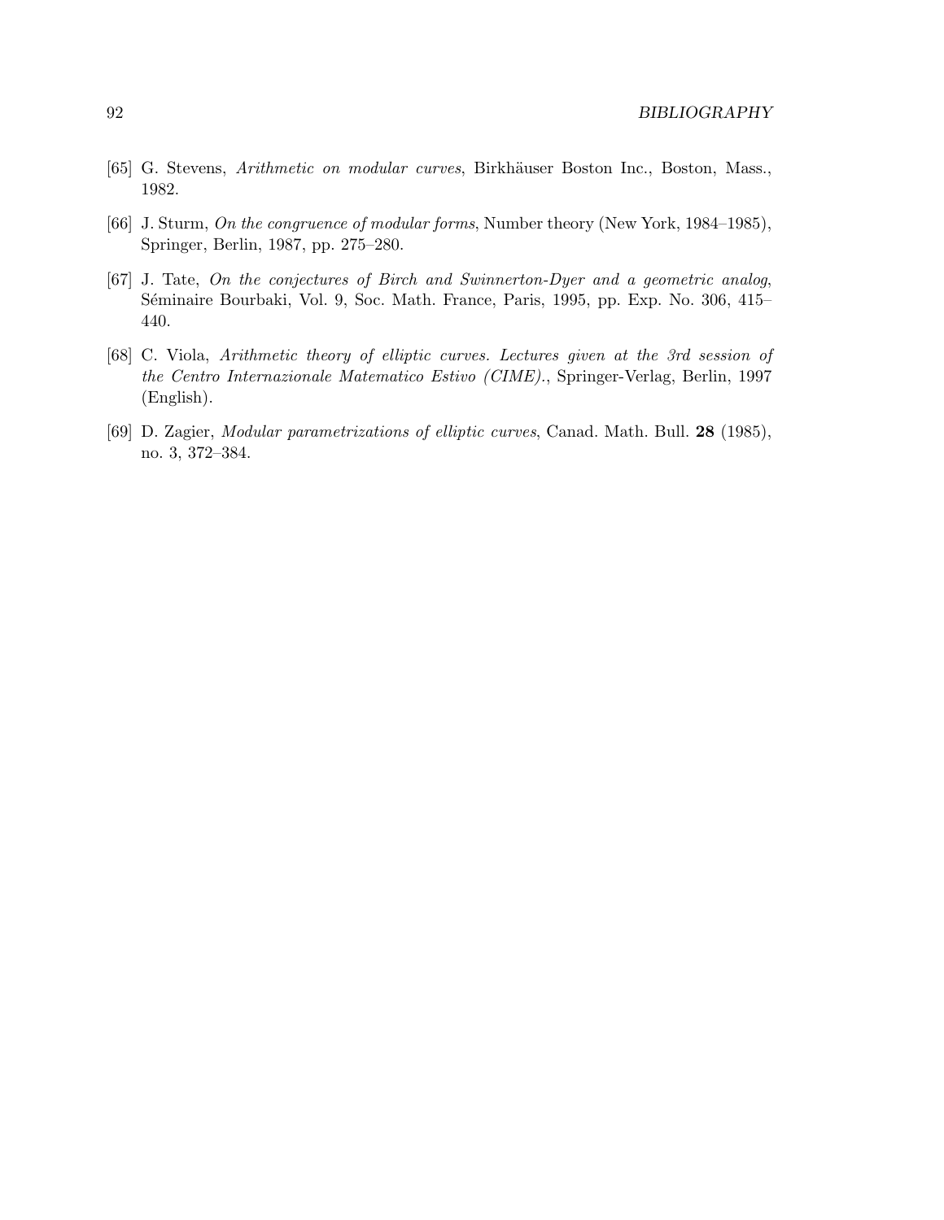[65] G. Stevens, *Arithmetic on modular curves*, Birkhäuser Boston Inc., Boston, Mass., 1982.

[66] J. Sturm, *On the congruence of modular forms*, Number theory (New York, 1984–1985), Springer, Berlin, 1987, pp. 275–280.

[67] J. Tate, *On the conjectures of Birch and Swinnerton-Dyer and a geometric analog*, Séminaire Bourbaki, Vol. 9, Soc. Math. France, Paris, 1995, pp. Exp. No. 306, 415–440.

[68] C. Viola, *Arithmetic theory of elliptic curves. Lectures given at the 3rd session of the Centro Internazionale Matematico Estivo (CIME).*, Springer-Verlag, Berlin, 1997 (English).

[69] D. Zagier, *Modular parametrizations of elliptic curves*, Canad. Math. Bull. **28** (1985), no. 3, 372–384.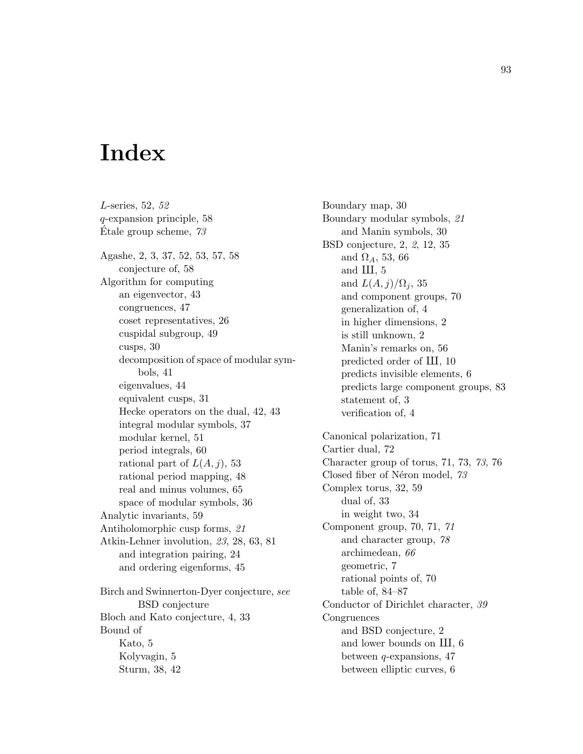# Index

$L$-series, 52, *52*
$q$-expansion principle, 58
Étale group scheme, *73*

Agashe, 2, 3, 37, 52, 53, 57, 58
    conjecture of, 58
Algorithm for computing
    an eigenvector, 43
    congruences, 47
    coset representatives, 26
    cuspidal subgroup, 49
    cusps, 30
    decomposition of space of modular symbols, 41
    eigenvalues, 44
    equivalent cusps, 31
    Hecke operators on the dual, 42, 43
    integral modular symbols, 37
    modular kernel, 51
    period integrals, 60
    rational part of $L(A, j)$, 53
    rational period mapping, 48
    real and minus volumes, 65
    space of modular symbols, 36
Analytic invariants, 59
Antiholomorphic cusp forms, *21*
Atkin-Lehner involution, *23*, 28, 63, 81
    and integration pairing, 24
    and ordering eigenforms, 45

Birch and Swinnerton-Dyer conjecture, *see* BSD conjecture
Bloch and Kato conjecture, 4, 33
Bound of
    Kato, 5
    Kolyvagin, 5
    Sturm, 38, 42

Boundary map, 30
Boundary modular symbols, *21*
    and Manin symbols, 30
BSD conjecture, 2, *2*, 12, 35
    and $\Omega_A$, 53, 66
    and Ш, 5
    and $L(A, j)/\Omega_j$, 35
    and component groups, 70
    generalization of, 4
    in higher dimensions, 2
    is still unknown, 2
    Manin's remarks on, 56
    predicted order of Ш, 10
    predicts invisible elements, 6
    predicts large component groups, 83
    statement of, 3
    verification of, 4

Canonical polarization, 71
Cartier dual, 72
Character group of torus, 71, 73, *73*, 76
Closed fiber of Néron model, *73*
Complex torus, 32, 59
    dual of, 33
    in weight two, 34
Component group, 70, 71, *71*
    and character group, *78*
    archimedean, *66*
    geometric, 7
    rational points of, 70
    table of, 84–87
Conductor of Dirichlet character, *39*
Congruences
    and BSD conjecture, 2
    and lower bounds on Ш, 6
    between $q$-expansions, 47
    between elliptic curves, 6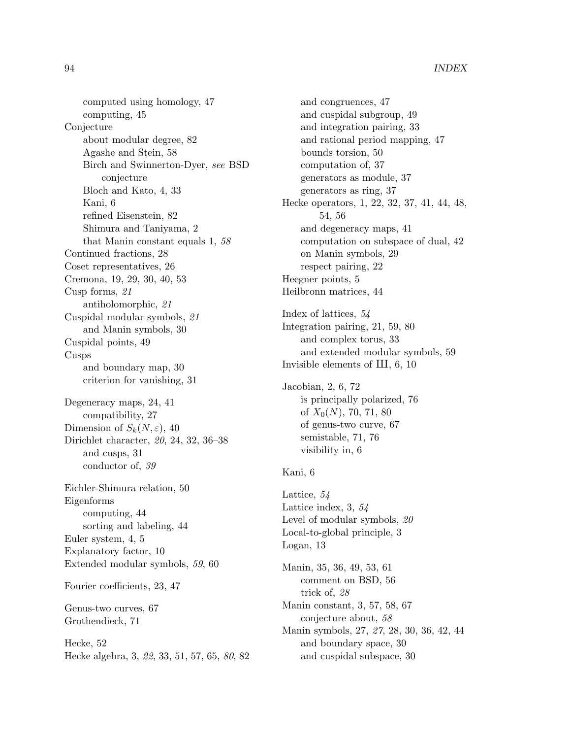computed using homology, 47
computing, 45

Conjecture
- about modular degree, 82
- Agashe and Stein, 58
- Birch and Swinnerton-Dyer, *see* BSD conjecture
- Bloch and Kato, 4, 33
- Kani, 6
- refined Eisenstein, 82
- Shimura and Taniyama, 2
- that Manin constant equals 1, *58*

Continued fractions, 28
Coset representatives, 26
Cremona, 19, 29, 30, 40, 53
Cusp forms, *21*
- antiholomorphic, *21*

Cuspidal modular symbols, *21*
- and Manin symbols, 30

Cuspidal points, 49
Cusps
- and boundary map, 30
- criterion for vanishing, 31

Degeneracy maps, 24, 41
- compatibility, 27

Dimension of $S_k(N, \varepsilon)$, 40
Dirichlet character, *20*, 24, 32, 36–38
- and cusps, 31
- conductor of, *39*

Eichler-Shimura relation, 50
Eigenforms
- computing, 44
- sorting and labeling, 44

Euler system, 4, 5
Explanatory factor, 10
Extended modular symbols, *59*, 60

Fourier coefficients, 23, 47

Genus-two curves, 67
Grothendieck, 71

Hecke, 52
Hecke algebra, 3, *22*, 33, 51, 57, 65, *80*, 82
- and congruences, 47
- and cuspidal subgroup, 49
- and integration pairing, 33
- and rational period mapping, 47
- bounds torsion, 50
- computation of, 37
- generators as module, 37
- generators as ring, 37

Hecke operators, 1, 22, 32, 37, 41, 44, 48, 54, 56
- and degeneracy maps, 41
- computation on subspace of dual, 42
- on Manin symbols, 29
- respect pairing, 22

Heegner points, 5
Heilbronn matrices, 44

Index of lattices, *54*
Integration pairing, 21, 59, 80
- and complex torus, 33
- and extended modular symbols, 59

Invisible elements of Ш, 6, 10

Jacobian, 2, 6, 72
- is principally polarized, 76
- of $X_0(N)$, 70, 71, 80
- of genus-two curve, 67
- semistable, 71, 76
- visibility in, 6

Kani, 6

Lattice, *54*
Lattice index, 3, *54*
Level of modular symbols, *20*
Local-to-global principle, 3
Logan, 13

Manin, 35, 36, 49, 53, 61
- comment on BSD, 56
- trick of, *28*

Manin constant, 3, 57, 58, 67
- conjecture about, *58*

Manin symbols, 27, *27*, 28, 30, 36, 42, 44
- and boundary space, 30
- and cuspidal subspace, 30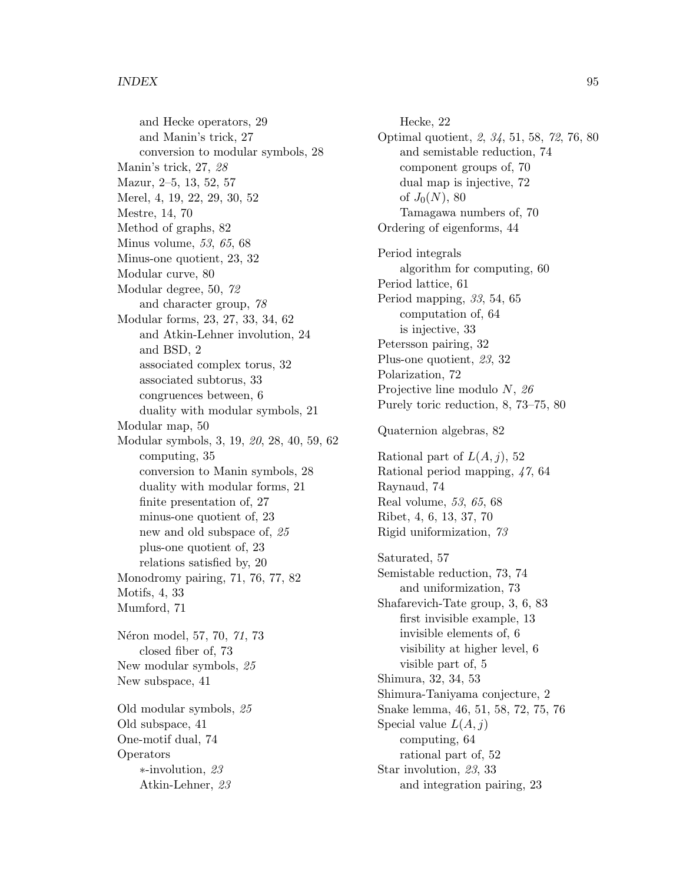and Hecke operators, 29
and Manin's trick, 27
conversion to modular symbols, 28

Manin's trick, 27, *28*

Mazur, 2–5, 13, 52, 57

Merel, 4, 19, 22, 29, 30, 52

Mestre, 14, 70

Method of graphs, 82

Minus volume, *53*, *65*, 68

Minus-one quotient, 23, 32

Modular curve, 80

Modular degree, 50, *72*
and character group, *78*

Modular forms, 23, 27, 33, 34, 62
and Atkin-Lehner involution, 24
and BSD, 2
associated complex torus, 32
associated subtorus, 33
congruences between, 6
duality with modular symbols, 21

Modular map, 50

Modular symbols, 3, 19, *20*, 28, 40, 59, 62
computing, 35
conversion to Manin symbols, 28
duality with modular forms, 21
finite presentation of, 27
minus-one quotient of, 23
new and old subspace of, *25*
plus-one quotient of, 23
relations satisfied by, 20

Monodromy pairing, 71, 76, 77, 82

Motifs, 4, 33

Mumford, 71

Néron model, 57, 70, *71*, 73
closed fiber of, 73

New modular symbols, *25*

New subspace, 41

Old modular symbols, *25*

Old subspace, 41

One-motif dual, 74

Operators
$*$-involution, *23*
Atkin-Lehner, *23*
Hecke, 22

Optimal quotient, *2*, *34*, 51, 58, *72*, 76, 80
and semistable reduction, 74
component groups of, 70
dual map is injective, 72
of $J_0(N)$, 80
Tamagawa numbers of, 70

Ordering of eigenforms, 44

Period integrals
algorithm for computing, 60

Period lattice, 61

Period mapping, *33*, 54, 65
computation of, 64
is injective, 33

Petersson pairing, 32

Plus-one quotient, *23*, 32

Polarization, 72

Projective line modulo $N$, *26*

Purely toric reduction, 8, 73–75, 80

Quaternion algebras, 82

Rational part of $L(A, j)$, 52

Rational period mapping, *47*, 64

Raynaud, 74

Real volume, *53*, *65*, 68

Ribet, 4, 6, 13, 37, 70

Rigid uniformization, *73*

Saturated, 57

Semistable reduction, 73, 74
and uniformization, 73

Shafarevich-Tate group, 3, 6, 83
first invisible example, 13
invisible elements of, 6
visibility at higher level, 6
visible part of, 5

Shimura, 32, 34, 53

Shimura-Taniyama conjecture, 2

Snake lemma, 46, 51, 58, 72, 75, 76

Special value $L(A, j)$
computing, 64
rational part of, 52

Star involution, *23*, 33
and integration pairing, 23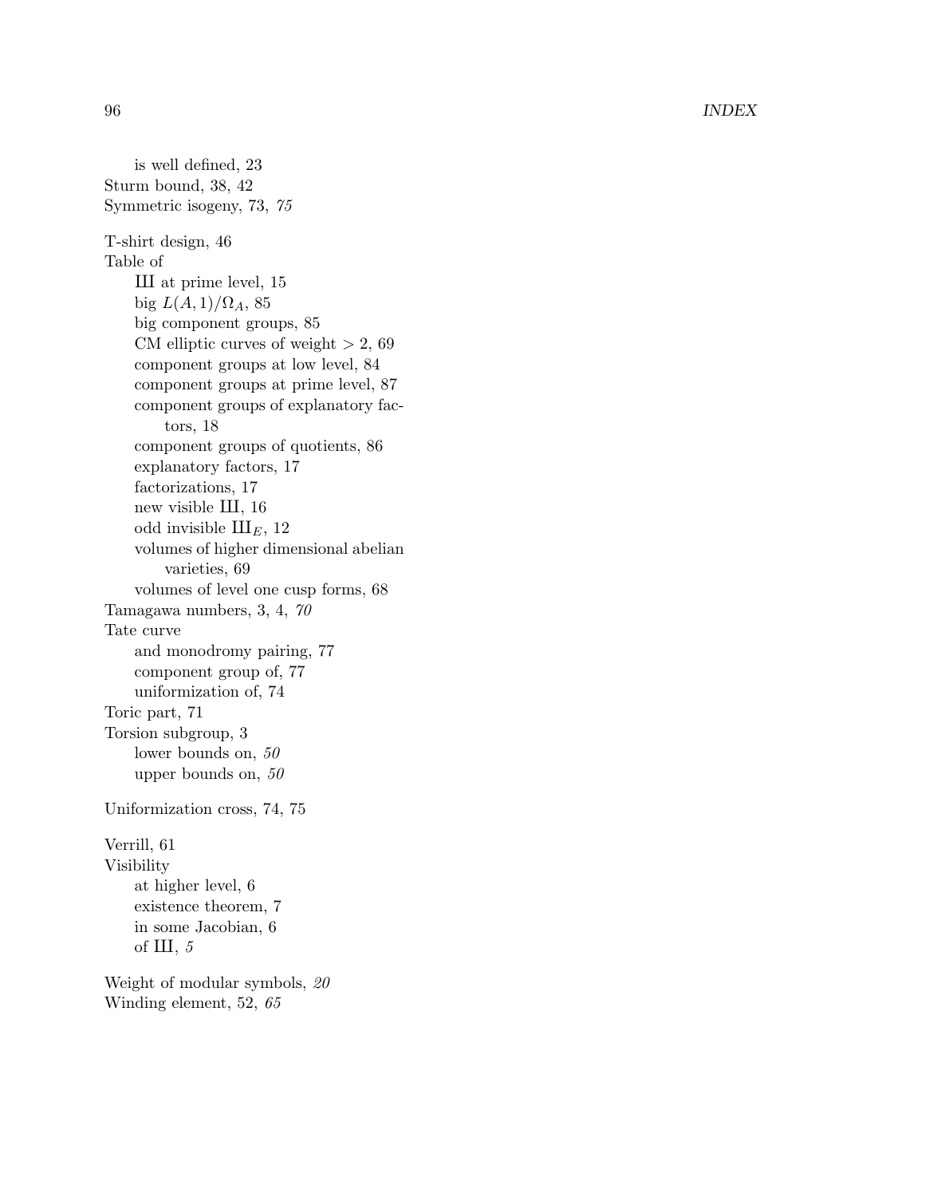is well defined, 23
Sturm bound, 38, 42
Symmetric isogeny, 73, *75*

T-shirt design, 46
Table of
- Ш at prime level, 15
- big $L(A, 1)/\Omega_A$, 85
- big component groups, 85
- CM elliptic curves of weight $> 2$, 69
- component groups at low level, 84
- component groups at prime level, 87
- component groups of explanatory factors, 18
- component groups of quotients, 86
- explanatory factors, 17
- factorizations, 17
- new visible Ш, 16
- odd invisible $Ш_E$, 12
- volumes of higher dimensional abelian varieties, 69
- volumes of level one cusp forms, 68

Tamagawa numbers, 3, 4, *70*
Tate curve
- and monodromy pairing, 77
- component group of, 77
- uniformization of, 74

Toric part, 71
Torsion subgroup, 3
- lower bounds on, *50*
- upper bounds on, *50*

Uniformization cross, 74, 75

Verrill, 61
Visibility
- at higher level, 6
- existence theorem, 7
- in some Jacobian, 6
- of Ш, *5*

Weight of modular symbols, *20*
Winding element, 52, *65*